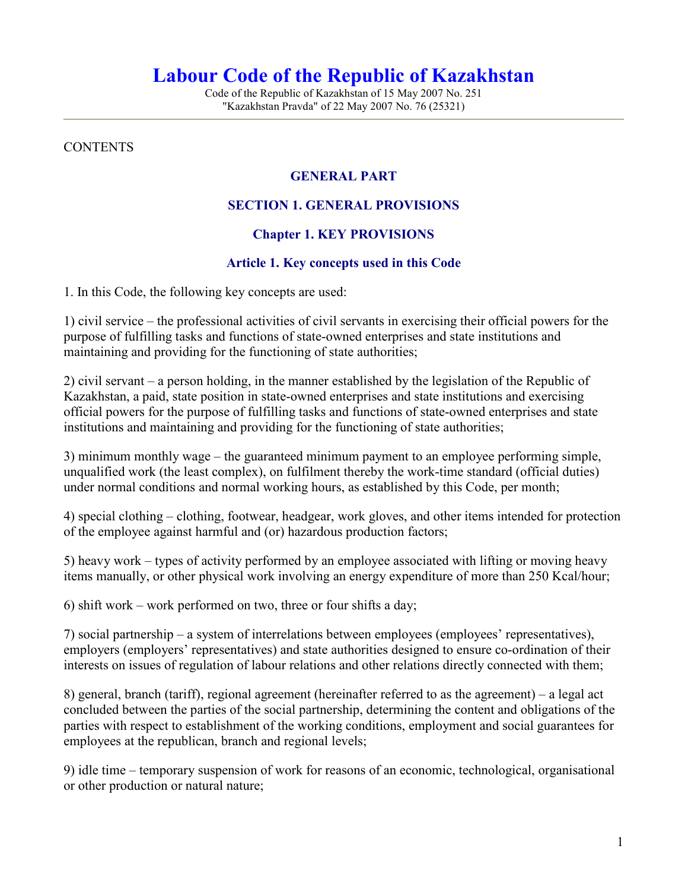# Labour Code of the Republic of Kazakhstan

Code of the Republic of Kazakhstan of 15 May 2007 No. 251
"Kazakhstan Pravda" of 22 May 2007 No. 76 (25321)

---

CONTENTS

## GENERAL PART

## SECTION 1. GENERAL PROVISIONS

### Chapter 1. KEY PROVISIONS

#### Article 1. Key concepts used in this Code

1. In this Code, the following key concepts are used:

1) civil service – the professional activities of civil servants in exercising their official powers for the purpose of fulfilling tasks and functions of state-owned enterprises and state institutions and maintaining and providing for the functioning of state authorities;

2) civil servant – a person holding, in the manner established by the legislation of the Republic of Kazakhstan, a paid, state position in state-owned enterprises and state institutions and exercising official powers for the purpose of fulfilling tasks and functions of state-owned enterprises and state institutions and maintaining and providing for the functioning of state authorities;

3) minimum monthly wage – the guaranteed minimum payment to an employee performing simple, unqualified work (the least complex), on fulfilment thereby the work-time standard (official duties) under normal conditions and normal working hours, as established by this Code, per month;

4) special clothing – clothing, footwear, headgear, work gloves, and other items intended for protection of the employee against harmful and (or) hazardous production factors;

5) heavy work – types of activity performed by an employee associated with lifting or moving heavy items manually, or other physical work involving an energy expenditure of more than 250 Kcal/hour;

6) shift work – work performed on two, three or four shifts a day;

7) social partnership – a system of interrelations between employees (employees' representatives), employers (employers' representatives) and state authorities designed to ensure co-ordination of their interests on issues of regulation of labour relations and other relations directly connected with them;

8) general, branch (tariff), regional agreement (hereinafter referred to as the agreement) – a legal act concluded between the parties of the social partnership, determining the content and obligations of the parties with respect to establishment of the working conditions, employment and social guarantees for employees at the republican, branch and regional levels;

9) idle time – temporary suspension of work for reasons of an economic, technological, organisational or other production or natural nature;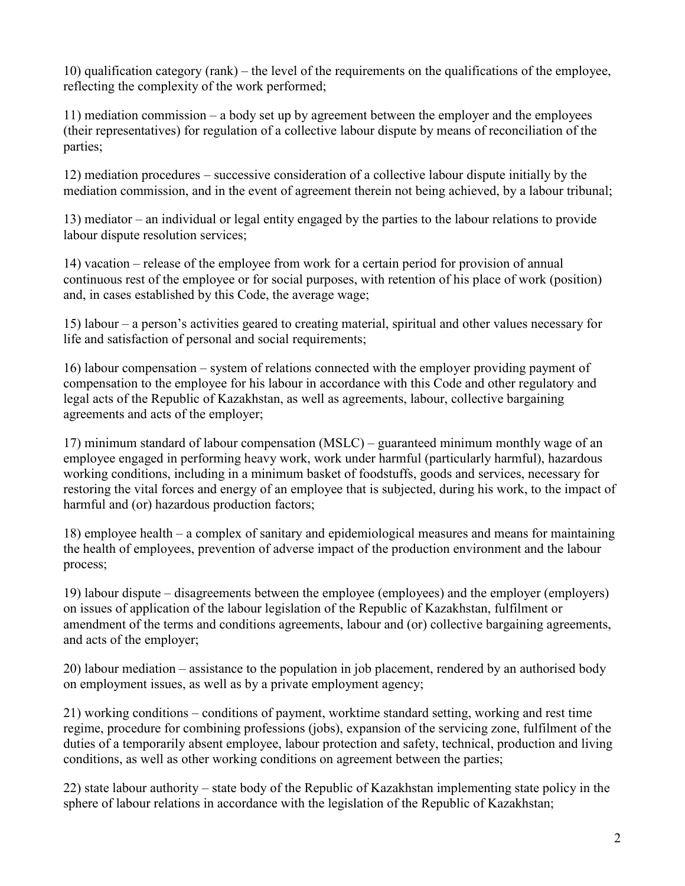10) qualification category (rank) – the level of the requirements on the qualifications of the employee, reflecting the complexity of the work performed;

11) mediation commission – a body set up by agreement between the employer and the employees (their representatives) for regulation of a collective labour dispute by means of reconciliation of the parties;

12) mediation procedures – successive consideration of a collective labour dispute initially by the mediation commission, and in the event of agreement therein not being achieved, by a labour tribunal;

13) mediator – an individual or legal entity engaged by the parties to the labour relations to provide labour dispute resolution services;

14) vacation – release of the employee from work for a certain period for provision of annual continuous rest of the employee or for social purposes, with retention of his place of work (position) and, in cases established by this Code, the average wage;

15) labour – a person's activities geared to creating material, spiritual and other values necessary for life and satisfaction of personal and social requirements;

16) labour compensation – system of relations connected with the employer providing payment of compensation to the employee for his labour in accordance with this Code and other regulatory and legal acts of the Republic of Kazakhstan, as well as agreements, labour, collective bargaining agreements and acts of the employer;

17) minimum standard of labour compensation (MSLC) – guaranteed minimum monthly wage of an employee engaged in performing heavy work, work under harmful (particularly harmful), hazardous working conditions, including in a minimum basket of foodstuffs, goods and services, necessary for restoring the vital forces and energy of an employee that is subjected, during his work, to the impact of harmful and (or) hazardous production factors;

18) employee health – a complex of sanitary and epidemiological measures and means for maintaining the health of employees, prevention of adverse impact of the production environment and the labour process;

19) labour dispute – disagreements between the employee (employees) and the employer (employers) on issues of application of the labour legislation of the Republic of Kazakhstan, fulfilment or amendment of the terms and conditions agreements, labour and (or) collective bargaining agreements, and acts of the employer;

20) labour mediation – assistance to the population in job placement, rendered by an authorised body on employment issues, as well as by a private employment agency;

21) working conditions – conditions of payment, worktime standard setting, working and rest time regime, procedure for combining professions (jobs), expansion of the servicing zone, fulfilment of the duties of a temporarily absent employee, labour protection and safety, technical, production and living conditions, as well as other working conditions on agreement between the parties;

22) state labour authority – state body of the Republic of Kazakhstan implementing state policy in the sphere of labour relations in accordance with the legislation of the Republic of Kazakhstan;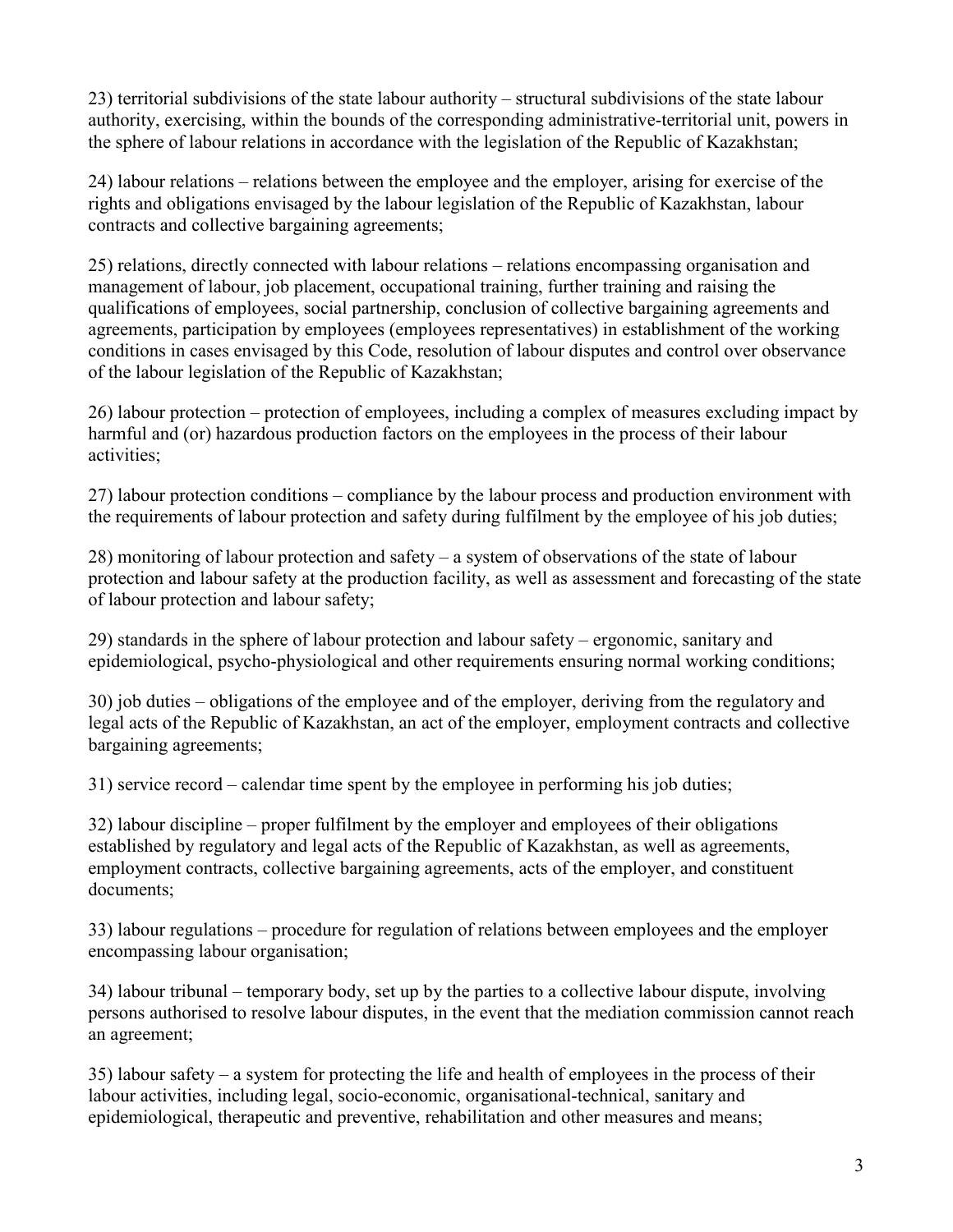23) territorial subdivisions of the state labour authority – structural subdivisions of the state labour authority, exercising, within the bounds of the corresponding administrative-territorial unit, powers in the sphere of labour relations in accordance with the legislation of the Republic of Kazakhstan;

24) labour relations – relations between the employee and the employer, arising for exercise of the rights and obligations envisaged by the labour legislation of the Republic of Kazakhstan, labour contracts and collective bargaining agreements;

25) relations, directly connected with labour relations – relations encompassing organisation and management of labour, job placement, occupational training, further training and raising the qualifications of employees, social partnership, conclusion of collective bargaining agreements and agreements, participation by employees (employees representatives) in establishment of the working conditions in cases envisaged by this Code, resolution of labour disputes and control over observance of the labour legislation of the Republic of Kazakhstan;

26) labour protection – protection of employees, including a complex of measures excluding impact by harmful and (or) hazardous production factors on the employees in the process of their labour activities;

27) labour protection conditions – compliance by the labour process and production environment with the requirements of labour protection and safety during fulfilment by the employee of his job duties;

28) monitoring of labour protection and safety – a system of observations of the state of labour protection and labour safety at the production facility, as well as assessment and forecasting of the state of labour protection and labour safety;

29) standards in the sphere of labour protection and labour safety – ergonomic, sanitary and epidemiological, psycho-physiological and other requirements ensuring normal working conditions;

30) job duties – obligations of the employee and of the employer, deriving from the regulatory and legal acts of the Republic of Kazakhstan, an act of the employer, employment contracts and collective bargaining agreements;

31) service record – calendar time spent by the employee in performing his job duties;

32) labour discipline – proper fulfilment by the employer and employees of their obligations established by regulatory and legal acts of the Republic of Kazakhstan, as well as agreements, employment contracts, collective bargaining agreements, acts of the employer, and constituent documents;

33) labour regulations – procedure for regulation of relations between employees and the employer encompassing labour organisation;

34) labour tribunal – temporary body, set up by the parties to a collective labour dispute, involving persons authorised to resolve labour disputes, in the event that the mediation commission cannot reach an agreement;

35) labour safety – a system for protecting the life and health of employees in the process of their labour activities, including legal, socio-economic, organisational-technical, sanitary and epidemiological, therapeutic and preventive, rehabilitation and other measures and means;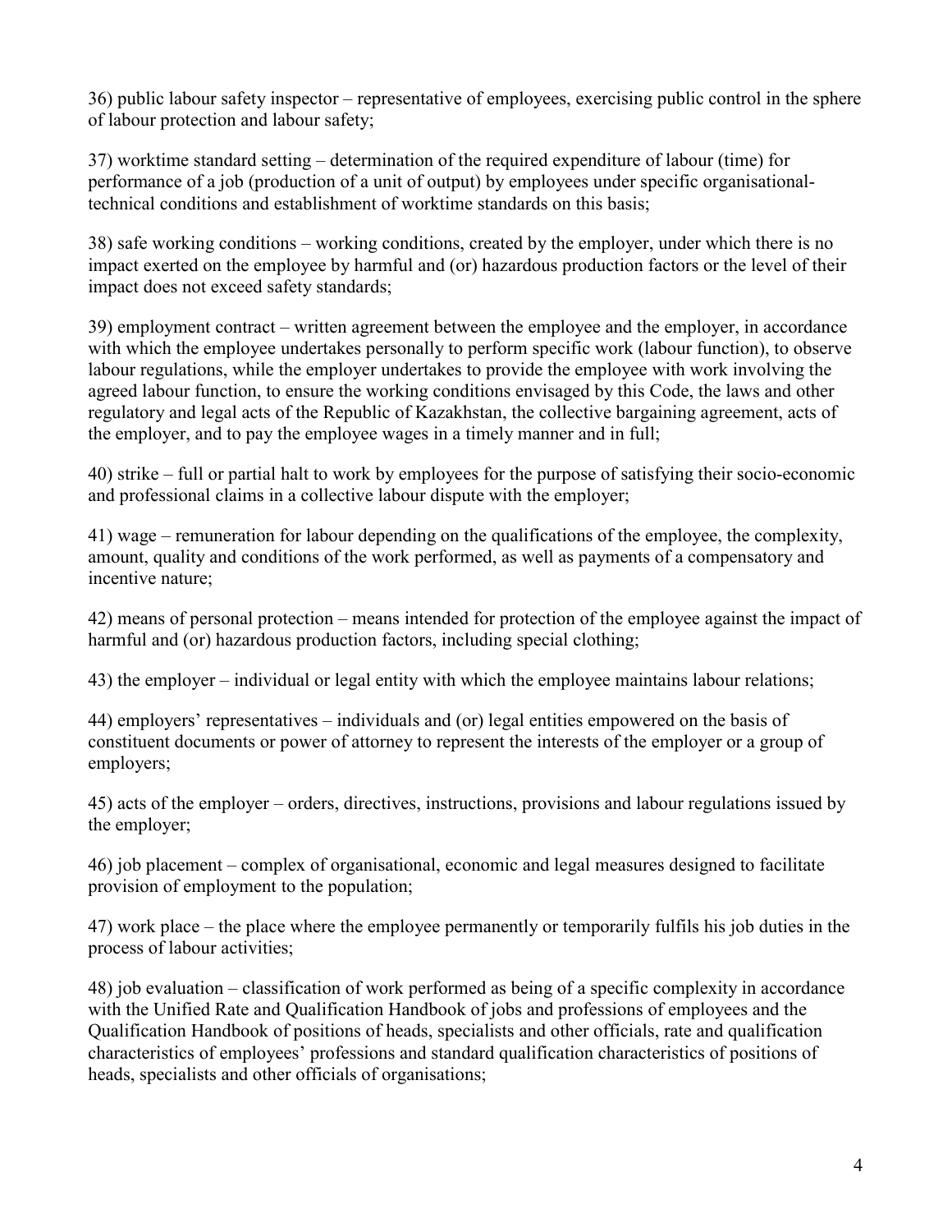36) public labour safety inspector – representative of employees, exercising public control in the sphere of labour protection and labour safety;

37) worktime standard setting – determination of the required expenditure of labour (time) for performance of a job (production of a unit of output) by employees under specific organisational-technical conditions and establishment of worktime standards on this basis;

38) safe working conditions – working conditions, created by the employer, under which there is no impact exerted on the employee by harmful and (or) hazardous production factors or the level of their impact does not exceed safety standards;

39) employment contract – written agreement between the employee and the employer, in accordance with which the employee undertakes personally to perform specific work (labour function), to observe labour regulations, while the employer undertakes to provide the employee with work involving the agreed labour function, to ensure the working conditions envisaged by this Code, the laws and other regulatory and legal acts of the Republic of Kazakhstan, the collective bargaining agreement, acts of the employer, and to pay the employee wages in a timely manner and in full;

40) strike – full or partial halt to work by employees for the purpose of satisfying their socio-economic and professional claims in a collective labour dispute with the employer;

41) wage – remuneration for labour depending on the qualifications of the employee, the complexity, amount, quality and conditions of the work performed, as well as payments of a compensatory and incentive nature;

42) means of personal protection – means intended for protection of the employee against the impact of harmful and (or) hazardous production factors, including special clothing;

43) the employer – individual or legal entity with which the employee maintains labour relations;

44) employers' representatives – individuals and (or) legal entities empowered on the basis of constituent documents or power of attorney to represent the interests of the employer or a group of employers;

45) acts of the employer – orders, directives, instructions, provisions and labour regulations issued by the employer;

46) job placement – complex of organisational, economic and legal measures designed to facilitate provision of employment to the population;

47) work place – the place where the employee permanently or temporarily fulfils his job duties in the process of labour activities;

48) job evaluation – classification of work performed as being of a specific complexity in accordance with the Unified Rate and Qualification Handbook of jobs and professions of employees and the Qualification Handbook of positions of heads, specialists and other officials, rate and qualification characteristics of employees' professions and standard qualification characteristics of positions of heads, specialists and other officials of organisations;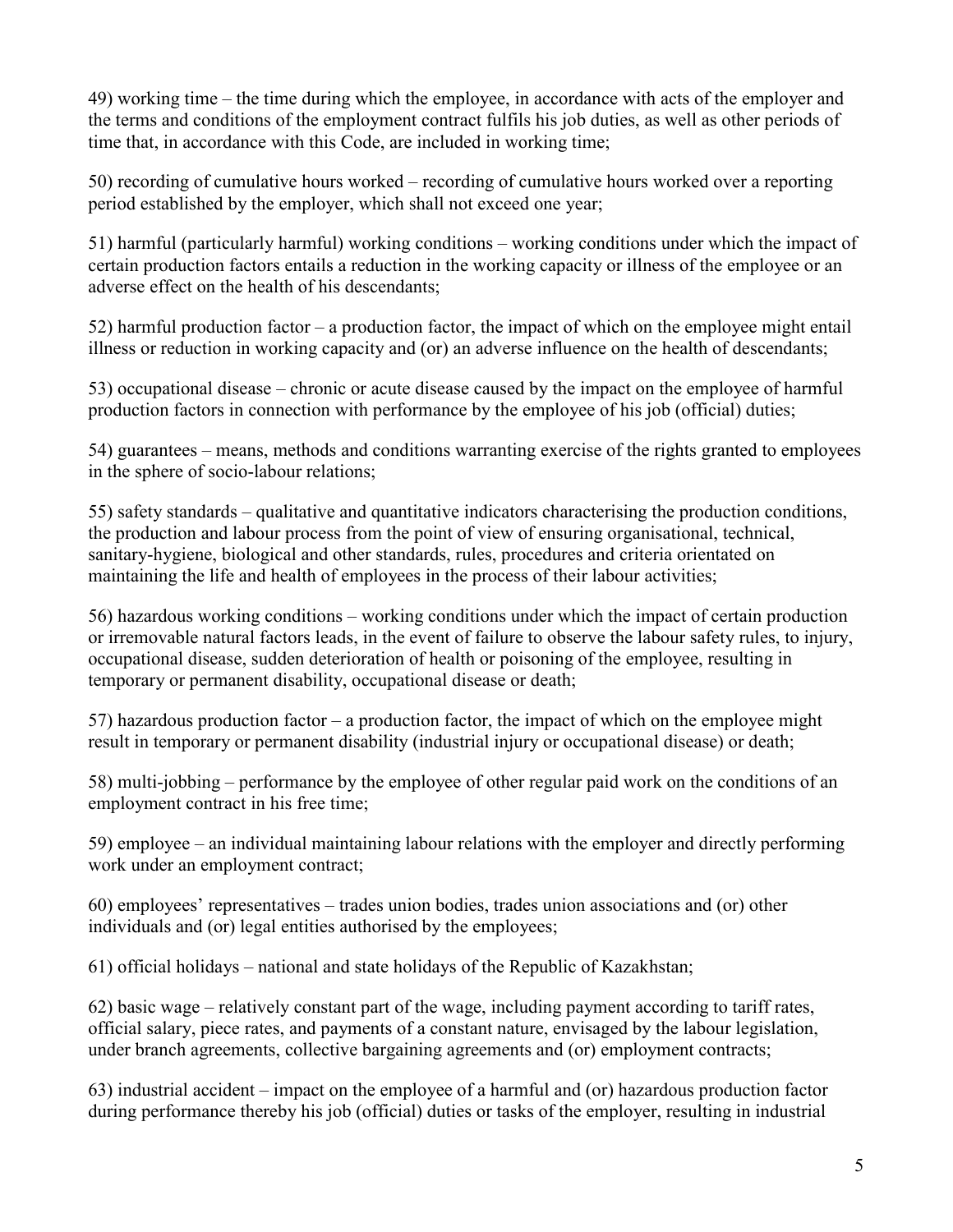49) working time – the time during which the employee, in accordance with acts of the employer and the terms and conditions of the employment contract fulfils his job duties, as well as other periods of time that, in accordance with this Code, are included in working time;

50) recording of cumulative hours worked – recording of cumulative hours worked over a reporting period established by the employer, which shall not exceed one year;

51) harmful (particularly harmful) working conditions – working conditions under which the impact of certain production factors entails a reduction in the working capacity or illness of the employee or an adverse effect on the health of his descendants;

52) harmful production factor – a production factor, the impact of which on the employee might entail illness or reduction in working capacity and (or) an adverse influence on the health of descendants;

53) occupational disease – chronic or acute disease caused by the impact on the employee of harmful production factors in connection with performance by the employee of his job (official) duties;

54) guarantees – means, methods and conditions warranting exercise of the rights granted to employees in the sphere of socio-labour relations;

55) safety standards – qualitative and quantitative indicators characterising the production conditions, the production and labour process from the point of view of ensuring organisational, technical, sanitary-hygiene, biological and other standards, rules, procedures and criteria orientated on maintaining the life and health of employees in the process of their labour activities;

56) hazardous working conditions – working conditions under which the impact of certain production or irremovable natural factors leads, in the event of failure to observe the labour safety rules, to injury, occupational disease, sudden deterioration of health or poisoning of the employee, resulting in temporary or permanent disability, occupational disease or death;

57) hazardous production factor – a production factor, the impact of which on the employee might result in temporary or permanent disability (industrial injury or occupational disease) or death;

58) multi-jobbing – performance by the employee of other regular paid work on the conditions of an employment contract in his free time;

59) employee – an individual maintaining labour relations with the employer and directly performing work under an employment contract;

60) employees' representatives – trades union bodies, trades union associations and (or) other individuals and (or) legal entities authorised by the employees;

61) official holidays – national and state holidays of the Republic of Kazakhstan;

62) basic wage – relatively constant part of the wage, including payment according to tariff rates, official salary, piece rates, and payments of a constant nature, envisaged by the labour legislation, under branch agreements, collective bargaining agreements and (or) employment contracts;

63) industrial accident – impact on the employee of a harmful and (or) hazardous production factor during performance thereby his job (official) duties or tasks of the employer, resulting in industrial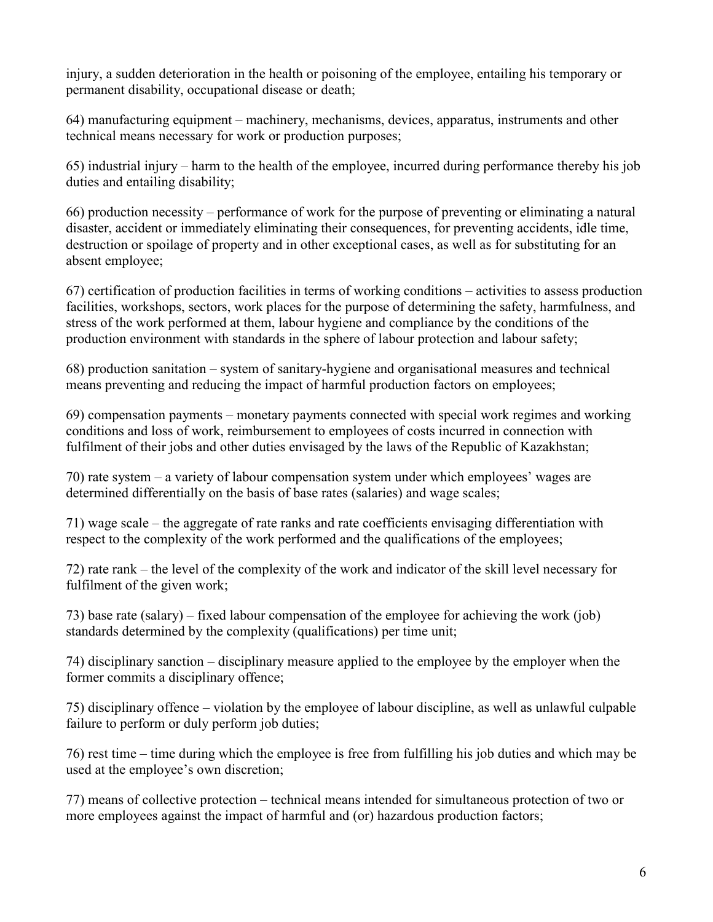injury, a sudden deterioration in the health or poisoning of the employee, entailing his temporary or permanent disability, occupational disease or death;

64) manufacturing equipment – machinery, mechanisms, devices, apparatus, instruments and other technical means necessary for work or production purposes;

65) industrial injury – harm to the health of the employee, incurred during performance thereby his job duties and entailing disability;

66) production necessity – performance of work for the purpose of preventing or eliminating a natural disaster, accident or immediately eliminating their consequences, for preventing accidents, idle time, destruction or spoilage of property and in other exceptional cases, as well as for substituting for an absent employee;

67) certification of production facilities in terms of working conditions – activities to assess production facilities, workshops, sectors, work places for the purpose of determining the safety, harmfulness, and stress of the work performed at them, labour hygiene and compliance by the conditions of the production environment with standards in the sphere of labour protection and labour safety;

68) production sanitation – system of sanitary-hygiene and organisational measures and technical means preventing and reducing the impact of harmful production factors on employees;

69) compensation payments – monetary payments connected with special work regimes and working conditions and loss of work, reimbursement to employees of costs incurred in connection with fulfilment of their jobs and other duties envisaged by the laws of the Republic of Kazakhstan;

70) rate system – a variety of labour compensation system under which employees' wages are determined differentially on the basis of base rates (salaries) and wage scales;

71) wage scale – the aggregate of rate ranks and rate coefficients envisaging differentiation with respect to the complexity of the work performed and the qualifications of the employees;

72) rate rank – the level of the complexity of the work and indicator of the skill level necessary for fulfilment of the given work;

73) base rate (salary) – fixed labour compensation of the employee for achieving the work (job) standards determined by the complexity (qualifications) per time unit;

74) disciplinary sanction – disciplinary measure applied to the employee by the employer when the former commits a disciplinary offence;

75) disciplinary offence – violation by the employee of labour discipline, as well as unlawful culpable failure to perform or duly perform job duties;

76) rest time – time during which the employee is free from fulfilling his job duties and which may be used at the employee's own discretion;

77) means of collective protection – technical means intended for simultaneous protection of two or more employees against the impact of harmful and (or) hazardous production factors;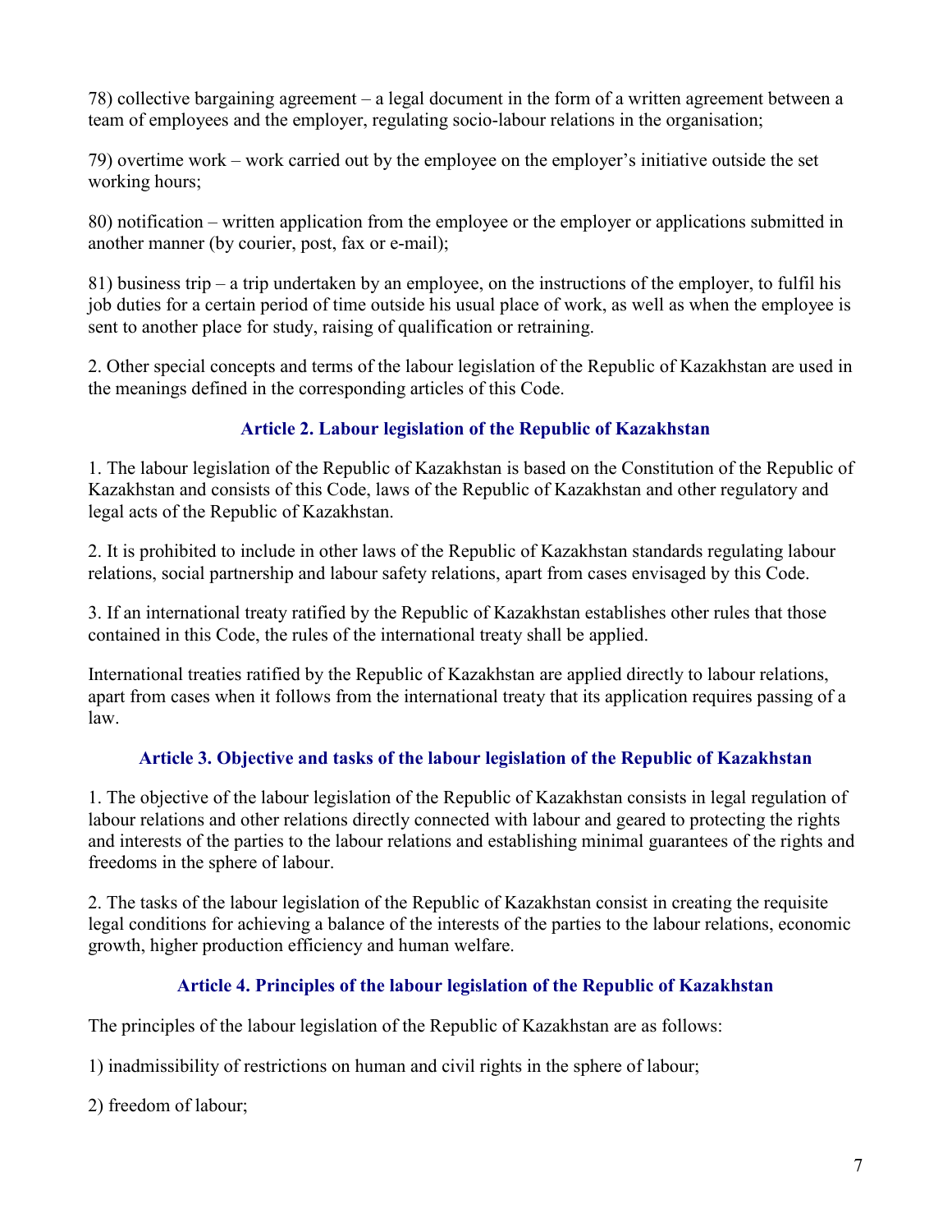78) collective bargaining agreement – a legal document in the form of a written agreement between a team of employees and the employer, regulating socio-labour relations in the organisation;

79) overtime work – work carried out by the employee on the employer's initiative outside the set working hours;

80) notification – written application from the employee or the employer or applications submitted in another manner (by courier, post, fax or e-mail);

81) business trip – a trip undertaken by an employee, on the instructions of the employer, to fulfil his job duties for a certain period of time outside his usual place of work, as well as when the employee is sent to another place for study, raising of qualification or retraining.

2. Other special concepts and terms of the labour legislation of the Republic of Kazakhstan are used in the meanings defined in the corresponding articles of this Code.

### Article 2. Labour legislation of the Republic of Kazakhstan

1. The labour legislation of the Republic of Kazakhstan is based on the Constitution of the Republic of Kazakhstan and consists of this Code, laws of the Republic of Kazakhstan and other regulatory and legal acts of the Republic of Kazakhstan.

2. It is prohibited to include in other laws of the Republic of Kazakhstan standards regulating labour relations, social partnership and labour safety relations, apart from cases envisaged by this Code.

3. If an international treaty ratified by the Republic of Kazakhstan establishes other rules that those contained in this Code, the rules of the international treaty shall be applied.

International treaties ratified by the Republic of Kazakhstan are applied directly to labour relations, apart from cases when it follows from the international treaty that its application requires passing of a law.

### Article 3. Objective and tasks of the labour legislation of the Republic of Kazakhstan

1. The objective of the labour legislation of the Republic of Kazakhstan consists in legal regulation of labour relations and other relations directly connected with labour and geared to protecting the rights and interests of the parties to the labour relations and establishing minimal guarantees of the rights and freedoms in the sphere of labour.

2. The tasks of the labour legislation of the Republic of Kazakhstan consist in creating the requisite legal conditions for achieving a balance of the interests of the parties to the labour relations, economic growth, higher production efficiency and human welfare.

### Article 4. Principles of the labour legislation of the Republic of Kazakhstan

The principles of the labour legislation of the Republic of Kazakhstan are as follows:

1) inadmissibility of restrictions on human and civil rights in the sphere of labour;

2) freedom of labour;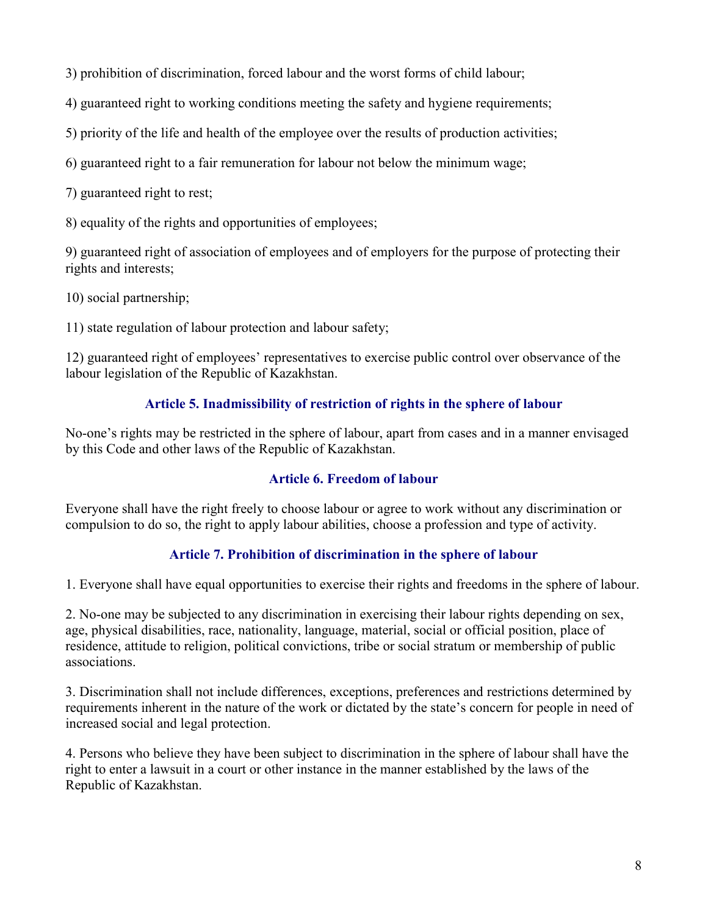3) prohibition of discrimination, forced labour and the worst forms of child labour;

4) guaranteed right to working conditions meeting the safety and hygiene requirements;

5) priority of the life and health of the employee over the results of production activities;

6) guaranteed right to a fair remuneration for labour not below the minimum wage;

7) guaranteed right to rest;

8) equality of the rights and opportunities of employees;

9) guaranteed right of association of employees and of employers for the purpose of protecting their rights and interests;

10) social partnership;

11) state regulation of labour protection and labour safety;

12) guaranteed right of employees' representatives to exercise public control over observance of the labour legislation of the Republic of Kazakhstan.

### Article 5. Inadmissibility of restriction of rights in the sphere of labour

No-one's rights may be restricted in the sphere of labour, apart from cases and in a manner envisaged by this Code and other laws of the Republic of Kazakhstan.

### Article 6. Freedom of labour

Everyone shall have the right freely to choose labour or agree to work without any discrimination or compulsion to do so, the right to apply labour abilities, choose a profession and type of activity.

### Article 7. Prohibition of discrimination in the sphere of labour

1. Everyone shall have equal opportunities to exercise their rights and freedoms in the sphere of labour.

2. No-one may be subjected to any discrimination in exercising their labour rights depending on sex, age, physical disabilities, race, nationality, language, material, social or official position, place of residence, attitude to religion, political convictions, tribe or social stratum or membership of public associations.

3. Discrimination shall not include differences, exceptions, preferences and restrictions determined by requirements inherent in the nature of the work or dictated by the state's concern for people in need of increased social and legal protection.

4. Persons who believe they have been subject to discrimination in the sphere of labour shall have the right to enter a lawsuit in a court or other instance in the manner established by the laws of the Republic of Kazakhstan.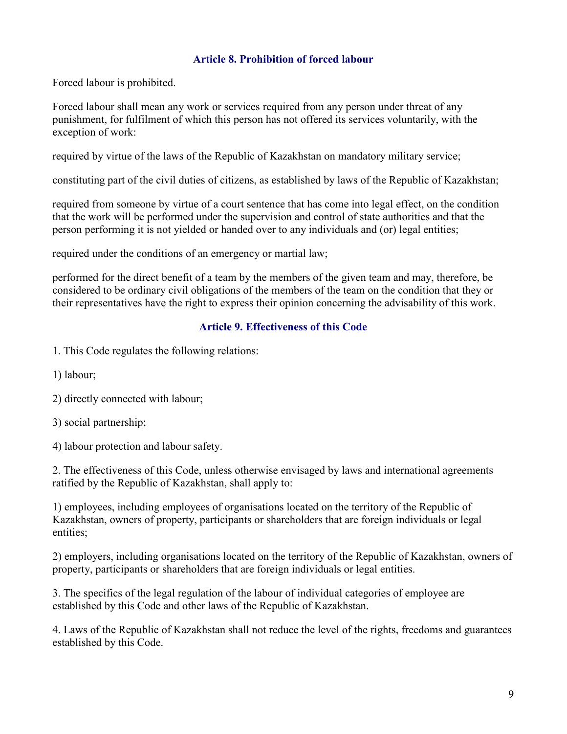### Article 8. Prohibition of forced labour

Forced labour is prohibited.

Forced labour shall mean any work or services required from any person under threat of any punishment, for fulfilment of which this person has not offered its services voluntarily, with the exception of work:

required by virtue of the laws of the Republic of Kazakhstan on mandatory military service;

constituting part of the civil duties of citizens, as established by laws of the Republic of Kazakhstan;

required from someone by virtue of a court sentence that has come into legal effect, on the condition that the work will be performed under the supervision and control of state authorities and that the person performing it is not yielded or handed over to any individuals and (or) legal entities;

required under the conditions of an emergency or martial law;

performed for the direct benefit of a team by the members of the given team and may, therefore, be considered to be ordinary civil obligations of the members of the team on the condition that they or their representatives have the right to express their opinion concerning the advisability of this work.

### Article 9. Effectiveness of this Code

1. This Code regulates the following relations:

1) labour;

2) directly connected with labour;

3) social partnership;

4) labour protection and labour safety.

2. The effectiveness of this Code, unless otherwise envisaged by laws and international agreements ratified by the Republic of Kazakhstan, shall apply to:

1) employees, including employees of organisations located on the territory of the Republic of Kazakhstan, owners of property, participants or shareholders that are foreign individuals or legal entities;

2) employers, including organisations located on the territory of the Republic of Kazakhstan, owners of property, participants or shareholders that are foreign individuals or legal entities.

3. The specifics of the legal regulation of the labour of individual categories of employee are established by this Code and other laws of the Republic of Kazakhstan.

4. Laws of the Republic of Kazakhstan shall not reduce the level of the rights, freedoms and guarantees established by this Code.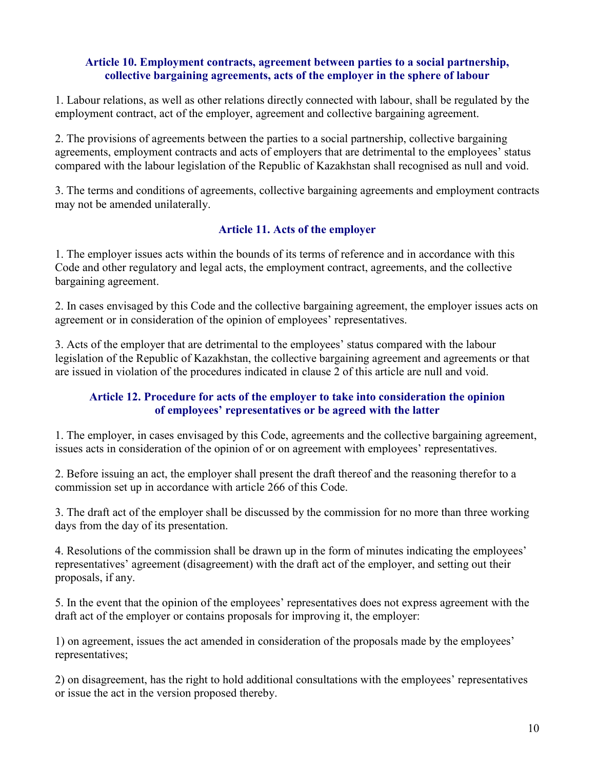### Article 10. Employment contracts, agreement between parties to a social partnership, collective bargaining agreements, acts of the employer in the sphere of labour

1. Labour relations, as well as other relations directly connected with labour, shall be regulated by the employment contract, act of the employer, agreement and collective bargaining agreement.

2. The provisions of agreements between the parties to a social partnership, collective bargaining agreements, employment contracts and acts of employers that are detrimental to the employees' status compared with the labour legislation of the Republic of Kazakhstan shall recognised as null and void.

3. The terms and conditions of agreements, collective bargaining agreements and employment contracts may not be amended unilaterally.

### Article 11. Acts of the employer

1. The employer issues acts within the bounds of its terms of reference and in accordance with this Code and other regulatory and legal acts, the employment contract, agreements, and the collective bargaining agreement.

2. In cases envisaged by this Code and the collective bargaining agreement, the employer issues acts on agreement or in consideration of the opinion of employees' representatives.

3. Acts of the employer that are detrimental to the employees' status compared with the labour legislation of the Republic of Kazakhstan, the collective bargaining agreement and agreements or that are issued in violation of the procedures indicated in clause 2 of this article are null and void.

### Article 12. Procedure for acts of the employer to take into consideration the opinion of employees' representatives or be agreed with the latter

1. The employer, in cases envisaged by this Code, agreements and the collective bargaining agreement, issues acts in consideration of the opinion of or on agreement with employees' representatives.

2. Before issuing an act, the employer shall present the draft thereof and the reasoning therefor to a commission set up in accordance with article 266 of this Code.

3. The draft act of the employer shall be discussed by the commission for no more than three working days from the day of its presentation.

4. Resolutions of the commission shall be drawn up in the form of minutes indicating the employees' representatives' agreement (disagreement) with the draft act of the employer, and setting out their proposals, if any.

5. In the event that the opinion of the employees' representatives does not express agreement with the draft act of the employer or contains proposals for improving it, the employer:

1) on agreement, issues the act amended in consideration of the proposals made by the employees' representatives;

2) on disagreement, has the right to hold additional consultations with the employees' representatives or issue the act in the version proposed thereby.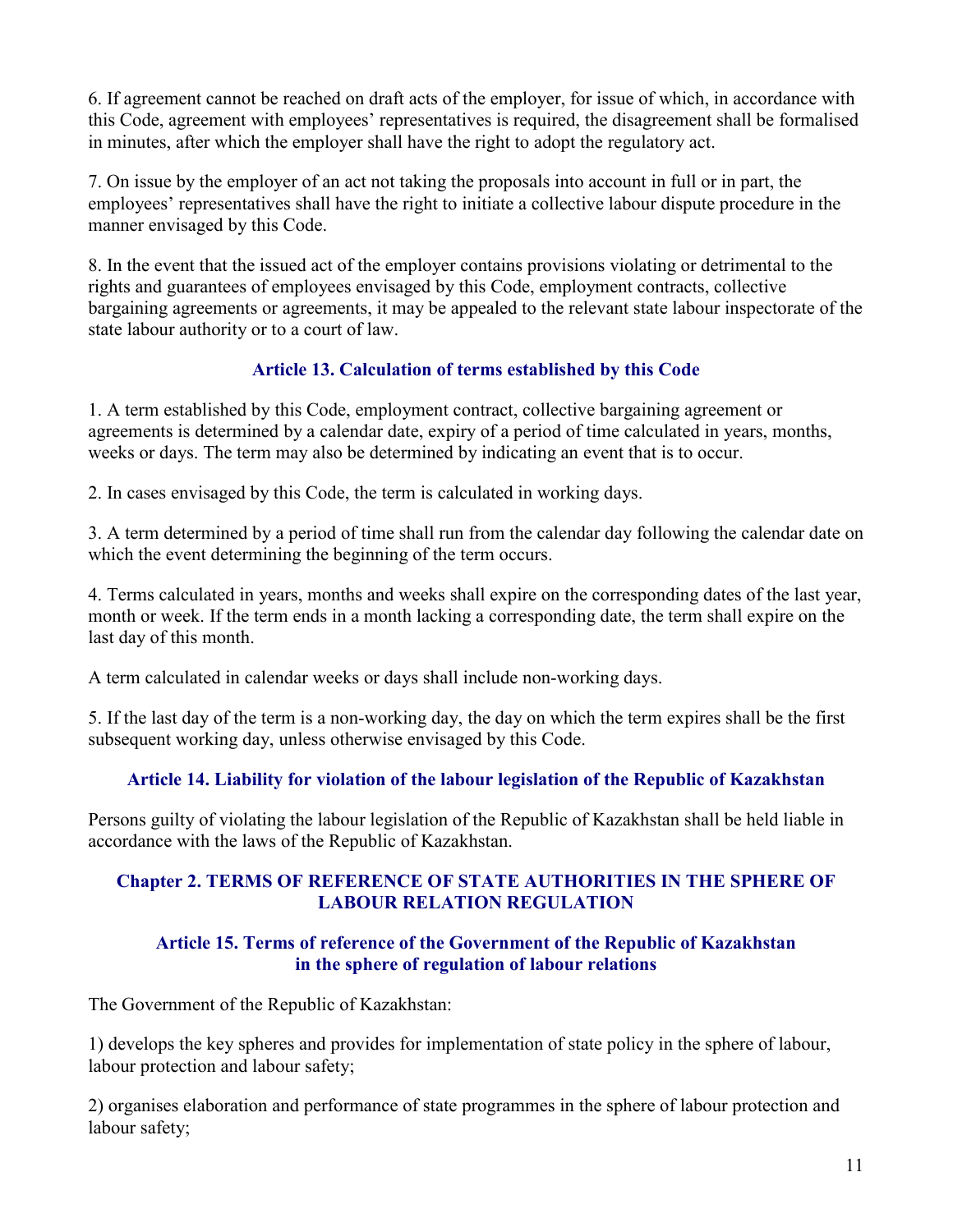6. If agreement cannot be reached on draft acts of the employer, for issue of which, in accordance with this Code, agreement with employees' representatives is required, the disagreement shall be formalised in minutes, after which the employer shall have the right to adopt the regulatory act.

7. On issue by the employer of an act not taking the proposals into account in full or in part, the employees' representatives shall have the right to initiate a collective labour dispute procedure in the manner envisaged by this Code.

8. In the event that the issued act of the employer contains provisions violating or detrimental to the rights and guarantees of employees envisaged by this Code, employment contracts, collective bargaining agreements or agreements, it may be appealed to the relevant state labour inspectorate of the state labour authority or to a court of law.

### Article 13. Calculation of terms established by this Code

1. A term established by this Code, employment contract, collective bargaining agreement or agreements is determined by a calendar date, expiry of a period of time calculated in years, months, weeks or days. The term may also be determined by indicating an event that is to occur.

2. In cases envisaged by this Code, the term is calculated in working days.

3. A term determined by a period of time shall run from the calendar day following the calendar date on which the event determining the beginning of the term occurs.

4. Terms calculated in years, months and weeks shall expire on the corresponding dates of the last year, month or week. If the term ends in a month lacking a corresponding date, the term shall expire on the last day of this month.

A term calculated in calendar weeks or days shall include non-working days.

5. If the last day of the term is a non-working day, the day on which the term expires shall be the first subsequent working day, unless otherwise envisaged by this Code.

### Article 14. Liability for violation of the labour legislation of the Republic of Kazakhstan

Persons guilty of violating the labour legislation of the Republic of Kazakhstan shall be held liable in accordance with the laws of the Republic of Kazakhstan.

## Chapter 2. TERMS OF REFERENCE OF STATE AUTHORITIES IN THE SPHERE OF LABOUR RELATION REGULATION

### Article 15. Terms of reference of the Government of the Republic of Kazakhstan in the sphere of regulation of labour relations

The Government of the Republic of Kazakhstan:

1) develops the key spheres and provides for implementation of state policy in the sphere of labour, labour protection and labour safety;

2) organises elaboration and performance of state programmes in the sphere of labour protection and labour safety;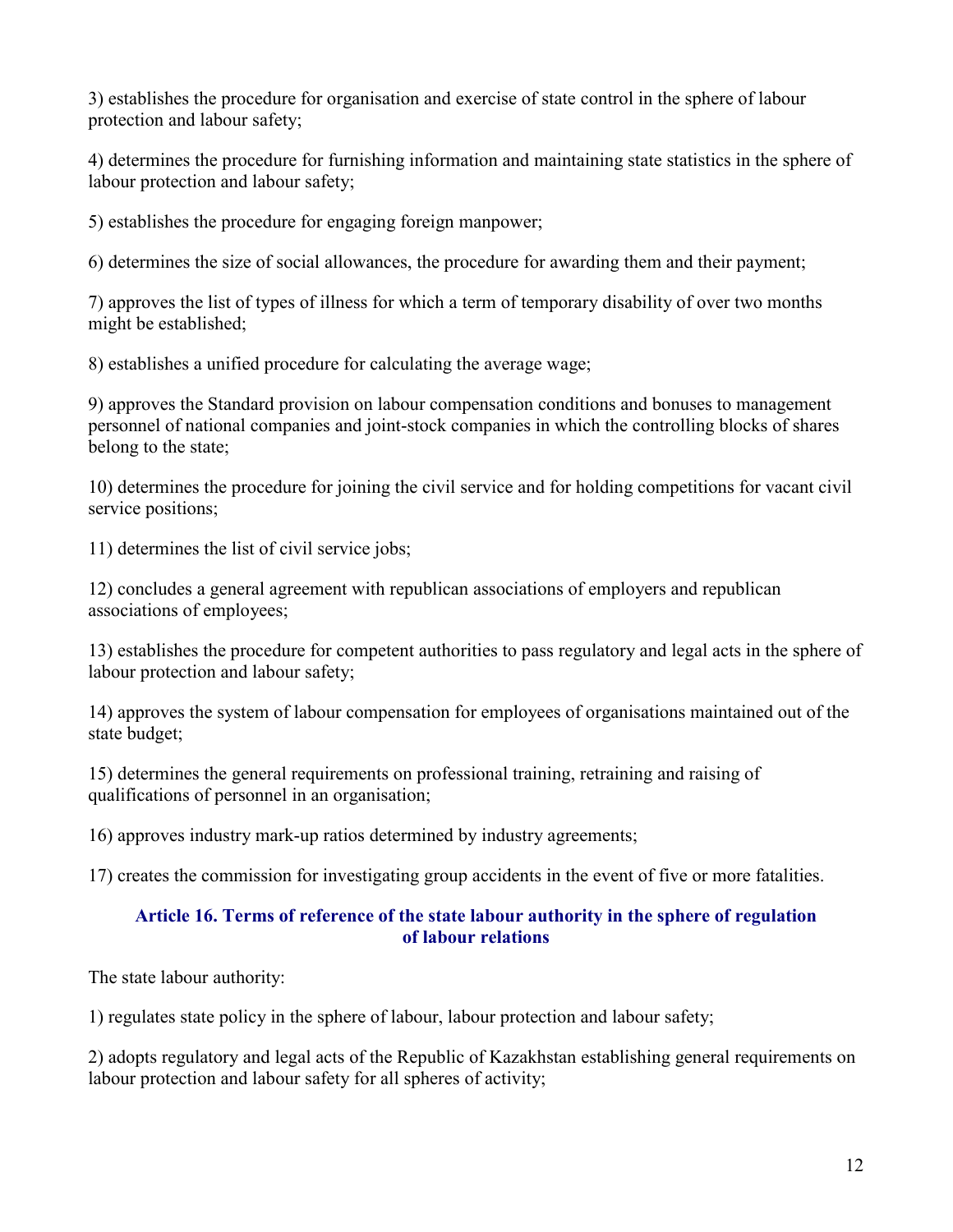3) establishes the procedure for organisation and exercise of state control in the sphere of labour protection and labour safety;

4) determines the procedure for furnishing information and maintaining state statistics in the sphere of labour protection and labour safety;

5) establishes the procedure for engaging foreign manpower;

6) determines the size of social allowances, the procedure for awarding them and their payment;

7) approves the list of types of illness for which a term of temporary disability of over two months might be established;

8) establishes a unified procedure for calculating the average wage;

9) approves the Standard provision on labour compensation conditions and bonuses to management personnel of national companies and joint-stock companies in which the controlling blocks of shares belong to the state;

10) determines the procedure for joining the civil service and for holding competitions for vacant civil service positions;

11) determines the list of civil service jobs;

12) concludes a general agreement with republican associations of employers and republican associations of employees;

13) establishes the procedure for competent authorities to pass regulatory and legal acts in the sphere of labour protection and labour safety;

14) approves the system of labour compensation for employees of organisations maintained out of the state budget;

15) determines the general requirements on professional training, retraining and raising of qualifications of personnel in an organisation;

16) approves industry mark-up ratios determined by industry agreements;

17) creates the commission for investigating group accidents in the event of five or more fatalities.

### Article 16. Terms of reference of the state labour authority in the sphere of regulation of labour relations

The state labour authority:

1) regulates state policy in the sphere of labour, labour protection and labour safety;

2) adopts regulatory and legal acts of the Republic of Kazakhstan establishing general requirements on labour protection and labour safety for all spheres of activity;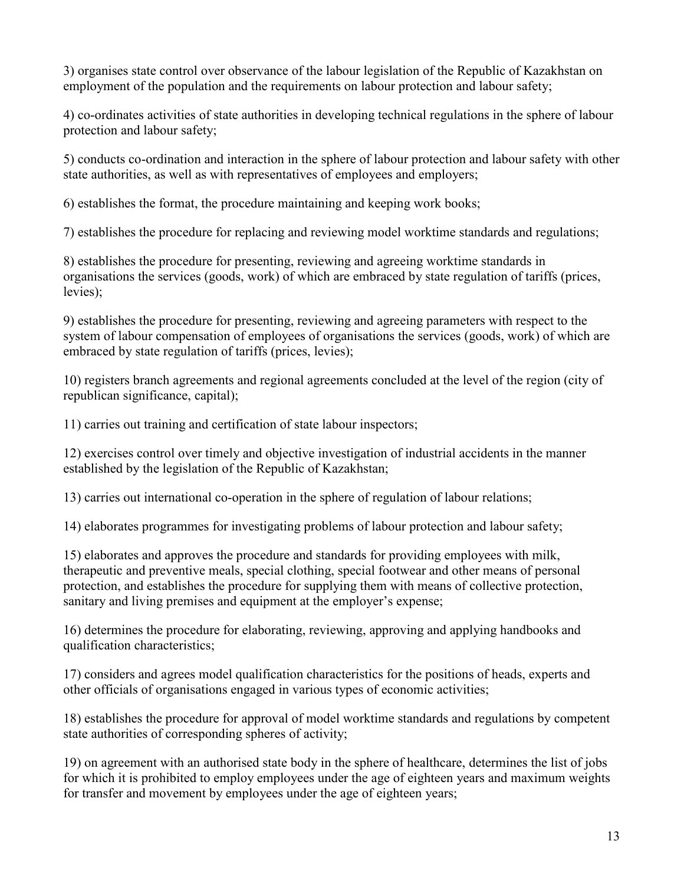3) organises state control over observance of the labour legislation of the Republic of Kazakhstan on employment of the population and the requirements on labour protection and labour safety;

4) co-ordinates activities of state authorities in developing technical regulations in the sphere of labour protection and labour safety;

5) conducts co-ordination and interaction in the sphere of labour protection and labour safety with other state authorities, as well as with representatives of employees and employers;

6) establishes the format, the procedure maintaining and keeping work books;

7) establishes the procedure for replacing and reviewing model worktime standards and regulations;

8) establishes the procedure for presenting, reviewing and agreeing worktime standards in organisations the services (goods, work) of which are embraced by state regulation of tariffs (prices, levies);

9) establishes the procedure for presenting, reviewing and agreeing parameters with respect to the system of labour compensation of employees of organisations the services (goods, work) of which are embraced by state regulation of tariffs (prices, levies);

10) registers branch agreements and regional agreements concluded at the level of the region (city of republican significance, capital);

11) carries out training and certification of state labour inspectors;

12) exercises control over timely and objective investigation of industrial accidents in the manner established by the legislation of the Republic of Kazakhstan;

13) carries out international co-operation in the sphere of regulation of labour relations;

14) elaborates programmes for investigating problems of labour protection and labour safety;

15) elaborates and approves the procedure and standards for providing employees with milk, therapeutic and preventive meals, special clothing, special footwear and other means of personal protection, and establishes the procedure for supplying them with means of collective protection, sanitary and living premises and equipment at the employer's expense;

16) determines the procedure for elaborating, reviewing, approving and applying handbooks and qualification characteristics;

17) considers and agrees model qualification characteristics for the positions of heads, experts and other officials of organisations engaged in various types of economic activities;

18) establishes the procedure for approval of model worktime standards and regulations by competent state authorities of corresponding spheres of activity;

19) on agreement with an authorised state body in the sphere of healthcare, determines the list of jobs for which it is prohibited to employ employees under the age of eighteen years and maximum weights for transfer and movement by employees under the age of eighteen years;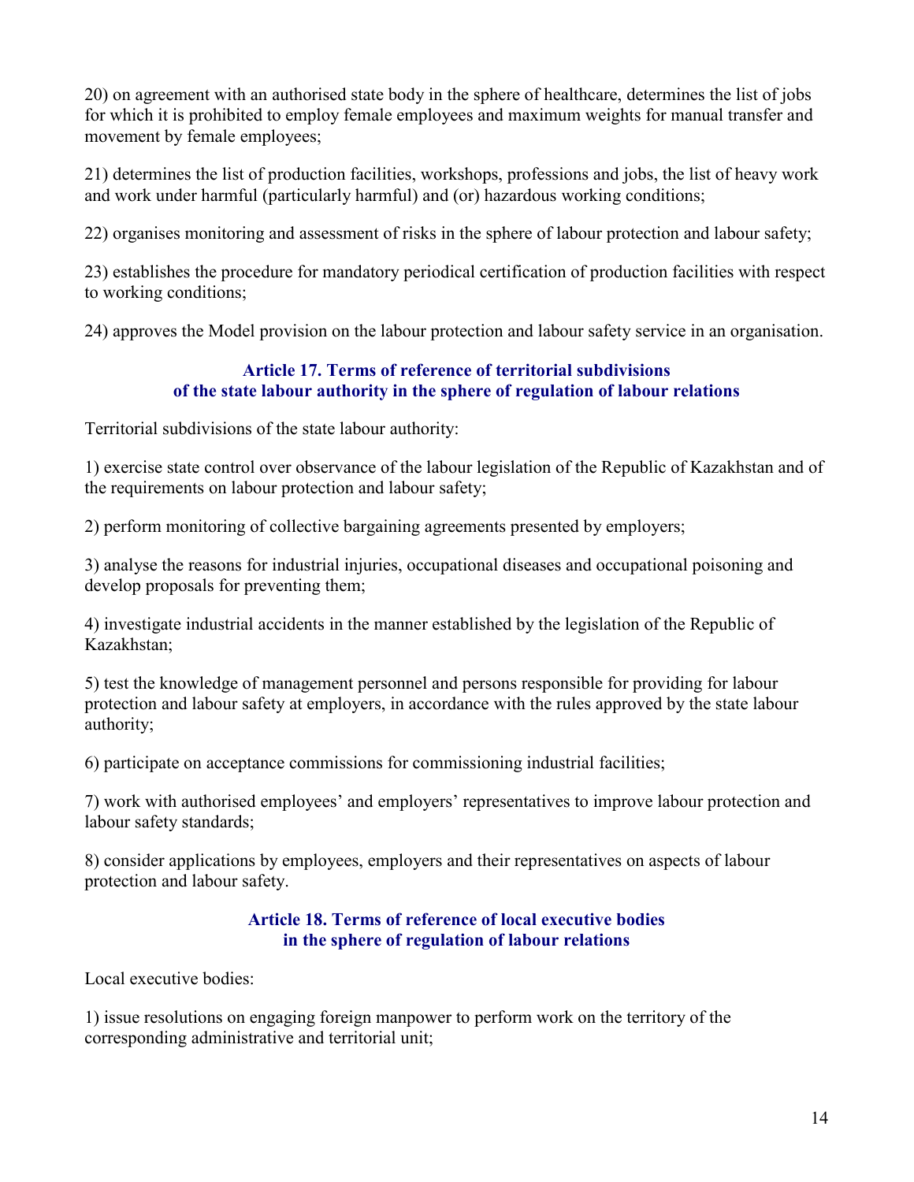20) on agreement with an authorised state body in the sphere of healthcare, determines the list of jobs for which it is prohibited to employ female employees and maximum weights for manual transfer and movement by female employees;

21) determines the list of production facilities, workshops, professions and jobs, the list of heavy work and work under harmful (particularly harmful) and (or) hazardous working conditions;

22) organises monitoring and assessment of risks in the sphere of labour protection and labour safety;

23) establishes the procedure for mandatory periodical certification of production facilities with respect to working conditions;

24) approves the Model provision on the labour protection and labour safety service in an organisation.

### Article 17. Terms of reference of territorial subdivisions of the state labour authority in the sphere of regulation of labour relations

Territorial subdivisions of the state labour authority:

1) exercise state control over observance of the labour legislation of the Republic of Kazakhstan and of the requirements on labour protection and labour safety;

2) perform monitoring of collective bargaining agreements presented by employers;

3) analyse the reasons for industrial injuries, occupational diseases and occupational poisoning and develop proposals for preventing them;

4) investigate industrial accidents in the manner established by the legislation of the Republic of Kazakhstan;

5) test the knowledge of management personnel and persons responsible for providing for labour protection and labour safety at employers, in accordance with the rules approved by the state labour authority;

6) participate on acceptance commissions for commissioning industrial facilities;

7) work with authorised employees' and employers' representatives to improve labour protection and labour safety standards;

8) consider applications by employees, employers and their representatives on aspects of labour protection and labour safety.

### Article 18. Terms of reference of local executive bodies in the sphere of regulation of labour relations

Local executive bodies:

1) issue resolutions on engaging foreign manpower to perform work on the territory of the corresponding administrative and territorial unit;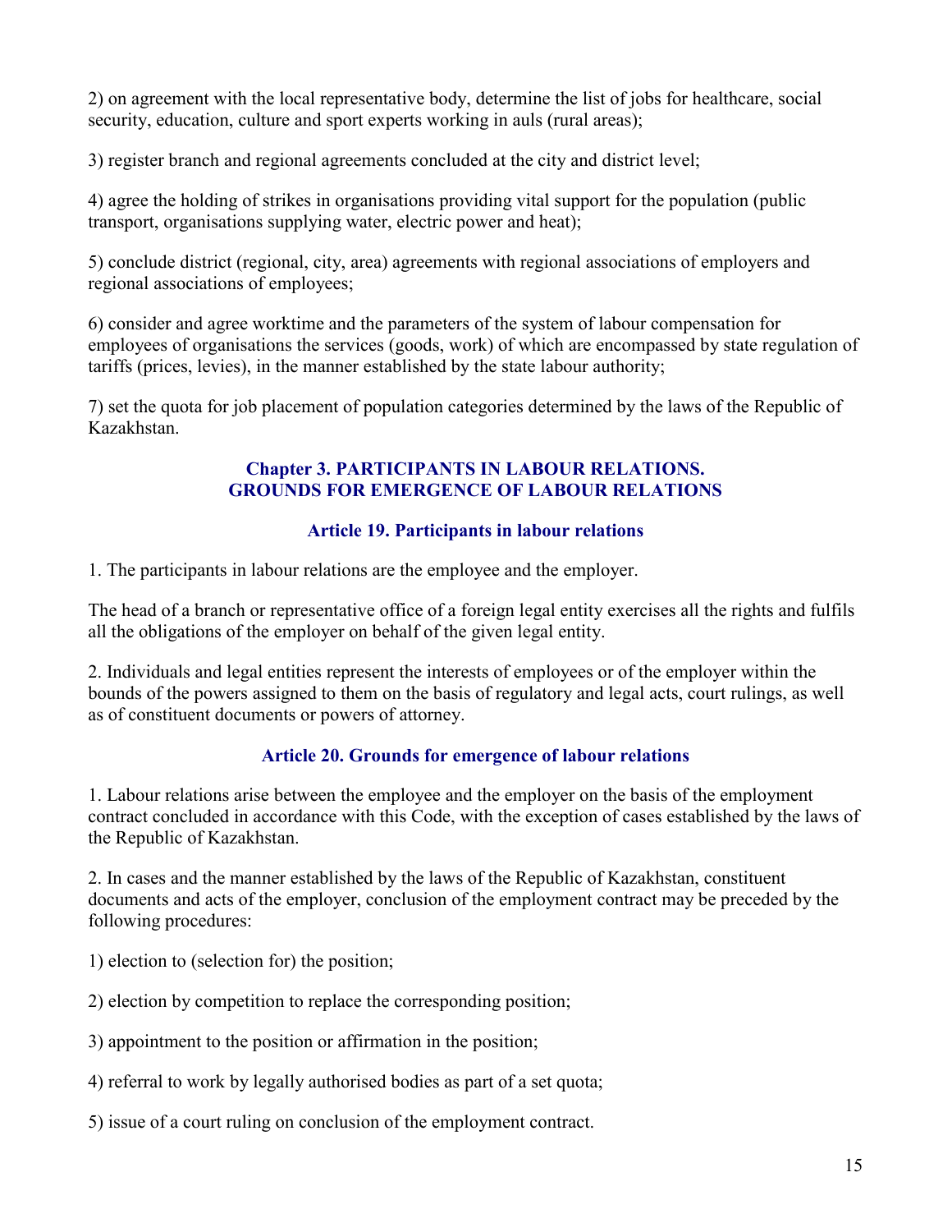2) on agreement with the local representative body, determine the list of jobs for healthcare, social security, education, culture and sport experts working in auls (rural areas);

3) register branch and regional agreements concluded at the city and district level;

4) agree the holding of strikes in organisations providing vital support for the population (public transport, organisations supplying water, electric power and heat);

5) conclude district (regional, city, area) agreements with regional associations of employers and regional associations of employees;

6) consider and agree worktime and the parameters of the system of labour compensation for employees of organisations the services (goods, work) of which are encompassed by state regulation of tariffs (prices, levies), in the manner established by the state labour authority;

7) set the quota for job placement of population categories determined by the laws of the Republic of Kazakhstan.

## Chapter 3. PARTICIPANTS IN LABOUR RELATIONS. GROUNDS FOR EMERGENCE OF LABOUR RELATIONS

### Article 19. Participants in labour relations

1. The participants in labour relations are the employee and the employer.

The head of a branch or representative office of a foreign legal entity exercises all the rights and fulfils all the obligations of the employer on behalf of the given legal entity.

2. Individuals and legal entities represent the interests of employees or of the employer within the bounds of the powers assigned to them on the basis of regulatory and legal acts, court rulings, as well as of constituent documents or powers of attorney.

### Article 20. Grounds for emergence of labour relations

1. Labour relations arise between the employee and the employer on the basis of the employment contract concluded in accordance with this Code, with the exception of cases established by the laws of the Republic of Kazakhstan.

2. In cases and the manner established by the laws of the Republic of Kazakhstan, constituent documents and acts of the employer, conclusion of the employment contract may be preceded by the following procedures:

1) election to (selection for) the position;

2) election by competition to replace the corresponding position;

3) appointment to the position or affirmation in the position;

4) referral to work by legally authorised bodies as part of a set quota;

5) issue of a court ruling on conclusion of the employment contract.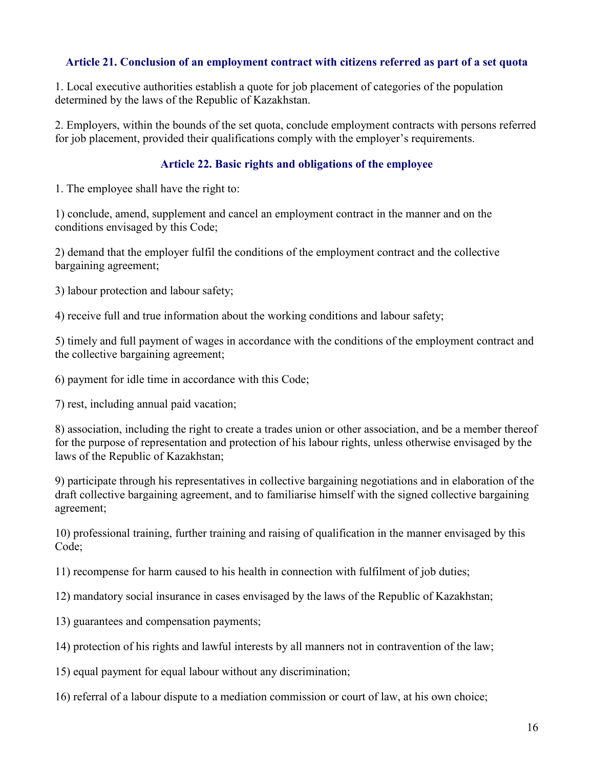### Article 21. Conclusion of an employment contract with citizens referred as part of a set quota

1. Local executive authorities establish a quote for job placement of categories of the population determined by the laws of the Republic of Kazakhstan.

2. Employers, within the bounds of the set quota, conclude employment contracts with persons referred for job placement, provided their qualifications comply with the employer's requirements.

### Article 22. Basic rights and obligations of the employee

1. The employee shall have the right to:

1) conclude, amend, supplement and cancel an employment contract in the manner and on the conditions envisaged by this Code;

2) demand that the employer fulfil the conditions of the employment contract and the collective bargaining agreement;

3) labour protection and labour safety;

4) receive full and true information about the working conditions and labour safety;

5) timely and full payment of wages in accordance with the conditions of the employment contract and the collective bargaining agreement;

6) payment for idle time in accordance with this Code;

7) rest, including annual paid vacation;

8) association, including the right to create a trades union or other association, and be a member thereof for the purpose of representation and protection of his labour rights, unless otherwise envisaged by the laws of the Republic of Kazakhstan;

9) participate through his representatives in collective bargaining negotiations and in elaboration of the draft collective bargaining agreement, and to familiarise himself with the signed collective bargaining agreement;

10) professional training, further training and raising of qualification in the manner envisaged by this Code;

11) recompense for harm caused to his health in connection with fulfilment of job duties;

12) mandatory social insurance in cases envisaged by the laws of the Republic of Kazakhstan;

13) guarantees and compensation payments;

14) protection of his rights and lawful interests by all manners not in contravention of the law;

15) equal payment for equal labour without any discrimination;

16) referral of a labour dispute to a mediation commission or court of law, at his own choice;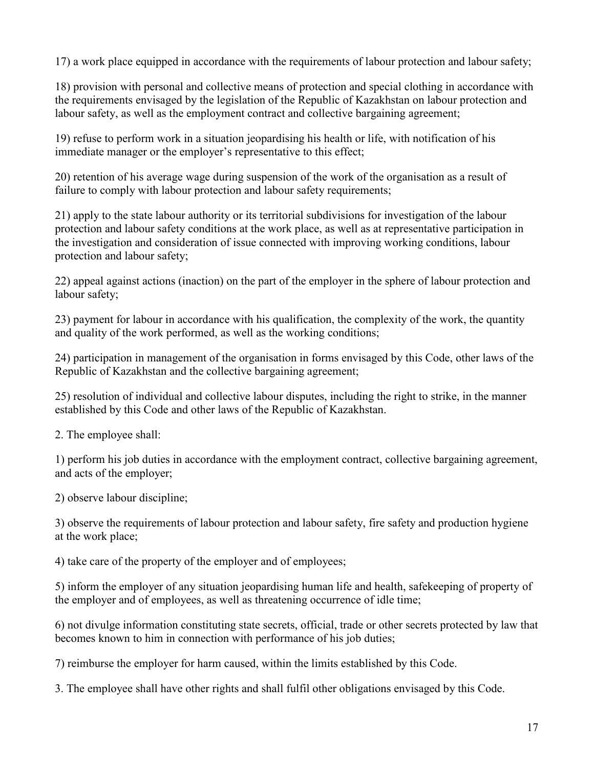17) a work place equipped in accordance with the requirements of labour protection and labour safety;

18) provision with personal and collective means of protection and special clothing in accordance with the requirements envisaged by the legislation of the Republic of Kazakhstan on labour protection and labour safety, as well as the employment contract and collective bargaining agreement;

19) refuse to perform work in a situation jeopardising his health or life, with notification of his immediate manager or the employer's representative to this effect;

20) retention of his average wage during suspension of the work of the organisation as a result of failure to comply with labour protection and labour safety requirements;

21) apply to the state labour authority or its territorial subdivisions for investigation of the labour protection and labour safety conditions at the work place, as well as at representative participation in the investigation and consideration of issue connected with improving working conditions, labour protection and labour safety;

22) appeal against actions (inaction) on the part of the employer in the sphere of labour protection and labour safety;

23) payment for labour in accordance with his qualification, the complexity of the work, the quantity and quality of the work performed, as well as the working conditions;

24) participation in management of the organisation in forms envisaged by this Code, other laws of the Republic of Kazakhstan and the collective bargaining agreement;

25) resolution of individual and collective labour disputes, including the right to strike, in the manner established by this Code and other laws of the Republic of Kazakhstan.

2. The employee shall:

1) perform his job duties in accordance with the employment contract, collective bargaining agreement, and acts of the employer;

2) observe labour discipline;

3) observe the requirements of labour protection and labour safety, fire safety and production hygiene at the work place;

4) take care of the property of the employer and of employees;

5) inform the employer of any situation jeopardising human life and health, safekeeping of property of the employer and of employees, as well as threatening occurrence of idle time;

6) not divulge information constituting state secrets, official, trade or other secrets protected by law that becomes known to him in connection with performance of his job duties;

7) reimburse the employer for harm caused, within the limits established by this Code.

3. The employee shall have other rights and shall fulfil other obligations envisaged by this Code.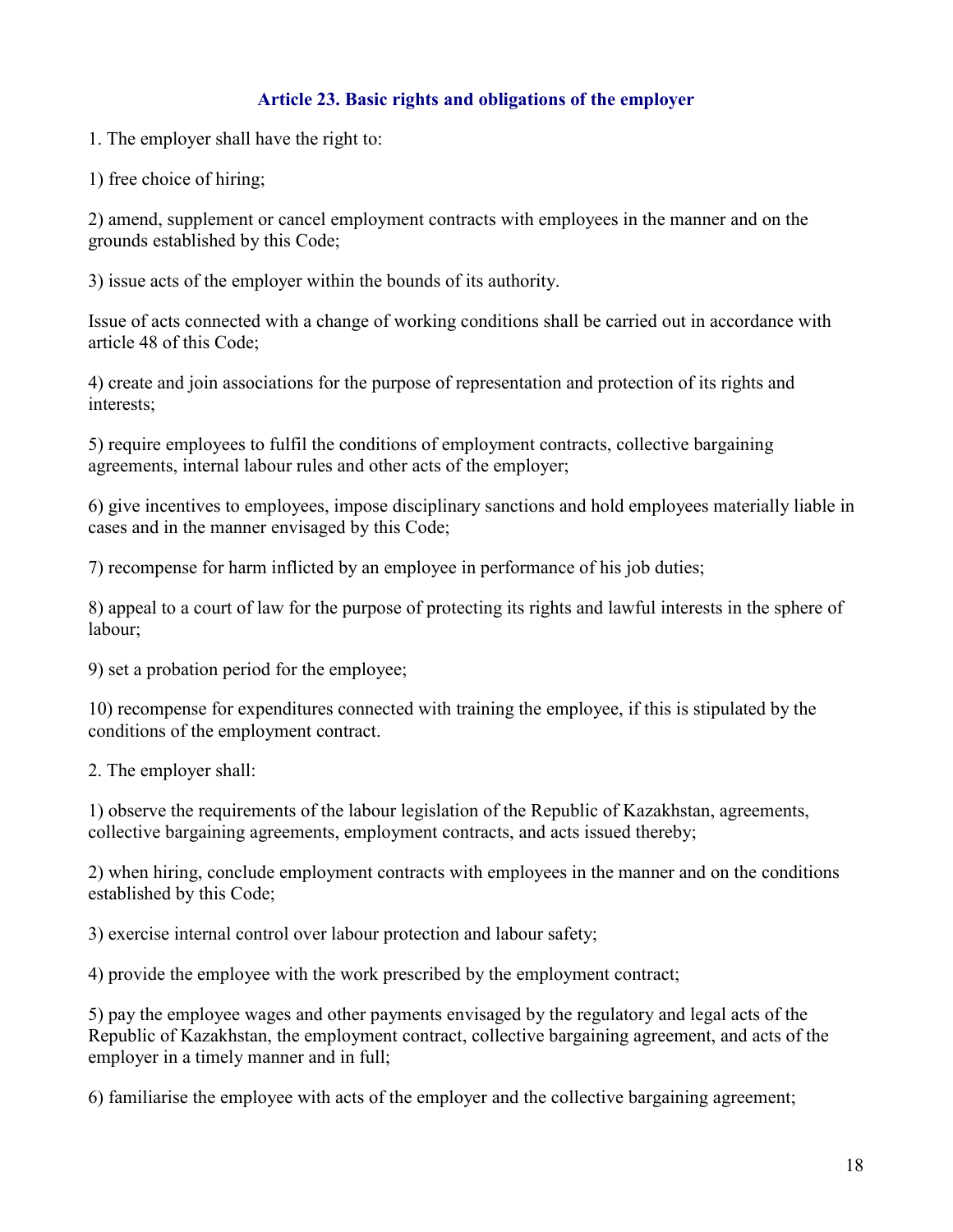### Article 23. Basic rights and obligations of the employer

1. The employer shall have the right to:

1) free choice of hiring;

2) amend, supplement or cancel employment contracts with employees in the manner and on the grounds established by this Code;

3) issue acts of the employer within the bounds of its authority.

Issue of acts connected with a change of working conditions shall be carried out in accordance with article 48 of this Code;

4) create and join associations for the purpose of representation and protection of its rights and interests;

5) require employees to fulfil the conditions of employment contracts, collective bargaining agreements, internal labour rules and other acts of the employer;

6) give incentives to employees, impose disciplinary sanctions and hold employees materially liable in cases and in the manner envisaged by this Code;

7) recompense for harm inflicted by an employee in performance of his job duties;

8) appeal to a court of law for the purpose of protecting its rights and lawful interests in the sphere of labour;

9) set a probation period for the employee;

10) recompense for expenditures connected with training the employee, if this is stipulated by the conditions of the employment contract.

2. The employer shall:

1) observe the requirements of the labour legislation of the Republic of Kazakhstan, agreements, collective bargaining agreements, employment contracts, and acts issued thereby;

2) when hiring, conclude employment contracts with employees in the manner and on the conditions established by this Code;

3) exercise internal control over labour protection and labour safety;

4) provide the employee with the work prescribed by the employment contract;

5) pay the employee wages and other payments envisaged by the regulatory and legal acts of the Republic of Kazakhstan, the employment contract, collective bargaining agreement, and acts of the employer in a timely manner and in full;

6) familiarise the employee with acts of the employer and the collective bargaining agreement;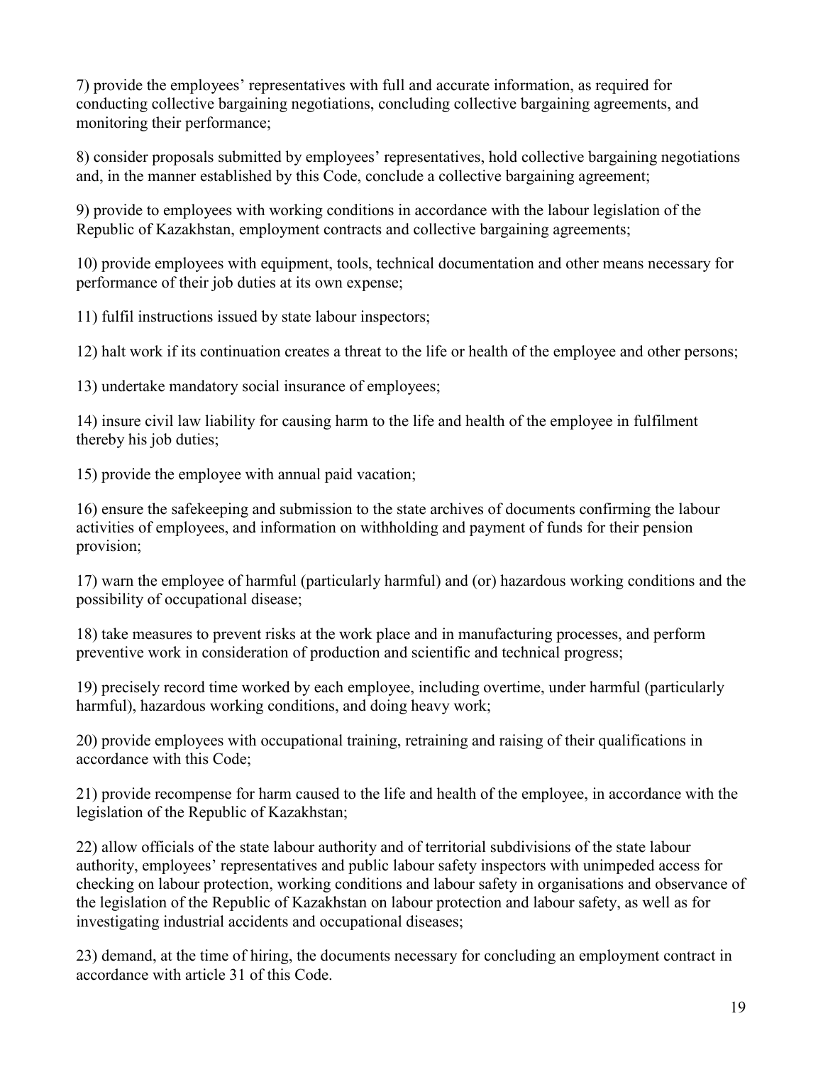7) provide the employees' representatives with full and accurate information, as required for conducting collective bargaining negotiations, concluding collective bargaining agreements, and monitoring their performance;

8) consider proposals submitted by employees' representatives, hold collective bargaining negotiations and, in the manner established by this Code, conclude a collective bargaining agreement;

9) provide to employees with working conditions in accordance with the labour legislation of the Republic of Kazakhstan, employment contracts and collective bargaining agreements;

10) provide employees with equipment, tools, technical documentation and other means necessary for performance of their job duties at its own expense;

11) fulfil instructions issued by state labour inspectors;

12) halt work if its continuation creates a threat to the life or health of the employee and other persons;

13) undertake mandatory social insurance of employees;

14) insure civil law liability for causing harm to the life and health of the employee in fulfilment thereby his job duties;

15) provide the employee with annual paid vacation;

16) ensure the safekeeping and submission to the state archives of documents confirming the labour activities of employees, and information on withholding and payment of funds for their pension provision;

17) warn the employee of harmful (particularly harmful) and (or) hazardous working conditions and the possibility of occupational disease;

18) take measures to prevent risks at the work place and in manufacturing processes, and perform preventive work in consideration of production and scientific and technical progress;

19) precisely record time worked by each employee, including overtime, under harmful (particularly harmful), hazardous working conditions, and doing heavy work;

20) provide employees with occupational training, retraining and raising of their qualifications in accordance with this Code;

21) provide recompense for harm caused to the life and health of the employee, in accordance with the legislation of the Republic of Kazakhstan;

22) allow officials of the state labour authority and of territorial subdivisions of the state labour authority, employees' representatives and public labour safety inspectors with unimpeded access for checking on labour protection, working conditions and labour safety in organisations and observance of the legislation of the Republic of Kazakhstan on labour protection and labour safety, as well as for investigating industrial accidents and occupational diseases;

23) demand, at the time of hiring, the documents necessary for concluding an employment contract in accordance with article 31 of this Code.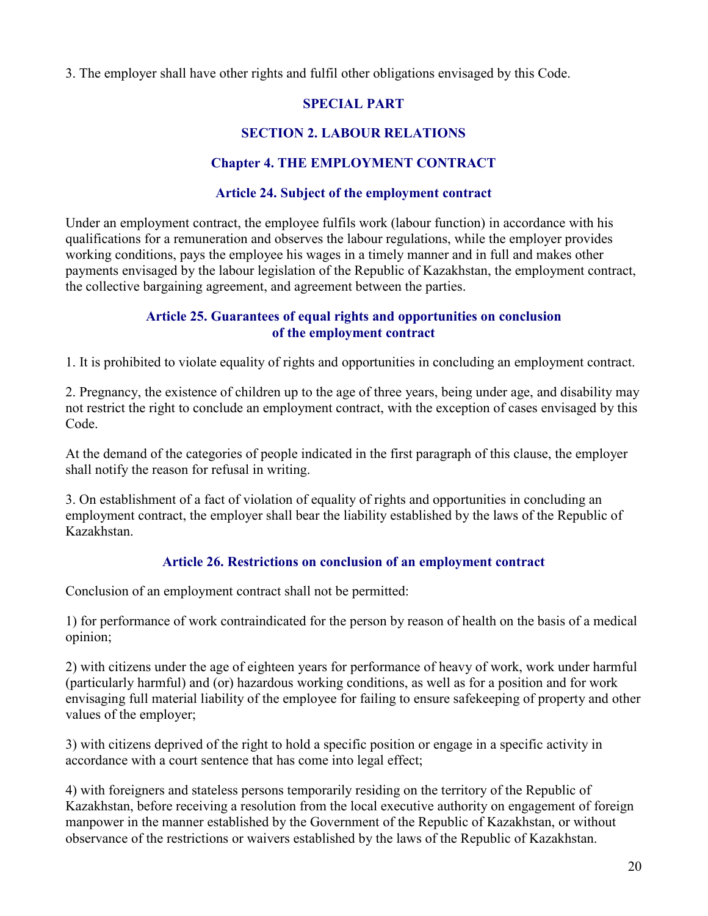3. The employer shall have other rights and fulfil other obligations envisaged by this Code.

# SPECIAL PART

## SECTION 2. LABOUR RELATIONS

### Chapter 4. THE EMPLOYMENT CONTRACT

#### Article 24. Subject of the employment contract

Under an employment contract, the employee fulfils work (labour function) in accordance with his qualifications for a remuneration and observes the labour regulations, while the employer provides working conditions, pays the employee his wages in a timely manner and in full and makes other payments envisaged by the labour legislation of the Republic of Kazakhstan, the employment contract, the collective bargaining agreement, and agreement between the parties.

#### Article 25. Guarantees of equal rights and opportunities on conclusion of the employment contract

1. It is prohibited to violate equality of rights and opportunities in concluding an employment contract.

2. Pregnancy, the existence of children up to the age of three years, being under age, and disability may not restrict the right to conclude an employment contract, with the exception of cases envisaged by this Code.

At the demand of the categories of people indicated in the first paragraph of this clause, the employer shall notify the reason for refusal in writing.

3. On establishment of a fact of violation of equality of rights and opportunities in concluding an employment contract, the employer shall bear the liability established by the laws of the Republic of Kazakhstan.

#### Article 26. Restrictions on conclusion of an employment contract

Conclusion of an employment contract shall not be permitted:

1) for performance of work contraindicated for the person by reason of health on the basis of a medical opinion;

2) with citizens under the age of eighteen years for performance of heavy of work, work under harmful (particularly harmful) and (or) hazardous working conditions, as well as for a position and for work envisaging full material liability of the employee for failing to ensure safekeeping of property and other values of the employer;

3) with citizens deprived of the right to hold a specific position or engage in a specific activity in accordance with a court sentence that has come into legal effect;

4) with foreigners and stateless persons temporarily residing on the territory of the Republic of Kazakhstan, before receiving a resolution from the local executive authority on engagement of foreign manpower in the manner established by the Government of the Republic of Kazakhstan, or without observance of the restrictions or waivers established by the laws of the Republic of Kazakhstan.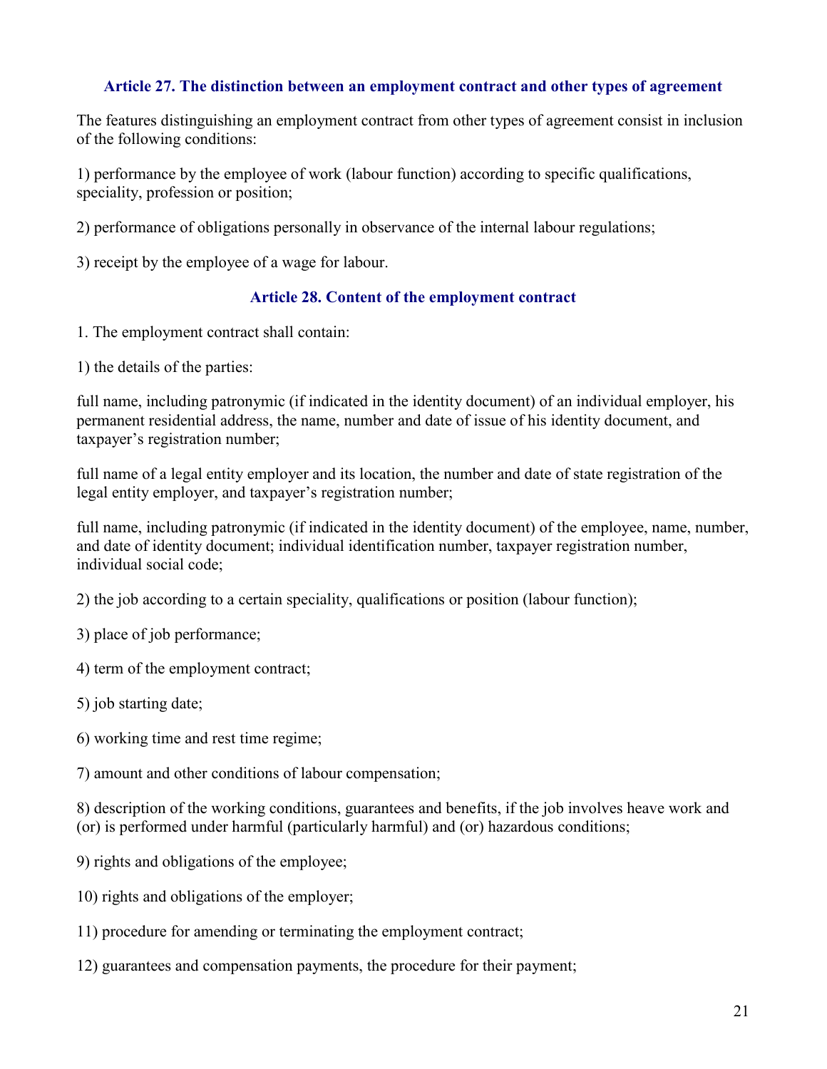### Article 27. The distinction between an employment contract and other types of agreement

The features distinguishing an employment contract from other types of agreement consist in inclusion of the following conditions:

1) performance by the employee of work (labour function) according to specific qualifications, speciality, profession or position;

2) performance of obligations personally in observance of the internal labour regulations;

3) receipt by the employee of a wage for labour.

### Article 28. Content of the employment contract

1. The employment contract shall contain:

1) the details of the parties:

full name, including patronymic (if indicated in the identity document) of an individual employer, his permanent residential address, the name, number and date of issue of his identity document, and taxpayer's registration number;

full name of a legal entity employer and its location, the number and date of state registration of the legal entity employer, and taxpayer's registration number;

full name, including patronymic (if indicated in the identity document) of the employee, name, number, and date of identity document; individual identification number, taxpayer registration number, individual social code;

2) the job according to a certain speciality, qualifications or position (labour function);

3) place of job performance;

4) term of the employment contract;

5) job starting date;

6) working time and rest time regime;

7) amount and other conditions of labour compensation;

8) description of the working conditions, guarantees and benefits, if the job involves heave work and (or) is performed under harmful (particularly harmful) and (or) hazardous conditions;

9) rights and obligations of the employee;

10) rights and obligations of the employer;

11) procedure for amending or terminating the employment contract;

12) guarantees and compensation payments, the procedure for their payment;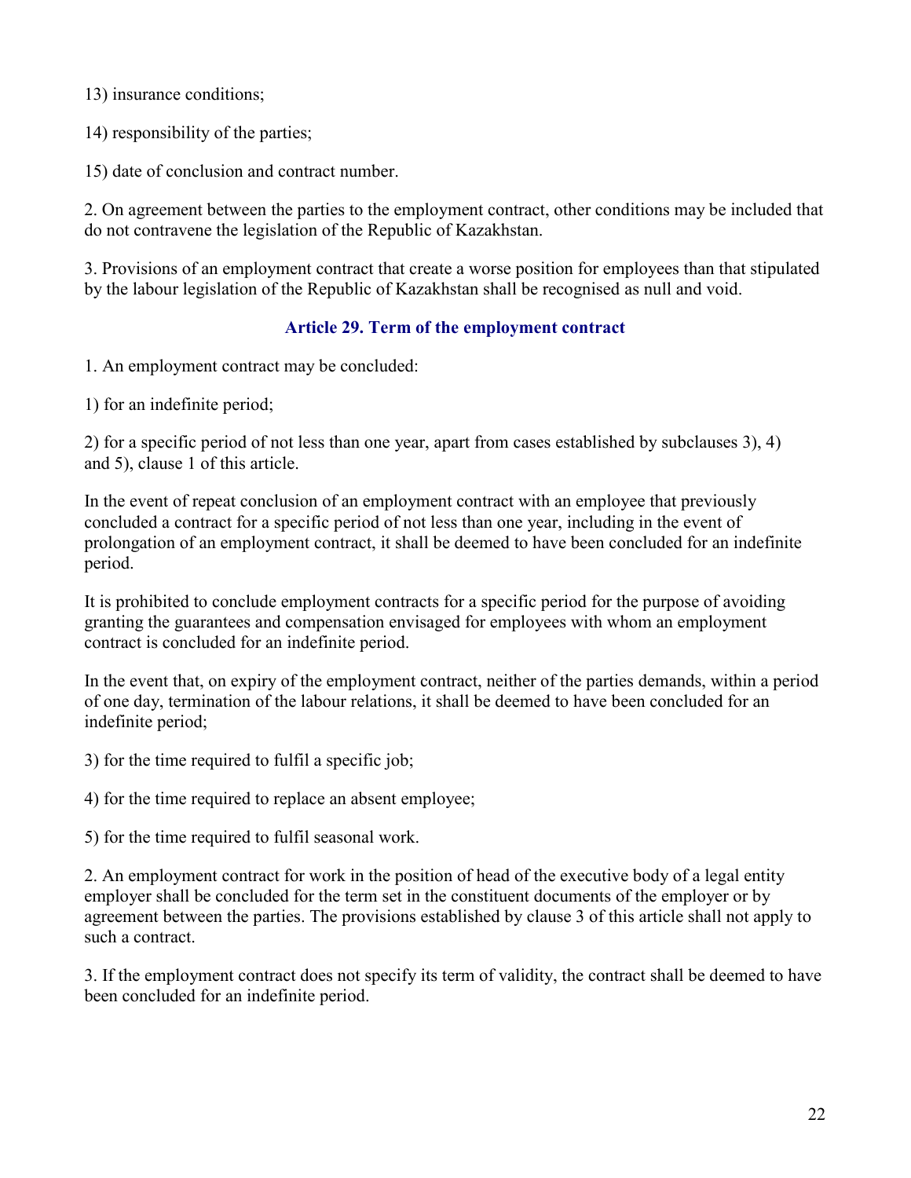13) insurance conditions;

14) responsibility of the parties;

15) date of conclusion and contract number.

2. On agreement between the parties to the employment contract, other conditions may be included that do not contravene the legislation of the Republic of Kazakhstan.

3. Provisions of an employment contract that create a worse position for employees than that stipulated by the labour legislation of the Republic of Kazakhstan shall be recognised as null and void.

### Article 29. Term of the employment contract

1. An employment contract may be concluded:

1) for an indefinite period;

2) for a specific period of not less than one year, apart from cases established by subclauses 3), 4) and 5), clause 1 of this article.

In the event of repeat conclusion of an employment contract with an employee that previously concluded a contract for a specific period of not less than one year, including in the event of prolongation of an employment contract, it shall be deemed to have been concluded for an indefinite period.

It is prohibited to conclude employment contracts for a specific period for the purpose of avoiding granting the guarantees and compensation envisaged for employees with whom an employment contract is concluded for an indefinite period.

In the event that, on expiry of the employment contract, neither of the parties demands, within a period of one day, termination of the labour relations, it shall be deemed to have been concluded for an indefinite period;

3) for the time required to fulfil a specific job;

4) for the time required to replace an absent employee;

5) for the time required to fulfil seasonal work.

2. An employment contract for work in the position of head of the executive body of a legal entity employer shall be concluded for the term set in the constituent documents of the employer or by agreement between the parties. The provisions established by clause 3 of this article shall not apply to such a contract.

3. If the employment contract does not specify its term of validity, the contract shall be deemed to have been concluded for an indefinite period.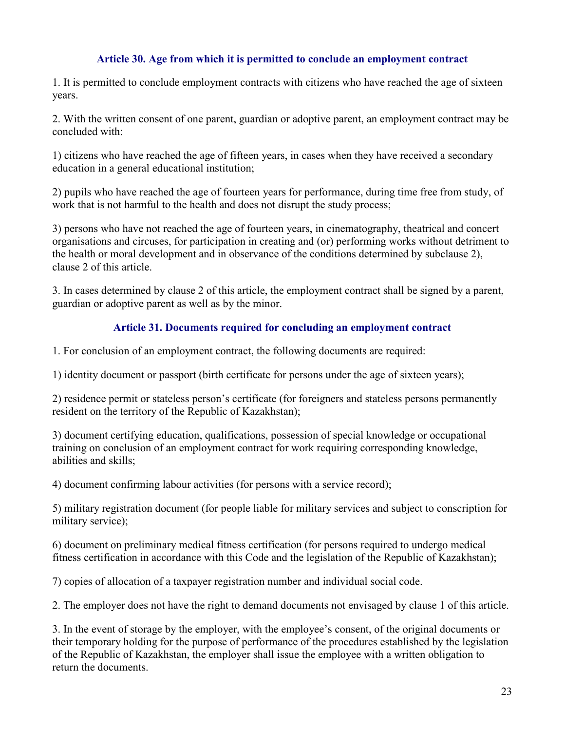### Article 30. Age from which it is permitted to conclude an employment contract

1. It is permitted to conclude employment contracts with citizens who have reached the age of sixteen years.

2. With the written consent of one parent, guardian or adoptive parent, an employment contract may be concluded with:

1) citizens who have reached the age of fifteen years, in cases when they have received a secondary education in a general educational institution;

2) pupils who have reached the age of fourteen years for performance, during time free from study, of work that is not harmful to the health and does not disrupt the study process;

3) persons who have not reached the age of fourteen years, in cinematography, theatrical and concert organisations and circuses, for participation in creating and (or) performing works without detriment to the health or moral development and in observance of the conditions determined by subclause 2), clause 2 of this article.

3. In cases determined by clause 2 of this article, the employment contract shall be signed by a parent, guardian or adoptive parent as well as by the minor.

### Article 31. Documents required for concluding an employment contract

1. For conclusion of an employment contract, the following documents are required:

1) identity document or passport (birth certificate for persons under the age of sixteen years);

2) residence permit or stateless person's certificate (for foreigners and stateless persons permanently resident on the territory of the Republic of Kazakhstan);

3) document certifying education, qualifications, possession of special knowledge or occupational training on conclusion of an employment contract for work requiring corresponding knowledge, abilities and skills;

4) document confirming labour activities (for persons with a service record);

5) military registration document (for people liable for military services and subject to conscription for military service);

6) document on preliminary medical fitness certification (for persons required to undergo medical fitness certification in accordance with this Code and the legislation of the Republic of Kazakhstan);

7) copies of allocation of a taxpayer registration number and individual social code.

2. The employer does not have the right to demand documents not envisaged by clause 1 of this article.

3. In the event of storage by the employer, with the employee's consent, of the original documents or their temporary holding for the purpose of performance of the procedures established by the legislation of the Republic of Kazakhstan, the employer shall issue the employee with a written obligation to return the documents.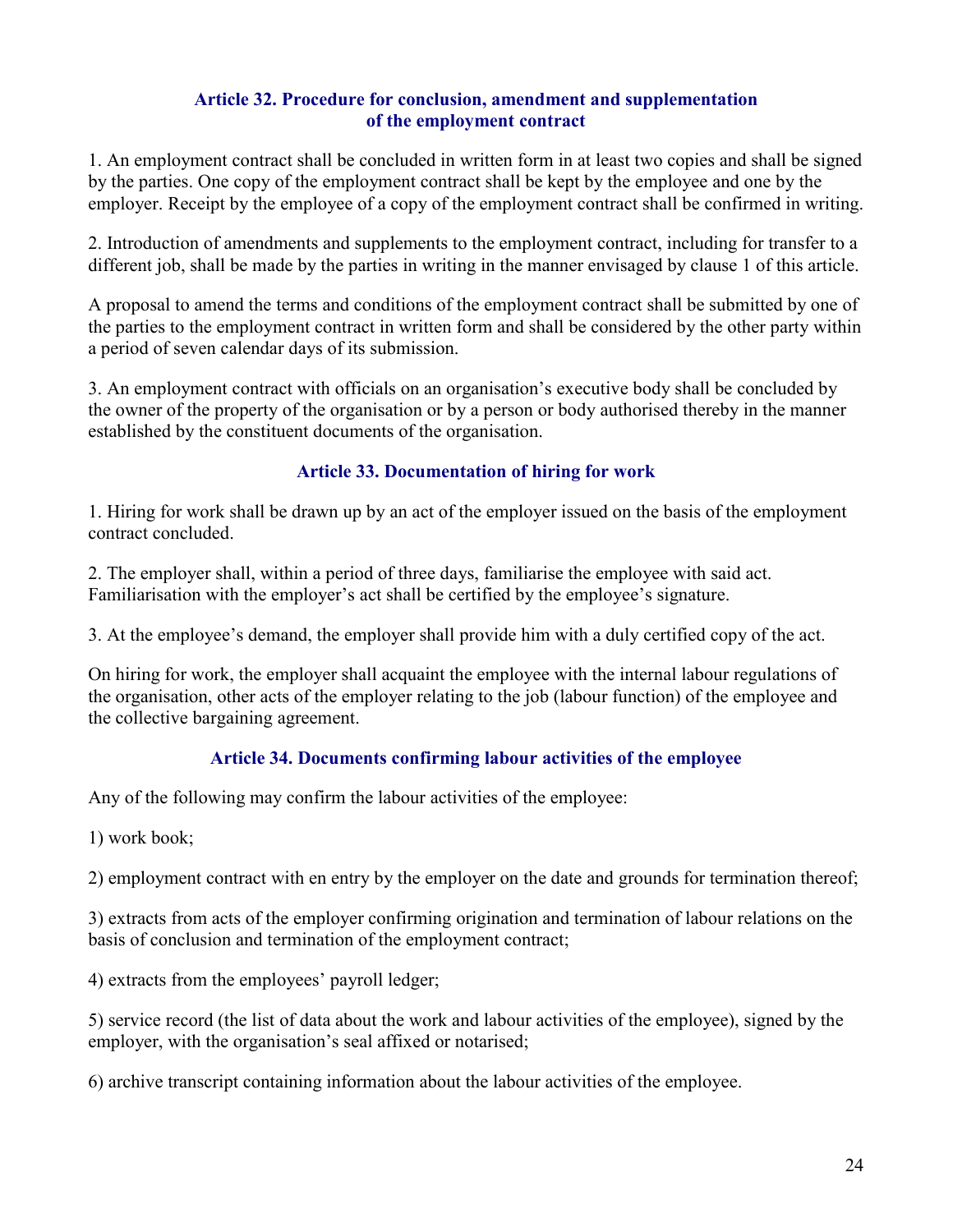### Article 32. Procedure for conclusion, amendment and supplementation of the employment contract

1. An employment contract shall be concluded in written form in at least two copies and shall be signed by the parties. One copy of the employment contract shall be kept by the employee and one by the employer. Receipt by the employee of a copy of the employment contract shall be confirmed in writing.

2. Introduction of amendments and supplements to the employment contract, including for transfer to a different job, shall be made by the parties in writing in the manner envisaged by clause 1 of this article.

A proposal to amend the terms and conditions of the employment contract shall be submitted by one of the parties to the employment contract in written form and shall be considered by the other party within a period of seven calendar days of its submission.

3. An employment contract with officials on an organisation's executive body shall be concluded by the owner of the property of the organisation or by a person or body authorised thereby in the manner established by the constituent documents of the organisation.

### Article 33. Documentation of hiring for work

1. Hiring for work shall be drawn up by an act of the employer issued on the basis of the employment contract concluded.

2. The employer shall, within a period of three days, familiarise the employee with said act. Familiarisation with the employer's act shall be certified by the employee's signature.

3. At the employee's demand, the employer shall provide him with a duly certified copy of the act.

On hiring for work, the employer shall acquaint the employee with the internal labour regulations of the organisation, other acts of the employer relating to the job (labour function) of the employee and the collective bargaining agreement.

### Article 34. Documents confirming labour activities of the employee

Any of the following may confirm the labour activities of the employee:

1) work book;

2) employment contract with en entry by the employer on the date and grounds for termination thereof;

3) extracts from acts of the employer confirming origination and termination of labour relations on the basis of conclusion and termination of the employment contract;

4) extracts from the employees' payroll ledger;

5) service record (the list of data about the work and labour activities of the employee), signed by the employer, with the organisation's seal affixed or notarised;

6) archive transcript containing information about the labour activities of the employee.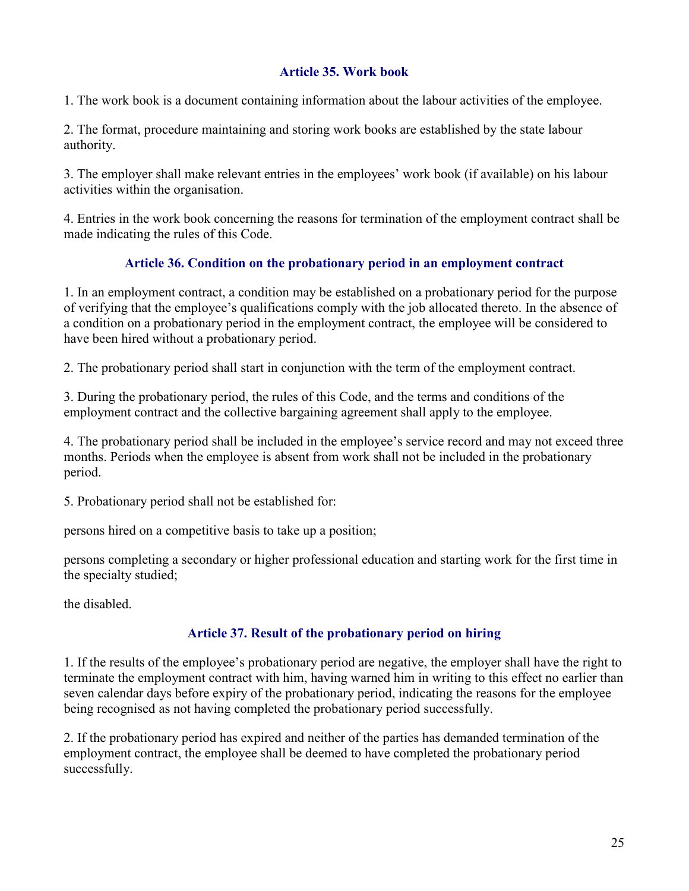### Article 35. Work book

1. The work book is a document containing information about the labour activities of the employee.

2. The format, procedure maintaining and storing work books are established by the state labour authority.

3. The employer shall make relevant entries in the employees' work book (if available) on his labour activities within the organisation.

4. Entries in the work book concerning the reasons for termination of the employment contract shall be made indicating the rules of this Code.

### Article 36. Condition on the probationary period in an employment contract

1. In an employment contract, a condition may be established on a probationary period for the purpose of verifying that the employee's qualifications comply with the job allocated thereto. In the absence of a condition on a probationary period in the employment contract, the employee will be considered to have been hired without a probationary period.

2. The probationary period shall start in conjunction with the term of the employment contract.

3. During the probationary period, the rules of this Code, and the terms and conditions of the employment contract and the collective bargaining agreement shall apply to the employee.

4. The probationary period shall be included in the employee's service record and may not exceed three months. Periods when the employee is absent from work shall not be included in the probationary period.

5. Probationary period shall not be established for:

persons hired on a competitive basis to take up a position;

persons completing a secondary or higher professional education and starting work for the first time in the specialty studied;

the disabled.

### Article 37. Result of the probationary period on hiring

1. If the results of the employee's probationary period are negative, the employer shall have the right to terminate the employment contract with him, having warned him in writing to this effect no earlier than seven calendar days before expiry of the probationary period, indicating the reasons for the employee being recognised as not having completed the probationary period successfully.

2. If the probationary period has expired and neither of the parties has demanded termination of the employment contract, the employee shall be deemed to have completed the probationary period successfully.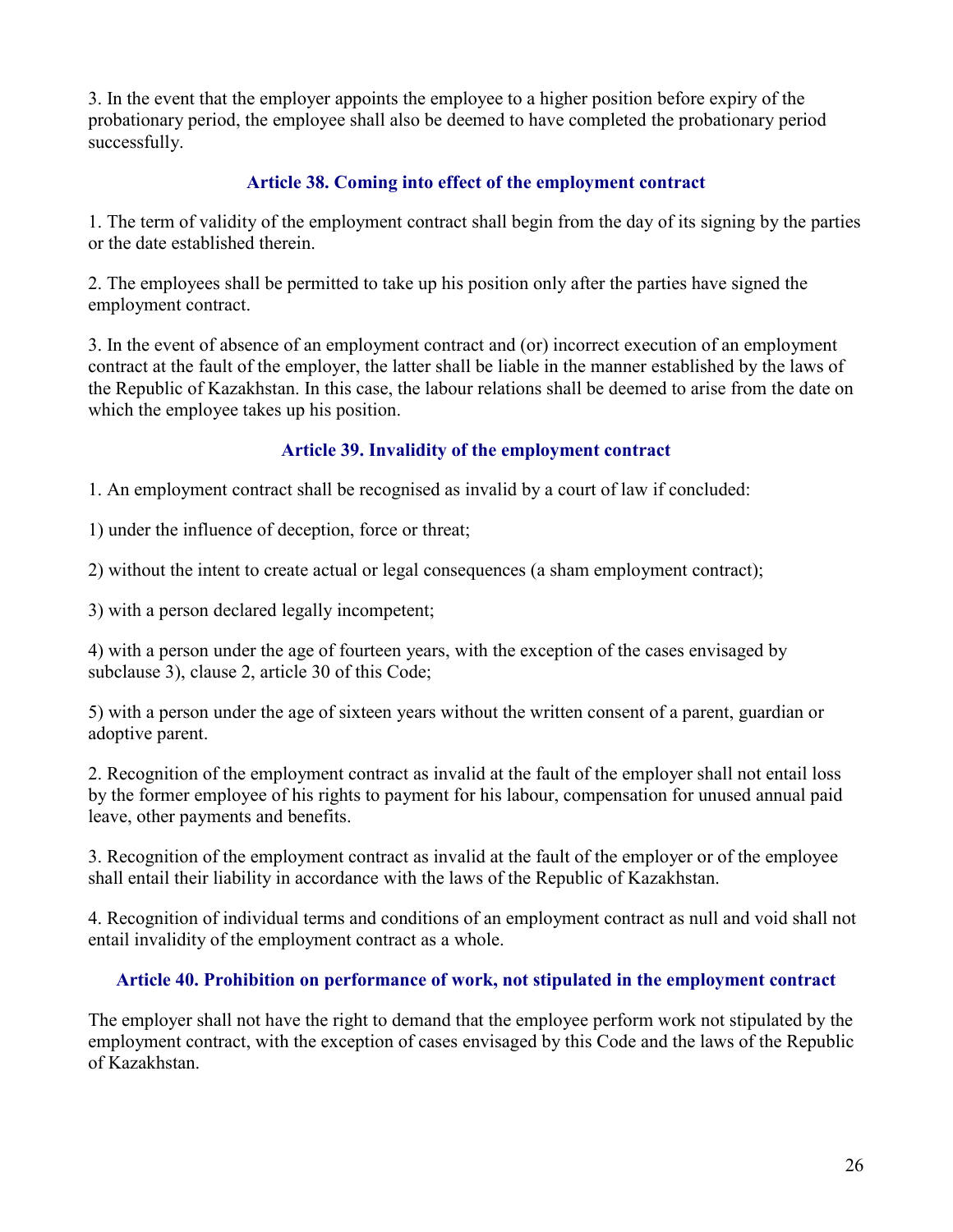3. In the event that the employer appoints the employee to a higher position before expiry of the probationary period, the employee shall also be deemed to have completed the probationary period successfully.

### Article 38. Coming into effect of the employment contract

1. The term of validity of the employment contract shall begin from the day of its signing by the parties or the date established therein.

2. The employees shall be permitted to take up his position only after the parties have signed the employment contract.

3. In the event of absence of an employment contract and (or) incorrect execution of an employment contract at the fault of the employer, the latter shall be liable in the manner established by the laws of the Republic of Kazakhstan. In this case, the labour relations shall be deemed to arise from the date on which the employee takes up his position.

### Article 39. Invalidity of the employment contract

1. An employment contract shall be recognised as invalid by a court of law if concluded:

1) under the influence of deception, force or threat;

2) without the intent to create actual or legal consequences (a sham employment contract);

3) with a person declared legally incompetent;

4) with a person under the age of fourteen years, with the exception of the cases envisaged by subclause 3), clause 2, article 30 of this Code;

5) with a person under the age of sixteen years without the written consent of a parent, guardian or adoptive parent.

2. Recognition of the employment contract as invalid at the fault of the employer shall not entail loss by the former employee of his rights to payment for his labour, compensation for unused annual paid leave, other payments and benefits.

3. Recognition of the employment contract as invalid at the fault of the employer or of the employee shall entail their liability in accordance with the laws of the Republic of Kazakhstan.

4. Recognition of individual terms and conditions of an employment contract as null and void shall not entail invalidity of the employment contract as a whole.

### Article 40. Prohibition on performance of work, not stipulated in the employment contract

The employer shall not have the right to demand that the employee perform work not stipulated by the employment contract, with the exception of cases envisaged by this Code and the laws of the Republic of Kazakhstan.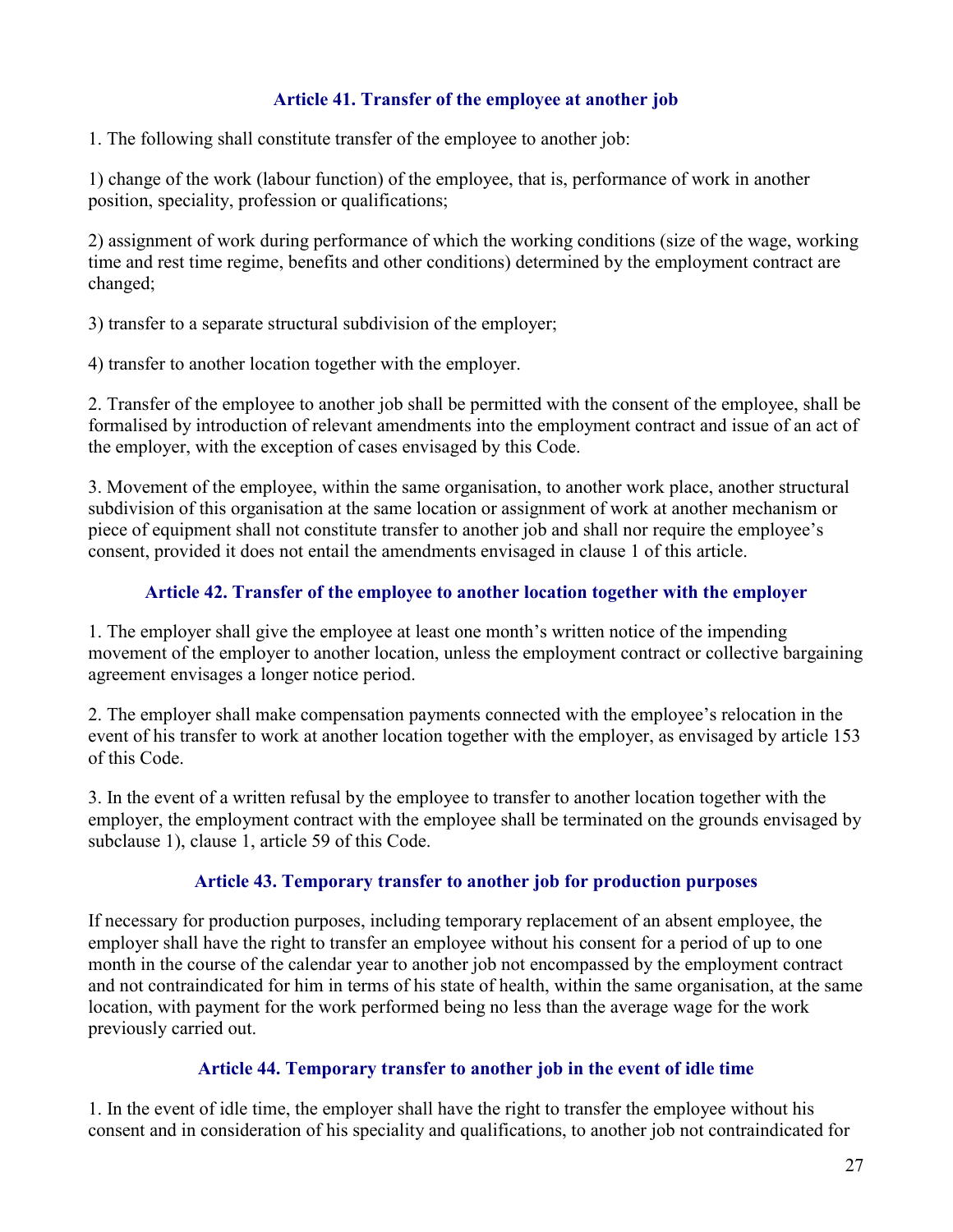### Article 41. Transfer of the employee at another job

1. The following shall constitute transfer of the employee to another job:

1) change of the work (labour function) of the employee, that is, performance of work in another position, speciality, profession or qualifications;

2) assignment of work during performance of which the working conditions (size of the wage, working time and rest time regime, benefits and other conditions) determined by the employment contract are changed;

3) transfer to a separate structural subdivision of the employer;

4) transfer to another location together with the employer.

2. Transfer of the employee to another job shall be permitted with the consent of the employee, shall be formalised by introduction of relevant amendments into the employment contract and issue of an act of the employer, with the exception of cases envisaged by this Code.

3. Movement of the employee, within the same organisation, to another work place, another structural subdivision of this organisation at the same location or assignment of work at another mechanism or piece of equipment shall not constitute transfer to another job and shall nor require the employee's consent, provided it does not entail the amendments envisaged in clause 1 of this article.

### Article 42. Transfer of the employee to another location together with the employer

1. The employer shall give the employee at least one month's written notice of the impending movement of the employer to another location, unless the employment contract or collective bargaining agreement envisages a longer notice period.

2. The employer shall make compensation payments connected with the employee's relocation in the event of his transfer to work at another location together with the employer, as envisaged by article 153 of this Code.

3. In the event of a written refusal by the employee to transfer to another location together with the employer, the employment contract with the employee shall be terminated on the grounds envisaged by subclause 1), clause 1, article 59 of this Code.

### Article 43. Temporary transfer to another job for production purposes

If necessary for production purposes, including temporary replacement of an absent employee, the employer shall have the right to transfer an employee without his consent for a period of up to one month in the course of the calendar year to another job not encompassed by the employment contract and not contraindicated for him in terms of his state of health, within the same organisation, at the same location, with payment for the work performed being no less than the average wage for the work previously carried out.

### Article 44. Temporary transfer to another job in the event of idle time

1. In the event of idle time, the employer shall have the right to transfer the employee without his consent and in consideration of his speciality and qualifications, to another job not contraindicated for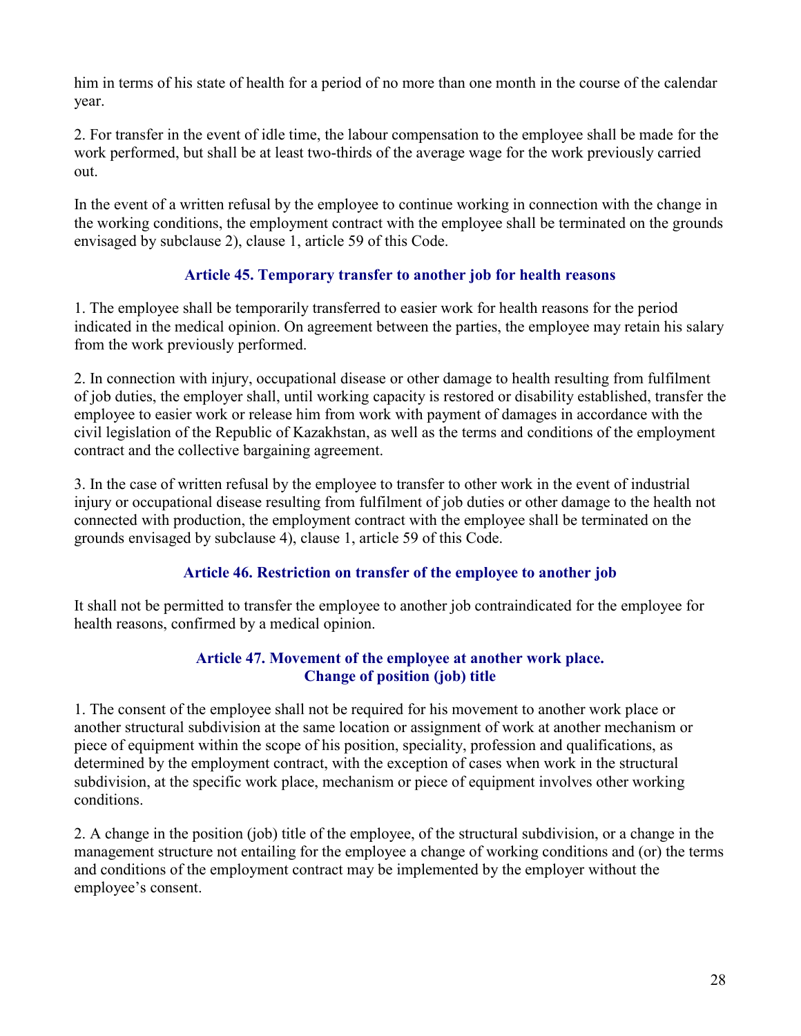him in terms of his state of health for a period of no more than one month in the course of the calendar year.

2. For transfer in the event of idle time, the labour compensation to the employee shall be made for the work performed, but shall be at least two-thirds of the average wage for the work previously carried out.

In the event of a written refusal by the employee to continue working in connection with the change in the working conditions, the employment contract with the employee shall be terminated on the grounds envisaged by subclause 2), clause 1, article 59 of this Code.

### Article 45. Temporary transfer to another job for health reasons

1. The employee shall be temporarily transferred to easier work for health reasons for the period indicated in the medical opinion. On agreement between the parties, the employee may retain his salary from the work previously performed.

2. In connection with injury, occupational disease or other damage to health resulting from fulfilment of job duties, the employer shall, until working capacity is restored or disability established, transfer the employee to easier work or release him from work with payment of damages in accordance with the civil legislation of the Republic of Kazakhstan, as well as the terms and conditions of the employment contract and the collective bargaining agreement.

3. In the case of written refusal by the employee to transfer to other work in the event of industrial injury or occupational disease resulting from fulfilment of job duties or other damage to the health not connected with production, the employment contract with the employee shall be terminated on the grounds envisaged by subclause 4), clause 1, article 59 of this Code.

### Article 46. Restriction on transfer of the employee to another job

It shall not be permitted to transfer the employee to another job contraindicated for the employee for health reasons, confirmed by a medical opinion.

### Article 47. Movement of the employee at another work place. Change of position (job) title

1. The consent of the employee shall not be required for his movement to another work place or another structural subdivision at the same location or assignment of work at another mechanism or piece of equipment within the scope of his position, speciality, profession and qualifications, as determined by the employment contract, with the exception of cases when work in the structural subdivision, at the specific work place, mechanism or piece of equipment involves other working conditions.

2. A change in the position (job) title of the employee, of the structural subdivision, or a change in the management structure not entailing for the employee a change of working conditions and (or) the terms and conditions of the employment contract may be implemented by the employer without the employee's consent.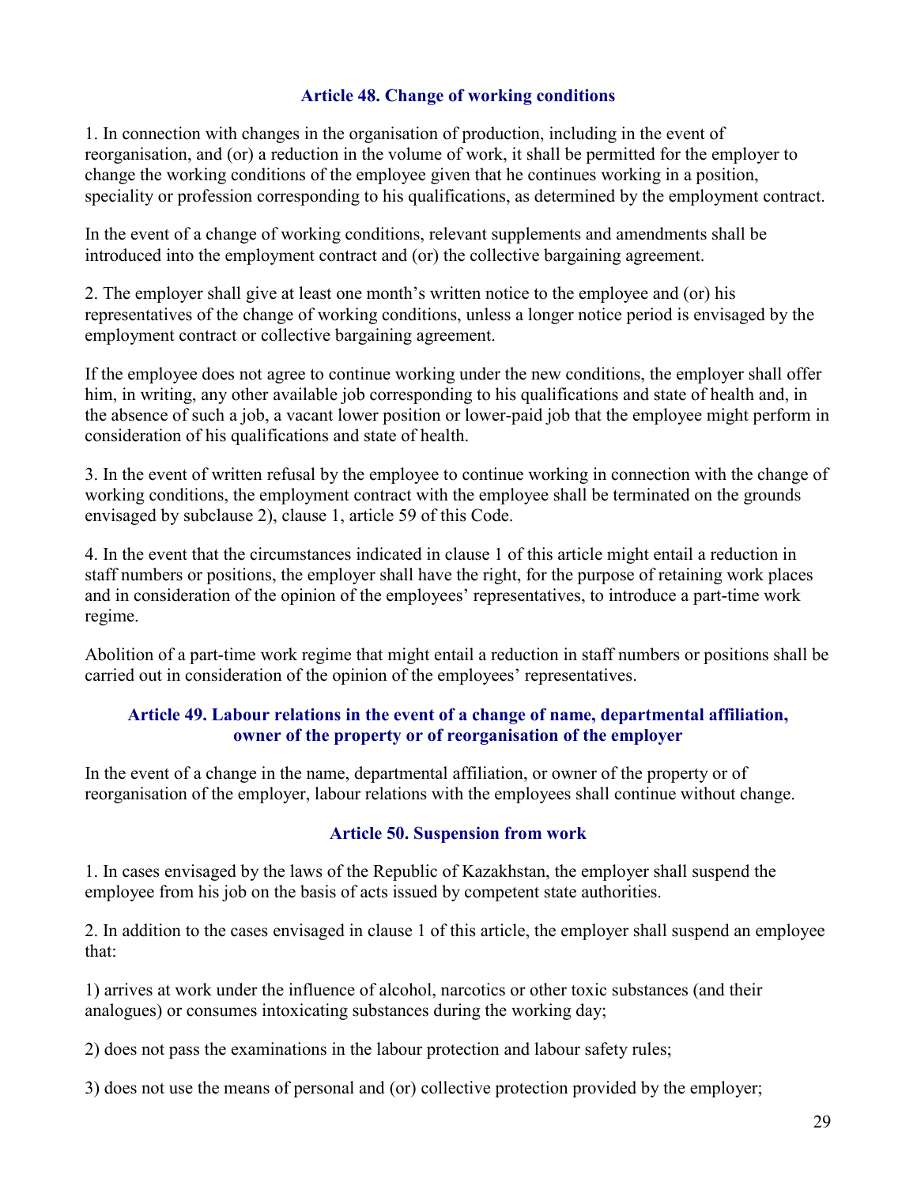### Article 48. Change of working conditions

1. In connection with changes in the organisation of production, including in the event of reorganisation, and (or) a reduction in the volume of work, it shall be permitted for the employer to change the working conditions of the employee given that he continues working in a position, speciality or profession corresponding to his qualifications, as determined by the employment contract.

In the event of a change of working conditions, relevant supplements and amendments shall be introduced into the employment contract and (or) the collective bargaining agreement.

2. The employer shall give at least one month's written notice to the employee and (or) his representatives of the change of working conditions, unless a longer notice period is envisaged by the employment contract or collective bargaining agreement.

If the employee does not agree to continue working under the new conditions, the employer shall offer him, in writing, any other available job corresponding to his qualifications and state of health and, in the absence of such a job, a vacant lower position or lower-paid job that the employee might perform in consideration of his qualifications and state of health.

3. In the event of written refusal by the employee to continue working in connection with the change of working conditions, the employment contract with the employee shall be terminated on the grounds envisaged by subclause 2), clause 1, article 59 of this Code.

4. In the event that the circumstances indicated in clause 1 of this article might entail a reduction in staff numbers or positions, the employer shall have the right, for the purpose of retaining work places and in consideration of the opinion of the employees' representatives, to introduce a part-time work regime.

Abolition of a part-time work regime that might entail a reduction in staff numbers or positions shall be carried out in consideration of the opinion of the employees' representatives.

### Article 49. Labour relations in the event of a change of name, departmental affiliation, owner of the property or of reorganisation of the employer

In the event of a change in the name, departmental affiliation, or owner of the property or of reorganisation of the employer, labour relations with the employees shall continue without change.

### Article 50. Suspension from work

1. In cases envisaged by the laws of the Republic of Kazakhstan, the employer shall suspend the employee from his job on the basis of acts issued by competent state authorities.

2. In addition to the cases envisaged in clause 1 of this article, the employer shall suspend an employee that:

1) arrives at work under the influence of alcohol, narcotics or other toxic substances (and their analogues) or consumes intoxicating substances during the working day;

2) does not pass the examinations in the labour protection and labour safety rules;

3) does not use the means of personal and (or) collective protection provided by the employer;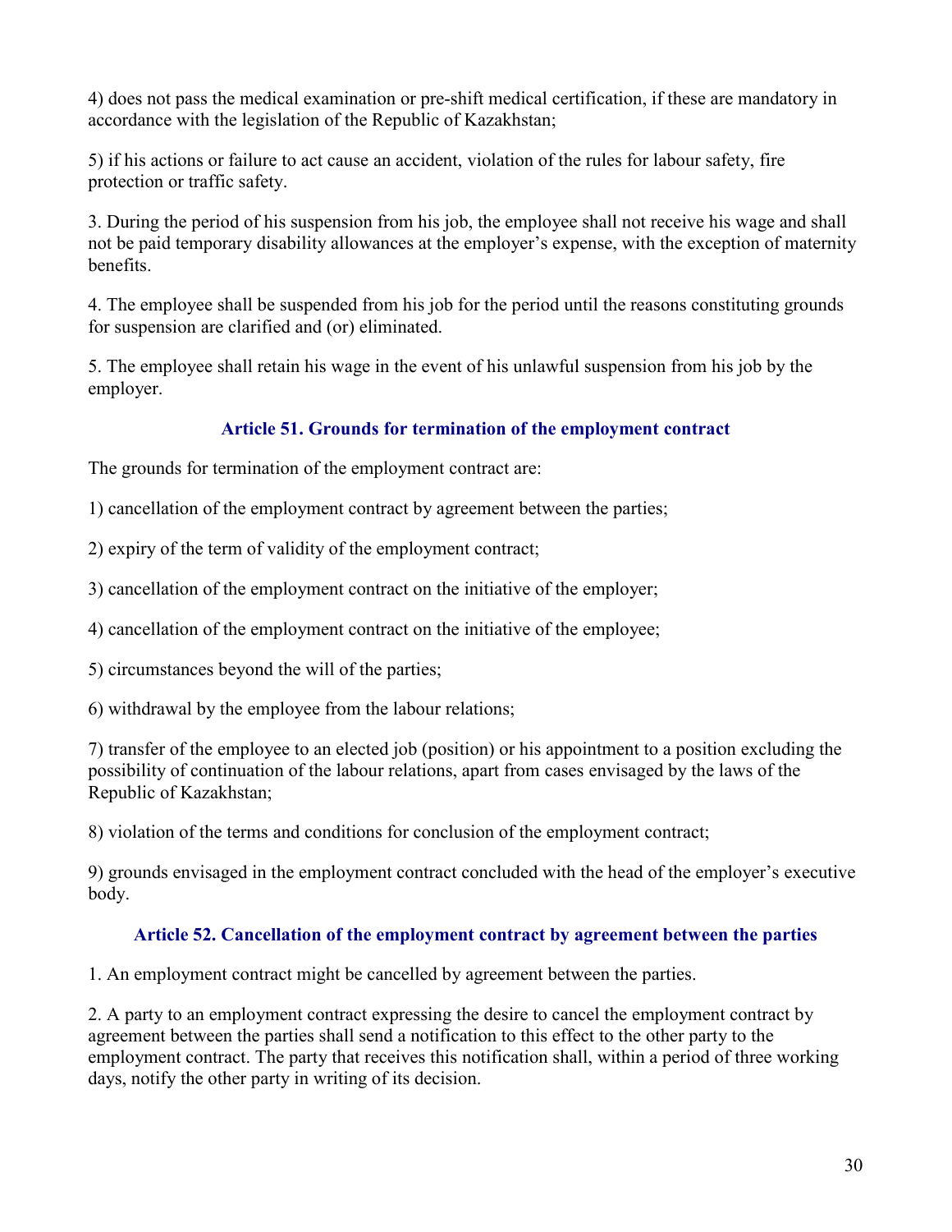4) does not pass the medical examination or pre-shift medical certification, if these are mandatory in accordance with the legislation of the Republic of Kazakhstan;

5) if his actions or failure to act cause an accident, violation of the rules for labour safety, fire protection or traffic safety.

3. During the period of his suspension from his job, the employee shall not receive his wage and shall not be paid temporary disability allowances at the employer's expense, with the exception of maternity benefits.

4. The employee shall be suspended from his job for the period until the reasons constituting grounds for suspension are clarified and (or) eliminated.

5. The employee shall retain his wage in the event of his unlawful suspension from his job by the employer.

### Article 51. Grounds for termination of the employment contract

The grounds for termination of the employment contract are:

1) cancellation of the employment contract by agreement between the parties;

2) expiry of the term of validity of the employment contract;

3) cancellation of the employment contract on the initiative of the employer;

4) cancellation of the employment contract on the initiative of the employee;

5) circumstances beyond the will of the parties;

6) withdrawal by the employee from the labour relations;

7) transfer of the employee to an elected job (position) or his appointment to a position excluding the possibility of continuation of the labour relations, apart from cases envisaged by the laws of the Republic of Kazakhstan;

8) violation of the terms and conditions for conclusion of the employment contract;

9) grounds envisaged in the employment contract concluded with the head of the employer's executive body.

### Article 52. Cancellation of the employment contract by agreement between the parties

1. An employment contract might be cancelled by agreement between the parties.

2. A party to an employment contract expressing the desire to cancel the employment contract by agreement between the parties shall send a notification to this effect to the other party to the employment contract. The party that receives this notification shall, within a period of three working days, notify the other party in writing of its decision.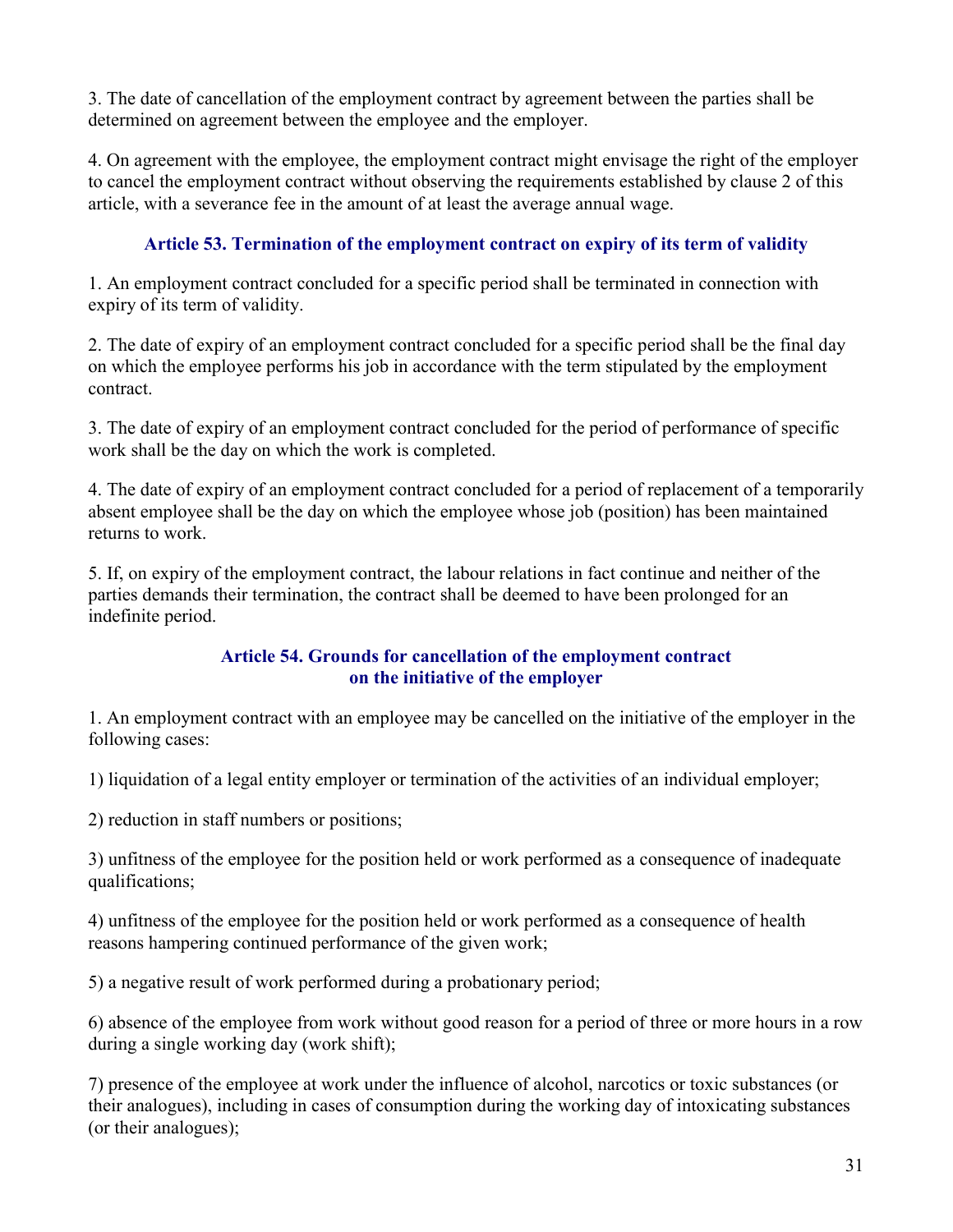3. The date of cancellation of the employment contract by agreement between the parties shall be determined on agreement between the employee and the employer.

4. On agreement with the employee, the employment contract might envisage the right of the employer to cancel the employment contract without observing the requirements established by clause 2 of this article, with a severance fee in the amount of at least the average annual wage.

### Article 53. Termination of the employment contract on expiry of its term of validity

1. An employment contract concluded for a specific period shall be terminated in connection with expiry of its term of validity.

2. The date of expiry of an employment contract concluded for a specific period shall be the final day on which the employee performs his job in accordance with the term stipulated by the employment contract.

3. The date of expiry of an employment contract concluded for the period of performance of specific work shall be the day on which the work is completed.

4. The date of expiry of an employment contract concluded for a period of replacement of a temporarily absent employee shall be the day on which the employee whose job (position) has been maintained returns to work.

5. If, on expiry of the employment contract, the labour relations in fact continue and neither of the parties demands their termination, the contract shall be deemed to have been prolonged for an indefinite period.

### Article 54. Grounds for cancellation of the employment contract on the initiative of the employer

1. An employment contract with an employee may be cancelled on the initiative of the employer in the following cases:

1) liquidation of a legal entity employer or termination of the activities of an individual employer;

2) reduction in staff numbers or positions;

3) unfitness of the employee for the position held or work performed as a consequence of inadequate qualifications;

4) unfitness of the employee for the position held or work performed as a consequence of health reasons hampering continued performance of the given work;

5) a negative result of work performed during a probationary period;

6) absence of the employee from work without good reason for a period of three or more hours in a row during a single working day (work shift);

7) presence of the employee at work under the influence of alcohol, narcotics or toxic substances (or their analogues), including in cases of consumption during the working day of intoxicating substances (or their analogues);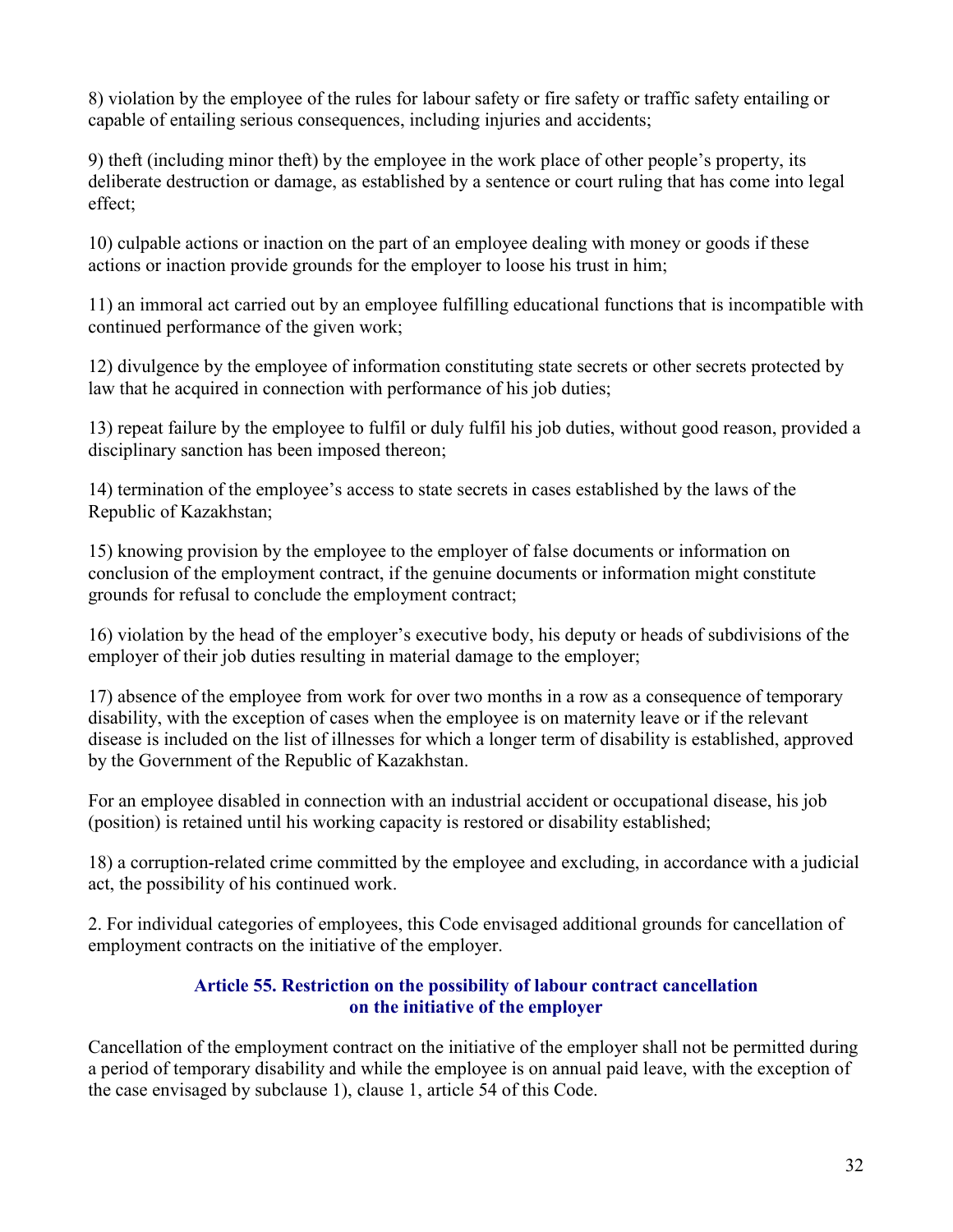8) violation by the employee of the rules for labour safety or fire safety or traffic safety entailing or capable of entailing serious consequences, including injuries and accidents;

9) theft (including minor theft) by the employee in the work place of other people's property, its deliberate destruction or damage, as established by a sentence or court ruling that has come into legal effect;

10) culpable actions or inaction on the part of an employee dealing with money or goods if these actions or inaction provide grounds for the employer to loose his trust in him;

11) an immoral act carried out by an employee fulfilling educational functions that is incompatible with continued performance of the given work;

12) divulgence by the employee of information constituting state secrets or other secrets protected by law that he acquired in connection with performance of his job duties;

13) repeat failure by the employee to fulfil or duly fulfil his job duties, without good reason, provided a disciplinary sanction has been imposed thereon;

14) termination of the employee's access to state secrets in cases established by the laws of the Republic of Kazakhstan;

15) knowing provision by the employee to the employer of false documents or information on conclusion of the employment contract, if the genuine documents or information might constitute grounds for refusal to conclude the employment contract;

16) violation by the head of the employer's executive body, his deputy or heads of subdivisions of the employer of their job duties resulting in material damage to the employer;

17) absence of the employee from work for over two months in a row as a consequence of temporary disability, with the exception of cases when the employee is on maternity leave or if the relevant disease is included on the list of illnesses for which a longer term of disability is established, approved by the Government of the Republic of Kazakhstan.

For an employee disabled in connection with an industrial accident or occupational disease, his job (position) is retained until his working capacity is restored or disability established;

18) a corruption-related crime committed by the employee and excluding, in accordance with a judicial act, the possibility of his continued work.

2. For individual categories of employees, this Code envisaged additional grounds for cancellation of employment contracts on the initiative of the employer.

### Article 55. Restriction on the possibility of labour contract cancellation on the initiative of the employer

Cancellation of the employment contract on the initiative of the employer shall not be permitted during a period of temporary disability and while the employee is on annual paid leave, with the exception of the case envisaged by subclause 1), clause 1, article 54 of this Code.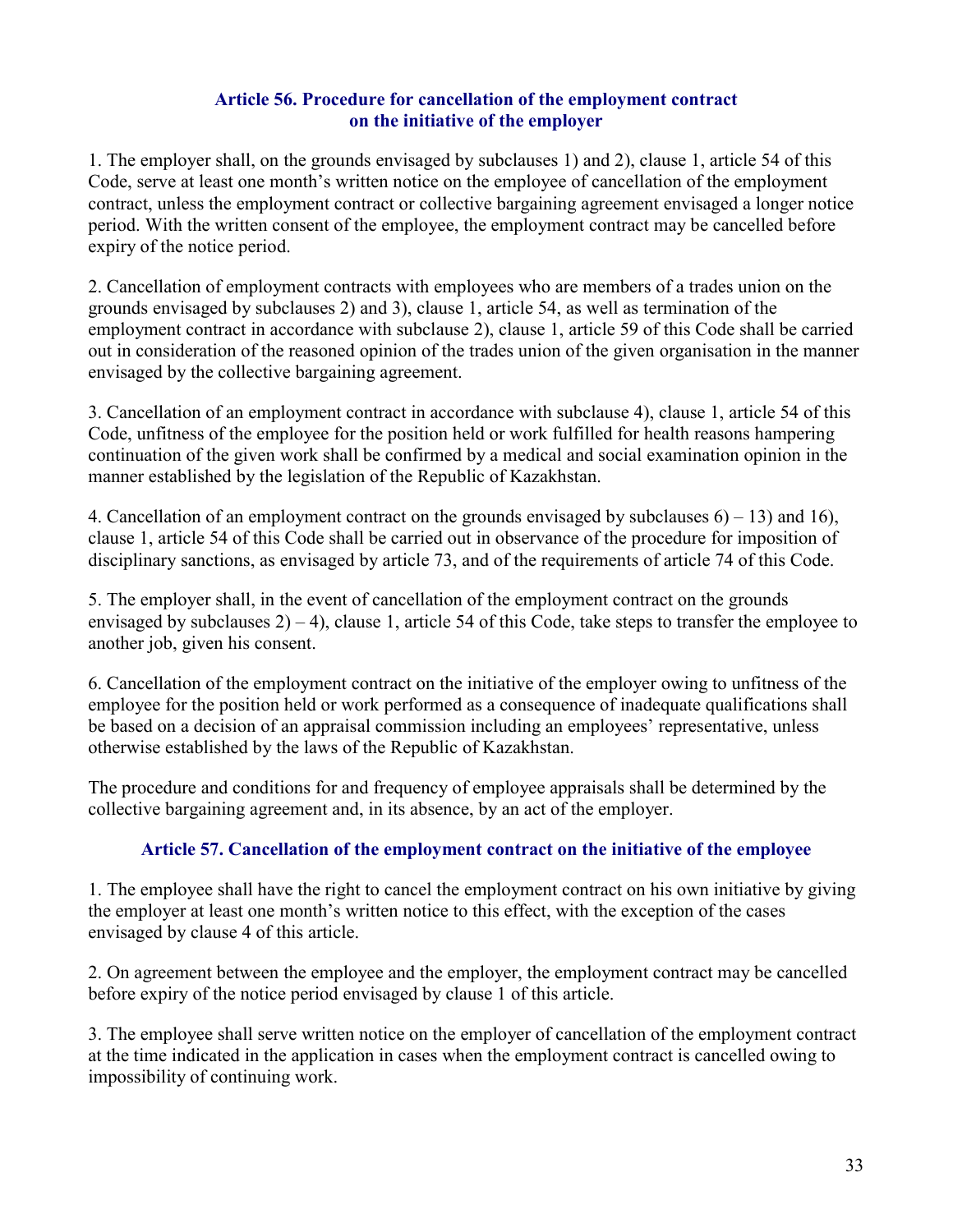### Article 56. Procedure for cancellation of the employment contract on the initiative of the employer

1. The employer shall, on the grounds envisaged by subclauses 1) and 2), clause 1, article 54 of this Code, serve at least one month's written notice on the employee of cancellation of the employment contract, unless the employment contract or collective bargaining agreement envisaged a longer notice period. With the written consent of the employee, the employment contract may be cancelled before expiry of the notice period.

2. Cancellation of employment contracts with employees who are members of a trades union on the grounds envisaged by subclauses 2) and 3), clause 1, article 54, as well as termination of the employment contract in accordance with subclause 2), clause 1, article 59 of this Code shall be carried out in consideration of the reasoned opinion of the trades union of the given organisation in the manner envisaged by the collective bargaining agreement.

3. Cancellation of an employment contract in accordance with subclause 4), clause 1, article 54 of this Code, unfitness of the employee for the position held or work fulfilled for health reasons hampering continuation of the given work shall be confirmed by a medical and social examination opinion in the manner established by the legislation of the Republic of Kazakhstan.

4. Cancellation of an employment contract on the grounds envisaged by subclauses 6) – 13) and 16), clause 1, article 54 of this Code shall be carried out in observance of the procedure for imposition of disciplinary sanctions, as envisaged by article 73, and of the requirements of article 74 of this Code.

5. The employer shall, in the event of cancellation of the employment contract on the grounds envisaged by subclauses 2) – 4), clause 1, article 54 of this Code, take steps to transfer the employee to another job, given his consent.

6. Cancellation of the employment contract on the initiative of the employer owing to unfitness of the employee for the position held or work performed as a consequence of inadequate qualifications shall be based on a decision of an appraisal commission including an employees' representative, unless otherwise established by the laws of the Republic of Kazakhstan.

The procedure and conditions for and frequency of employee appraisals shall be determined by the collective bargaining agreement and, in its absence, by an act of the employer.

### Article 57. Cancellation of the employment contract on the initiative of the employee

1. The employee shall have the right to cancel the employment contract on his own initiative by giving the employer at least one month's written notice to this effect, with the exception of the cases envisaged by clause 4 of this article.

2. On agreement between the employee and the employer, the employment contract may be cancelled before expiry of the notice period envisaged by clause 1 of this article.

3. The employee shall serve written notice on the employer of cancellation of the employment contract at the time indicated in the application in cases when the employment contract is cancelled owing to impossibility of continuing work.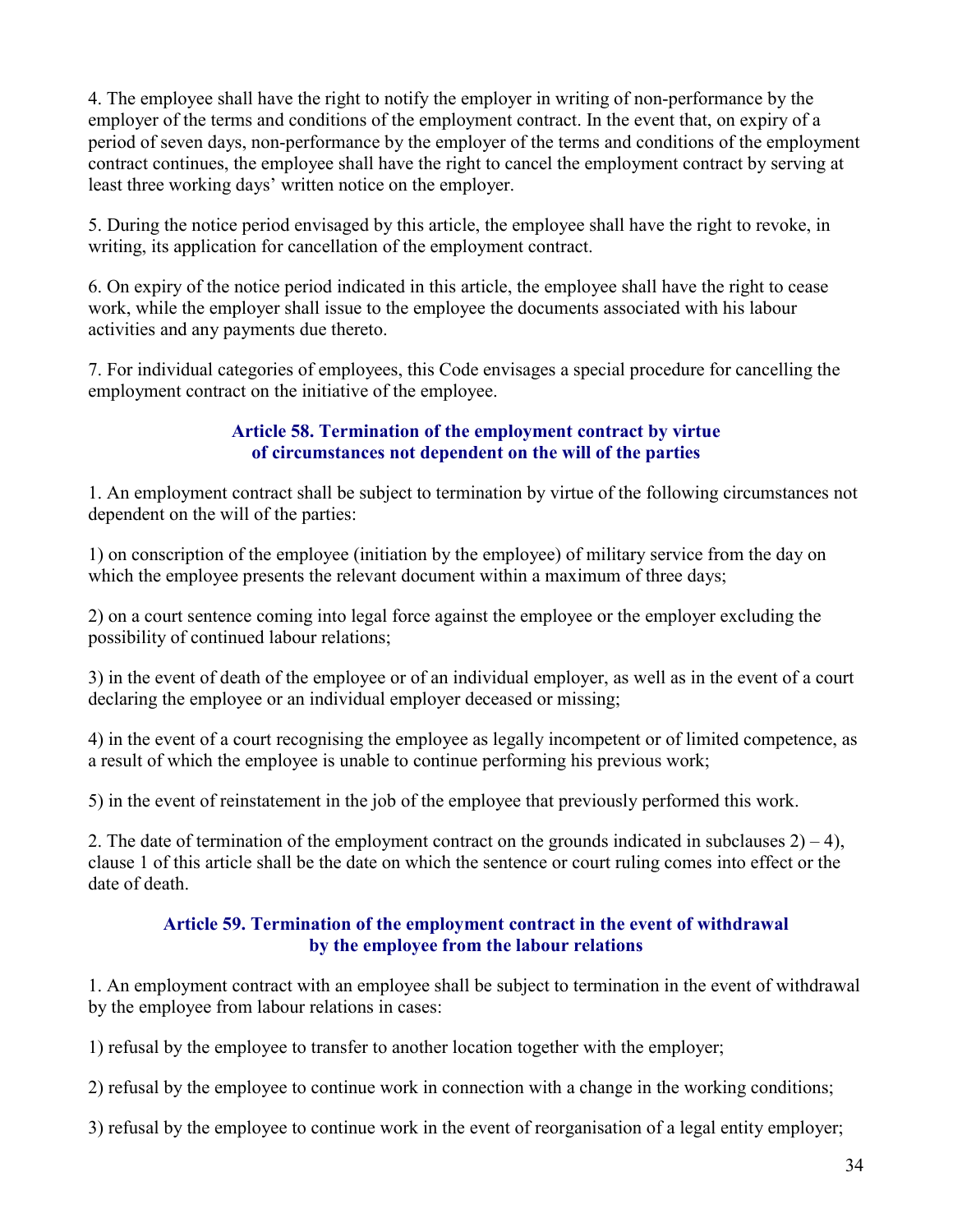4. The employee shall have the right to notify the employer in writing of non-performance by the employer of the terms and conditions of the employment contract. In the event that, on expiry of a period of seven days, non-performance by the employer of the terms and conditions of the employment contract continues, the employee shall have the right to cancel the employment contract by serving at least three working days' written notice on the employer.

5. During the notice period envisaged by this article, the employee shall have the right to revoke, in writing, its application for cancellation of the employment contract.

6. On expiry of the notice period indicated in this article, the employee shall have the right to cease work, while the employer shall issue to the employee the documents associated with his labour activities and any payments due thereto.

7. For individual categories of employees, this Code envisages a special procedure for cancelling the employment contract on the initiative of the employee.

### Article 58. Termination of the employment contract by virtue of circumstances not dependent on the will of the parties

1. An employment contract shall be subject to termination by virtue of the following circumstances not dependent on the will of the parties:

1) on conscription of the employee (initiation by the employee) of military service from the day on which the employee presents the relevant document within a maximum of three days;

2) on a court sentence coming into legal force against the employee or the employer excluding the possibility of continued labour relations;

3) in the event of death of the employee or of an individual employer, as well as in the event of a court declaring the employee or an individual employer deceased or missing;

4) in the event of a court recognising the employee as legally incompetent or of limited competence, as a result of which the employee is unable to continue performing his previous work;

5) in the event of reinstatement in the job of the employee that previously performed this work.

2. The date of termination of the employment contract on the grounds indicated in subclauses 2) – 4), clause 1 of this article shall be the date on which the sentence or court ruling comes into effect or the date of death.

### Article 59. Termination of the employment contract in the event of withdrawal by the employee from the labour relations

1. An employment contract with an employee shall be subject to termination in the event of withdrawal by the employee from labour relations in cases:

1) refusal by the employee to transfer to another location together with the employer;

2) refusal by the employee to continue work in connection with a change in the working conditions;

3) refusal by the employee to continue work in the event of reorganisation of a legal entity employer;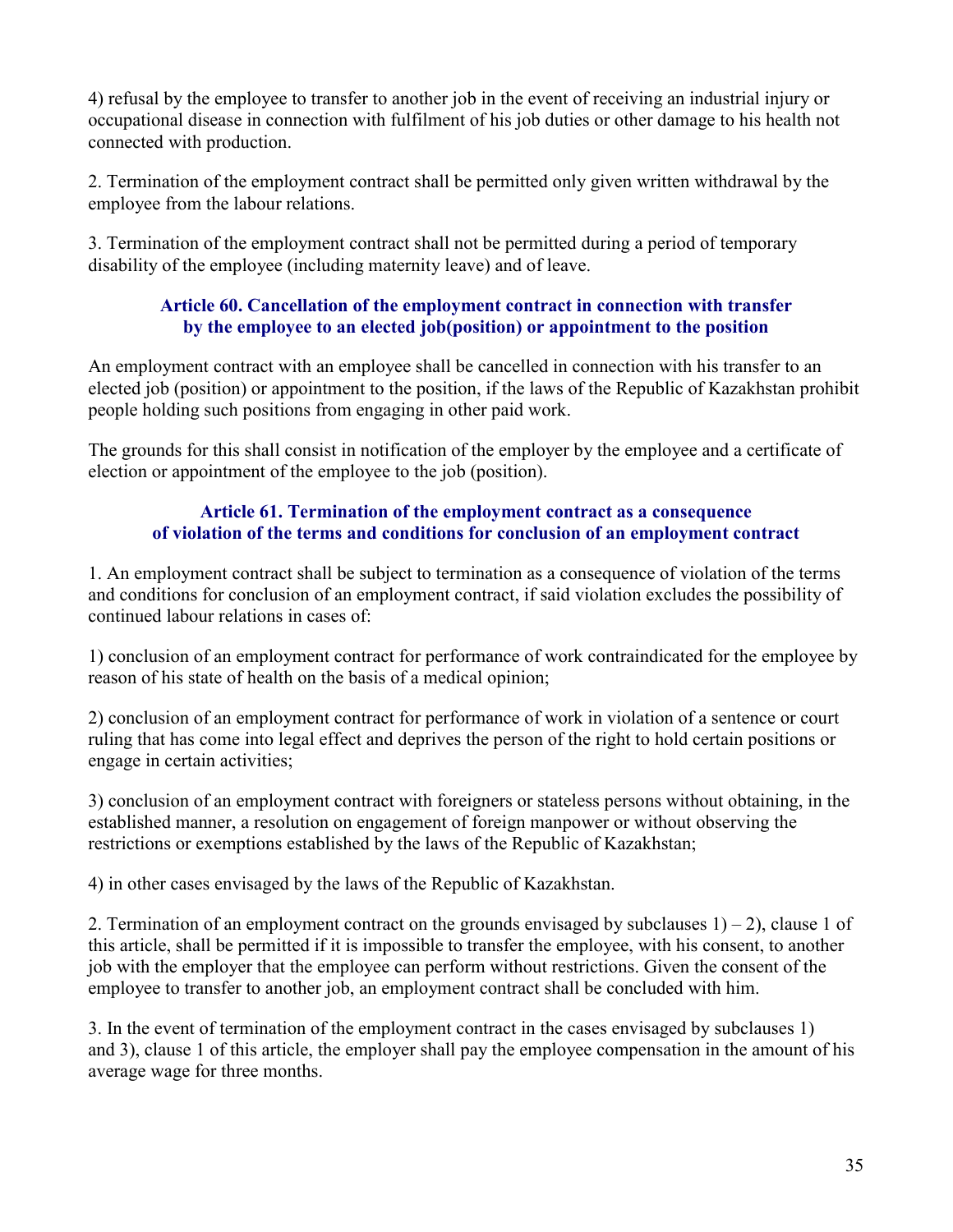4) refusal by the employee to transfer to another job in the event of receiving an industrial injury or occupational disease in connection with fulfilment of his job duties or other damage to his health not connected with production.

2. Termination of the employment contract shall be permitted only given written withdrawal by the employee from the labour relations.

3. Termination of the employment contract shall not be permitted during a period of temporary disability of the employee (including maternity leave) and of leave.

### Article 60. Cancellation of the employment contract in connection with transfer by the employee to an elected job(position) or appointment to the position

An employment contract with an employee shall be cancelled in connection with his transfer to an elected job (position) or appointment to the position, if the laws of the Republic of Kazakhstan prohibit people holding such positions from engaging in other paid work.

The grounds for this shall consist in notification of the employer by the employee and a certificate of election or appointment of the employee to the job (position).

### Article 61. Termination of the employment contract as a consequence of violation of the terms and conditions for conclusion of an employment contract

1. An employment contract shall be subject to termination as a consequence of violation of the terms and conditions for conclusion of an employment contract, if said violation excludes the possibility of continued labour relations in cases of:

1) conclusion of an employment contract for performance of work contraindicated for the employee by reason of his state of health on the basis of a medical opinion;

2) conclusion of an employment contract for performance of work in violation of a sentence or court ruling that has come into legal effect and deprives the person of the right to hold certain positions or engage in certain activities;

3) conclusion of an employment contract with foreigners or stateless persons without obtaining, in the established manner, a resolution on engagement of foreign manpower or without observing the restrictions or exemptions established by the laws of the Republic of Kazakhstan;

4) in other cases envisaged by the laws of the Republic of Kazakhstan.

2. Termination of an employment contract on the grounds envisaged by subclauses 1) – 2), clause 1 of this article, shall be permitted if it is impossible to transfer the employee, with his consent, to another job with the employer that the employee can perform without restrictions. Given the consent of the employee to transfer to another job, an employment contract shall be concluded with him.

3. In the event of termination of the employment contract in the cases envisaged by subclauses 1) and 3), clause 1 of this article, the employer shall pay the employee compensation in the amount of his average wage for three months.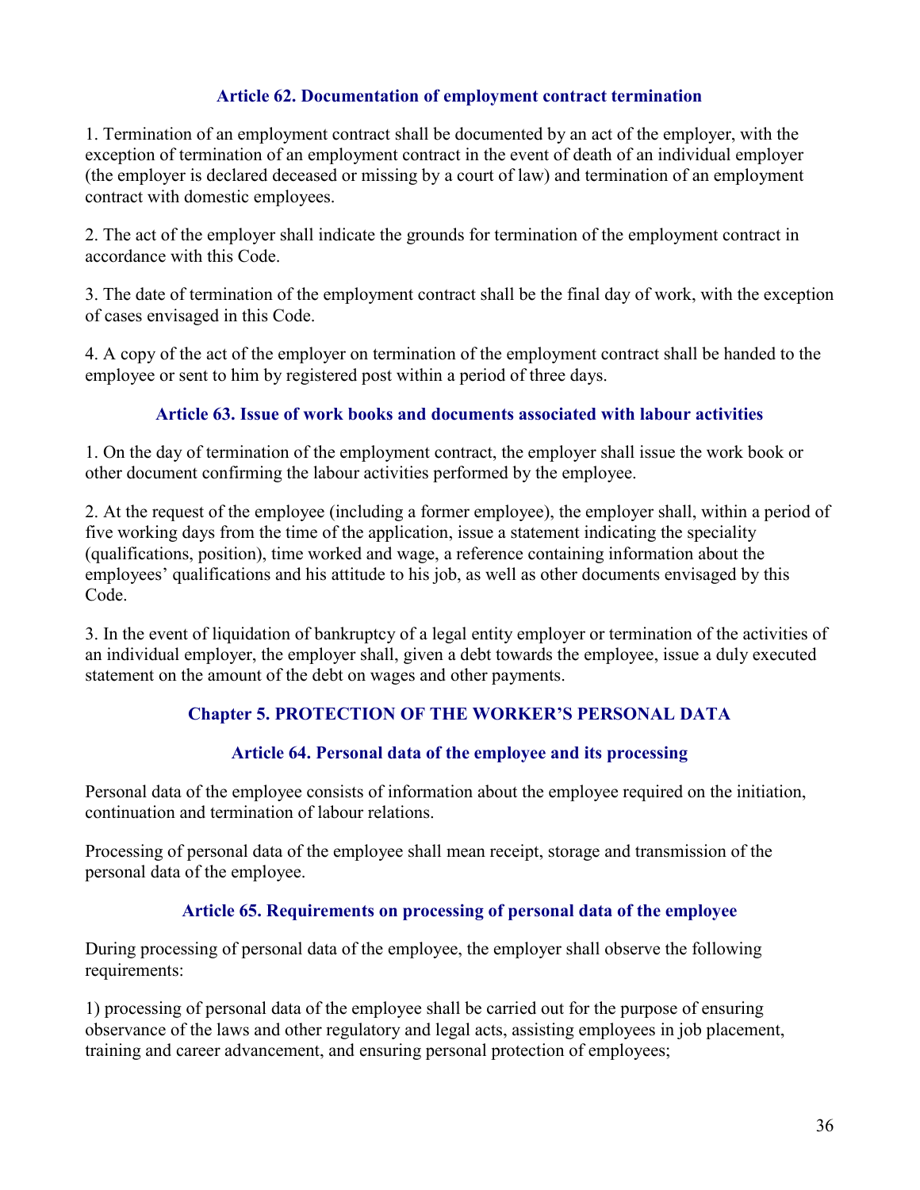### Article 62. Documentation of employment contract termination

1. Termination of an employment contract shall be documented by an act of the employer, with the exception of termination of an employment contract in the event of death of an individual employer (the employer is declared deceased or missing by a court of law) and termination of an employment contract with domestic employees.

2. The act of the employer shall indicate the grounds for termination of the employment contract in accordance with this Code.

3. The date of termination of the employment contract shall be the final day of work, with the exception of cases envisaged in this Code.

4. A copy of the act of the employer on termination of the employment contract shall be handed to the employee or sent to him by registered post within a period of three days.

### Article 63. Issue of work books and documents associated with labour activities

1. On the day of termination of the employment contract, the employer shall issue the work book or other document confirming the labour activities performed by the employee.

2. At the request of the employee (including a former employee), the employer shall, within a period of five working days from the time of the application, issue a statement indicating the speciality (qualifications, position), time worked and wage, a reference containing information about the employees' qualifications and his attitude to his job, as well as other documents envisaged by this Code.

3. In the event of liquidation of bankruptcy of a legal entity employer or termination of the activities of an individual employer, the employer shall, given a debt towards the employee, issue a duly executed statement on the amount of the debt on wages and other payments.

## Chapter 5. PROTECTION OF THE WORKER'S PERSONAL DATA

### Article 64. Personal data of the employee and its processing

Personal data of the employee consists of information about the employee required on the initiation, continuation and termination of labour relations.

Processing of personal data of the employee shall mean receipt, storage and transmission of the personal data of the employee.

### Article 65. Requirements on processing of personal data of the employee

During processing of personal data of the employee, the employer shall observe the following requirements:

1) processing of personal data of the employee shall be carried out for the purpose of ensuring observance of the laws and other regulatory and legal acts, assisting employees in job placement, training and career advancement, and ensuring personal protection of employees;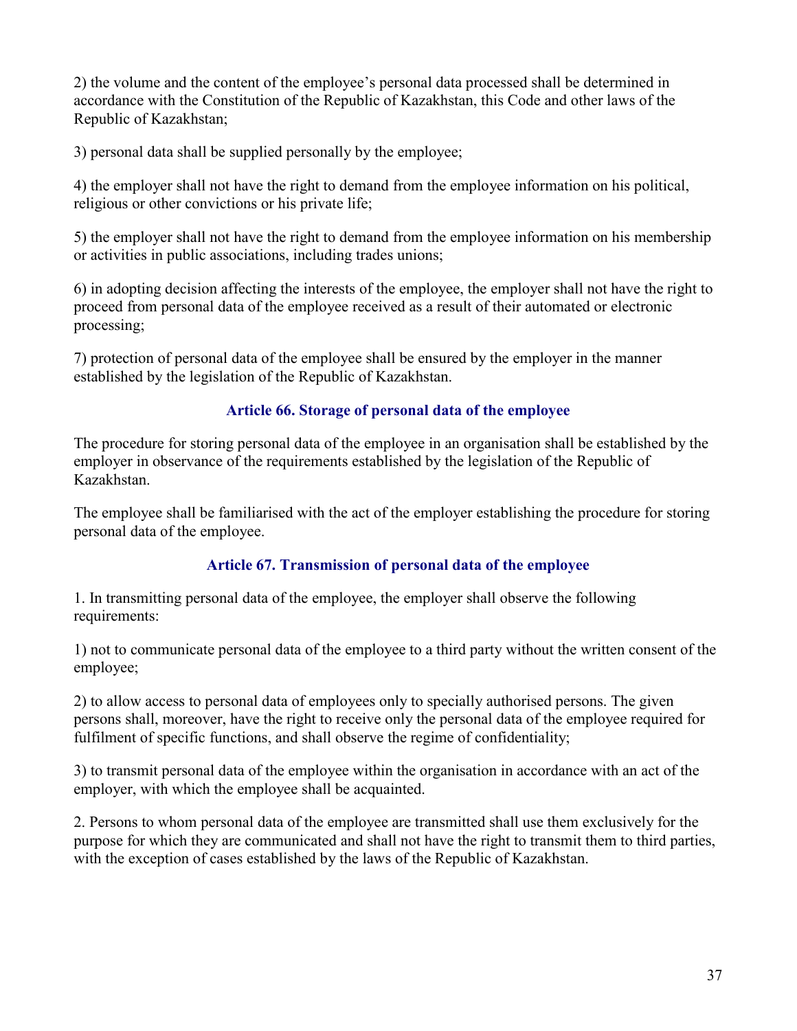2) the volume and the content of the employee's personal data processed shall be determined in accordance with the Constitution of the Republic of Kazakhstan, this Code and other laws of the Republic of Kazakhstan;

3) personal data shall be supplied personally by the employee;

4) the employer shall not have the right to demand from the employee information on his political, religious or other convictions or his private life;

5) the employer shall not have the right to demand from the employee information on his membership or activities in public associations, including trades unions;

6) in adopting decision affecting the interests of the employee, the employer shall not have the right to proceed from personal data of the employee received as a result of their automated or electronic processing;

7) protection of personal data of the employee shall be ensured by the employer in the manner established by the legislation of the Republic of Kazakhstan.

### Article 66. Storage of personal data of the employee

The procedure for storing personal data of the employee in an organisation shall be established by the employer in observance of the requirements established by the legislation of the Republic of Kazakhstan.

The employee shall be familiarised with the act of the employer establishing the procedure for storing personal data of the employee.

### Article 67. Transmission of personal data of the employee

1. In transmitting personal data of the employee, the employer shall observe the following requirements:

1) not to communicate personal data of the employee to a third party without the written consent of the employee;

2) to allow access to personal data of employees only to specially authorised persons. The given persons shall, moreover, have the right to receive only the personal data of the employee required for fulfilment of specific functions, and shall observe the regime of confidentiality;

3) to transmit personal data of the employee within the organisation in accordance with an act of the employer, with which the employee shall be acquainted.

2. Persons to whom personal data of the employee are transmitted shall use them exclusively for the purpose for which they are communicated and shall not have the right to transmit them to third parties, with the exception of cases established by the laws of the Republic of Kazakhstan.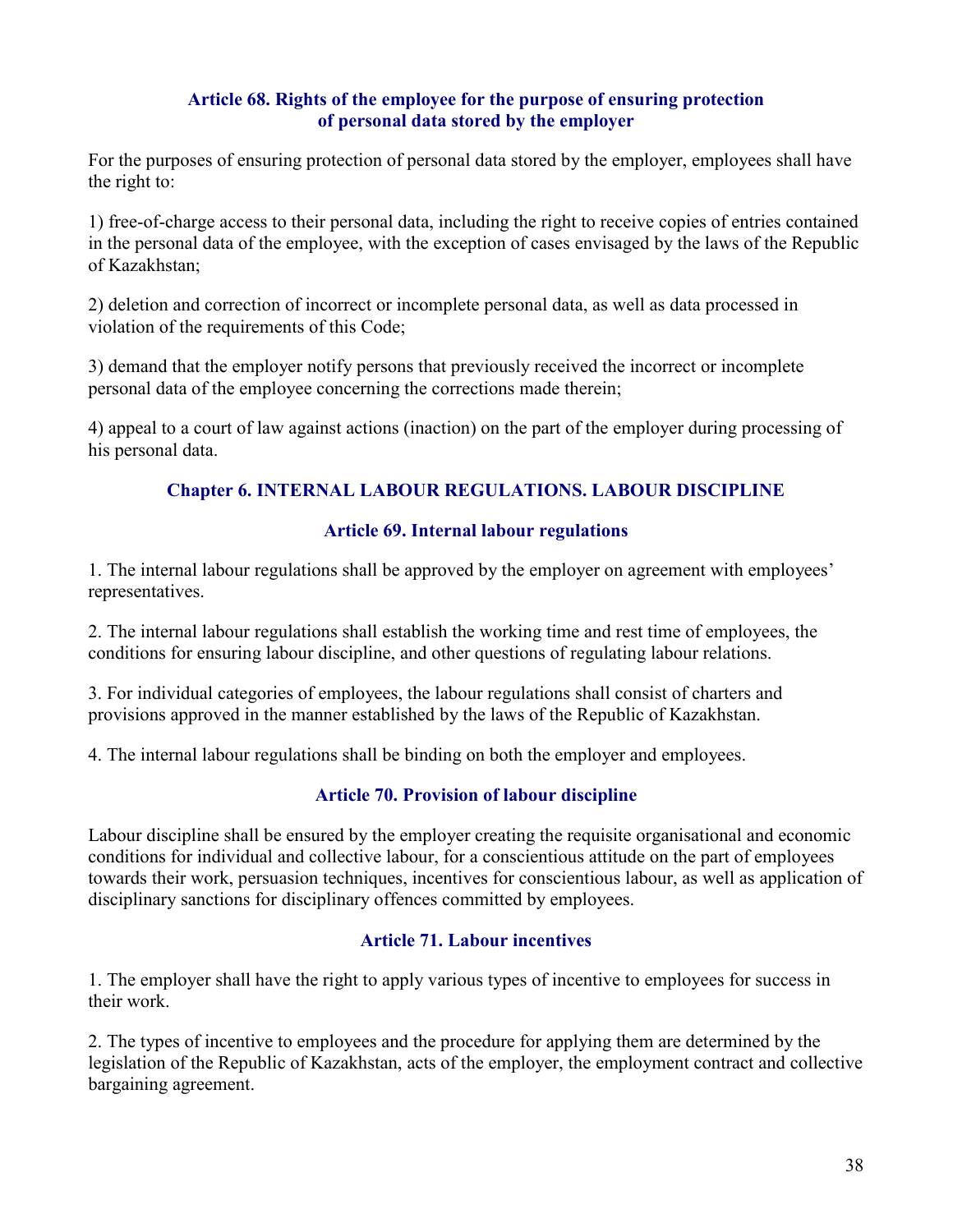### Article 68. Rights of the employee for the purpose of ensuring protection of personal data stored by the employer

For the purposes of ensuring protection of personal data stored by the employer, employees shall have the right to:

1) free-of-charge access to their personal data, including the right to receive copies of entries contained in the personal data of the employee, with the exception of cases envisaged by the laws of the Republic of Kazakhstan;

2) deletion and correction of incorrect or incomplete personal data, as well as data processed in violation of the requirements of this Code;

3) demand that the employer notify persons that previously received the incorrect or incomplete personal data of the employee concerning the corrections made therein;

4) appeal to a court of law against actions (inaction) on the part of the employer during processing of his personal data.

## Chapter 6. INTERNAL LABOUR REGULATIONS. LABOUR DISCIPLINE

### Article 69. Internal labour regulations

1. The internal labour regulations shall be approved by the employer on agreement with employees' representatives.

2. The internal labour regulations shall establish the working time and rest time of employees, the conditions for ensuring labour discipline, and other questions of regulating labour relations.

3. For individual categories of employees, the labour regulations shall consist of charters and provisions approved in the manner established by the laws of the Republic of Kazakhstan.

4. The internal labour regulations shall be binding on both the employer and employees.

### Article 70. Provision of labour discipline

Labour discipline shall be ensured by the employer creating the requisite organisational and economic conditions for individual and collective labour, for a conscientious attitude on the part of employees towards their work, persuasion techniques, incentives for conscientious labour, as well as application of disciplinary sanctions for disciplinary offences committed by employees.

### Article 71. Labour incentives

1. The employer shall have the right to apply various types of incentive to employees for success in their work.

2. The types of incentive to employees and the procedure for applying them are determined by the legislation of the Republic of Kazakhstan, acts of the employer, the employment contract and collective bargaining agreement.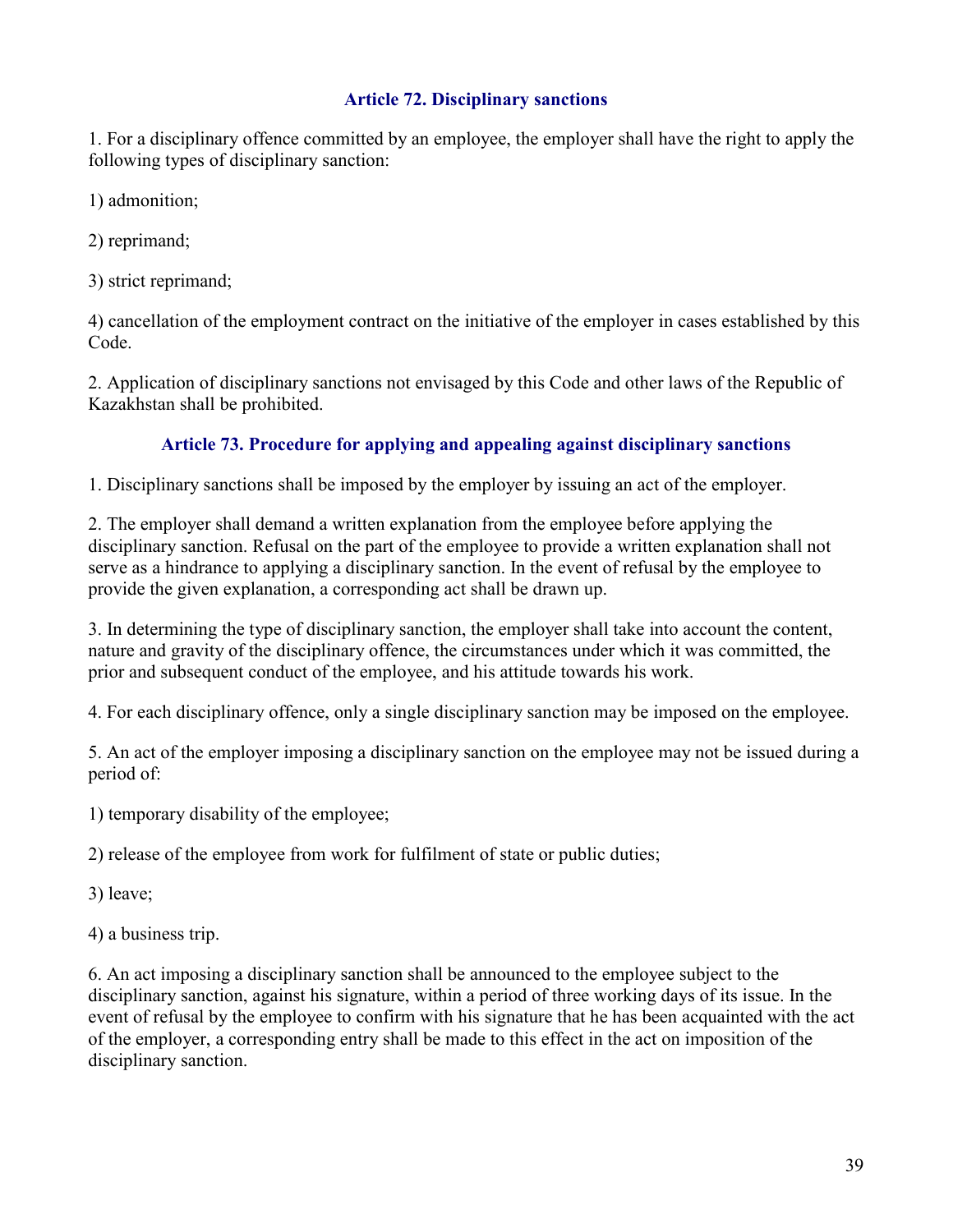### Article 72. Disciplinary sanctions

1. For a disciplinary offence committed by an employee, the employer shall have the right to apply the following types of disciplinary sanction:

1) admonition;

2) reprimand;

3) strict reprimand;

4) cancellation of the employment contract on the initiative of the employer in cases established by this Code.

2. Application of disciplinary sanctions not envisaged by this Code and other laws of the Republic of Kazakhstan shall be prohibited.

### Article 73. Procedure for applying and appealing against disciplinary sanctions

1. Disciplinary sanctions shall be imposed by the employer by issuing an act of the employer.

2. The employer shall demand a written explanation from the employee before applying the disciplinary sanction. Refusal on the part of the employee to provide a written explanation shall not serve as a hindrance to applying a disciplinary sanction. In the event of refusal by the employee to provide the given explanation, a corresponding act shall be drawn up.

3. In determining the type of disciplinary sanction, the employer shall take into account the content, nature and gravity of the disciplinary offence, the circumstances under which it was committed, the prior and subsequent conduct of the employee, and his attitude towards his work.

4. For each disciplinary offence, only a single disciplinary sanction may be imposed on the employee.

5. An act of the employer imposing a disciplinary sanction on the employee may not be issued during a period of:

1) temporary disability of the employee;

2) release of the employee from work for fulfilment of state or public duties;

3) leave;

4) a business trip.

6. An act imposing a disciplinary sanction shall be announced to the employee subject to the disciplinary sanction, against his signature, within a period of three working days of its issue. In the event of refusal by the employee to confirm with his signature that he has been acquainted with the act of the employer, a corresponding entry shall be made to this effect in the act on imposition of the disciplinary sanction.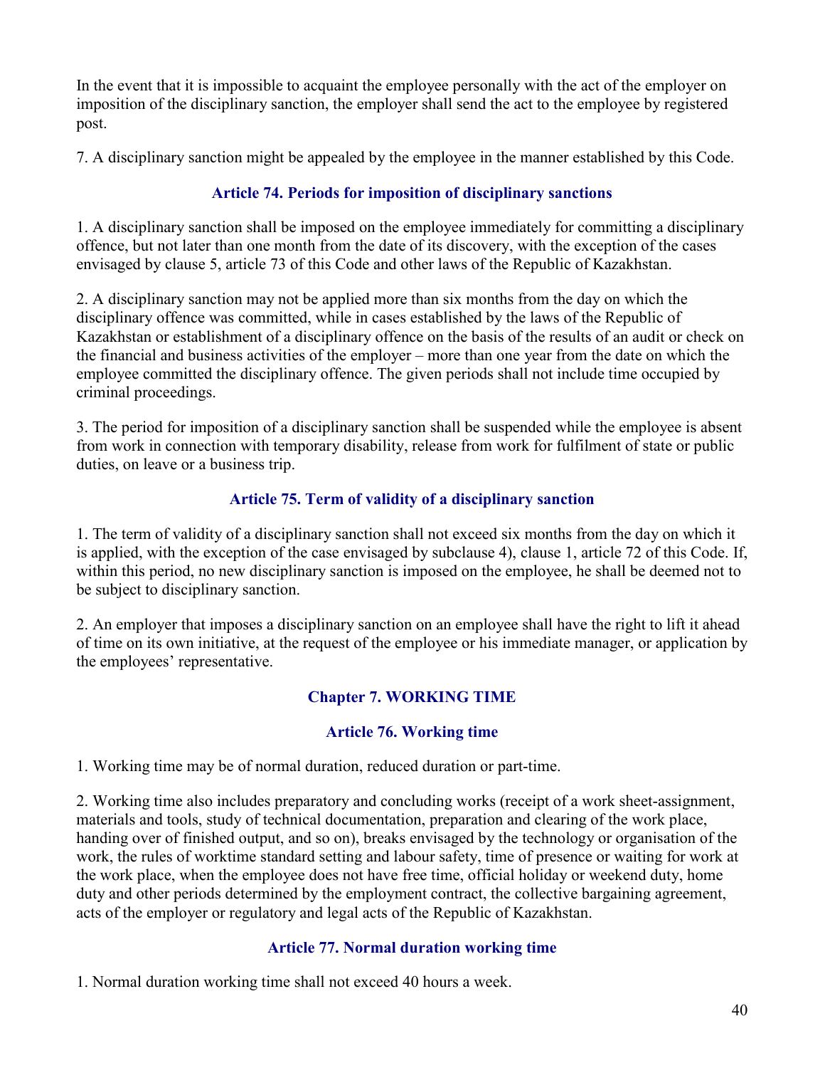In the event that it is impossible to acquaint the employee personally with the act of the employer on imposition of the disciplinary sanction, the employer shall send the act to the employee by registered post.

7. A disciplinary sanction might be appealed by the employee in the manner established by this Code.

### Article 74. Periods for imposition of disciplinary sanctions

1. A disciplinary sanction shall be imposed on the employee immediately for committing a disciplinary offence, but not later than one month from the date of its discovery, with the exception of the cases envisaged by clause 5, article 73 of this Code and other laws of the Republic of Kazakhstan.

2. A disciplinary sanction may not be applied more than six months from the day on which the disciplinary offence was committed, while in cases established by the laws of the Republic of Kazakhstan or establishment of a disciplinary offence on the basis of the results of an audit or check on the financial and business activities of the employer – more than one year from the date on which the employee committed the disciplinary offence. The given periods shall not include time occupied by criminal proceedings.

3. The period for imposition of a disciplinary sanction shall be suspended while the employee is absent from work in connection with temporary disability, release from work for fulfilment of state or public duties, on leave or a business trip.

### Article 75. Term of validity of a disciplinary sanction

1. The term of validity of a disciplinary sanction shall not exceed six months from the day on which it is applied, with the exception of the case envisaged by subclause 4), clause 1, article 72 of this Code. If, within this period, no new disciplinary sanction is imposed on the employee, he shall be deemed not to be subject to disciplinary sanction.

2. An employer that imposes a disciplinary sanction on an employee shall have the right to lift it ahead of time on its own initiative, at the request of the employee or his immediate manager, or application by the employees' representative.

## Chapter 7. WORKING TIME

### Article 76. Working time

1. Working time may be of normal duration, reduced duration or part-time.

2. Working time also includes preparatory and concluding works (receipt of a work sheet-assignment, materials and tools, study of technical documentation, preparation and clearing of the work place, handing over of finished output, and so on), breaks envisaged by the technology or organisation of the work, the rules of worktime standard setting and labour safety, time of presence or waiting for work at the work place, when the employee does not have free time, official holiday or weekend duty, home duty and other periods determined by the employment contract, the collective bargaining agreement, acts of the employer or regulatory and legal acts of the Republic of Kazakhstan.

### Article 77. Normal duration working time

1. Normal duration working time shall not exceed 40 hours a week.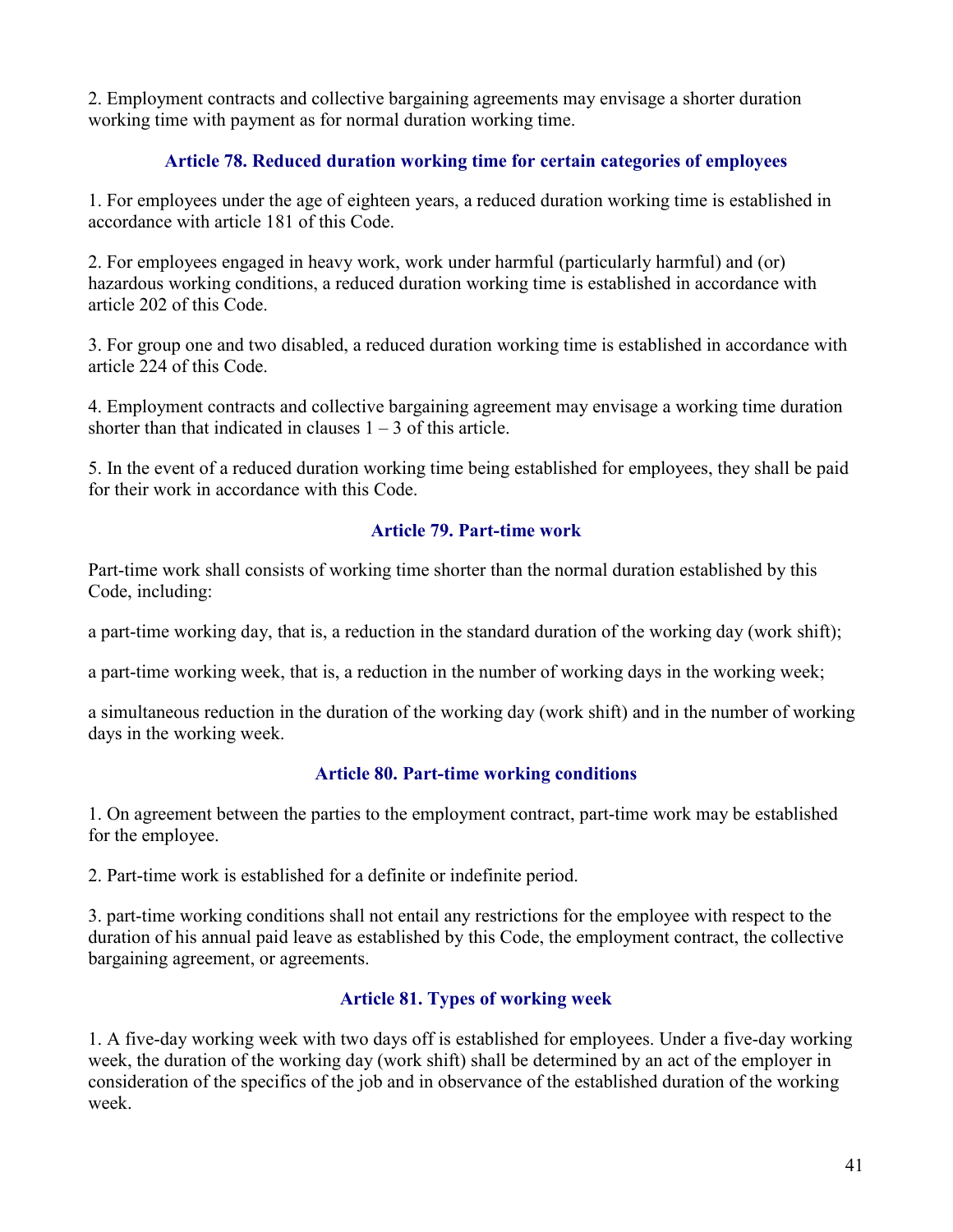2. Employment contracts and collective bargaining agreements may envisage a shorter duration working time with payment as for normal duration working time.

### Article 78. Reduced duration working time for certain categories of employees

1. For employees under the age of eighteen years, a reduced duration working time is established in accordance with article 181 of this Code.

2. For employees engaged in heavy work, work under harmful (particularly harmful) and (or) hazardous working conditions, a reduced duration working time is established in accordance with article 202 of this Code.

3. For group one and two disabled, a reduced duration working time is established in accordance with article 224 of this Code.

4. Employment contracts and collective bargaining agreement may envisage a working time duration shorter than that indicated in clauses 1 – 3 of this article.

5. In the event of a reduced duration working time being established for employees, they shall be paid for their work in accordance with this Code.

### Article 79. Part-time work

Part-time work shall consists of working time shorter than the normal duration established by this Code, including:

a part-time working day, that is, a reduction in the standard duration of the working day (work shift);

a part-time working week, that is, a reduction in the number of working days in the working week;

a simultaneous reduction in the duration of the working day (work shift) and in the number of working days in the working week.

### Article 80. Part-time working conditions

1. On agreement between the parties to the employment contract, part-time work may be established for the employee.

2. Part-time work is established for a definite or indefinite period.

3. part-time working conditions shall not entail any restrictions for the employee with respect to the duration of his annual paid leave as established by this Code, the employment contract, the collective bargaining agreement, or agreements.

### Article 81. Types of working week

1. A five-day working week with two days off is established for employees. Under a five-day working week, the duration of the working day (work shift) shall be determined by an act of the employer in consideration of the specifics of the job and in observance of the established duration of the working week.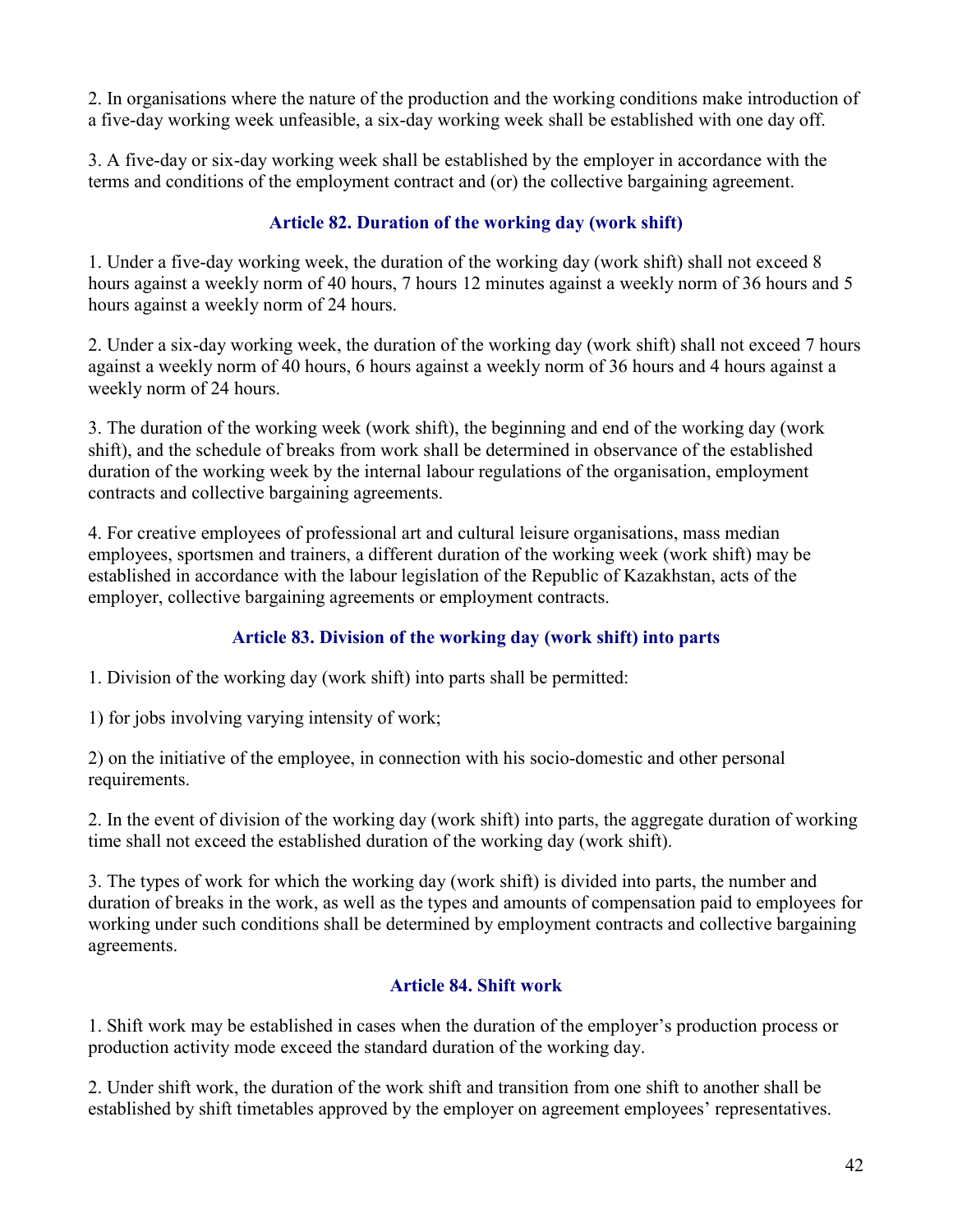2. In organisations where the nature of the production and the working conditions make introduction of a five-day working week unfeasible, a six-day working week shall be established with one day off.

3. A five-day or six-day working week shall be established by the employer in accordance with the terms and conditions of the employment contract and (or) the collective bargaining agreement.

### Article 82. Duration of the working day (work shift)

1. Under a five-day working week, the duration of the working day (work shift) shall not exceed 8 hours against a weekly norm of 40 hours, 7 hours 12 minutes against a weekly norm of 36 hours and 5 hours against a weekly norm of 24 hours.

2. Under a six-day working week, the duration of the working day (work shift) shall not exceed 7 hours against a weekly norm of 40 hours, 6 hours against a weekly norm of 36 hours and 4 hours against a weekly norm of 24 hours.

3. The duration of the working week (work shift), the beginning and end of the working day (work shift), and the schedule of breaks from work shall be determined in observance of the established duration of the working week by the internal labour regulations of the organisation, employment contracts and collective bargaining agreements.

4. For creative employees of professional art and cultural leisure organisations, mass median employees, sportsmen and trainers, a different duration of the working week (work shift) may be established in accordance with the labour legislation of the Republic of Kazakhstan, acts of the employer, collective bargaining agreements or employment contracts.

### Article 83. Division of the working day (work shift) into parts

1. Division of the working day (work shift) into parts shall be permitted:

1) for jobs involving varying intensity of work;

2) on the initiative of the employee, in connection with his socio-domestic and other personal requirements.

2. In the event of division of the working day (work shift) into parts, the aggregate duration of working time shall not exceed the established duration of the working day (work shift).

3. The types of work for which the working day (work shift) is divided into parts, the number and duration of breaks in the work, as well as the types and amounts of compensation paid to employees for working under such conditions shall be determined by employment contracts and collective bargaining agreements.

### Article 84. Shift work

1. Shift work may be established in cases when the duration of the employer's production process or production activity mode exceed the standard duration of the working day.

2. Under shift work, the duration of the work shift and transition from one shift to another shall be established by shift timetables approved by the employer on agreement employees' representatives.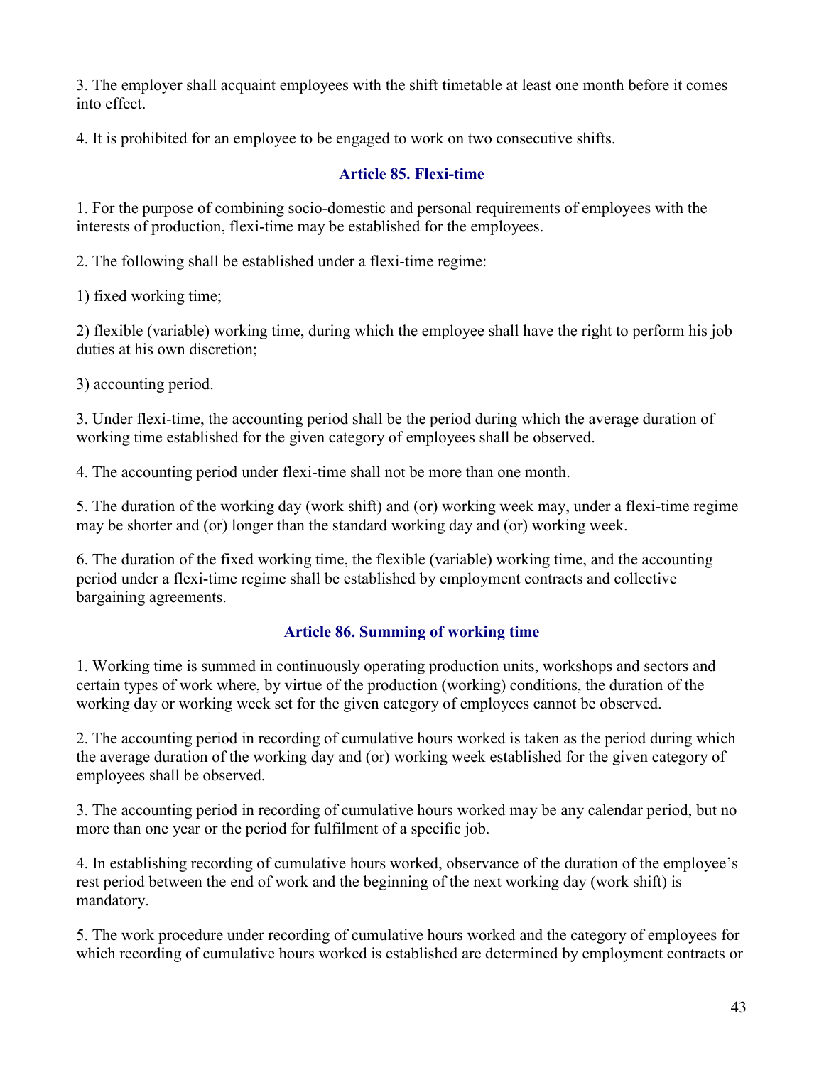3. The employer shall acquaint employees with the shift timetable at least one month before it comes into effect.

4. It is prohibited for an employee to be engaged to work on two consecutive shifts.

### Article 85. Flexi-time

1. For the purpose of combining socio-domestic and personal requirements of employees with the interests of production, flexi-time may be established for the employees.

2. The following shall be established under a flexi-time regime:

1) fixed working time;

2) flexible (variable) working time, during which the employee shall have the right to perform his job duties at his own discretion;

3) accounting period.

3. Under flexi-time, the accounting period shall be the period during which the average duration of working time established for the given category of employees shall be observed.

4. The accounting period under flexi-time shall not be more than one month.

5. The duration of the working day (work shift) and (or) working week may, under a flexi-time regime may be shorter and (or) longer than the standard working day and (or) working week.

6. The duration of the fixed working time, the flexible (variable) working time, and the accounting period under a flexi-time regime shall be established by employment contracts and collective bargaining agreements.

### Article 86. Summing of working time

1. Working time is summed in continuously operating production units, workshops and sectors and certain types of work where, by virtue of the production (working) conditions, the duration of the working day or working week set for the given category of employees cannot be observed.

2. The accounting period in recording of cumulative hours worked is taken as the period during which the average duration of the working day and (or) working week established for the given category of employees shall be observed.

3. The accounting period in recording of cumulative hours worked may be any calendar period, but no more than one year or the period for fulfilment of a specific job.

4. In establishing recording of cumulative hours worked, observance of the duration of the employee's rest period between the end of work and the beginning of the next working day (work shift) is mandatory.

5. The work procedure under recording of cumulative hours worked and the category of employees for which recording of cumulative hours worked is established are determined by employment contracts or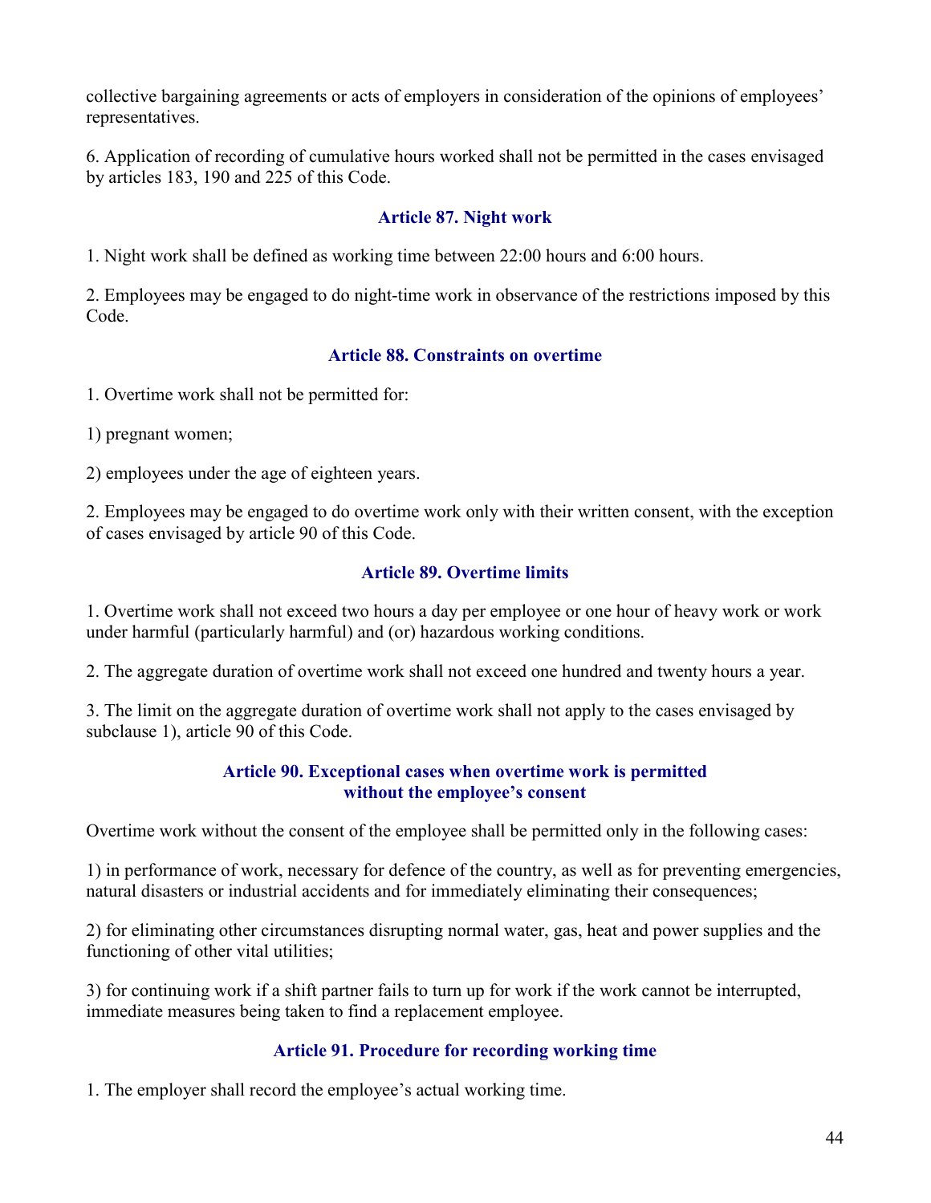collective bargaining agreements or acts of employers in consideration of the opinions of employees' representatives.

6. Application of recording of cumulative hours worked shall not be permitted in the cases envisaged by articles 183, 190 and 225 of this Code.

### Article 87. Night work

1. Night work shall be defined as working time between 22:00 hours and 6:00 hours.

2. Employees may be engaged to do night-time work in observance of the restrictions imposed by this Code.

### Article 88. Constraints on overtime

1. Overtime work shall not be permitted for:

1) pregnant women;

2) employees under the age of eighteen years.

2. Employees may be engaged to do overtime work only with their written consent, with the exception of cases envisaged by article 90 of this Code.

### Article 89. Overtime limits

1. Overtime work shall not exceed two hours a day per employee or one hour of heavy work or work under harmful (particularly harmful) and (or) hazardous working conditions.

2. The aggregate duration of overtime work shall not exceed one hundred and twenty hours a year.

3. The limit on the aggregate duration of overtime work shall not apply to the cases envisaged by subclause 1), article 90 of this Code.

### Article 90. Exceptional cases when overtime work is permitted without the employee's consent

Overtime work without the consent of the employee shall be permitted only in the following cases:

1) in performance of work, necessary for defence of the country, as well as for preventing emergencies, natural disasters or industrial accidents and for immediately eliminating their consequences;

2) for eliminating other circumstances disrupting normal water, gas, heat and power supplies and the functioning of other vital utilities;

3) for continuing work if a shift partner fails to turn up for work if the work cannot be interrupted, immediate measures being taken to find a replacement employee.

### Article 91. Procedure for recording working time

1. The employer shall record the employee's actual working time.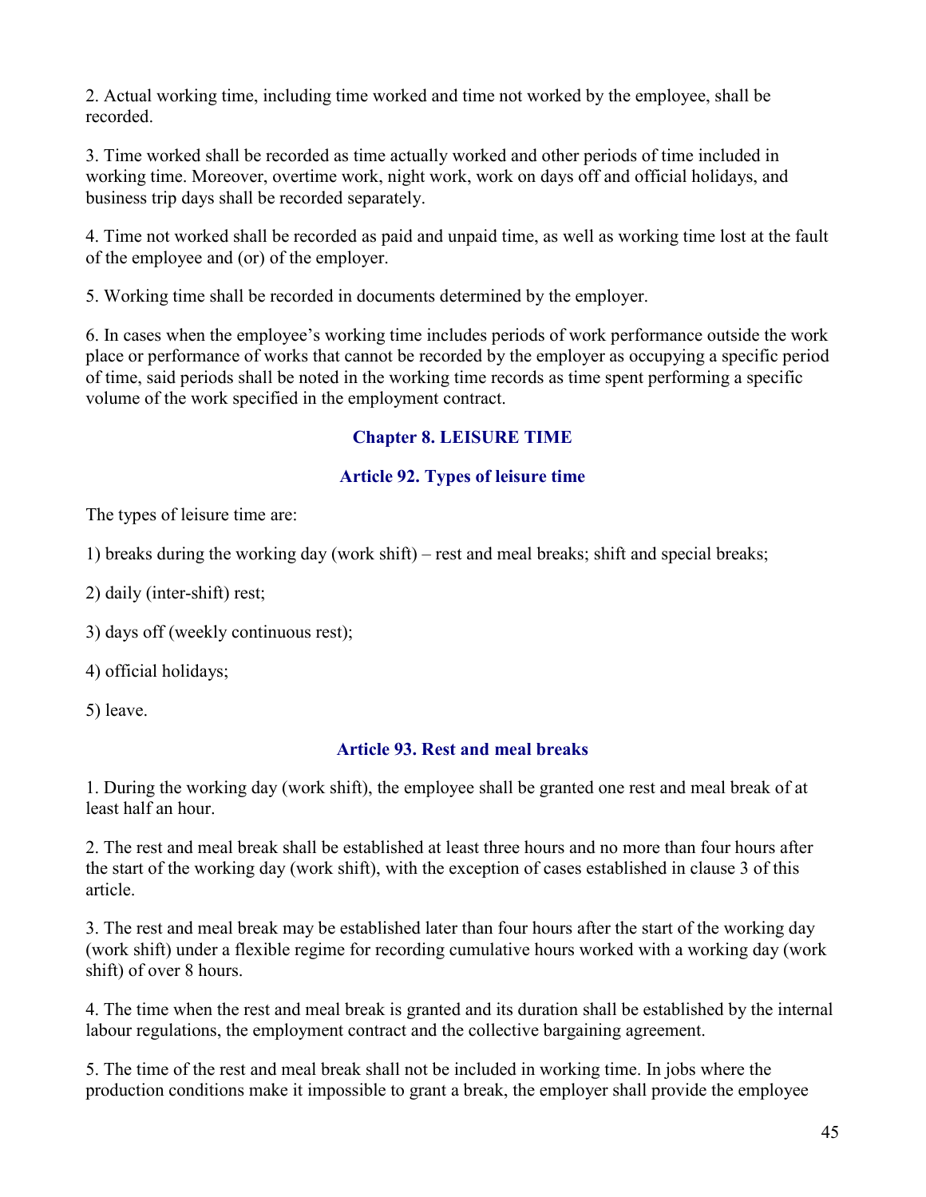2. Actual working time, including time worked and time not worked by the employee, shall be recorded.

3. Time worked shall be recorded as time actually worked and other periods of time included in working time. Moreover, overtime work, night work, work on days off and official holidays, and business trip days shall be recorded separately.

4. Time not worked shall be recorded as paid and unpaid time, as well as working time lost at the fault of the employee and (or) of the employer.

5. Working time shall be recorded in documents determined by the employer.

6. In cases when the employee's working time includes periods of work performance outside the work place or performance of works that cannot be recorded by the employer as occupying a specific period of time, said periods shall be noted in the working time records as time spent performing a specific volume of the work specified in the employment contract.

## Chapter 8. LEISURE TIME

### Article 92. Types of leisure time

The types of leisure time are:

1) breaks during the working day (work shift) – rest and meal breaks; shift and special breaks;

2) daily (inter-shift) rest;

3) days off (weekly continuous rest);

4) official holidays;

5) leave.

### Article 93. Rest and meal breaks

1. During the working day (work shift), the employee shall be granted one rest and meal break of at least half an hour.

2. The rest and meal break shall be established at least three hours and no more than four hours after the start of the working day (work shift), with the exception of cases established in clause 3 of this article.

3. The rest and meal break may be established later than four hours after the start of the working day (work shift) under a flexible regime for recording cumulative hours worked with a working day (work shift) of over 8 hours.

4. The time when the rest and meal break is granted and its duration shall be established by the internal labour regulations, the employment contract and the collective bargaining agreement.

5. The time of the rest and meal break shall not be included in working time. In jobs where the production conditions make it impossible to grant a break, the employer shall provide the employee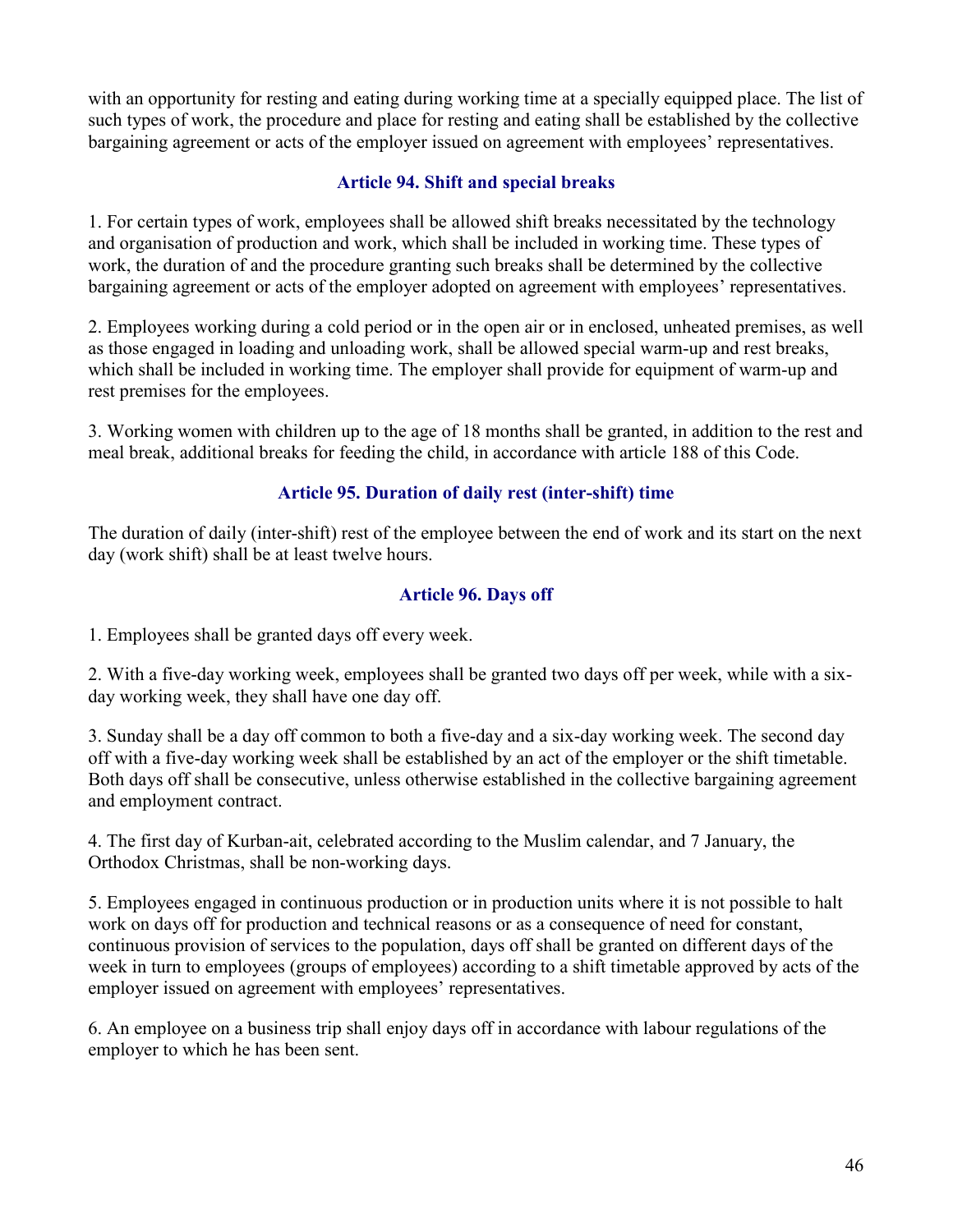with an opportunity for resting and eating during working time at a specially equipped place. The list of such types of work, the procedure and place for resting and eating shall be established by the collective bargaining agreement or acts of the employer issued on agreement with employees' representatives.

### Article 94. Shift and special breaks

1. For certain types of work, employees shall be allowed shift breaks necessitated by the technology and organisation of production and work, which shall be included in working time. These types of work, the duration of and the procedure granting such breaks shall be determined by the collective bargaining agreement or acts of the employer adopted on agreement with employees' representatives.

2. Employees working during a cold period or in the open air or in enclosed, unheated premises, as well as those engaged in loading and unloading work, shall be allowed special warm-up and rest breaks, which shall be included in working time. The employer shall provide for equipment of warm-up and rest premises for the employees.

3. Working women with children up to the age of 18 months shall be granted, in addition to the rest and meal break, additional breaks for feeding the child, in accordance with article 188 of this Code.

### Article 95. Duration of daily rest (inter-shift) time

The duration of daily (inter-shift) rest of the employee between the end of work and its start on the next day (work shift) shall be at least twelve hours.

### Article 96. Days off

1. Employees shall be granted days off every week.

2. With a five-day working week, employees shall be granted two days off per week, while with a six-day working week, they shall have one day off.

3. Sunday shall be a day off common to both a five-day and a six-day working week. The second day off with a five-day working week shall be established by an act of the employer or the shift timetable. Both days off shall be consecutive, unless otherwise established in the collective bargaining agreement and employment contract.

4. The first day of Kurban-ait, celebrated according to the Muslim calendar, and 7 January, the Orthodox Christmas, shall be non-working days.

5. Employees engaged in continuous production or in production units where it is not possible to halt work on days off for production and technical reasons or as a consequence of need for constant, continuous provision of services to the population, days off shall be granted on different days of the week in turn to employees (groups of employees) according to a shift timetable approved by acts of the employer issued on agreement with employees' representatives.

6. An employee on a business trip shall enjoy days off in accordance with labour regulations of the employer to which he has been sent.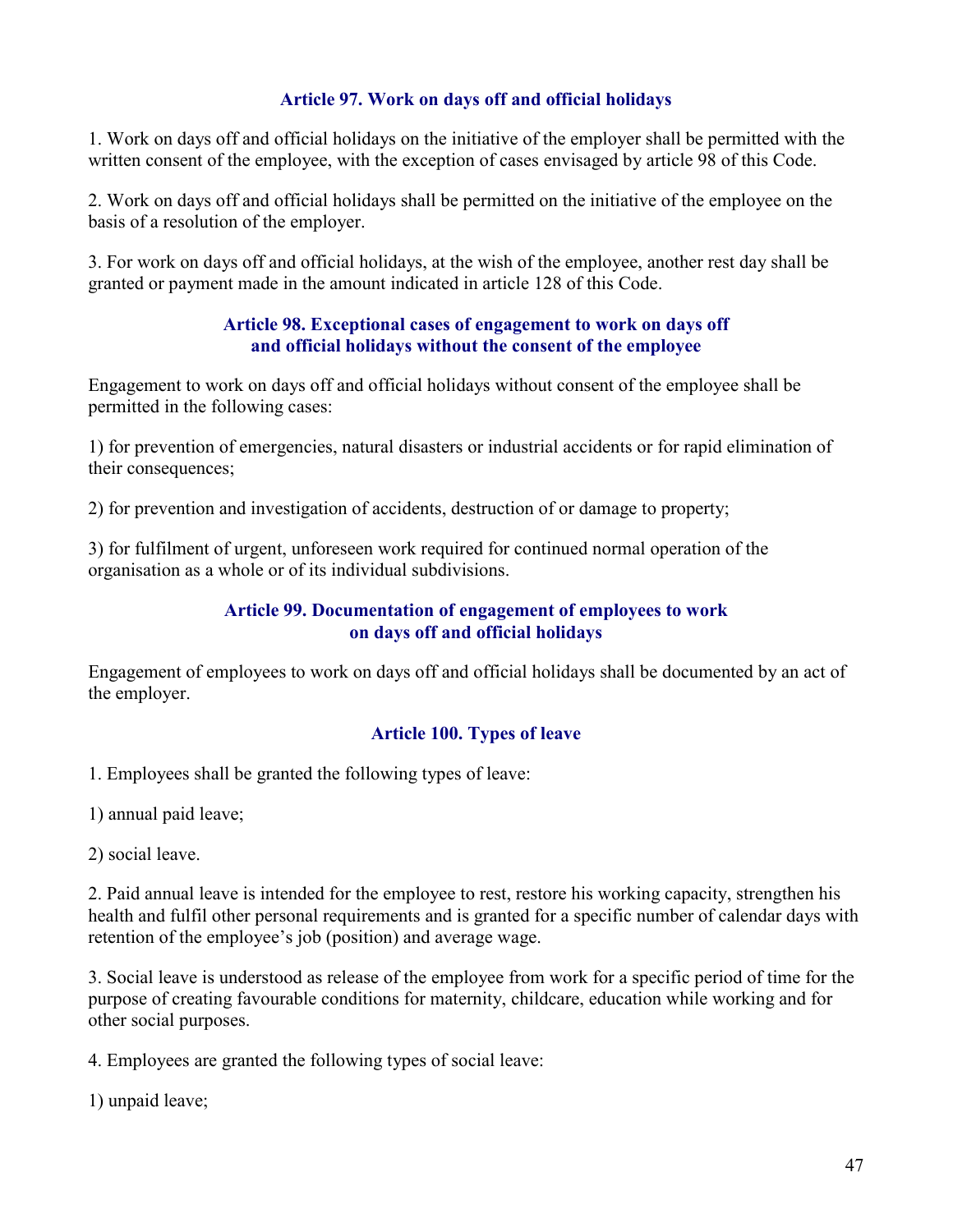### Article 97. Work on days off and official holidays

1. Work on days off and official holidays on the initiative of the employer shall be permitted with the written consent of the employee, with the exception of cases envisaged by article 98 of this Code.

2. Work on days off and official holidays shall be permitted on the initiative of the employee on the basis of a resolution of the employer.

3. For work on days off and official holidays, at the wish of the employee, another rest day shall be granted or payment made in the amount indicated in article 128 of this Code.

### Article 98. Exceptional cases of engagement to work on days off and official holidays without the consent of the employee

Engagement to work on days off and official holidays without consent of the employee shall be permitted in the following cases:

1) for prevention of emergencies, natural disasters or industrial accidents or for rapid elimination of their consequences;

2) for prevention and investigation of accidents, destruction of or damage to property;

3) for fulfilment of urgent, unforeseen work required for continued normal operation of the organisation as a whole or of its individual subdivisions.

### Article 99. Documentation of engagement of employees to work on days off and official holidays

Engagement of employees to work on days off and official holidays shall be documented by an act of the employer.

### Article 100. Types of leave

1. Employees shall be granted the following types of leave:

1) annual paid leave;

2) social leave.

2. Paid annual leave is intended for the employee to rest, restore his working capacity, strengthen his health and fulfil other personal requirements and is granted for a specific number of calendar days with retention of the employee's job (position) and average wage.

3. Social leave is understood as release of the employee from work for a specific period of time for the purpose of creating favourable conditions for maternity, childcare, education while working and for other social purposes.

4. Employees are granted the following types of social leave:

1) unpaid leave;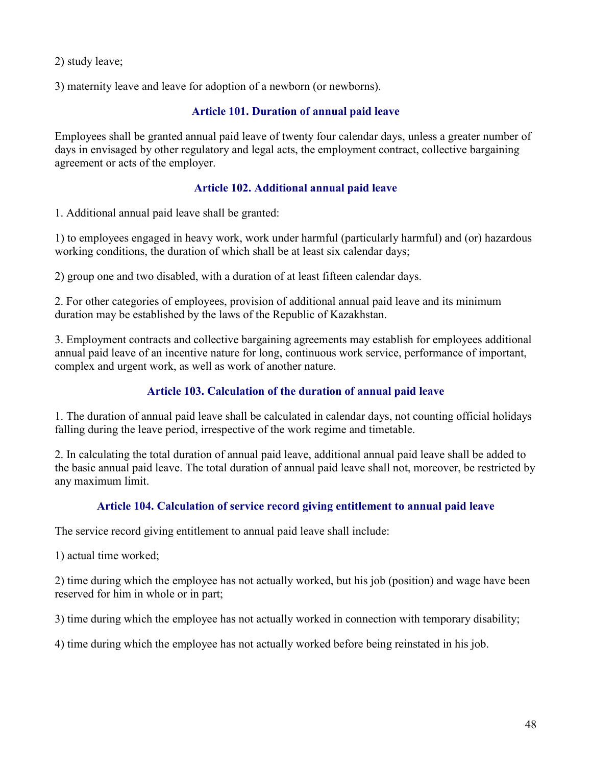2) study leave;

3) maternity leave and leave for adoption of a newborn (or newborns).

### Article 101. Duration of annual paid leave

Employees shall be granted annual paid leave of twenty four calendar days, unless a greater number of days in envisaged by other regulatory and legal acts, the employment contract, collective bargaining agreement or acts of the employer.

### Article 102. Additional annual paid leave

1. Additional annual paid leave shall be granted:

1) to employees engaged in heavy work, work under harmful (particularly harmful) and (or) hazardous working conditions, the duration of which shall be at least six calendar days;

2) group one and two disabled, with a duration of at least fifteen calendar days.

2. For other categories of employees, provision of additional annual paid leave and its minimum duration may be established by the laws of the Republic of Kazakhstan.

3. Employment contracts and collective bargaining agreements may establish for employees additional annual paid leave of an incentive nature for long, continuous work service, performance of important, complex and urgent work, as well as work of another nature.

### Article 103. Calculation of the duration of annual paid leave

1. The duration of annual paid leave shall be calculated in calendar days, not counting official holidays falling during the leave period, irrespective of the work regime and timetable.

2. In calculating the total duration of annual paid leave, additional annual paid leave shall be added to the basic annual paid leave. The total duration of annual paid leave shall not, moreover, be restricted by any maximum limit.

### Article 104. Calculation of service record giving entitlement to annual paid leave

The service record giving entitlement to annual paid leave shall include:

1) actual time worked;

2) time during which the employee has not actually worked, but his job (position) and wage have been reserved for him in whole or in part;

3) time during which the employee has not actually worked in connection with temporary disability;

4) time during which the employee has not actually worked before being reinstated in his job.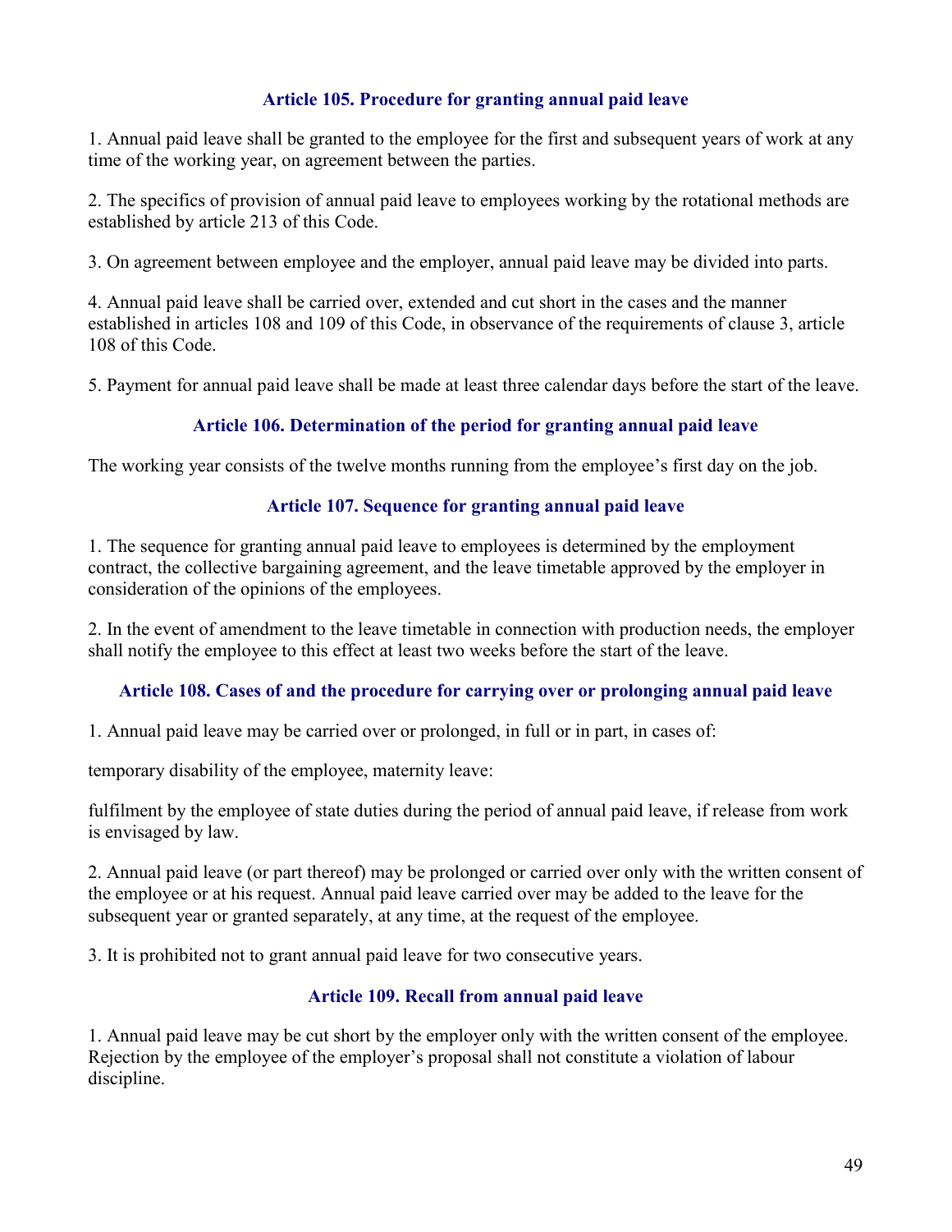### Article 105. Procedure for granting annual paid leave

1. Annual paid leave shall be granted to the employee for the first and subsequent years of work at any time of the working year, on agreement between the parties.

2. The specifics of provision of annual paid leave to employees working by the rotational methods are established by article 213 of this Code.

3. On agreement between employee and the employer, annual paid leave may be divided into parts.

4. Annual paid leave shall be carried over, extended and cut short in the cases and the manner established in articles 108 and 109 of this Code, in observance of the requirements of clause 3, article 108 of this Code.

5. Payment for annual paid leave shall be made at least three calendar days before the start of the leave.

### Article 106. Determination of the period for granting annual paid leave

The working year consists of the twelve months running from the employee's first day on the job.

### Article 107. Sequence for granting annual paid leave

1. The sequence for granting annual paid leave to employees is determined by the employment contract, the collective bargaining agreement, and the leave timetable approved by the employer in consideration of the opinions of the employees.

2. In the event of amendment to the leave timetable in connection with production needs, the employer shall notify the employee to this effect at least two weeks before the start of the leave.

### Article 108. Cases of and the procedure for carrying over or prolonging annual paid leave

1. Annual paid leave may be carried over or prolonged, in full or in part, in cases of:

temporary disability of the employee, maternity leave:

fulfilment by the employee of state duties during the period of annual paid leave, if release from work is envisaged by law.

2. Annual paid leave (or part thereof) may be prolonged or carried over only with the written consent of the employee or at his request. Annual paid leave carried over may be added to the leave for the subsequent year or granted separately, at any time, at the request of the employee.

3. It is prohibited not to grant annual paid leave for two consecutive years.

### Article 109. Recall from annual paid leave

1. Annual paid leave may be cut short by the employer only with the written consent of the employee. Rejection by the employee of the employer's proposal shall not constitute a violation of labour discipline.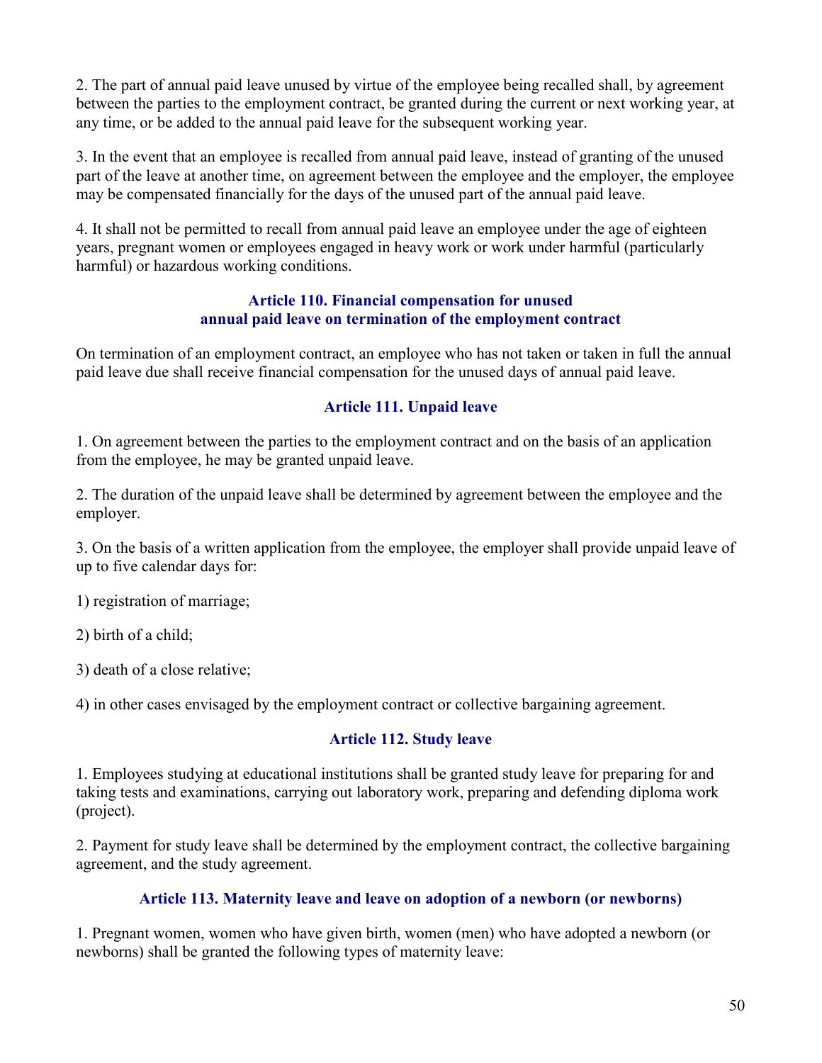2. The part of annual paid leave unused by virtue of the employee being recalled shall, by agreement between the parties to the employment contract, be granted during the current or next working year, at any time, or be added to the annual paid leave for the subsequent working year.

3. In the event that an employee is recalled from annual paid leave, instead of granting of the unused part of the leave at another time, on agreement between the employee and the employer, the employee may be compensated financially for the days of the unused part of the annual paid leave.

4. It shall not be permitted to recall from annual paid leave an employee under the age of eighteen years, pregnant women or employees engaged in heavy work or work under harmful (particularly harmful) or hazardous working conditions.

### Article 110. Financial compensation for unused annual paid leave on termination of the employment contract

On termination of an employment contract, an employee who has not taken or taken in full the annual paid leave due shall receive financial compensation for the unused days of annual paid leave.

### Article 111. Unpaid leave

1. On agreement between the parties to the employment contract and on the basis of an application from the employee, he may be granted unpaid leave.

2. The duration of the unpaid leave shall be determined by agreement between the employee and the employer.

3. On the basis of a written application from the employee, the employer shall provide unpaid leave of up to five calendar days for:

1) registration of marriage;

2) birth of a child;

3) death of a close relative;

4) in other cases envisaged by the employment contract or collective bargaining agreement.

### Article 112. Study leave

1. Employees studying at educational institutions shall be granted study leave for preparing for and taking tests and examinations, carrying out laboratory work, preparing and defending diploma work (project).

2. Payment for study leave shall be determined by the employment contract, the collective bargaining agreement, and the study agreement.

### Article 113. Maternity leave and leave on adoption of a newborn (or newborns)

1. Pregnant women, women who have given birth, women (men) who have adopted a newborn (or newborns) shall be granted the following types of maternity leave: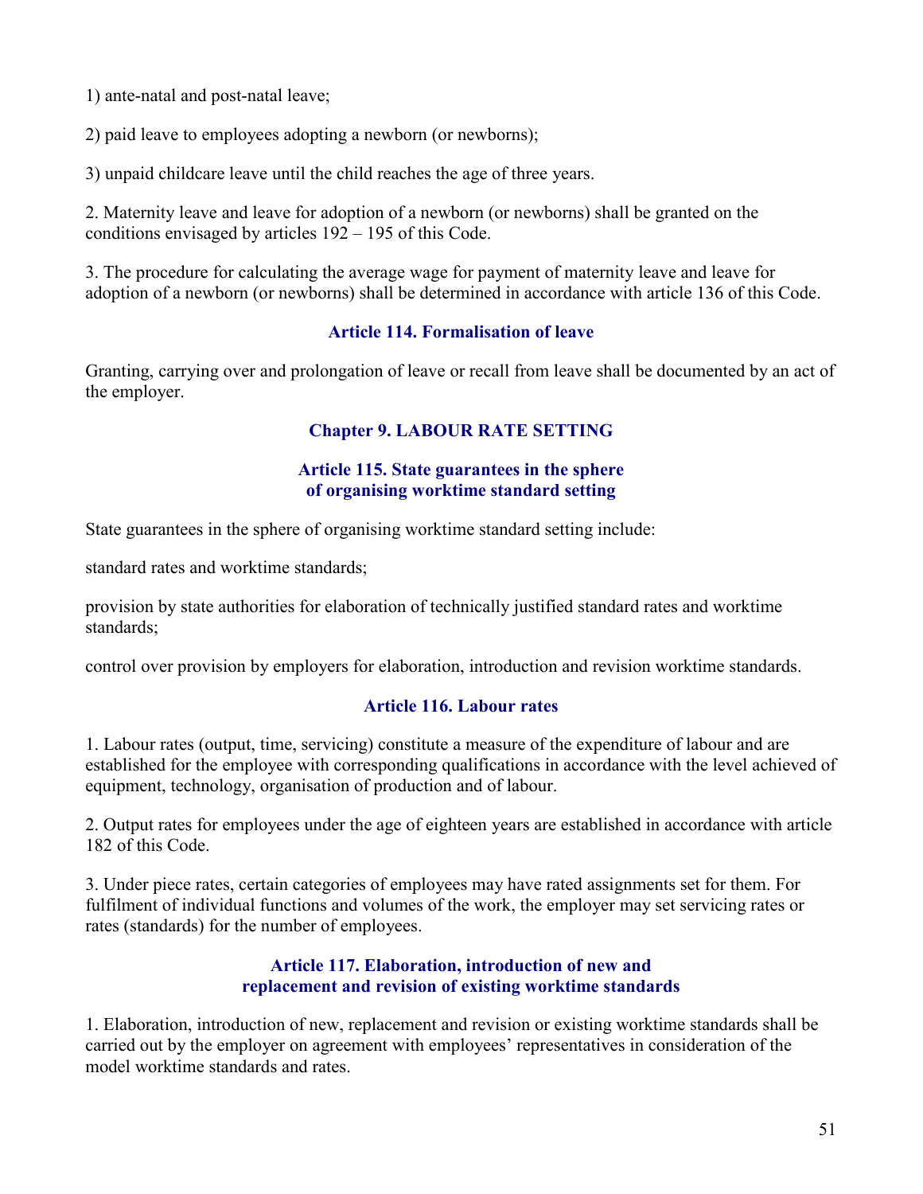1) ante-natal and post-natal leave;

2) paid leave to employees adopting a newborn (or newborns);

3) unpaid childcare leave until the child reaches the age of three years.

2. Maternity leave and leave for adoption of a newborn (or newborns) shall be granted on the conditions envisaged by articles 192 – 195 of this Code.

3. The procedure for calculating the average wage for payment of maternity leave and leave for adoption of a newborn (or newborns) shall be determined in accordance with article 136 of this Code.

### Article 114. Formalisation of leave

Granting, carrying over and prolongation of leave or recall from leave shall be documented by an act of the employer.

## Chapter 9. LABOUR RATE SETTING

### Article 115. State guarantees in the sphere of organising worktime standard setting

State guarantees in the sphere of organising worktime standard setting include:

standard rates and worktime standards;

provision by state authorities for elaboration of technically justified standard rates and worktime standards;

control over provision by employers for elaboration, introduction and revision worktime standards.

### Article 116. Labour rates

1. Labour rates (output, time, servicing) constitute a measure of the expenditure of labour and are established for the employee with corresponding qualifications in accordance with the level achieved of equipment, technology, organisation of production and of labour.

2. Output rates for employees under the age of eighteen years are established in accordance with article 182 of this Code.

3. Under piece rates, certain categories of employees may have rated assignments set for them. For fulfilment of individual functions and volumes of the work, the employer may set servicing rates or rates (standards) for the number of employees.

### Article 117. Elaboration, introduction of new and replacement and revision of existing worktime standards

1. Elaboration, introduction of new, replacement and revision or existing worktime standards shall be carried out by the employer on agreement with employees' representatives in consideration of the model worktime standards and rates.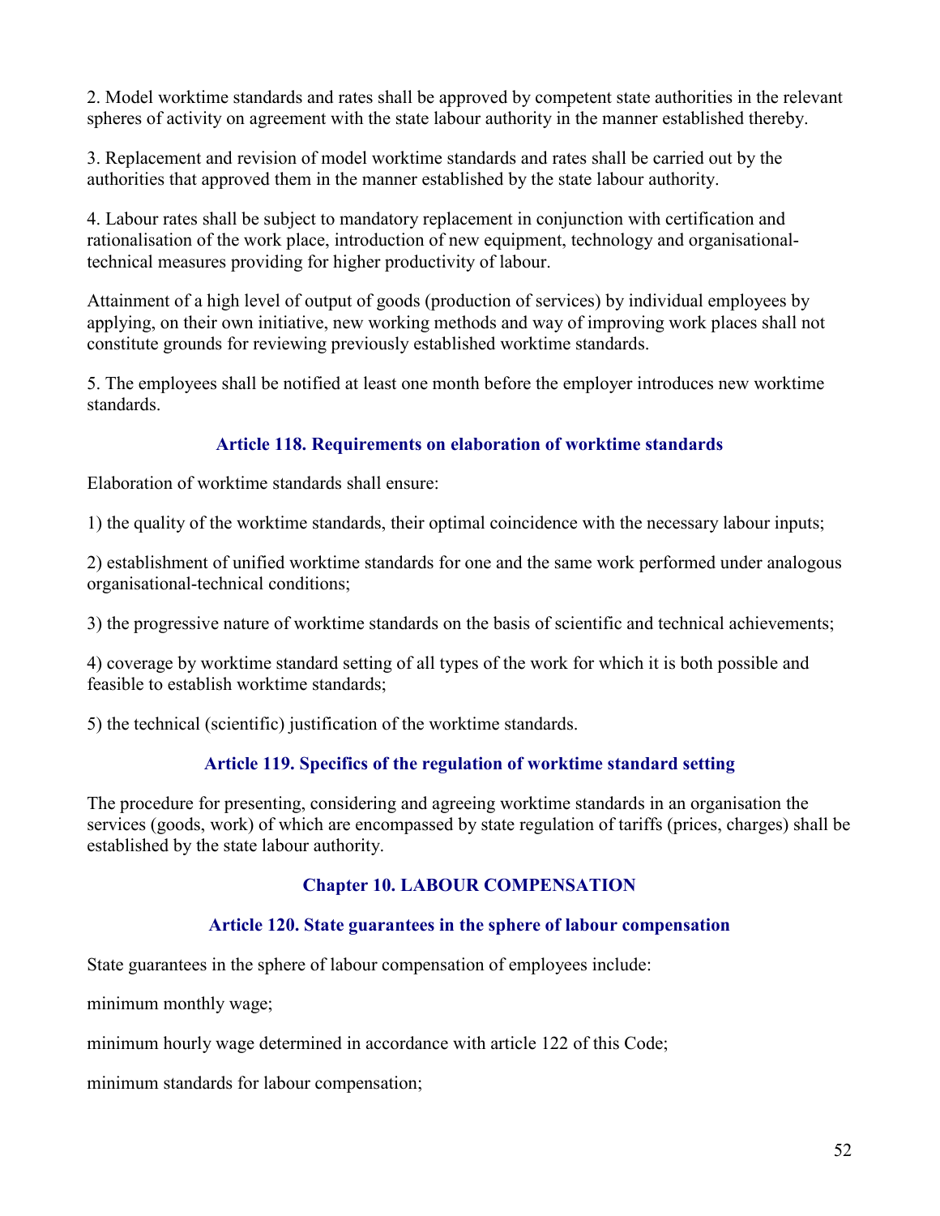2. Model worktime standards and rates shall be approved by competent state authorities in the relevant spheres of activity on agreement with the state labour authority in the manner established thereby.

3. Replacement and revision of model worktime standards and rates shall be carried out by the authorities that approved them in the manner established by the state labour authority.

4. Labour rates shall be subject to mandatory replacement in conjunction with certification and rationalisation of the work place, introduction of new equipment, technology and organisational-technical measures providing for higher productivity of labour.

Attainment of a high level of output of goods (production of services) by individual employees by applying, on their own initiative, new working methods and way of improving work places shall not constitute grounds for reviewing previously established worktime standards.

5. The employees shall be notified at least one month before the employer introduces new worktime standards.

### Article 118. Requirements on elaboration of worktime standards

Elaboration of worktime standards shall ensure:

1) the quality of the worktime standards, their optimal coincidence with the necessary labour inputs;

2) establishment of unified worktime standards for one and the same work performed under analogous organisational-technical conditions;

3) the progressive nature of worktime standards on the basis of scientific and technical achievements;

4) coverage by worktime standard setting of all types of the work for which it is both possible and feasible to establish worktime standards;

5) the technical (scientific) justification of the worktime standards.

### Article 119. Specifics of the regulation of worktime standard setting

The procedure for presenting, considering and agreeing worktime standards in an organisation the services (goods, work) of which are encompassed by state regulation of tariffs (prices, charges) shall be established by the state labour authority.

## Chapter 10. LABOUR COMPENSATION

### Article 120. State guarantees in the sphere of labour compensation

State guarantees in the sphere of labour compensation of employees include:

minimum monthly wage;

minimum hourly wage determined in accordance with article 122 of this Code;

minimum standards for labour compensation;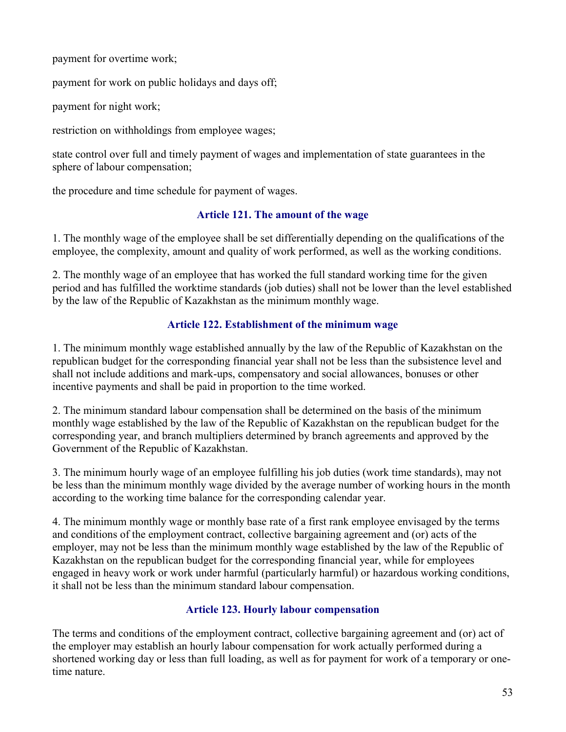payment for overtime work;

payment for work on public holidays and days off;

payment for night work;

restriction on withholdings from employee wages;

state control over full and timely payment of wages and implementation of state guarantees in the sphere of labour compensation;

the procedure and time schedule for payment of wages.

### Article 121. The amount of the wage

1. The monthly wage of the employee shall be set differentially depending on the qualifications of the employee, the complexity, amount and quality of work performed, as well as the working conditions.

2. The monthly wage of an employee that has worked the full standard working time for the given period and has fulfilled the worktime standards (job duties) shall not be lower than the level established by the law of the Republic of Kazakhstan as the minimum monthly wage.

### Article 122. Establishment of the minimum wage

1. The minimum monthly wage established annually by the law of the Republic of Kazakhstan on the republican budget for the corresponding financial year shall not be less than the subsistence level and shall not include additions and mark-ups, compensatory and social allowances, bonuses or other incentive payments and shall be paid in proportion to the time worked.

2. The minimum standard labour compensation shall be determined on the basis of the minimum monthly wage established by the law of the Republic of Kazakhstan on the republican budget for the corresponding year, and branch multipliers determined by branch agreements and approved by the Government of the Republic of Kazakhstan.

3. The minimum hourly wage of an employee fulfilling his job duties (work time standards), may not be less than the minimum monthly wage divided by the average number of working hours in the month according to the working time balance for the corresponding calendar year.

4. The minimum monthly wage or monthly base rate of a first rank employee envisaged by the terms and conditions of the employment contract, collective bargaining agreement and (or) acts of the employer, may not be less than the minimum monthly wage established by the law of the Republic of Kazakhstan on the republican budget for the corresponding financial year, while for employees engaged in heavy work or work under harmful (particularly harmful) or hazardous working conditions, it shall not be less than the minimum standard labour compensation.

### Article 123. Hourly labour compensation

The terms and conditions of the employment contract, collective bargaining agreement and (or) act of the employer may establish an hourly labour compensation for work actually performed during a shortened working day or less than full loading, as well as for payment for work of a temporary or one-time nature.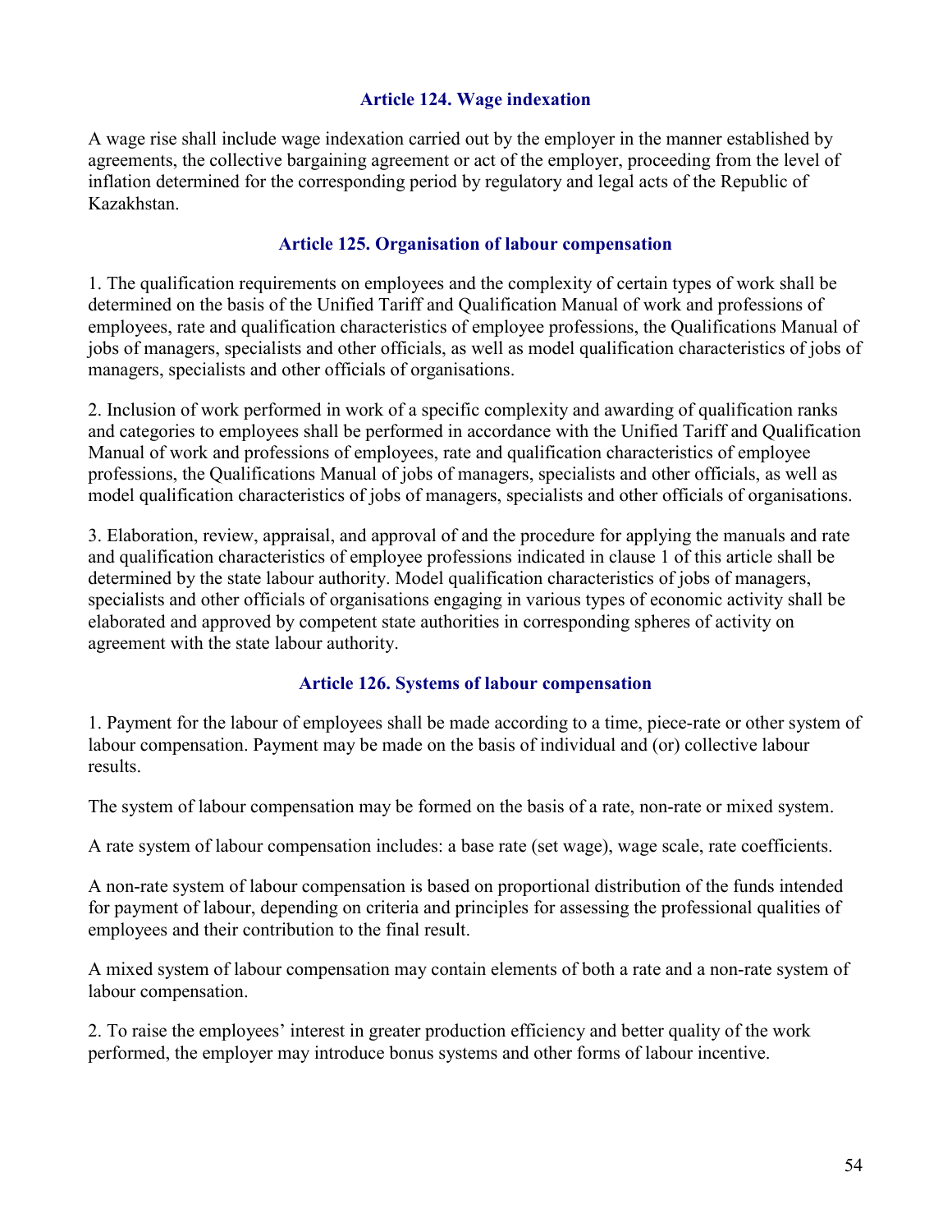### Article 124. Wage indexation

A wage rise shall include wage indexation carried out by the employer in the manner established by agreements, the collective bargaining agreement or act of the employer, proceeding from the level of inflation determined for the corresponding period by regulatory and legal acts of the Republic of Kazakhstan.

### Article 125. Organisation of labour compensation

1. The qualification requirements on employees and the complexity of certain types of work shall be determined on the basis of the Unified Tariff and Qualification Manual of work and professions of employees, rate and qualification characteristics of employee professions, the Qualifications Manual of jobs of managers, specialists and other officials, as well as model qualification characteristics of jobs of managers, specialists and other officials of organisations.

2. Inclusion of work performed in work of a specific complexity and awarding of qualification ranks and categories to employees shall be performed in accordance with the Unified Tariff and Qualification Manual of work and professions of employees, rate and qualification characteristics of employee professions, the Qualifications Manual of jobs of managers, specialists and other officials, as well as model qualification characteristics of jobs of managers, specialists and other officials of organisations.

3. Elaboration, review, appraisal, and approval of and the procedure for applying the manuals and rate and qualification characteristics of employee professions indicated in clause 1 of this article shall be determined by the state labour authority. Model qualification characteristics of jobs of managers, specialists and other officials of organisations engaging in various types of economic activity shall be elaborated and approved by competent state authorities in corresponding spheres of activity on agreement with the state labour authority.

### Article 126. Systems of labour compensation

1. Payment for the labour of employees shall be made according to a time, piece-rate or other system of labour compensation. Payment may be made on the basis of individual and (or) collective labour results.

The system of labour compensation may be formed on the basis of a rate, non-rate or mixed system.

A rate system of labour compensation includes: a base rate (set wage), wage scale, rate coefficients.

A non-rate system of labour compensation is based on proportional distribution of the funds intended for payment of labour, depending on criteria and principles for assessing the professional qualities of employees and their contribution to the final result.

A mixed system of labour compensation may contain elements of both a rate and a non-rate system of labour compensation.

2. To raise the employees' interest in greater production efficiency and better quality of the work performed, the employer may introduce bonus systems and other forms of labour incentive.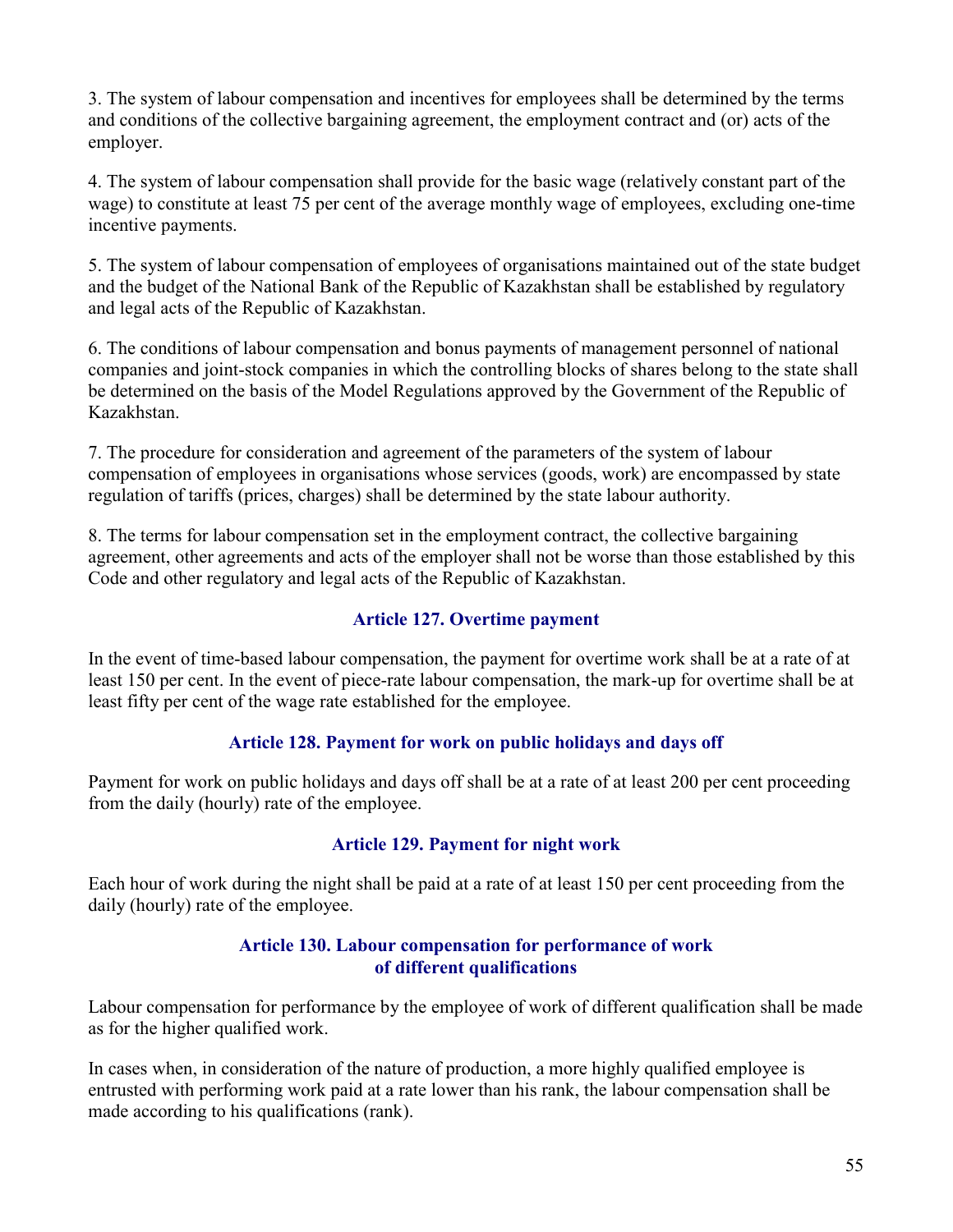3. The system of labour compensation and incentives for employees shall be determined by the terms and conditions of the collective bargaining agreement, the employment contract and (or) acts of the employer.

4. The system of labour compensation shall provide for the basic wage (relatively constant part of the wage) to constitute at least 75 per cent of the average monthly wage of employees, excluding one-time incentive payments.

5. The system of labour compensation of employees of organisations maintained out of the state budget and the budget of the National Bank of the Republic of Kazakhstan shall be established by regulatory and legal acts of the Republic of Kazakhstan.

6. The conditions of labour compensation and bonus payments of management personnel of national companies and joint-stock companies in which the controlling blocks of shares belong to the state shall be determined on the basis of the Model Regulations approved by the Government of the Republic of Kazakhstan.

7. The procedure for consideration and agreement of the parameters of the system of labour compensation of employees in organisations whose services (goods, work) are encompassed by state regulation of tariffs (prices, charges) shall be determined by the state labour authority.

8. The terms for labour compensation set in the employment contract, the collective bargaining agreement, other agreements and acts of the employer shall not be worse than those established by this Code and other regulatory and legal acts of the Republic of Kazakhstan.

### Article 127. Overtime payment

In the event of time-based labour compensation, the payment for overtime work shall be at a rate of at least 150 per cent. In the event of piece-rate labour compensation, the mark-up for overtime shall be at least fifty per cent of the wage rate established for the employee.

### Article 128. Payment for work on public holidays and days off

Payment for work on public holidays and days off shall be at a rate of at least 200 per cent proceeding from the daily (hourly) rate of the employee.

### Article 129. Payment for night work

Each hour of work during the night shall be paid at a rate of at least 150 per cent proceeding from the daily (hourly) rate of the employee.

### Article 130. Labour compensation for performance of work of different qualifications

Labour compensation for performance by the employee of work of different qualification shall be made as for the higher qualified work.

In cases when, in consideration of the nature of production, a more highly qualified employee is entrusted with performing work paid at a rate lower than his rank, the labour compensation shall be made according to his qualifications (rank).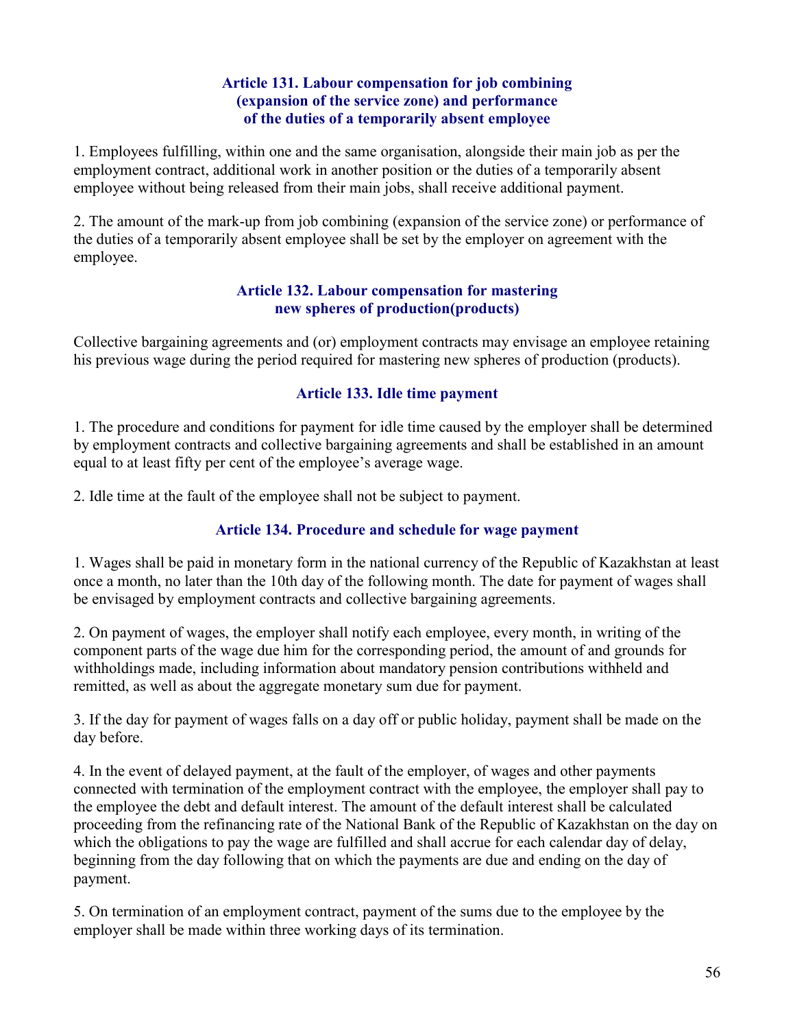### Article 131. Labour compensation for job combining (expansion of the service zone) and performance of the duties of a temporarily absent employee

1. Employees fulfilling, within one and the same organisation, alongside their main job as per the employment contract, additional work in another position or the duties of a temporarily absent employee without being released from their main jobs, shall receive additional payment.

2. The amount of the mark-up from job combining (expansion of the service zone) or performance of the duties of a temporarily absent employee shall be set by the employer on agreement with the employee.

### Article 132. Labour compensation for mastering new spheres of production(products)

Collective bargaining agreements and (or) employment contracts may envisage an employee retaining his previous wage during the period required for mastering new spheres of production (products).

### Article 133. Idle time payment

1. The procedure and conditions for payment for idle time caused by the employer shall be determined by employment contracts and collective bargaining agreements and shall be established in an amount equal to at least fifty per cent of the employee's average wage.

2. Idle time at the fault of the employee shall not be subject to payment.

### Article 134. Procedure and schedule for wage payment

1. Wages shall be paid in monetary form in the national currency of the Republic of Kazakhstan at least once a month, no later than the 10th day of the following month. The date for payment of wages shall be envisaged by employment contracts and collective bargaining agreements.

2. On payment of wages, the employer shall notify each employee, every month, in writing of the component parts of the wage due him for the corresponding period, the amount of and grounds for withholdings made, including information about mandatory pension contributions withheld and remitted, as well as about the aggregate monetary sum due for payment.

3. If the day for payment of wages falls on a day off or public holiday, payment shall be made on the day before.

4. In the event of delayed payment, at the fault of the employer, of wages and other payments connected with termination of the employment contract with the employee, the employer shall pay to the employee the debt and default interest. The amount of the default interest shall be calculated proceeding from the refinancing rate of the National Bank of the Republic of Kazakhstan on the day on which the obligations to pay the wage are fulfilled and shall accrue for each calendar day of delay, beginning from the day following that on which the payments are due and ending on the day of payment.

5. On termination of an employment contract, payment of the sums due to the employee by the employer shall be made within three working days of its termination.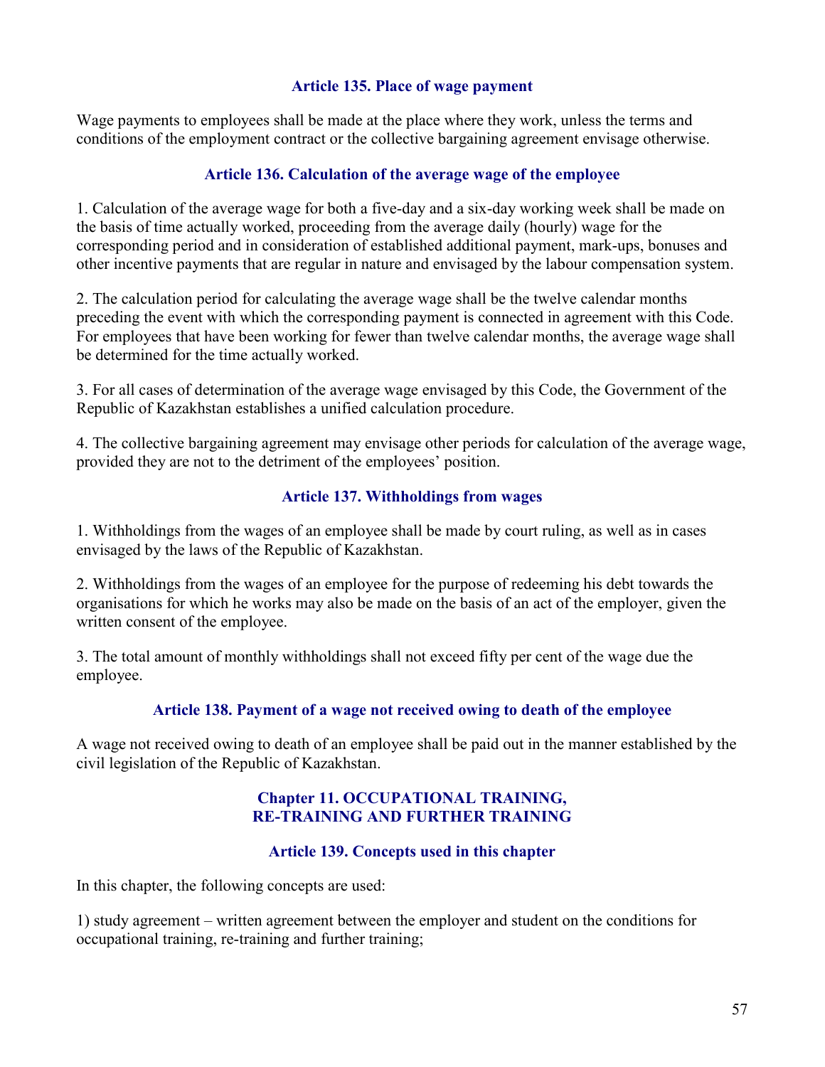### Article 135. Place of wage payment

Wage payments to employees shall be made at the place where they work, unless the terms and conditions of the employment contract or the collective bargaining agreement envisage otherwise.

### Article 136. Calculation of the average wage of the employee

1. Calculation of the average wage for both a five-day and a six-day working week shall be made on the basis of time actually worked, proceeding from the average daily (hourly) wage for the corresponding period and in consideration of established additional payment, mark-ups, bonuses and other incentive payments that are regular in nature and envisaged by the labour compensation system.

2. The calculation period for calculating the average wage shall be the twelve calendar months preceding the event with which the corresponding payment is connected in agreement with this Code. For employees that have been working for fewer than twelve calendar months, the average wage shall be determined for the time actually worked.

3. For all cases of determination of the average wage envisaged by this Code, the Government of the Republic of Kazakhstan establishes a unified calculation procedure.

4. The collective bargaining agreement may envisage other periods for calculation of the average wage, provided they are not to the detriment of the employees' position.

### Article 137. Withholdings from wages

1. Withholdings from the wages of an employee shall be made by court ruling, as well as in cases envisaged by the laws of the Republic of Kazakhstan.

2. Withholdings from the wages of an employee for the purpose of redeeming his debt towards the organisations for which he works may also be made on the basis of an act of the employer, given the written consent of the employee.

3. The total amount of monthly withholdings shall not exceed fifty per cent of the wage due the employee.

### Article 138. Payment of a wage not received owing to death of the employee

A wage not received owing to death of an employee shall be paid out in the manner established by the civil legislation of the Republic of Kazakhstan.

## Chapter 11. OCCUPATIONAL TRAINING, RE-TRAINING AND FURTHER TRAINING

### Article 139. Concepts used in this chapter

In this chapter, the following concepts are used:

1) study agreement – written agreement between the employer and student on the conditions for occupational training, re-training and further training;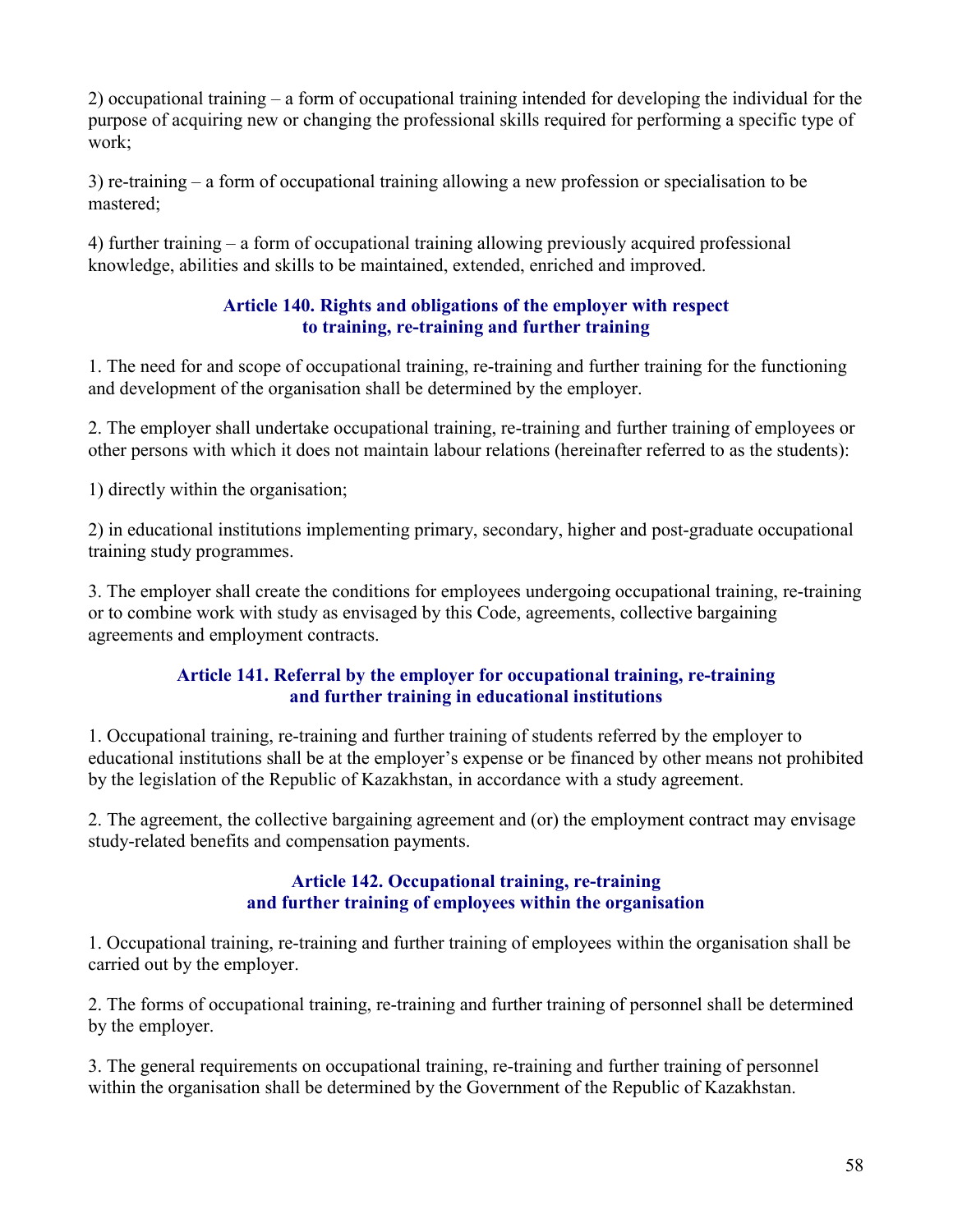2) occupational training – a form of occupational training intended for developing the individual for the purpose of acquiring new or changing the professional skills required for performing a specific type of work;

3) re-training – a form of occupational training allowing a new profession or specialisation to be mastered;

4) further training – a form of occupational training allowing previously acquired professional knowledge, abilities and skills to be maintained, extended, enriched and improved.

### Article 140. Rights and obligations of the employer with respect to training, re-training and further training

1. The need for and scope of occupational training, re-training and further training for the functioning and development of the organisation shall be determined by the employer.

2. The employer shall undertake occupational training, re-training and further training of employees or other persons with which it does not maintain labour relations (hereinafter referred to as the students):

1) directly within the organisation;

2) in educational institutions implementing primary, secondary, higher and post-graduate occupational training study programmes.

3. The employer shall create the conditions for employees undergoing occupational training, re-training or to combine work with study as envisaged by this Code, agreements, collective bargaining agreements and employment contracts.

### Article 141. Referral by the employer for occupational training, re-training and further training in educational institutions

1. Occupational training, re-training and further training of students referred by the employer to educational institutions shall be at the employer's expense or be financed by other means not prohibited by the legislation of the Republic of Kazakhstan, in accordance with a study agreement.

2. The agreement, the collective bargaining agreement and (or) the employment contract may envisage study-related benefits and compensation payments.

### Article 142. Occupational training, re-training and further training of employees within the organisation

1. Occupational training, re-training and further training of employees within the organisation shall be carried out by the employer.

2. The forms of occupational training, re-training and further training of personnel shall be determined by the employer.

3. The general requirements on occupational training, re-training and further training of personnel within the organisation shall be determined by the Government of the Republic of Kazakhstan.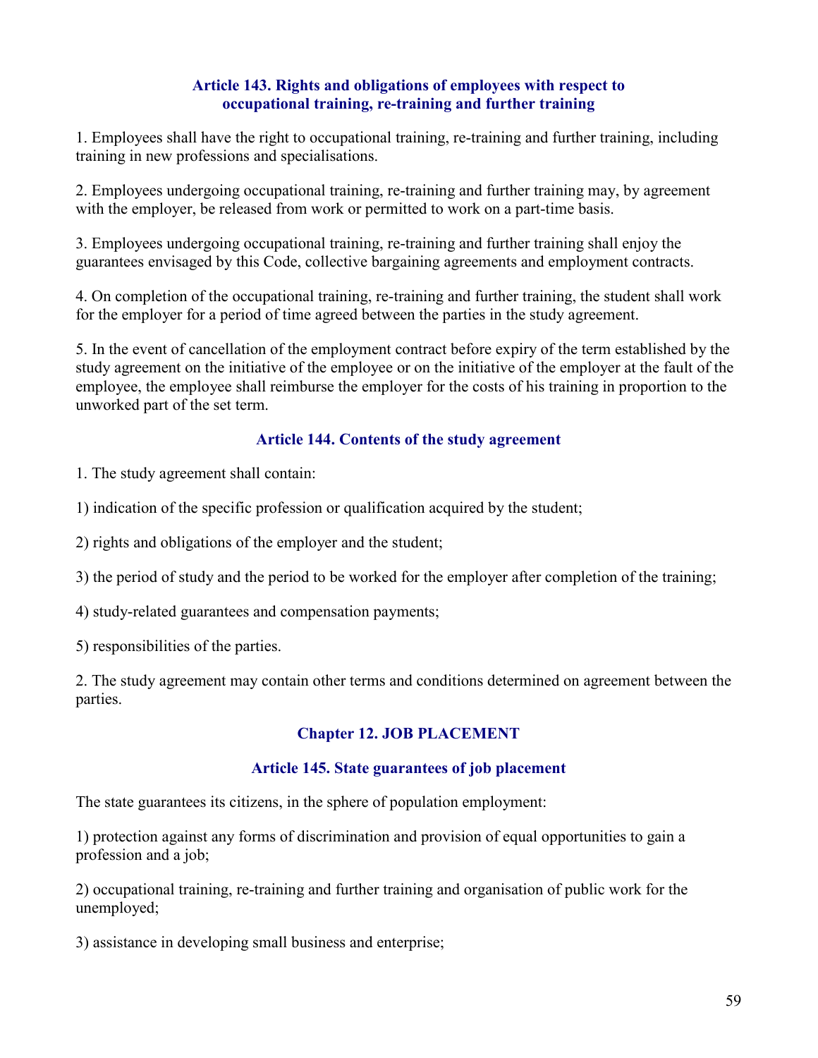### Article 143. Rights and obligations of employees with respect to occupational training, re-training and further training

1. Employees shall have the right to occupational training, re-training and further training, including training in new professions and specialisations.

2. Employees undergoing occupational training, re-training and further training may, by agreement with the employer, be released from work or permitted to work on a part-time basis.

3. Employees undergoing occupational training, re-training and further training shall enjoy the guarantees envisaged by this Code, collective bargaining agreements and employment contracts.

4. On completion of the occupational training, re-training and further training, the student shall work for the employer for a period of time agreed between the parties in the study agreement.

5. In the event of cancellation of the employment contract before expiry of the term established by the study agreement on the initiative of the employee or on the initiative of the employer at the fault of the employee, the employee shall reimburse the employer for the costs of his training in proportion to the unworked part of the set term.

### Article 144. Contents of the study agreement

1. The study agreement shall contain:

1) indication of the specific profession or qualification acquired by the student;

2) rights and obligations of the employer and the student;

3) the period of study and the period to be worked for the employer after completion of the training;

4) study-related guarantees and compensation payments;

5) responsibilities of the parties.

2. The study agreement may contain other terms and conditions determined on agreement between the parties.

## Chapter 12. JOB PLACEMENT

### Article 145. State guarantees of job placement

The state guarantees its citizens, in the sphere of population employment:

1) protection against any forms of discrimination and provision of equal opportunities to gain a profession and a job;

2) occupational training, re-training and further training and organisation of public work for the unemployed;

3) assistance in developing small business and enterprise;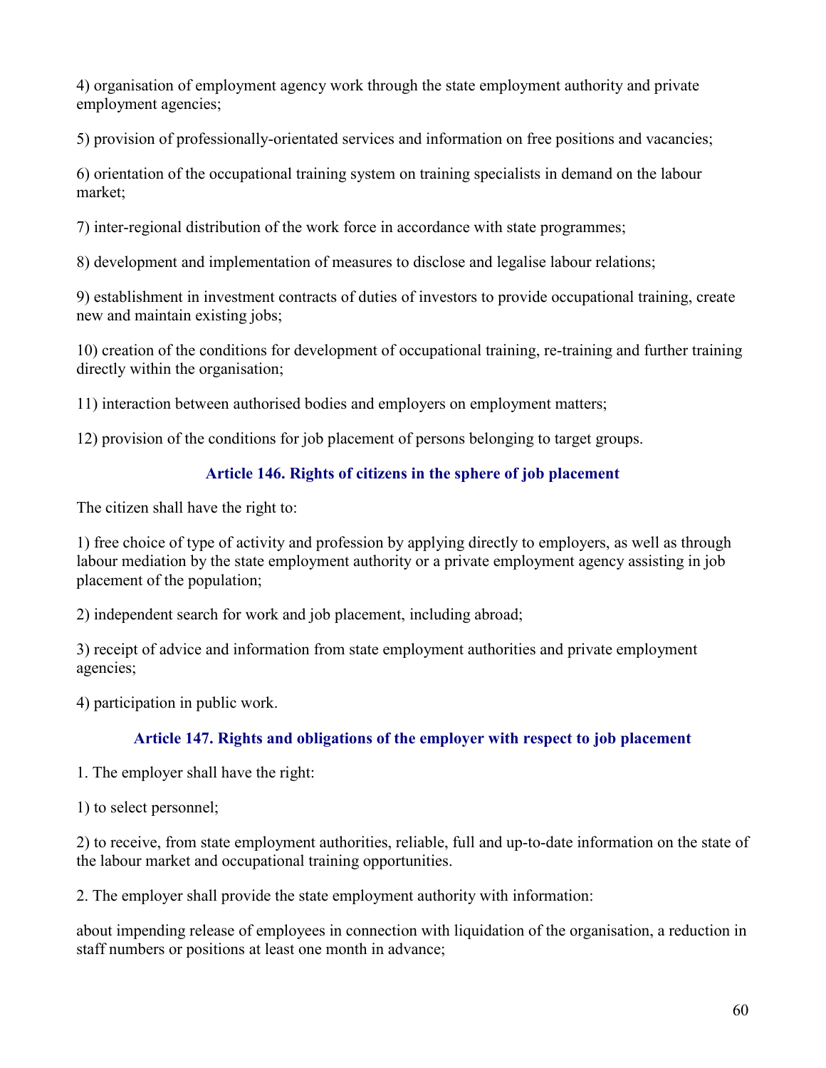4) organisation of employment agency work through the state employment authority and private employment agencies;

5) provision of professionally-orientated services and information on free positions and vacancies;

6) orientation of the occupational training system on training specialists in demand on the labour market;

7) inter-regional distribution of the work force in accordance with state programmes;

8) development and implementation of measures to disclose and legalise labour relations;

9) establishment in investment contracts of duties of investors to provide occupational training, create new and maintain existing jobs;

10) creation of the conditions for development of occupational training, re-training and further training directly within the organisation;

11) interaction between authorised bodies and employers on employment matters;

12) provision of the conditions for job placement of persons belonging to target groups.

### Article 146. Rights of citizens in the sphere of job placement

The citizen shall have the right to:

1) free choice of type of activity and profession by applying directly to employers, as well as through labour mediation by the state employment authority or a private employment agency assisting in job placement of the population;

2) independent search for work and job placement, including abroad;

3) receipt of advice and information from state employment authorities and private employment agencies;

4) participation in public work.

### Article 147. Rights and obligations of the employer with respect to job placement

1. The employer shall have the right:

1) to select personnel;

2) to receive, from state employment authorities, reliable, full and up-to-date information on the state of the labour market and occupational training opportunities.

2. The employer shall provide the state employment authority with information:

about impending release of employees in connection with liquidation of the organisation, a reduction in staff numbers or positions at least one month in advance;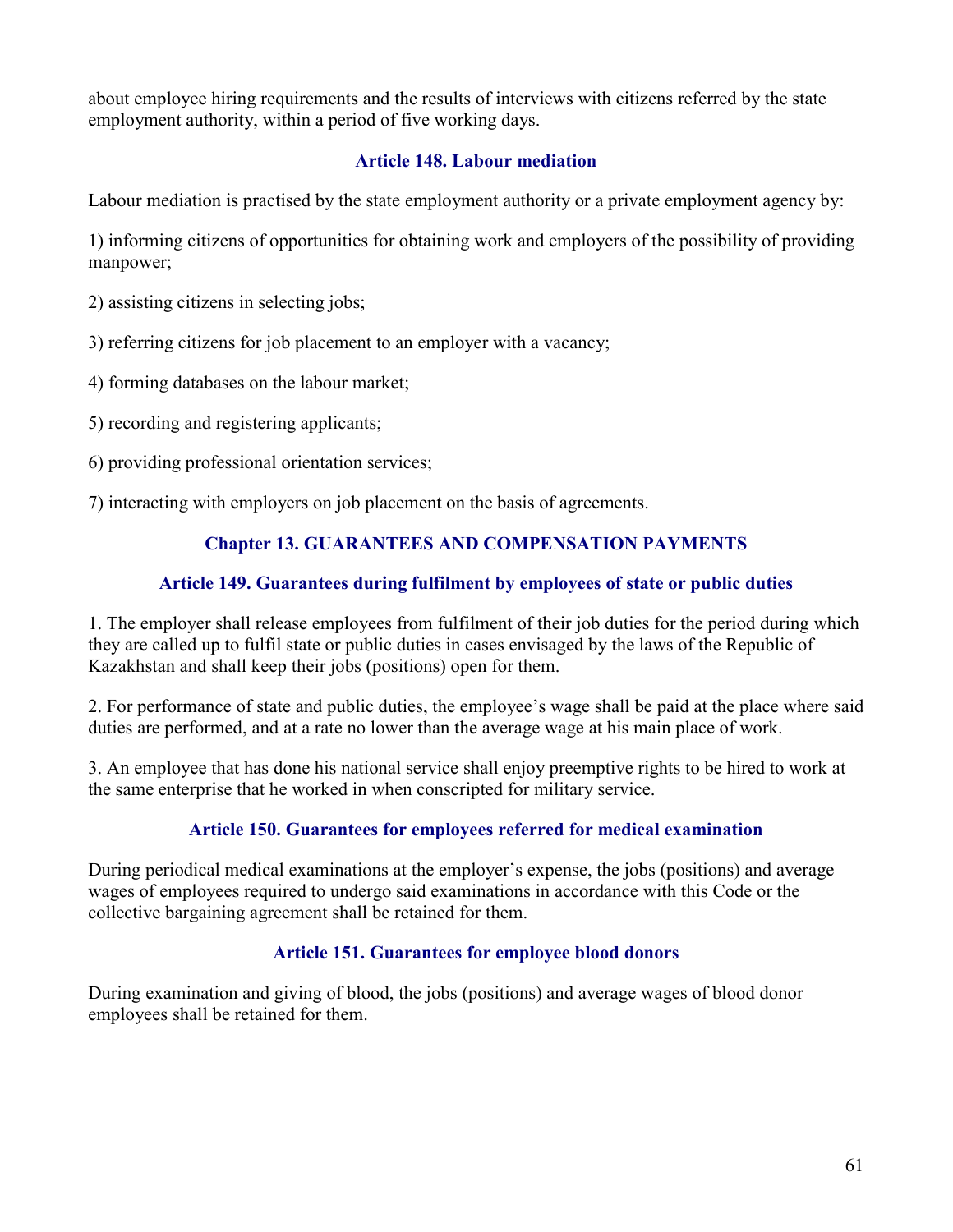about employee hiring requirements and the results of interviews with citizens referred by the state employment authority, within a period of five working days.

### Article 148. Labour mediation

Labour mediation is practised by the state employment authority or a private employment agency by:

1) informing citizens of opportunities for obtaining work and employers of the possibility of providing manpower;

2) assisting citizens in selecting jobs;

3) referring citizens for job placement to an employer with a vacancy;

4) forming databases on the labour market;

5) recording and registering applicants;

6) providing professional orientation services;

7) interacting with employers on job placement on the basis of agreements.

## Chapter 13. GUARANTEES AND COMPENSATION PAYMENTS

### Article 149. Guarantees during fulfilment by employees of state or public duties

1. The employer shall release employees from fulfilment of their job duties for the period during which they are called up to fulfil state or public duties in cases envisaged by the laws of the Republic of Kazakhstan and shall keep their jobs (positions) open for them.

2. For performance of state and public duties, the employee's wage shall be paid at the place where said duties are performed, and at a rate no lower than the average wage at his main place of work.

3. An employee that has done his national service shall enjoy preemptive rights to be hired to work at the same enterprise that he worked in when conscripted for military service.

### Article 150. Guarantees for employees referred for medical examination

During periodical medical examinations at the employer's expense, the jobs (positions) and average wages of employees required to undergo said examinations in accordance with this Code or the collective bargaining agreement shall be retained for them.

### Article 151. Guarantees for employee blood donors

During examination and giving of blood, the jobs (positions) and average wages of blood donor employees shall be retained for them.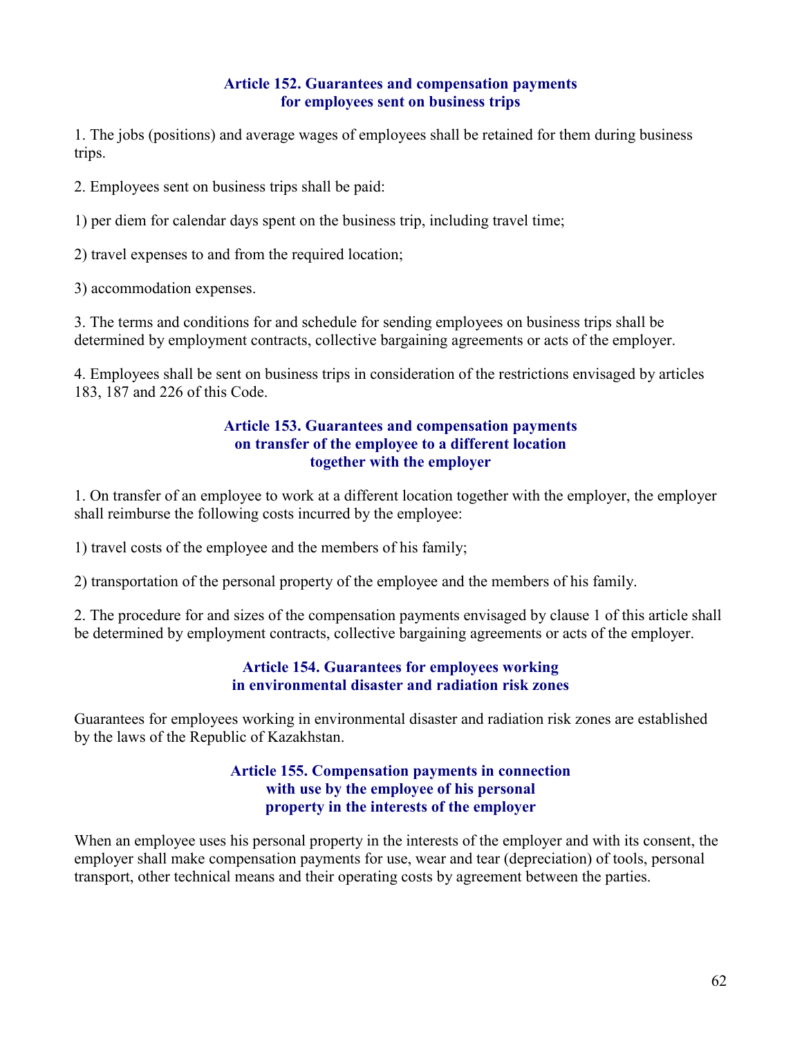### Article 152. Guarantees and compensation payments for employees sent on business trips

1. The jobs (positions) and average wages of employees shall be retained for them during business trips.

2. Employees sent on business trips shall be paid:

1) per diem for calendar days spent on the business trip, including travel time;

2) travel expenses to and from the required location;

3) accommodation expenses.

3. The terms and conditions for and schedule for sending employees on business trips shall be determined by employment contracts, collective bargaining agreements or acts of the employer.

4. Employees shall be sent on business trips in consideration of the restrictions envisaged by articles 183, 187 and 226 of this Code.

### Article 153. Guarantees and compensation payments on transfer of the employee to a different location together with the employer

1. On transfer of an employee to work at a different location together with the employer, the employer shall reimburse the following costs incurred by the employee:

1) travel costs of the employee and the members of his family;

2) transportation of the personal property of the employee and the members of his family.

2. The procedure for and sizes of the compensation payments envisaged by clause 1 of this article shall be determined by employment contracts, collective bargaining agreements or acts of the employer.

### Article 154. Guarantees for employees working in environmental disaster and radiation risk zones

Guarantees for employees working in environmental disaster and radiation risk zones are established by the laws of the Republic of Kazakhstan.

### Article 155. Compensation payments in connection with use by the employee of his personal property in the interests of the employer

When an employee uses his personal property in the interests of the employer and with its consent, the employer shall make compensation payments for use, wear and tear (depreciation) of tools, personal transport, other technical means and their operating costs by agreement between the parties.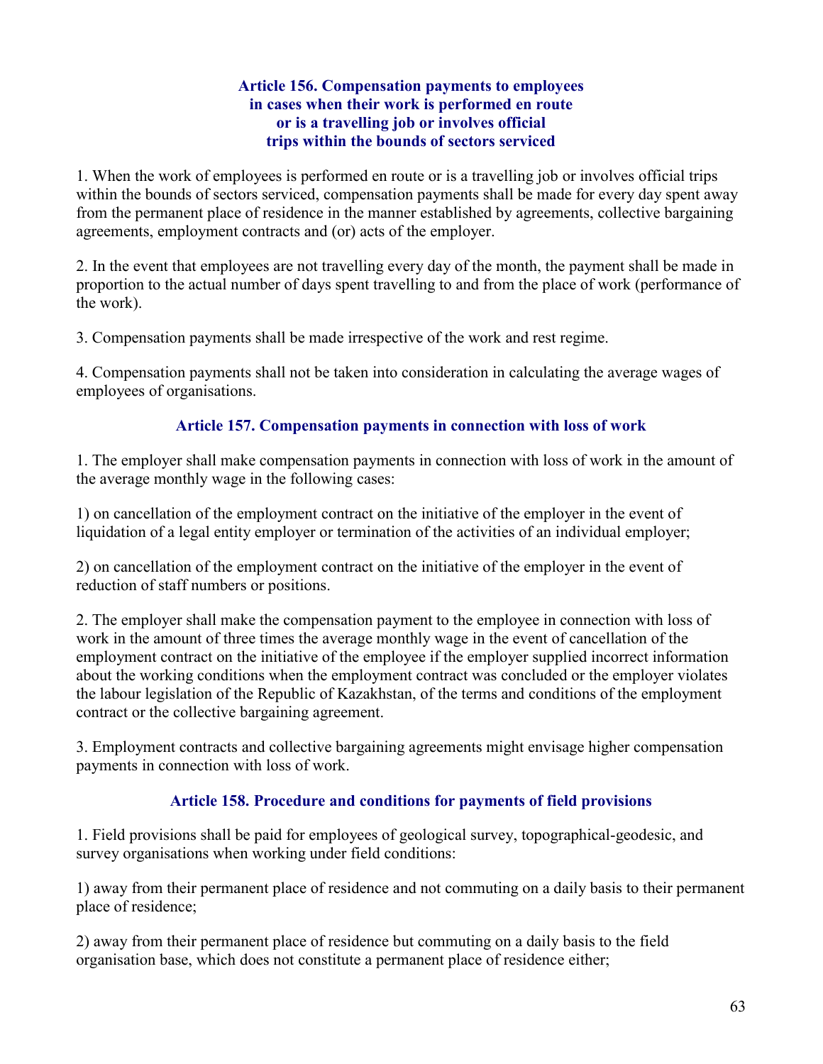### Article 156. Compensation payments to employees in cases when their work is performed en route or is a travelling job or involves official trips within the bounds of sectors serviced

1. When the work of employees is performed en route or is a travelling job or involves official trips within the bounds of sectors serviced, compensation payments shall be made for every day spent away from the permanent place of residence in the manner established by agreements, collective bargaining agreements, employment contracts and (or) acts of the employer.

2. In the event that employees are not travelling every day of the month, the payment shall be made in proportion to the actual number of days spent travelling to and from the place of work (performance of the work).

3. Compensation payments shall be made irrespective of the work and rest regime.

4. Compensation payments shall not be taken into consideration in calculating the average wages of employees of organisations.

### Article 157. Compensation payments in connection with loss of work

1. The employer shall make compensation payments in connection with loss of work in the amount of the average monthly wage in the following cases:

1) on cancellation of the employment contract on the initiative of the employer in the event of liquidation of a legal entity employer or termination of the activities of an individual employer;

2) on cancellation of the employment contract on the initiative of the employer in the event of reduction of staff numbers or positions.

2. The employer shall make the compensation payment to the employee in connection with loss of work in the amount of three times the average monthly wage in the event of cancellation of the employment contract on the initiative of the employee if the employer supplied incorrect information about the working conditions when the employment contract was concluded or the employer violates the labour legislation of the Republic of Kazakhstan, of the terms and conditions of the employment contract or the collective bargaining agreement.

3. Employment contracts and collective bargaining agreements might envisage higher compensation payments in connection with loss of work.

### Article 158. Procedure and conditions for payments of field provisions

1. Field provisions shall be paid for employees of geological survey, topographical-geodesic, and survey organisations when working under field conditions:

1) away from their permanent place of residence and not commuting on a daily basis to their permanent place of residence;

2) away from their permanent place of residence but commuting on a daily basis to the field organisation base, which does not constitute a permanent place of residence either;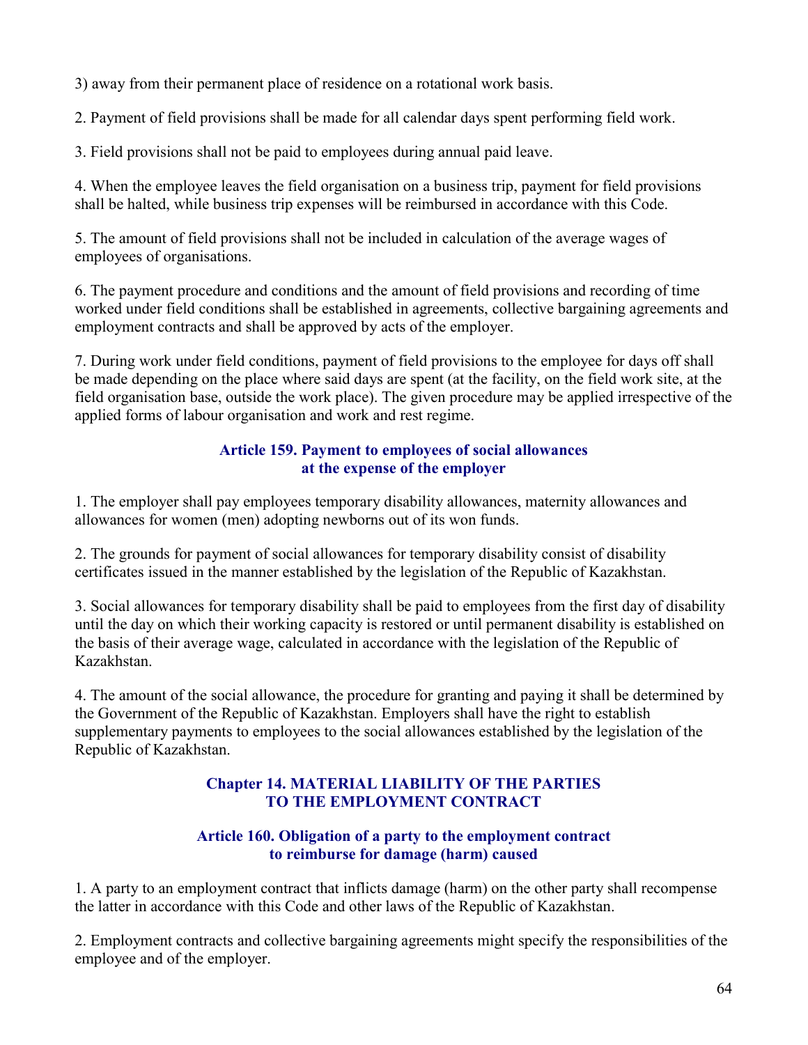3) away from their permanent place of residence on a rotational work basis.

2. Payment of field provisions shall be made for all calendar days spent performing field work.

3. Field provisions shall not be paid to employees during annual paid leave.

4. When the employee leaves the field organisation on a business trip, payment for field provisions shall be halted, while business trip expenses will be reimbursed in accordance with this Code.

5. The amount of field provisions shall not be included in calculation of the average wages of employees of organisations.

6. The payment procedure and conditions and the amount of field provisions and recording of time worked under field conditions shall be established in agreements, collective bargaining agreements and employment contracts and shall be approved by acts of the employer.

7. During work under field conditions, payment of field provisions to the employee for days off shall be made depending on the place where said days are spent (at the facility, on the field work site, at the field organisation base, outside the work place). The given procedure may be applied irrespective of the applied forms of labour organisation and work and rest regime.

### Article 159. Payment to employees of social allowances at the expense of the employer

1. The employer shall pay employees temporary disability allowances, maternity allowances and allowances for women (men) adopting newborns out of its won funds.

2. The grounds for payment of social allowances for temporary disability consist of disability certificates issued in the manner established by the legislation of the Republic of Kazakhstan.

3. Social allowances for temporary disability shall be paid to employees from the first day of disability until the day on which their working capacity is restored or until permanent disability is established on the basis of their average wage, calculated in accordance with the legislation of the Republic of Kazakhstan.

4. The amount of the social allowance, the procedure for granting and paying it shall be determined by the Government of the Republic of Kazakhstan. Employers shall have the right to establish supplementary payments to employees to the social allowances established by the legislation of the Republic of Kazakhstan.

## Chapter 14. MATERIAL LIABILITY OF THE PARTIES TO THE EMPLOYMENT CONTRACT

### Article 160. Obligation of a party to the employment contract to reimburse for damage (harm) caused

1. A party to an employment contract that inflicts damage (harm) on the other party shall recompense the latter in accordance with this Code and other laws of the Republic of Kazakhstan.

2. Employment contracts and collective bargaining agreements might specify the responsibilities of the employee and of the employer.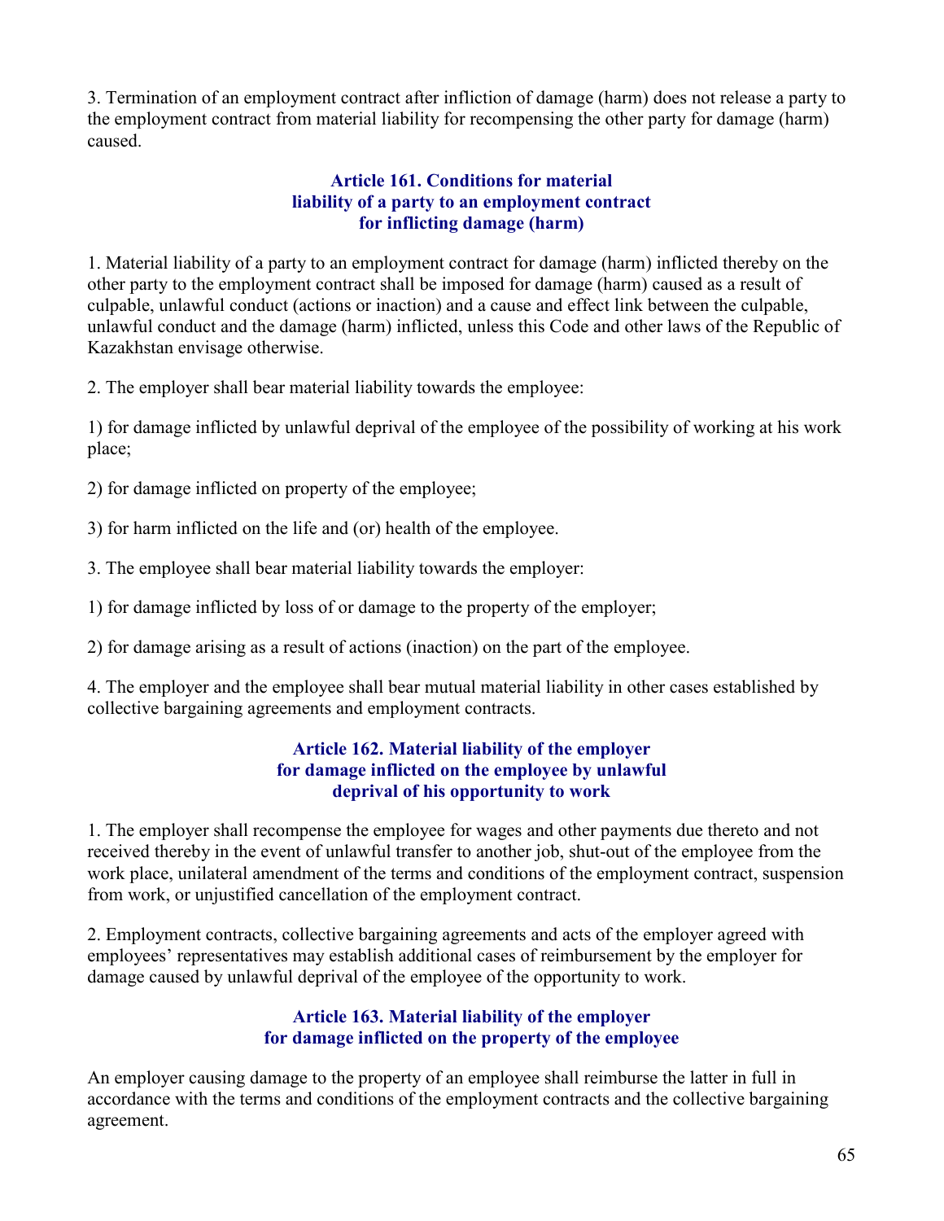3. Termination of an employment contract after infliction of damage (harm) does not release a party to the employment contract from material liability for recompensing the other party for damage (harm) caused.

### Article 161. Conditions for material liability of a party to an employment contract for inflicting damage (harm)

1. Material liability of a party to an employment contract for damage (harm) inflicted thereby on the other party to the employment contract shall be imposed for damage (harm) caused as a result of culpable, unlawful conduct (actions or inaction) and a cause and effect link between the culpable, unlawful conduct and the damage (harm) inflicted, unless this Code and other laws of the Republic of Kazakhstan envisage otherwise.

2. The employer shall bear material liability towards the employee:

1) for damage inflicted by unlawful deprival of the employee of the possibility of working at his work place;

2) for damage inflicted on property of the employee;

3) for harm inflicted on the life and (or) health of the employee.

3. The employee shall bear material liability towards the employer:

1) for damage inflicted by loss of or damage to the property of the employer;

2) for damage arising as a result of actions (inaction) on the part of the employee.

4. The employer and the employee shall bear mutual material liability in other cases established by collective bargaining agreements and employment contracts.

### Article 162. Material liability of the employer for damage inflicted on the employee by unlawful deprival of his opportunity to work

1. The employer shall recompense the employee for wages and other payments due thereto and not received thereby in the event of unlawful transfer to another job, shut-out of the employee from the work place, unilateral amendment of the terms and conditions of the employment contract, suspension from work, or unjustified cancellation of the employment contract.

2. Employment contracts, collective bargaining agreements and acts of the employer agreed with employees' representatives may establish additional cases of reimbursement by the employer for damage caused by unlawful deprival of the employee of the opportunity to work.

### Article 163. Material liability of the employer for damage inflicted on the property of the employee

An employer causing damage to the property of an employee shall reimburse the latter in full in accordance with the terms and conditions of the employment contracts and the collective bargaining agreement.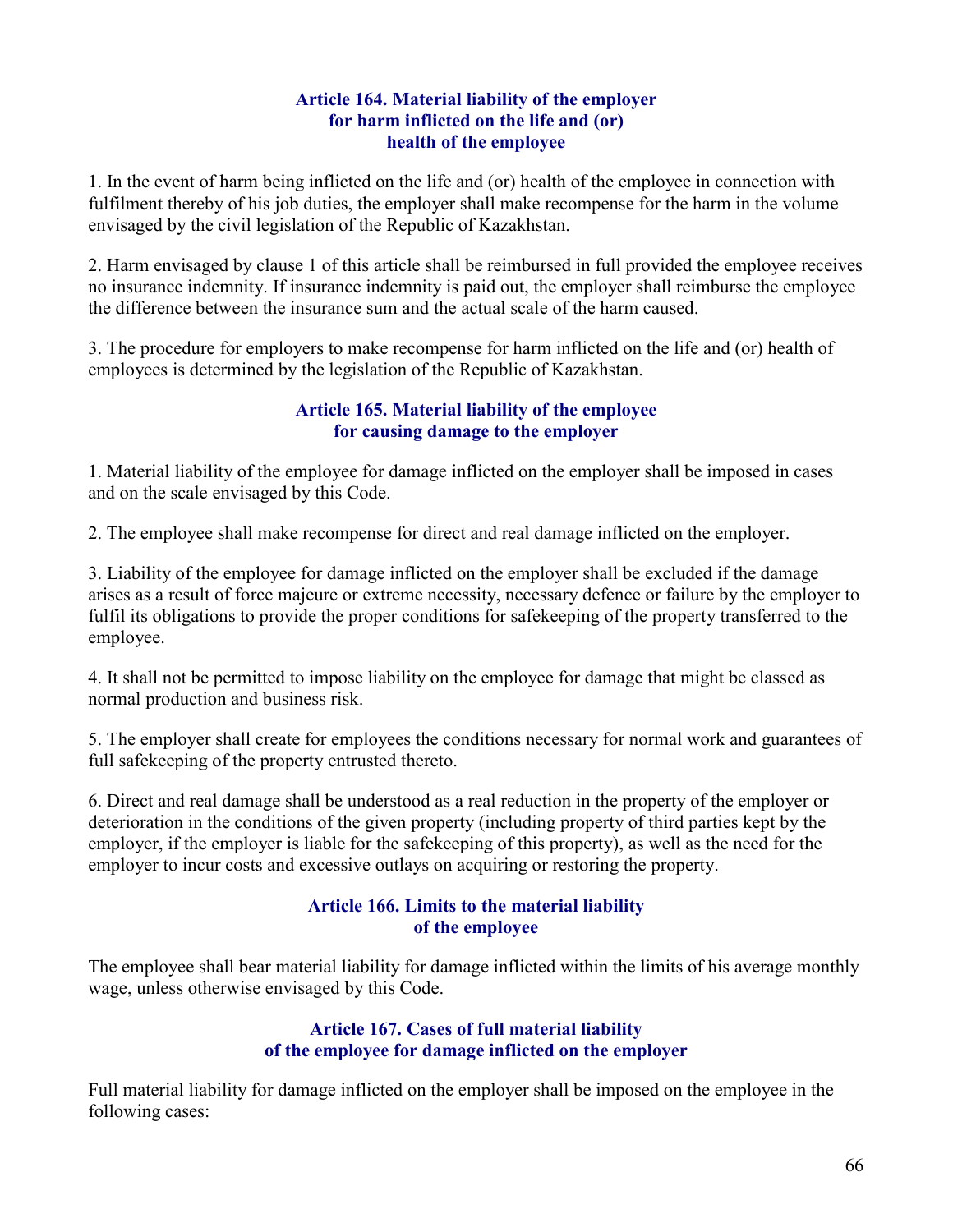### Article 164. Material liability of the employer for harm inflicted on the life and (or) health of the employee

1. In the event of harm being inflicted on the life and (or) health of the employee in connection with fulfilment thereby of his job duties, the employer shall make recompense for the harm in the volume envisaged by the civil legislation of the Republic of Kazakhstan.

2. Harm envisaged by clause 1 of this article shall be reimbursed in full provided the employee receives no insurance indemnity. If insurance indemnity is paid out, the employer shall reimburse the employee the difference between the insurance sum and the actual scale of the harm caused.

3. The procedure for employers to make recompense for harm inflicted on the life and (or) health of employees is determined by the legislation of the Republic of Kazakhstan.

### Article 165. Material liability of the employee for causing damage to the employer

1. Material liability of the employee for damage inflicted on the employer shall be imposed in cases and on the scale envisaged by this Code.

2. The employee shall make recompense for direct and real damage inflicted on the employer.

3. Liability of the employee for damage inflicted on the employer shall be excluded if the damage arises as a result of force majeure or extreme necessity, necessary defence or failure by the employer to fulfil its obligations to provide the proper conditions for safekeeping of the property transferred to the employee.

4. It shall not be permitted to impose liability on the employee for damage that might be classed as normal production and business risk.

5. The employer shall create for employees the conditions necessary for normal work and guarantees of full safekeeping of the property entrusted thereto.

6. Direct and real damage shall be understood as a real reduction in the property of the employer or deterioration in the conditions of the given property (including property of third parties kept by the employer, if the employer is liable for the safekeeping of this property), as well as the need for the employer to incur costs and excessive outlays on acquiring or restoring the property.

### Article 166. Limits to the material liability of the employee

The employee shall bear material liability for damage inflicted within the limits of his average monthly wage, unless otherwise envisaged by this Code.

### Article 167. Cases of full material liability of the employee for damage inflicted on the employer

Full material liability for damage inflicted on the employer shall be imposed on the employee in the following cases: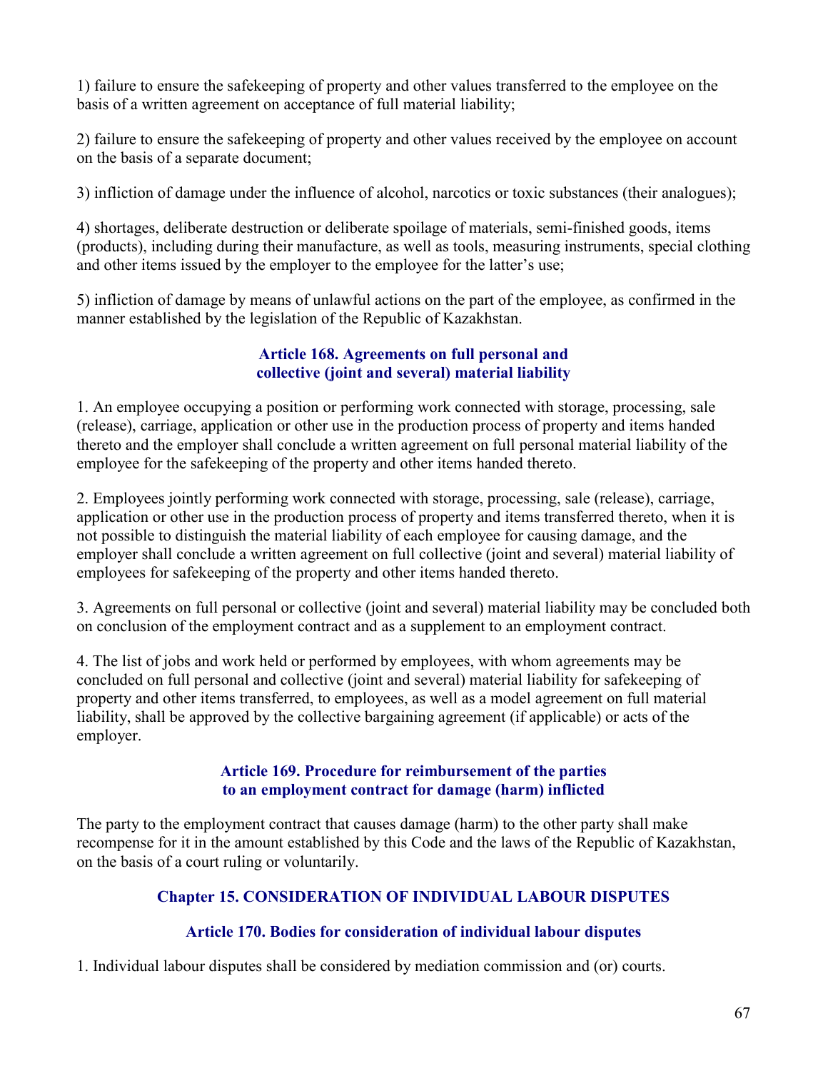1) failure to ensure the safekeeping of property and other values transferred to the employee on the basis of a written agreement on acceptance of full material liability;

2) failure to ensure the safekeeping of property and other values received by the employee on account on the basis of a separate document;

3) infliction of damage under the influence of alcohol, narcotics or toxic substances (their analogues);

4) shortages, deliberate destruction or deliberate spoilage of materials, semi-finished goods, items (products), including during their manufacture, as well as tools, measuring instruments, special clothing and other items issued by the employer to the employee for the latter's use;

5) infliction of damage by means of unlawful actions on the part of the employee, as confirmed in the manner established by the legislation of the Republic of Kazakhstan.

### Article 168. Agreements on full personal and collective (joint and several) material liability

1. An employee occupying a position or performing work connected with storage, processing, sale (release), carriage, application or other use in the production process of property and items handed thereto and the employer shall conclude a written agreement on full personal material liability of the employee for the safekeeping of the property and other items handed thereto.

2. Employees jointly performing work connected with storage, processing, sale (release), carriage, application or other use in the production process of property and items transferred thereto, when it is not possible to distinguish the material liability of each employee for causing damage, and the employer shall conclude a written agreement on full collective (joint and several) material liability of employees for safekeeping of the property and other items handed thereto.

3. Agreements on full personal or collective (joint and several) material liability may be concluded both on conclusion of the employment contract and as a supplement to an employment contract.

4. The list of jobs and work held or performed by employees, with whom agreements may be concluded on full personal and collective (joint and several) material liability for safekeeping of property and other items transferred, to employees, as well as a model agreement on full material liability, shall be approved by the collective bargaining agreement (if applicable) or acts of the employer.

### Article 169. Procedure for reimbursement of the parties to an employment contract for damage (harm) inflicted

The party to the employment contract that causes damage (harm) to the other party shall make recompense for it in the amount established by this Code and the laws of the Republic of Kazakhstan, on the basis of a court ruling or voluntarily.

## Chapter 15. CONSIDERATION OF INDIVIDUAL LABOUR DISPUTES

### Article 170. Bodies for consideration of individual labour disputes

1. Individual labour disputes shall be considered by mediation commission and (or) courts.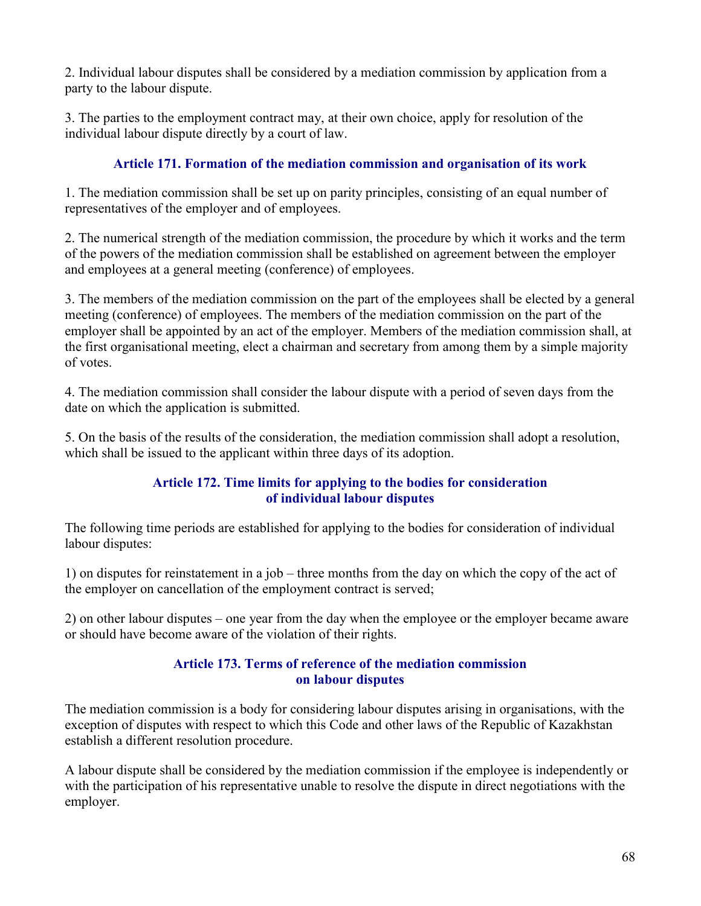2. Individual labour disputes shall be considered by a mediation commission by application from a party to the labour dispute.

3. The parties to the employment contract may, at their own choice, apply for resolution of the individual labour dispute directly by a court of law.

### Article 171. Formation of the mediation commission and organisation of its work

1. The mediation commission shall be set up on parity principles, consisting of an equal number of representatives of the employer and of employees.

2. The numerical strength of the mediation commission, the procedure by which it works and the term of the powers of the mediation commission shall be established on agreement between the employer and employees at a general meeting (conference) of employees.

3. The members of the mediation commission on the part of the employees shall be elected by a general meeting (conference) of employees. The members of the mediation commission on the part of the employer shall be appointed by an act of the employer. Members of the mediation commission shall, at the first organisational meeting, elect a chairman and secretary from among them by a simple majority of votes.

4. The mediation commission shall consider the labour dispute with a period of seven days from the date on which the application is submitted.

5. On the basis of the results of the consideration, the mediation commission shall adopt a resolution, which shall be issued to the applicant within three days of its adoption.

### Article 172. Time limits for applying to the bodies for consideration of individual labour disputes

The following time periods are established for applying to the bodies for consideration of individual labour disputes:

1) on disputes for reinstatement in a job – three months from the day on which the copy of the act of the employer on cancellation of the employment contract is served;

2) on other labour disputes – one year from the day when the employee or the employer became aware or should have become aware of the violation of their rights.

### Article 173. Terms of reference of the mediation commission on labour disputes

The mediation commission is a body for considering labour disputes arising in organisations, with the exception of disputes with respect to which this Code and other laws of the Republic of Kazakhstan establish a different resolution procedure.

A labour dispute shall be considered by the mediation commission if the employee is independently or with the participation of his representative unable to resolve the dispute in direct negotiations with the employer.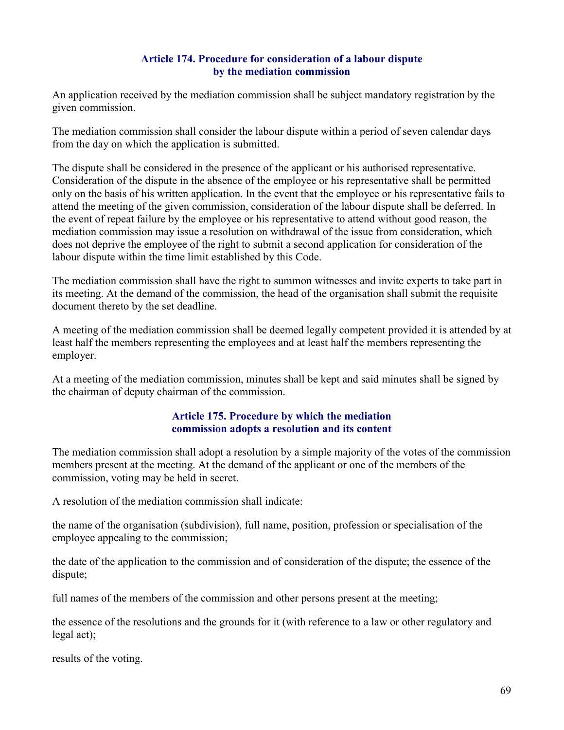### Article 174. Procedure for consideration of a labour dispute by the mediation commission

An application received by the mediation commission shall be subject mandatory registration by the given commission.

The mediation commission shall consider the labour dispute within a period of seven calendar days from the day on which the application is submitted.

The dispute shall be considered in the presence of the applicant or his authorised representative. Consideration of the dispute in the absence of the employee or his representative shall be permitted only on the basis of his written application. In the event that the employee or his representative fails to attend the meeting of the given commission, consideration of the labour dispute shall be deferred. In the event of repeat failure by the employee or his representative to attend without good reason, the mediation commission may issue a resolution on withdrawal of the issue from consideration, which does not deprive the employee of the right to submit a second application for consideration of the labour dispute within the time limit established by this Code.

The mediation commission shall have the right to summon witnesses and invite experts to take part in its meeting. At the demand of the commission, the head of the organisation shall submit the requisite document thereto by the set deadline.

A meeting of the mediation commission shall be deemed legally competent provided it is attended by at least half the members representing the employees and at least half the members representing the employer.

At a meeting of the mediation commission, minutes shall be kept and said minutes shall be signed by the chairman of deputy chairman of the commission.

### Article 175. Procedure by which the mediation commission adopts a resolution and its content

The mediation commission shall adopt a resolution by a simple majority of the votes of the commission members present at the meeting. At the demand of the applicant or one of the members of the commission, voting may be held in secret.

A resolution of the mediation commission shall indicate:

the name of the organisation (subdivision), full name, position, profession or specialisation of the employee appealing to the commission;

the date of the application to the commission and of consideration of the dispute; the essence of the dispute;

full names of the members of the commission and other persons present at the meeting;

the essence of the resolutions and the grounds for it (with reference to a law or other regulatory and legal act);

results of the voting.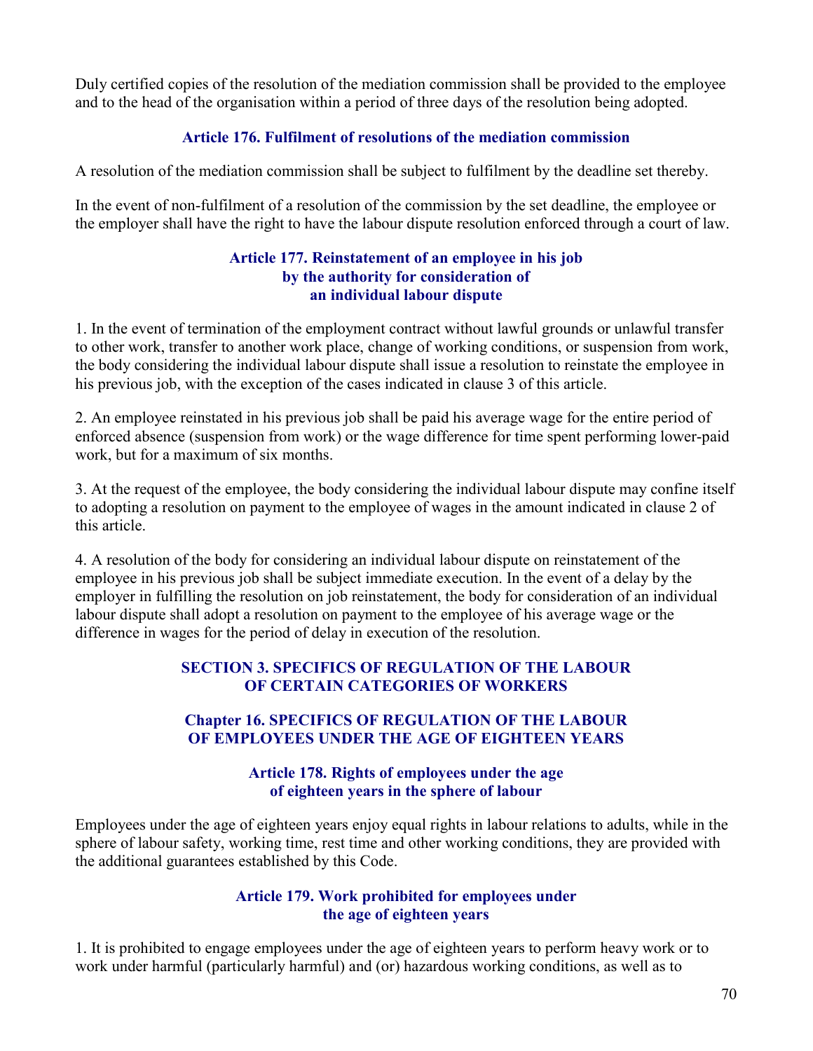Duly certified copies of the resolution of the mediation commission shall be provided to the employee and to the head of the organisation within a period of three days of the resolution being adopted.

#### Article 176. Fulfilment of resolutions of the mediation commission

A resolution of the mediation commission shall be subject to fulfilment by the deadline set thereby.

In the event of non-fulfilment of a resolution of the commission by the set deadline, the employee or the employer shall have the right to have the labour dispute resolution enforced through a court of law.

#### Article 177. Reinstatement of an employee in his job by the authority for consideration of an individual labour dispute

1. In the event of termination of the employment contract without lawful grounds or unlawful transfer to other work, transfer to another work place, change of working conditions, or suspension from work, the body considering the individual labour dispute shall issue a resolution to reinstate the employee in his previous job, with the exception of the cases indicated in clause 3 of this article.

2. An employee reinstated in his previous job shall be paid his average wage for the entire period of enforced absence (suspension from work) or the wage difference for time spent performing lower-paid work, but for a maximum of six months.

3. At the request of the employee, the body considering the individual labour dispute may confine itself to adopting a resolution on payment to the employee of wages in the amount indicated in clause 2 of this article.

4. A resolution of the body for considering an individual labour dispute on reinstatement of the employee in his previous job shall be subject immediate execution. In the event of a delay by the employer in fulfilling the resolution on job reinstatement, the body for consideration of an individual labour dispute shall adopt a resolution on payment to the employee of his average wage or the difference in wages for the period of delay in execution of the resolution.

## SECTION 3. SPECIFICS OF REGULATION OF THE LABOUR OF CERTAIN CATEGORIES OF WORKERS

### Chapter 16. SPECIFICS OF REGULATION OF THE LABOUR OF EMPLOYEES UNDER THE AGE OF EIGHTEEN YEARS

#### Article 178. Rights of employees under the age of eighteen years in the sphere of labour

Employees under the age of eighteen years enjoy equal rights in labour relations to adults, while in the sphere of labour safety, working time, rest time and other working conditions, they are provided with the additional guarantees established by this Code.

#### Article 179. Work prohibited for employees under the age of eighteen years

1. It is prohibited to engage employees under the age of eighteen years to perform heavy work or to work under harmful (particularly harmful) and (or) hazardous working conditions, as well as to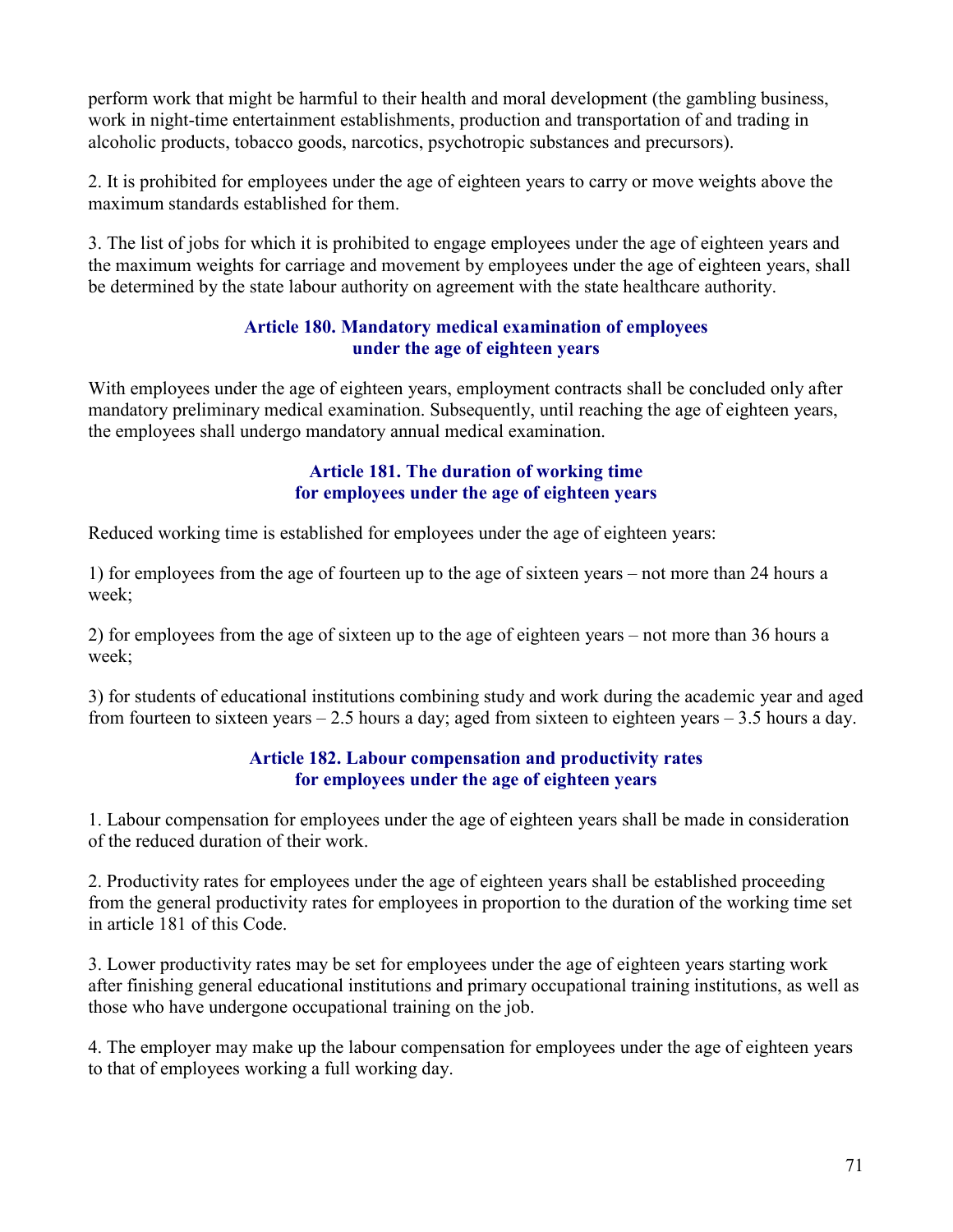perform work that might be harmful to their health and moral development (the gambling business, work in night-time entertainment establishments, production and transportation of and trading in alcoholic products, tobacco goods, narcotics, psychotropic substances and precursors).

2. It is prohibited for employees under the age of eighteen years to carry or move weights above the maximum standards established for them.

3. The list of jobs for which it is prohibited to engage employees under the age of eighteen years and the maximum weights for carriage and movement by employees under the age of eighteen years, shall be determined by the state labour authority on agreement with the state healthcare authority.

### Article 180. Mandatory medical examination of employees under the age of eighteen years

With employees under the age of eighteen years, employment contracts shall be concluded only after mandatory preliminary medical examination. Subsequently, until reaching the age of eighteen years, the employees shall undergo mandatory annual medical examination.

### Article 181. The duration of working time for employees under the age of eighteen years

Reduced working time is established for employees under the age of eighteen years:

1) for employees from the age of fourteen up to the age of sixteen years – not more than 24 hours a week;

2) for employees from the age of sixteen up to the age of eighteen years – not more than 36 hours a week;

3) for students of educational institutions combining study and work during the academic year and aged from fourteen to sixteen years – 2.5 hours a day; aged from sixteen to eighteen years – 3.5 hours a day.

### Article 182. Labour compensation and productivity rates for employees under the age of eighteen years

1. Labour compensation for employees under the age of eighteen years shall be made in consideration of the reduced duration of their work.

2. Productivity rates for employees under the age of eighteen years shall be established proceeding from the general productivity rates for employees in proportion to the duration of the working time set in article 181 of this Code.

3. Lower productivity rates may be set for employees under the age of eighteen years starting work after finishing general educational institutions and primary occupational training institutions, as well as those who have undergone occupational training on the job.

4. The employer may make up the labour compensation for employees under the age of eighteen years to that of employees working a full working day.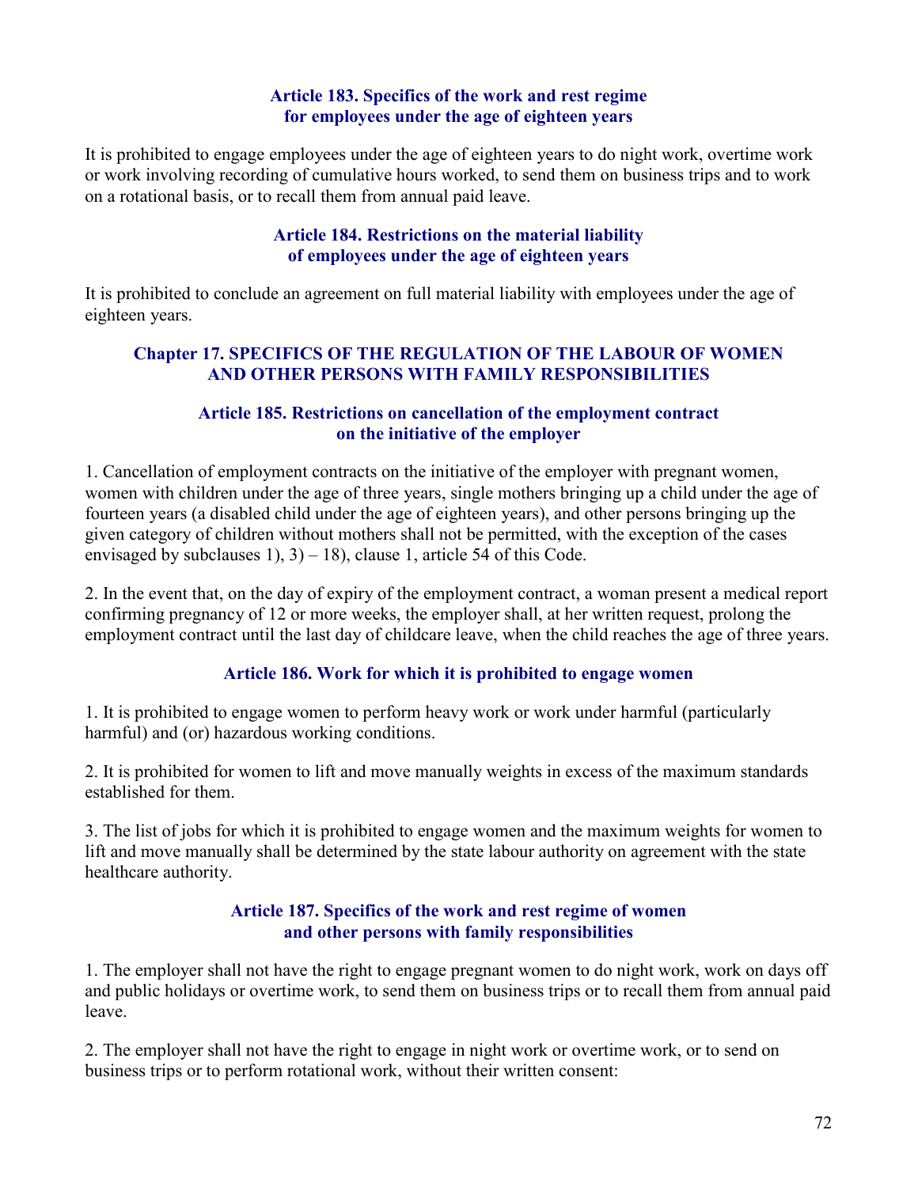### Article 183. Specifics of the work and rest regime for employees under the age of eighteen years

It is prohibited to engage employees under the age of eighteen years to do night work, overtime work or work involving recording of cumulative hours worked, to send them on business trips and to work on a rotational basis, or to recall them from annual paid leave.

### Article 184. Restrictions on the material liability of employees under the age of eighteen years

It is prohibited to conclude an agreement on full material liability with employees under the age of eighteen years.

## Chapter 17. SPECIFICS OF THE REGULATION OF THE LABOUR OF WOMEN AND OTHER PERSONS WITH FAMILY RESPONSIBILITIES

### Article 185. Restrictions on cancellation of the employment contract on the initiative of the employer

1. Cancellation of employment contracts on the initiative of the employer with pregnant women, women with children under the age of three years, single mothers bringing up a child under the age of fourteen years (a disabled child under the age of eighteen years), and other persons bringing up the given category of children without mothers shall not be permitted, with the exception of the cases envisaged by subclauses 1), 3) – 18), clause 1, article 54 of this Code.

2. In the event that, on the day of expiry of the employment contract, a woman present a medical report confirming pregnancy of 12 or more weeks, the employer shall, at her written request, prolong the employment contract until the last day of childcare leave, when the child reaches the age of three years.

### Article 186. Work for which it is prohibited to engage women

1. It is prohibited to engage women to perform heavy work or work under harmful (particularly harmful) and (or) hazardous working conditions.

2. It is prohibited for women to lift and move manually weights in excess of the maximum standards established for them.

3. The list of jobs for which it is prohibited to engage women and the maximum weights for women to lift and move manually shall be determined by the state labour authority on agreement with the state healthcare authority.

### Article 187. Specifics of the work and rest regime of women and other persons with family responsibilities

1. The employer shall not have the right to engage pregnant women to do night work, work on days off and public holidays or overtime work, to send them on business trips or to recall them from annual paid leave.

2. The employer shall not have the right to engage in night work or overtime work, or to send on business trips or to perform rotational work, without their written consent: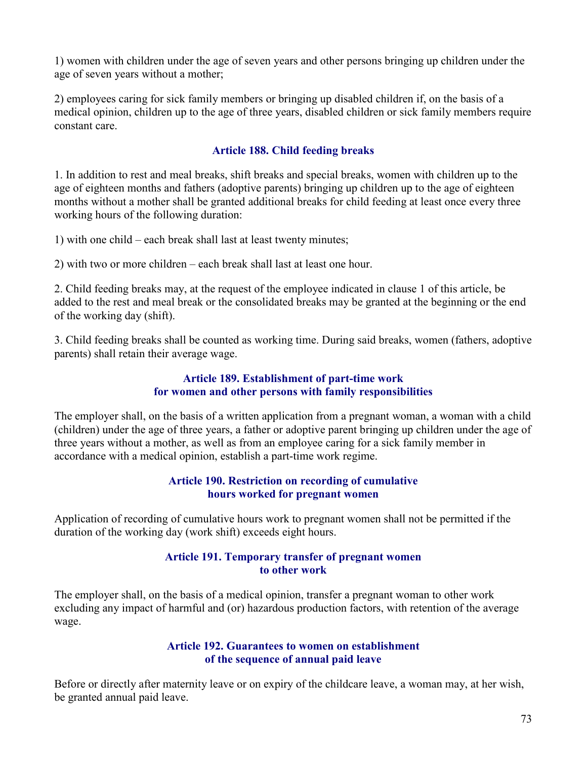1) women with children under the age of seven years and other persons bringing up children under the age of seven years without a mother;

2) employees caring for sick family members or bringing up disabled children if, on the basis of a medical opinion, children up to the age of three years, disabled children or sick family members require constant care.

### Article 188. Child feeding breaks

1. In addition to rest and meal breaks, shift breaks and special breaks, women with children up to the age of eighteen months and fathers (adoptive parents) bringing up children up to the age of eighteen months without a mother shall be granted additional breaks for child feeding at least once every three working hours of the following duration:

1) with one child – each break shall last at least twenty minutes;

2) with two or more children – each break shall last at least one hour.

2. Child feeding breaks may, at the request of the employee indicated in clause 1 of this article, be added to the rest and meal break or the consolidated breaks may be granted at the beginning or the end of the working day (shift).

3. Child feeding breaks shall be counted as working time. During said breaks, women (fathers, adoptive parents) shall retain their average wage.

### Article 189. Establishment of part-time work for women and other persons with family responsibilities

The employer shall, on the basis of a written application from a pregnant woman, a woman with a child (children) under the age of three years, a father or adoptive parent bringing up children under the age of three years without a mother, as well as from an employee caring for a sick family member in accordance with a medical opinion, establish a part-time work regime.

### Article 190. Restriction on recording of cumulative hours worked for pregnant women

Application of recording of cumulative hours work to pregnant women shall not be permitted if the duration of the working day (work shift) exceeds eight hours.

### Article 191. Temporary transfer of pregnant women to other work

The employer shall, on the basis of a medical opinion, transfer a pregnant woman to other work excluding any impact of harmful and (or) hazardous production factors, with retention of the average wage.

### Article 192. Guarantees to women on establishment of the sequence of annual paid leave

Before or directly after maternity leave or on expiry of the childcare leave, a woman may, at her wish, be granted annual paid leave.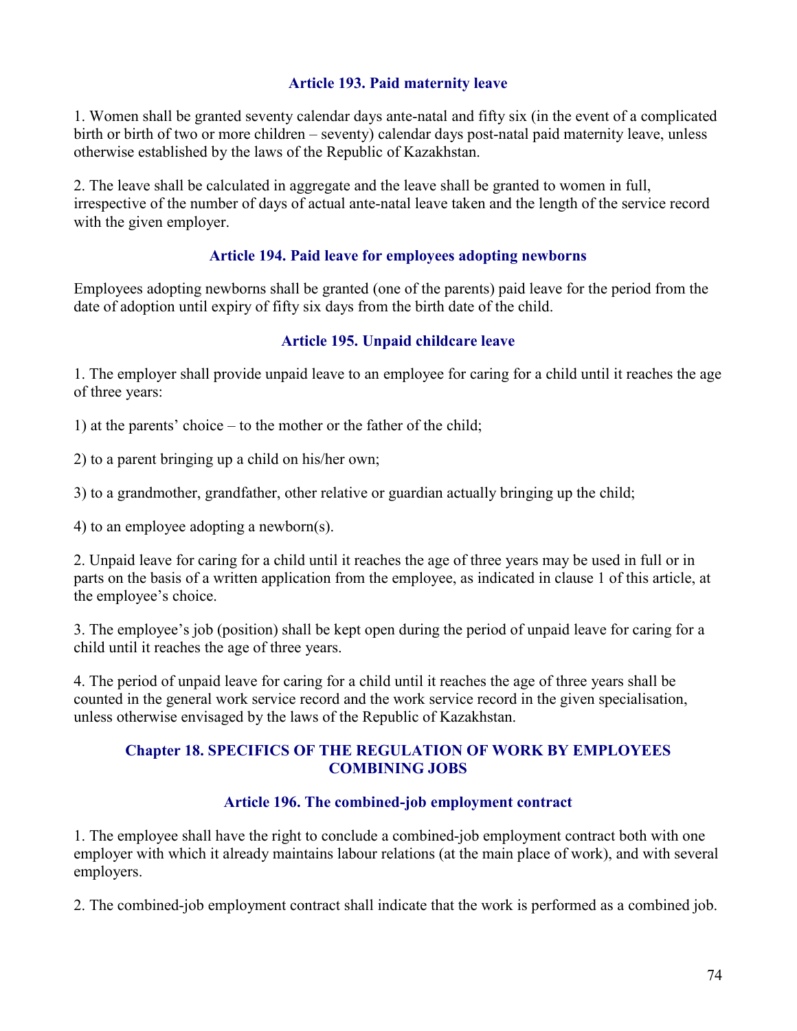### Article 193. Paid maternity leave

1. Women shall be granted seventy calendar days ante-natal and fifty six (in the event of a complicated birth or birth of two or more children – seventy) calendar days post-natal paid maternity leave, unless otherwise established by the laws of the Republic of Kazakhstan.

2. The leave shall be calculated in aggregate and the leave shall be granted to women in full, irrespective of the number of days of actual ante-natal leave taken and the length of the service record with the given employer.

### Article 194. Paid leave for employees adopting newborns

Employees adopting newborns shall be granted (one of the parents) paid leave for the period from the date of adoption until expiry of fifty six days from the birth date of the child.

### Article 195. Unpaid childcare leave

1. The employer shall provide unpaid leave to an employee for caring for a child until it reaches the age of three years:

1) at the parents' choice – to the mother or the father of the child;

2) to a parent bringing up a child on his/her own;

3) to a grandmother, grandfather, other relative or guardian actually bringing up the child;

4) to an employee adopting a newborn(s).

2. Unpaid leave for caring for a child until it reaches the age of three years may be used in full or in parts on the basis of a written application from the employee, as indicated in clause 1 of this article, at the employee's choice.

3. The employee's job (position) shall be kept open during the period of unpaid leave for caring for a child until it reaches the age of three years.

4. The period of unpaid leave for caring for a child until it reaches the age of three years shall be counted in the general work service record and the work service record in the given specialisation, unless otherwise envisaged by the laws of the Republic of Kazakhstan.

## Chapter 18. SPECIFICS OF THE REGULATION OF WORK BY EMPLOYEES COMBINING JOBS

### Article 196. The combined-job employment contract

1. The employee shall have the right to conclude a combined-job employment contract both with one employer with which it already maintains labour relations (at the main place of work), and with several employers.

2. The combined-job employment contract shall indicate that the work is performed as a combined job.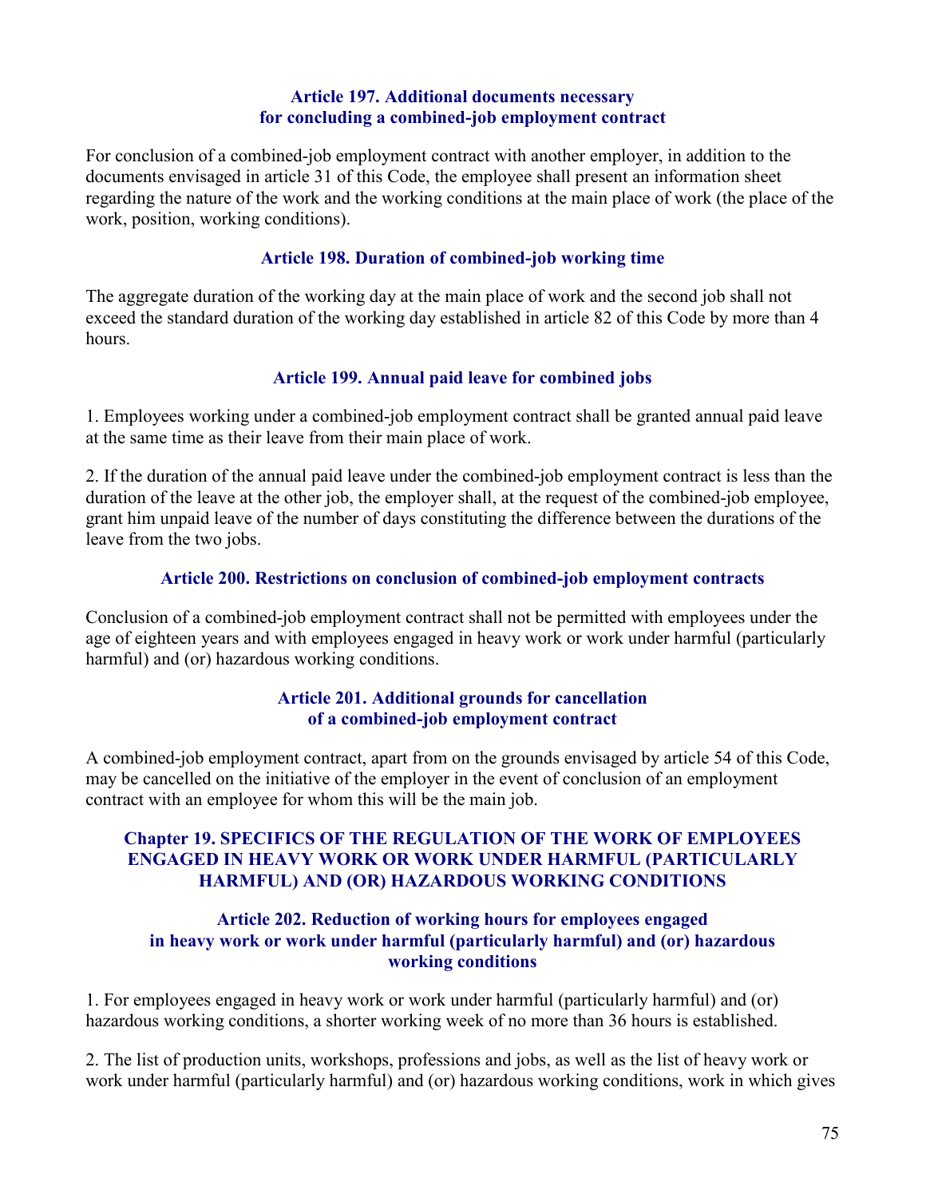### Article 197. Additional documents necessary for concluding a combined-job employment contract

For conclusion of a combined-job employment contract with another employer, in addition to the documents envisaged in article 31 of this Code, the employee shall present an information sheet regarding the nature of the work and the working conditions at the main place of work (the place of the work, position, working conditions).

### Article 198. Duration of combined-job working time

The aggregate duration of the working day at the main place of work and the second job shall not exceed the standard duration of the working day established in article 82 of this Code by more than 4 hours.

### Article 199. Annual paid leave for combined jobs

1. Employees working under a combined-job employment contract shall be granted annual paid leave at the same time as their leave from their main place of work.

2. If the duration of the annual paid leave under the combined-job employment contract is less than the duration of the leave at the other job, the employer shall, at the request of the combined-job employee, grant him unpaid leave of the number of days constituting the difference between the durations of the leave from the two jobs.

### Article 200. Restrictions on conclusion of combined-job employment contracts

Conclusion of a combined-job employment contract shall not be permitted with employees under the age of eighteen years and with employees engaged in heavy work or work under harmful (particularly harmful) and (or) hazardous working conditions.

### Article 201. Additional grounds for cancellation of a combined-job employment contract

A combined-job employment contract, apart from on the grounds envisaged by article 54 of this Code, may be cancelled on the initiative of the employer in the event of conclusion of an employment contract with an employee for whom this will be the main job.

## Chapter 19. SPECIFICS OF THE REGULATION OF THE WORK OF EMPLOYEES ENGAGED IN HEAVY WORK OR WORK UNDER HARMFUL (PARTICULARLY HARMFUL) AND (OR) HAZARDOUS WORKING CONDITIONS

### Article 202. Reduction of working hours for employees engaged in heavy work or work under harmful (particularly harmful) and (or) hazardous working conditions

1. For employees engaged in heavy work or work under harmful (particularly harmful) and (or) hazardous working conditions, a shorter working week of no more than 36 hours is established.

2. The list of production units, workshops, professions and jobs, as well as the list of heavy work or work under harmful (particularly harmful) and (or) hazardous working conditions, work in which gives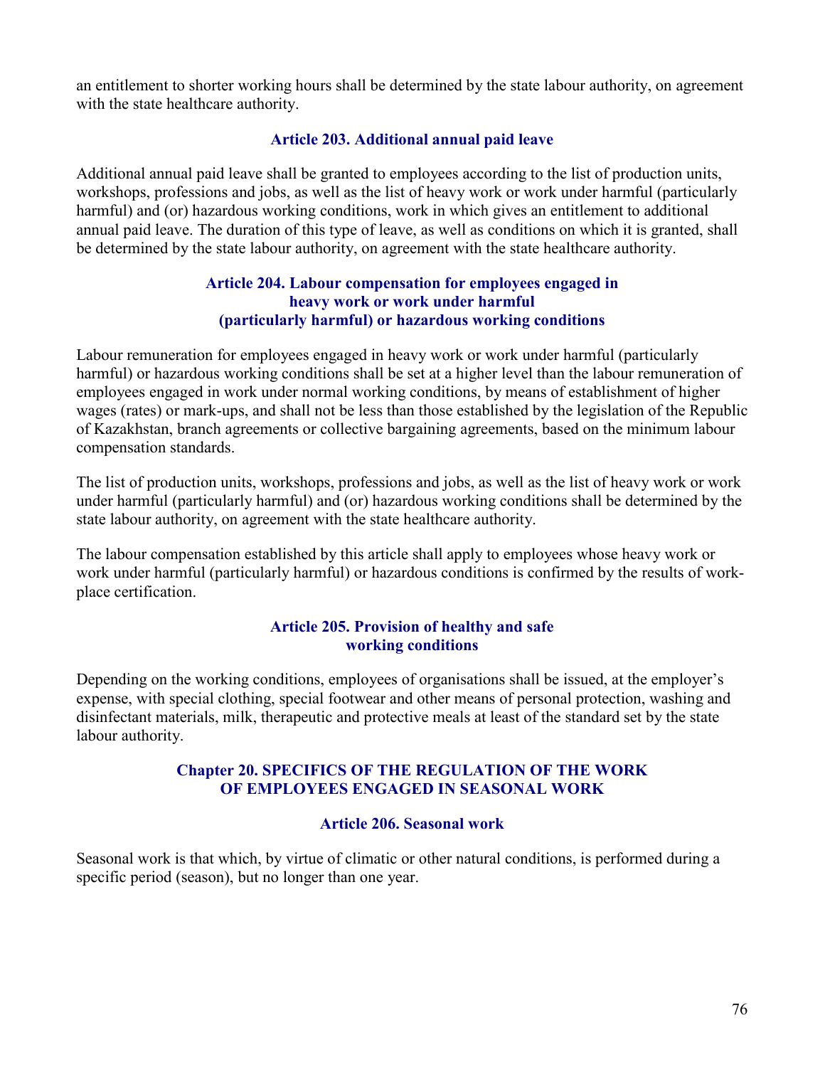an entitlement to shorter working hours shall be determined by the state labour authority, on agreement with the state healthcare authority.

### Article 203. Additional annual paid leave

Additional annual paid leave shall be granted to employees according to the list of production units, workshops, professions and jobs, as well as the list of heavy work or work under harmful (particularly harmful) and (or) hazardous working conditions, work in which gives an entitlement to additional annual paid leave. The duration of this type of leave, as well as conditions on which it is granted, shall be determined by the state labour authority, on agreement with the state healthcare authority.

### Article 204. Labour compensation for employees engaged in heavy work or work under harmful (particularly harmful) or hazardous working conditions

Labour remuneration for employees engaged in heavy work or work under harmful (particularly harmful) or hazardous working conditions shall be set at a higher level than the labour remuneration of employees engaged in work under normal working conditions, by means of establishment of higher wages (rates) or mark-ups, and shall not be less than those established by the legislation of the Republic of Kazakhstan, branch agreements or collective bargaining agreements, based on the minimum labour compensation standards.

The list of production units, workshops, professions and jobs, as well as the list of heavy work or work under harmful (particularly harmful) and (or) hazardous working conditions shall be determined by the state labour authority, on agreement with the state healthcare authority.

The labour compensation established by this article shall apply to employees whose heavy work or work under harmful (particularly harmful) or hazardous conditions is confirmed by the results of work-place certification.

### Article 205. Provision of healthy and safe working conditions

Depending on the working conditions, employees of organisations shall be issued, at the employer's expense, with special clothing, special footwear and other means of personal protection, washing and disinfectant materials, milk, therapeutic and protective meals at least of the standard set by the state labour authority.

## Chapter 20. SPECIFICS OF THE REGULATION OF THE WORK OF EMPLOYEES ENGAGED IN SEASONAL WORK

### Article 206. Seasonal work

Seasonal work is that which, by virtue of climatic or other natural conditions, is performed during a specific period (season), but no longer than one year.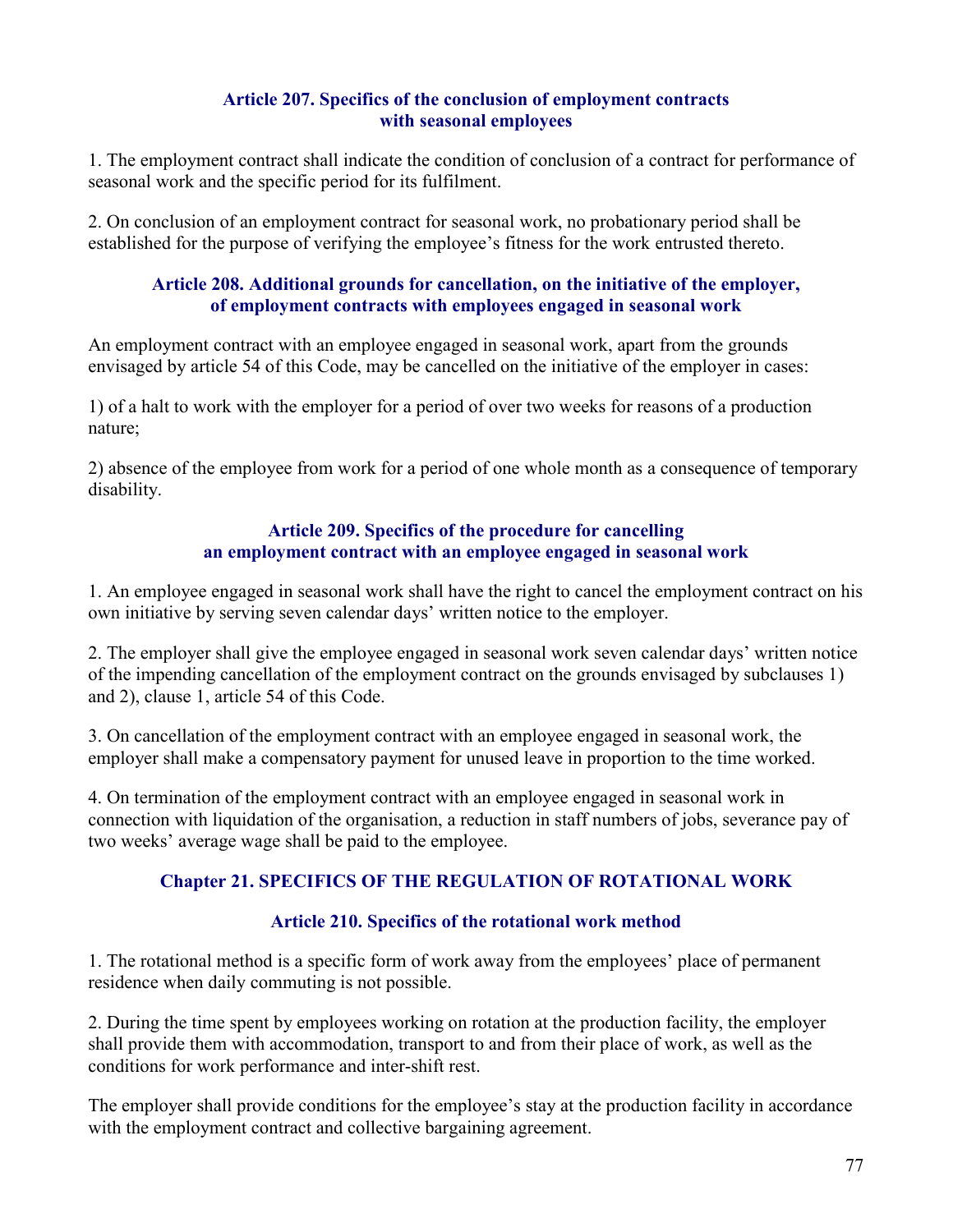### Article 207. Specifics of the conclusion of employment contracts with seasonal employees

1. The employment contract shall indicate the condition of conclusion of a contract for performance of seasonal work and the specific period for its fulfilment.

2. On conclusion of an employment contract for seasonal work, no probationary period shall be established for the purpose of verifying the employee's fitness for the work entrusted thereto.

### Article 208. Additional grounds for cancellation, on the initiative of the employer, of employment contracts with employees engaged in seasonal work

An employment contract with an employee engaged in seasonal work, apart from the grounds envisaged by article 54 of this Code, may be cancelled on the initiative of the employer in cases:

1) of a halt to work with the employer for a period of over two weeks for reasons of a production nature;

2) absence of the employee from work for a period of one whole month as a consequence of temporary disability.

### Article 209. Specifics of the procedure for cancelling an employment contract with an employee engaged in seasonal work

1. An employee engaged in seasonal work shall have the right to cancel the employment contract on his own initiative by serving seven calendar days' written notice to the employer.

2. The employer shall give the employee engaged in seasonal work seven calendar days' written notice of the impending cancellation of the employment contract on the grounds envisaged by subclauses 1) and 2), clause 1, article 54 of this Code.

3. On cancellation of the employment contract with an employee engaged in seasonal work, the employer shall make a compensatory payment for unused leave in proportion to the time worked.

4. On termination of the employment contract with an employee engaged in seasonal work in connection with liquidation of the organisation, a reduction in staff numbers of jobs, severance pay of two weeks' average wage shall be paid to the employee.

## Chapter 21. SPECIFICS OF THE REGULATION OF ROTATIONAL WORK

### Article 210. Specifics of the rotational work method

1. The rotational method is a specific form of work away from the employees' place of permanent residence when daily commuting is not possible.

2. During the time spent by employees working on rotation at the production facility, the employer shall provide them with accommodation, transport to and from their place of work, as well as the conditions for work performance and inter-shift rest.

The employer shall provide conditions for the employee's stay at the production facility in accordance with the employment contract and collective bargaining agreement.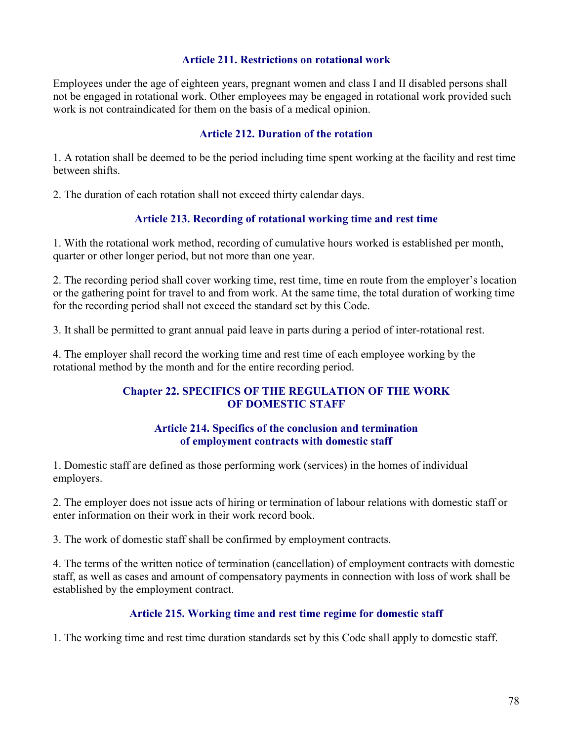### Article 211. Restrictions on rotational work

Employees under the age of eighteen years, pregnant women and class I and II disabled persons shall not be engaged in rotational work. Other employees may be engaged in rotational work provided such work is not contraindicated for them on the basis of a medical opinion.

### Article 212. Duration of the rotation

1. A rotation shall be deemed to be the period including time spent working at the facility and rest time between shifts.

2. The duration of each rotation shall not exceed thirty calendar days.

### Article 213. Recording of rotational working time and rest time

1. With the rotational work method, recording of cumulative hours worked is established per month, quarter or other longer period, but not more than one year.

2. The recording period shall cover working time, rest time, time en route from the employer's location or the gathering point for travel to and from work. At the same time, the total duration of working time for the recording period shall not exceed the standard set by this Code.

3. It shall be permitted to grant annual paid leave in parts during a period of inter-rotational rest.

4. The employer shall record the working time and rest time of each employee working by the rotational method by the month and for the entire recording period.

## Chapter 22. SPECIFICS OF THE REGULATION OF THE WORK OF DOMESTIC STAFF

### Article 214. Specifics of the conclusion and termination of employment contracts with domestic staff

1. Domestic staff are defined as those performing work (services) in the homes of individual employers.

2. The employer does not issue acts of hiring or termination of labour relations with domestic staff or enter information on their work in their work record book.

3. The work of domestic staff shall be confirmed by employment contracts.

4. The terms of the written notice of termination (cancellation) of employment contracts with domestic staff, as well as cases and amount of compensatory payments in connection with loss of work shall be established by the employment contract.

### Article 215. Working time and rest time regime for domestic staff

1. The working time and rest time duration standards set by this Code shall apply to domestic staff.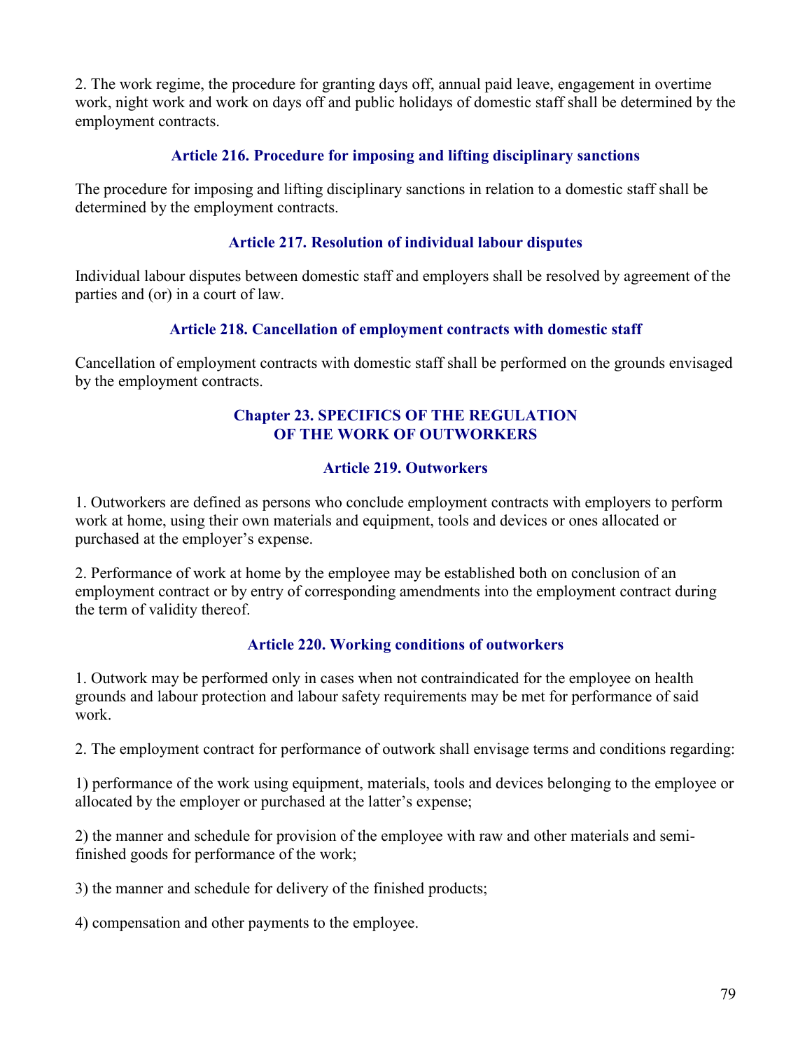2. The work regime, the procedure for granting days off, annual paid leave, engagement in overtime work, night work and work on days off and public holidays of domestic staff shall be determined by the employment contracts.

### Article 216. Procedure for imposing and lifting disciplinary sanctions

The procedure for imposing and lifting disciplinary sanctions in relation to a domestic staff shall be determined by the employment contracts.

### Article 217. Resolution of individual labour disputes

Individual labour disputes between domestic staff and employers shall be resolved by agreement of the parties and (or) in a court of law.

### Article 218. Cancellation of employment contracts with domestic staff

Cancellation of employment contracts with domestic staff shall be performed on the grounds envisaged by the employment contracts.

## Chapter 23. SPECIFICS OF THE REGULATION OF THE WORK OF OUTWORKERS

### Article 219. Outworkers

1. Outworkers are defined as persons who conclude employment contracts with employers to perform work at home, using their own materials and equipment, tools and devices or ones allocated or purchased at the employer's expense.

2. Performance of work at home by the employee may be established both on conclusion of an employment contract or by entry of corresponding amendments into the employment contract during the term of validity thereof.

### Article 220. Working conditions of outworkers

1. Outwork may be performed only in cases when not contraindicated for the employee on health grounds and labour protection and labour safety requirements may be met for performance of said work.

2. The employment contract for performance of outwork shall envisage terms and conditions regarding:

1) performance of the work using equipment, materials, tools and devices belonging to the employee or allocated by the employer or purchased at the latter's expense;

2) the manner and schedule for provision of the employee with raw and other materials and semi-finished goods for performance of the work;

3) the manner and schedule for delivery of the finished products;

4) compensation and other payments to the employee.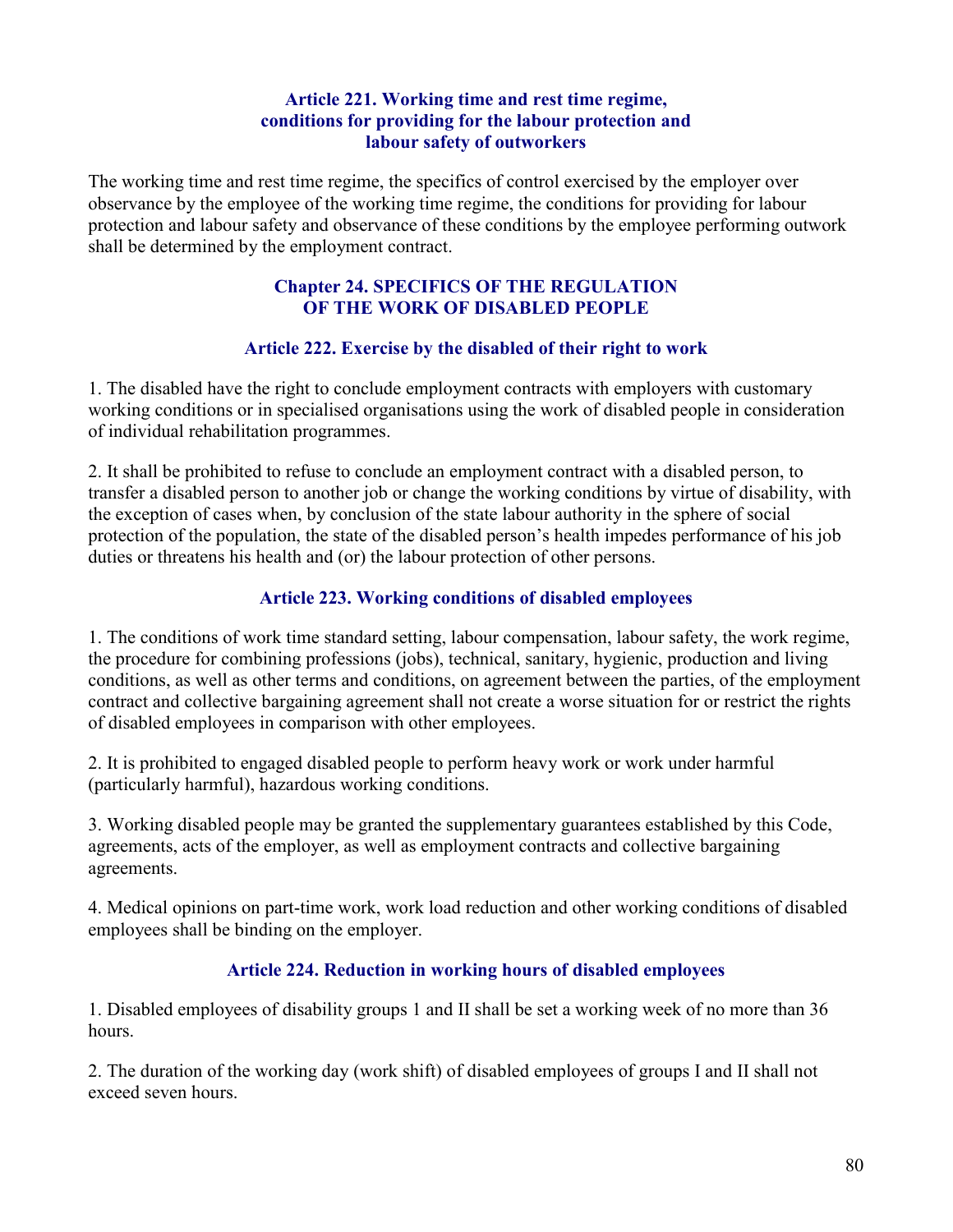### Article 221. Working time and rest time regime, conditions for providing for the labour protection and labour safety of outworkers

The working time and rest time regime, the specifics of control exercised by the employer over observance by the employee of the working time regime, the conditions for providing for labour protection and labour safety and observance of these conditions by the employee performing outwork shall be determined by the employment contract.

## Chapter 24. SPECIFICS OF THE REGULATION OF THE WORK OF DISABLED PEOPLE

### Article 222. Exercise by the disabled of their right to work

1. The disabled have the right to conclude employment contracts with employers with customary working conditions or in specialised organisations using the work of disabled people in consideration of individual rehabilitation programmes.

2. It shall be prohibited to refuse to conclude an employment contract with a disabled person, to transfer a disabled person to another job or change the working conditions by virtue of disability, with the exception of cases when, by conclusion of the state labour authority in the sphere of social protection of the population, the state of the disabled person's health impedes performance of his job duties or threatens his health and (or) the labour protection of other persons.

### Article 223. Working conditions of disabled employees

1. The conditions of work time standard setting, labour compensation, labour safety, the work regime, the procedure for combining professions (jobs), technical, sanitary, hygienic, production and living conditions, as well as other terms and conditions, on agreement between the parties, of the employment contract and collective bargaining agreement shall not create a worse situation for or restrict the rights of disabled employees in comparison with other employees.

2. It is prohibited to engaged disabled people to perform heavy work or work under harmful (particularly harmful), hazardous working conditions.

3. Working disabled people may be granted the supplementary guarantees established by this Code, agreements, acts of the employer, as well as employment contracts and collective bargaining agreements.

4. Medical opinions on part-time work, work load reduction and other working conditions of disabled employees shall be binding on the employer.

### Article 224. Reduction in working hours of disabled employees

1. Disabled employees of disability groups 1 and II shall be set a working week of no more than 36 hours.

2. The duration of the working day (work shift) of disabled employees of groups I and II shall not exceed seven hours.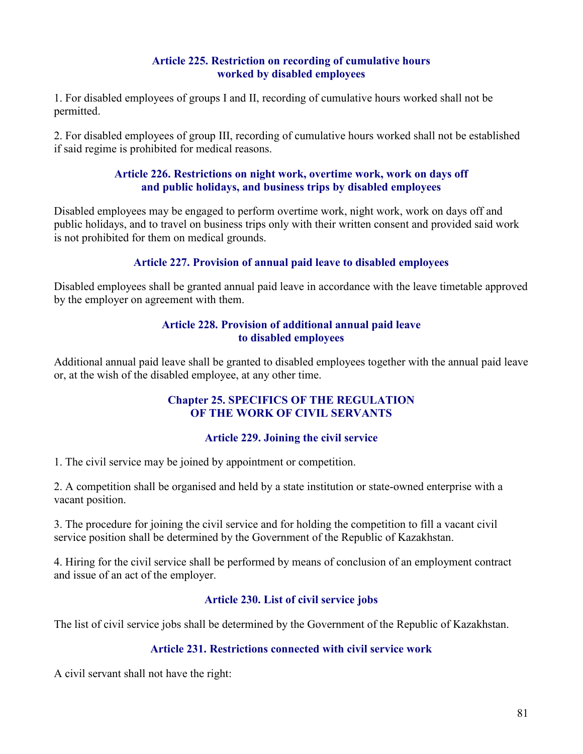### Article 225. Restriction on recording of cumulative hours worked by disabled employees

1. For disabled employees of groups I and II, recording of cumulative hours worked shall not be permitted.

2. For disabled employees of group III, recording of cumulative hours worked shall not be established if said regime is prohibited for medical reasons.

### Article 226. Restrictions on night work, overtime work, work on days off and public holidays, and business trips by disabled employees

Disabled employees may be engaged to perform overtime work, night work, work on days off and public holidays, and to travel on business trips only with their written consent and provided said work is not prohibited for them on medical grounds.

### Article 227. Provision of annual paid leave to disabled employees

Disabled employees shall be granted annual paid leave in accordance with the leave timetable approved by the employer on agreement with them.

### Article 228. Provision of additional annual paid leave to disabled employees

Additional annual paid leave shall be granted to disabled employees together with the annual paid leave or, at the wish of the disabled employee, at any other time.

## Chapter 25. SPECIFICS OF THE REGULATION OF THE WORK OF CIVIL SERVANTS

### Article 229. Joining the civil service

1. The civil service may be joined by appointment or competition.

2. A competition shall be organised and held by a state institution or state-owned enterprise with a vacant position.

3. The procedure for joining the civil service and for holding the competition to fill a vacant civil service position shall be determined by the Government of the Republic of Kazakhstan.

4. Hiring for the civil service shall be performed by means of conclusion of an employment contract and issue of an act of the employer.

### Article 230. List of civil service jobs

The list of civil service jobs shall be determined by the Government of the Republic of Kazakhstan.

### Article 231. Restrictions connected with civil service work

A civil servant shall not have the right: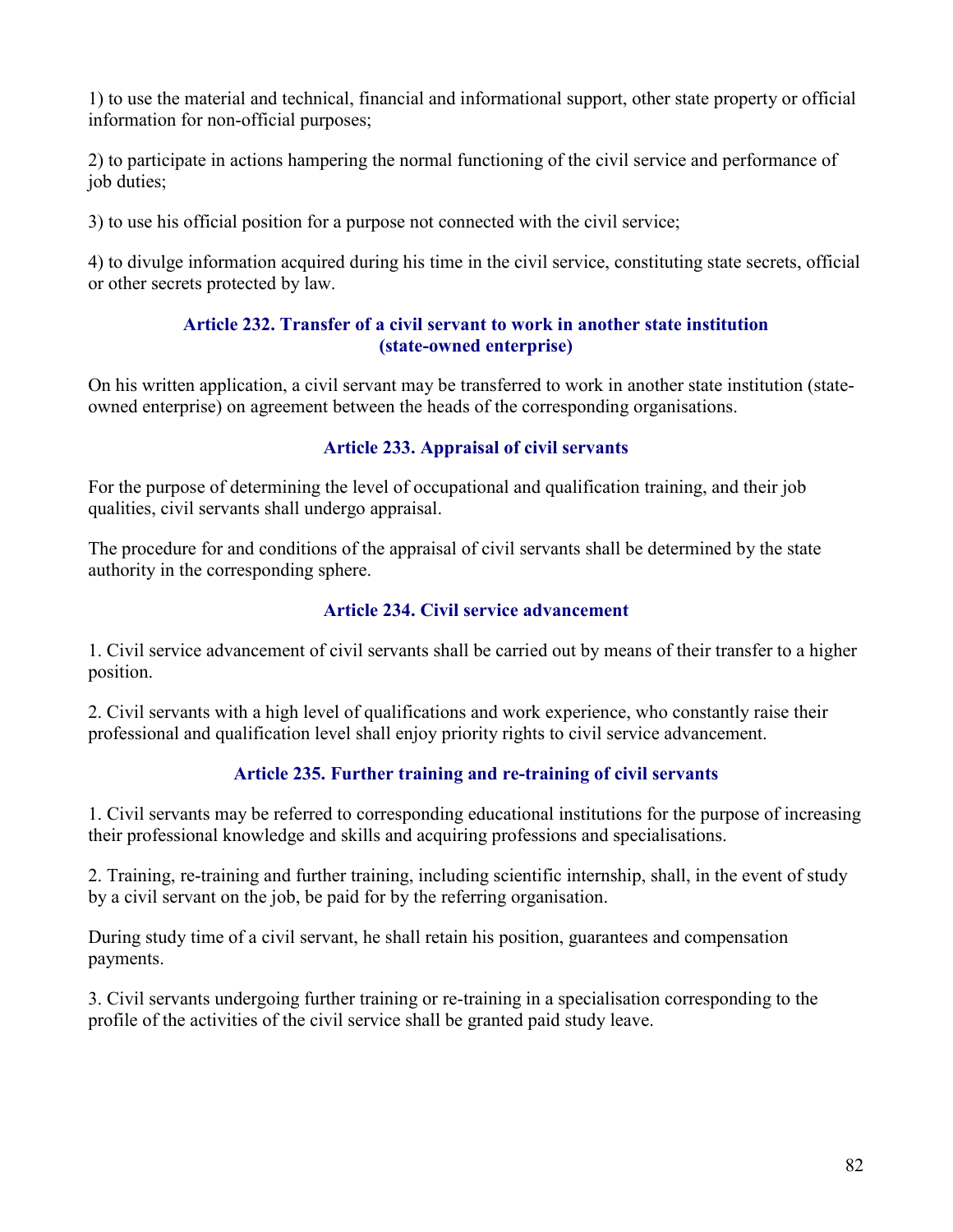1) to use the material and technical, financial and informational support, other state property or official information for non-official purposes;

2) to participate in actions hampering the normal functioning of the civil service and performance of job duties;

3) to use his official position for a purpose not connected with the civil service;

4) to divulge information acquired during his time in the civil service, constituting state secrets, official or other secrets protected by law.

### Article 232. Transfer of a civil servant to work in another state institution (state-owned enterprise)

On his written application, a civil servant may be transferred to work in another state institution (state-owned enterprise) on agreement between the heads of the corresponding organisations.

### Article 233. Appraisal of civil servants

For the purpose of determining the level of occupational and qualification training, and their job qualities, civil servants shall undergo appraisal.

The procedure for and conditions of the appraisal of civil servants shall be determined by the state authority in the corresponding sphere.

### Article 234. Civil service advancement

1. Civil service advancement of civil servants shall be carried out by means of their transfer to a higher position.

2. Civil servants with a high level of qualifications and work experience, who constantly raise their professional and qualification level shall enjoy priority rights to civil service advancement.

### Article 235. Further training and re-training of civil servants

1. Civil servants may be referred to corresponding educational institutions for the purpose of increasing their professional knowledge and skills and acquiring professions and specialisations.

2. Training, re-training and further training, including scientific internship, shall, in the event of study by a civil servant on the job, be paid for by the referring organisation.

During study time of a civil servant, he shall retain his position, guarantees and compensation payments.

3. Civil servants undergoing further training or re-training in a specialisation corresponding to the profile of the activities of the civil service shall be granted paid study leave.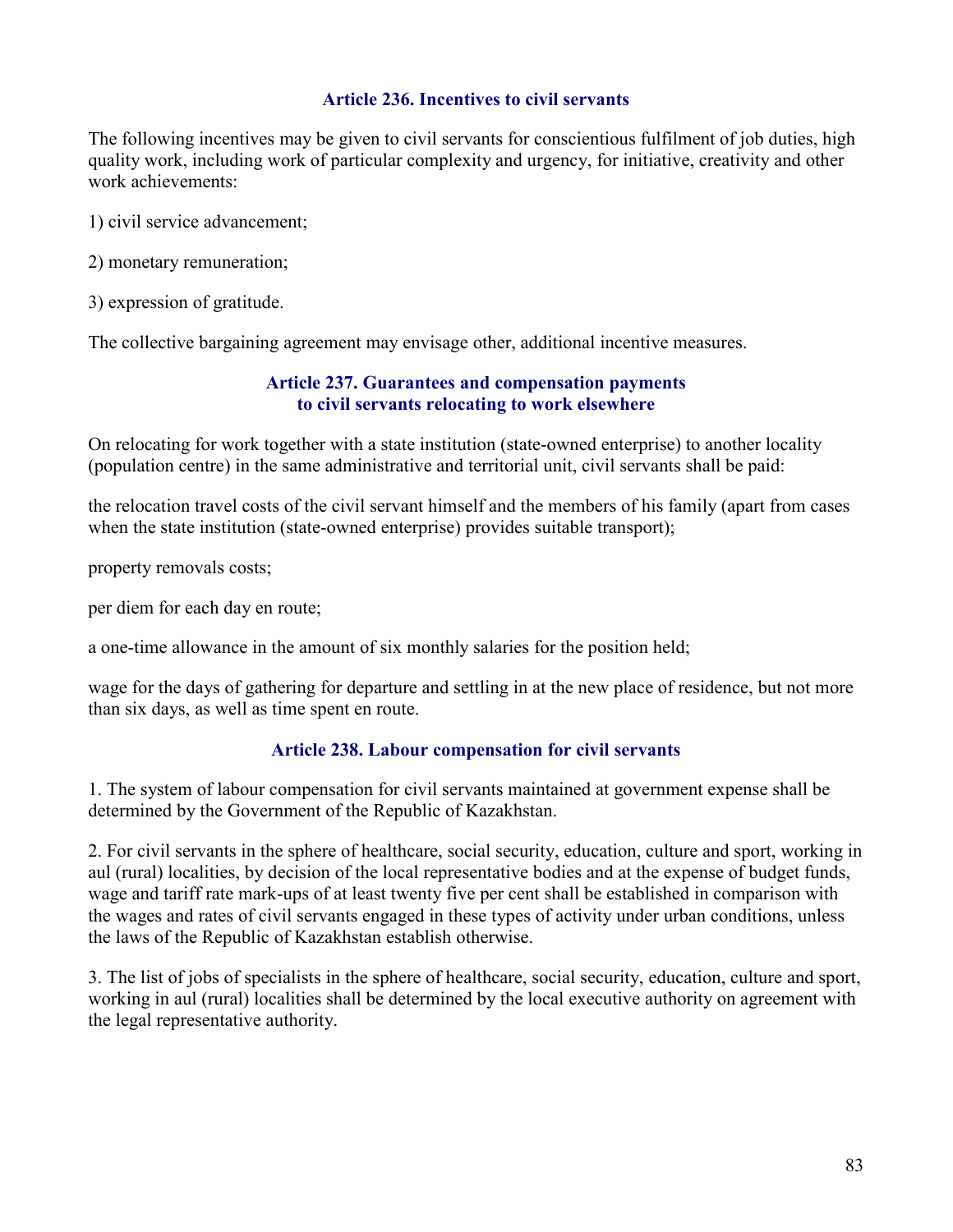### Article 236. Incentives to civil servants

The following incentives may be given to civil servants for conscientious fulfilment of job duties, high quality work, including work of particular complexity and urgency, for initiative, creativity and other work achievements:

1) civil service advancement;

2) monetary remuneration;

3) expression of gratitude.

The collective bargaining agreement may envisage other, additional incentive measures.

### Article 237. Guarantees and compensation payments to civil servants relocating to work elsewhere

On relocating for work together with a state institution (state-owned enterprise) to another locality (population centre) in the same administrative and territorial unit, civil servants shall be paid:

the relocation travel costs of the civil servant himself and the members of his family (apart from cases when the state institution (state-owned enterprise) provides suitable transport);

property removals costs;

per diem for each day en route;

a one-time allowance in the amount of six monthly salaries for the position held;

wage for the days of gathering for departure and settling in at the new place of residence, but not more than six days, as well as time spent en route.

### Article 238. Labour compensation for civil servants

1. The system of labour compensation for civil servants maintained at government expense shall be determined by the Government of the Republic of Kazakhstan.

2. For civil servants in the sphere of healthcare, social security, education, culture and sport, working in aul (rural) localities, by decision of the local representative bodies and at the expense of budget funds, wage and tariff rate mark-ups of at least twenty five per cent shall be established in comparison with the wages and rates of civil servants engaged in these types of activity under urban conditions, unless the laws of the Republic of Kazakhstan establish otherwise.

3. The list of jobs of specialists in the sphere of healthcare, social security, education, culture and sport, working in aul (rural) localities shall be determined by the local executive authority on agreement with the legal representative authority.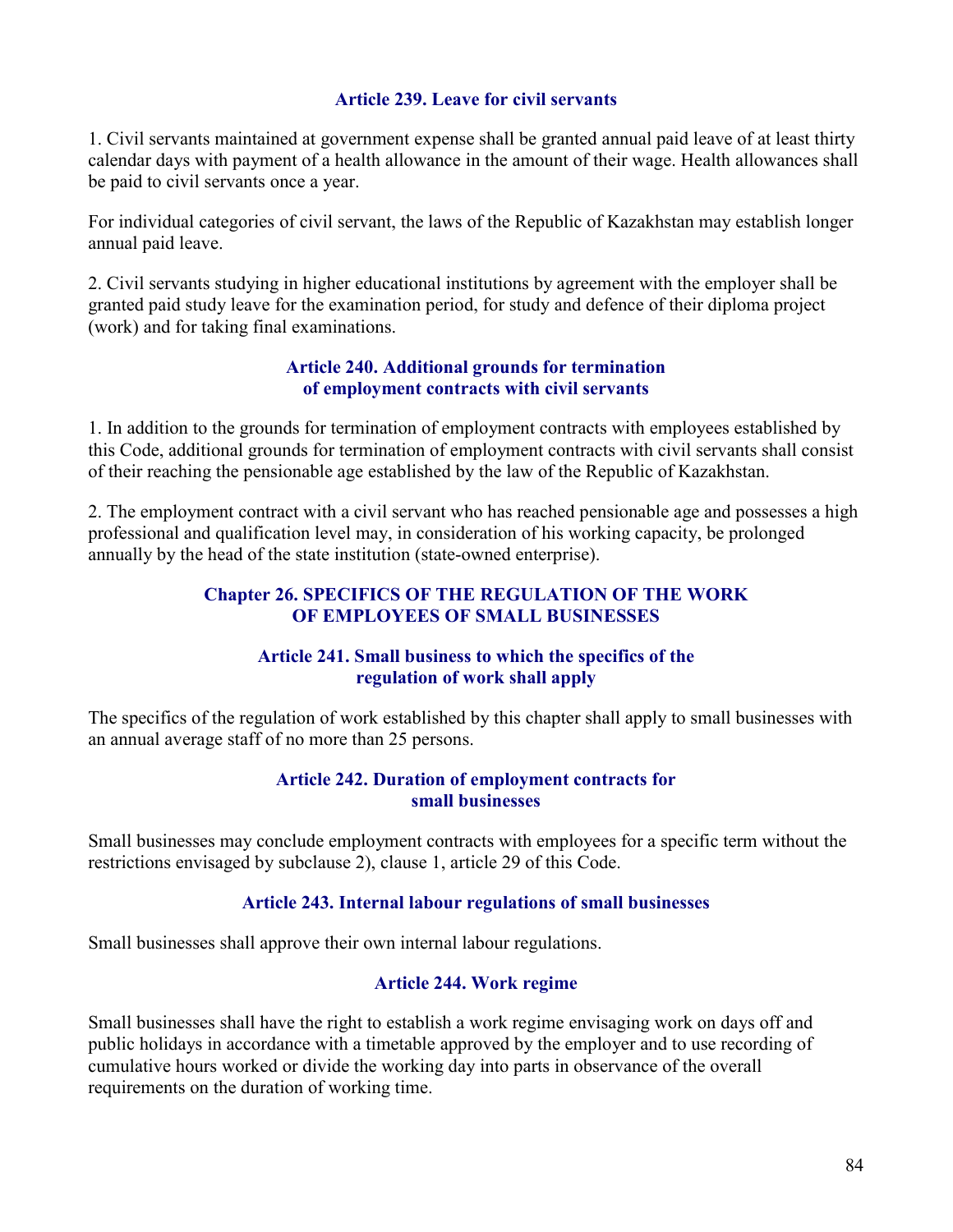### Article 239. Leave for civil servants

1. Civil servants maintained at government expense shall be granted annual paid leave of at least thirty calendar days with payment of a health allowance in the amount of their wage. Health allowances shall be paid to civil servants once a year.

For individual categories of civil servant, the laws of the Republic of Kazakhstan may establish longer annual paid leave.

2. Civil servants studying in higher educational institutions by agreement with the employer shall be granted paid study leave for the examination period, for study and defence of their diploma project (work) and for taking final examinations.

### Article 240. Additional grounds for termination of employment contracts with civil servants

1. In addition to the grounds for termination of employment contracts with employees established by this Code, additional grounds for termination of employment contracts with civil servants shall consist of their reaching the pensionable age established by the law of the Republic of Kazakhstan.

2. The employment contract with a civil servant who has reached pensionable age and possesses a high professional and qualification level may, in consideration of his working capacity, be prolonged annually by the head of the state institution (state-owned enterprise).

## Chapter 26. SPECIFICS OF THE REGULATION OF THE WORK OF EMPLOYEES OF SMALL BUSINESSES

### Article 241. Small business to which the specifics of the regulation of work shall apply

The specifics of the regulation of work established by this chapter shall apply to small businesses with an annual average staff of no more than 25 persons.

### Article 242. Duration of employment contracts for small businesses

Small businesses may conclude employment contracts with employees for a specific term without the restrictions envisaged by subclause 2), clause 1, article 29 of this Code.

### Article 243. Internal labour regulations of small businesses

Small businesses shall approve their own internal labour regulations.

### Article 244. Work regime

Small businesses shall have the right to establish a work regime envisaging work on days off and public holidays in accordance with a timetable approved by the employer and to use recording of cumulative hours worked or divide the working day into parts in observance of the overall requirements on the duration of working time.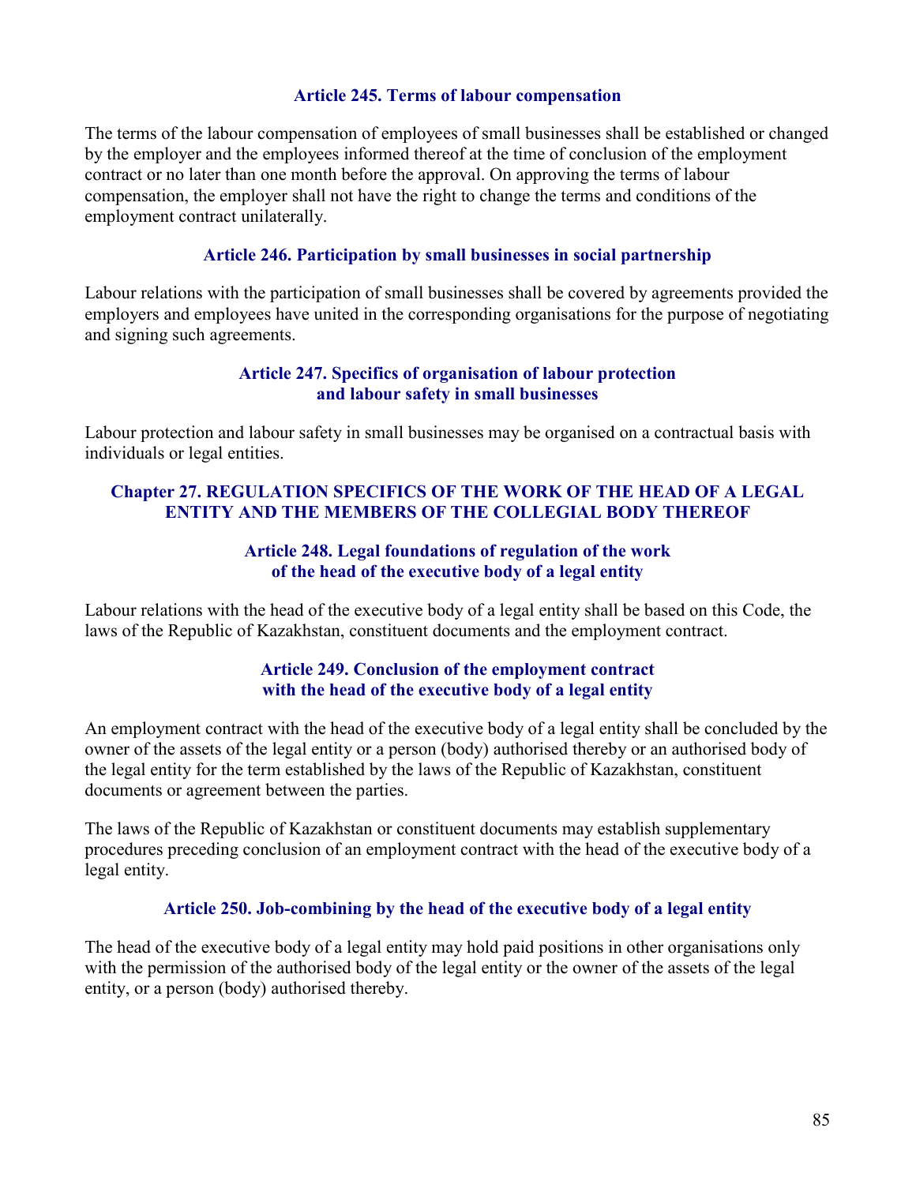### Article 245. Terms of labour compensation

The terms of the labour compensation of employees of small businesses shall be established or changed by the employer and the employees informed thereof at the time of conclusion of the employment contract or no later than one month before the approval. On approving the terms of labour compensation, the employer shall not have the right to change the terms and conditions of the employment contract unilaterally.

### Article 246. Participation by small businesses in social partnership

Labour relations with the participation of small businesses shall be covered by agreements provided the employers and employees have united in the corresponding organisations for the purpose of negotiating and signing such agreements.

### Article 247. Specifics of organisation of labour protection and labour safety in small businesses

Labour protection and labour safety in small businesses may be organised on a contractual basis with individuals or legal entities.

## Chapter 27. REGULATION SPECIFICS OF THE WORK OF THE HEAD OF A LEGAL ENTITY AND THE MEMBERS OF THE COLLEGIAL BODY THEREOF

### Article 248. Legal foundations of regulation of the work of the head of the executive body of a legal entity

Labour relations with the head of the executive body of a legal entity shall be based on this Code, the laws of the Republic of Kazakhstan, constituent documents and the employment contract.

### Article 249. Conclusion of the employment contract with the head of the executive body of a legal entity

An employment contract with the head of the executive body of a legal entity shall be concluded by the owner of the assets of the legal entity or a person (body) authorised thereby or an authorised body of the legal entity for the term established by the laws of the Republic of Kazakhstan, constituent documents or agreement between the parties.

The laws of the Republic of Kazakhstan or constituent documents may establish supplementary procedures preceding conclusion of an employment contract with the head of the executive body of a legal entity.

### Article 250. Job-combining by the head of the executive body of a legal entity

The head of the executive body of a legal entity may hold paid positions in other organisations only with the permission of the authorised body of the legal entity or the owner of the assets of the legal entity, or a person (body) authorised thereby.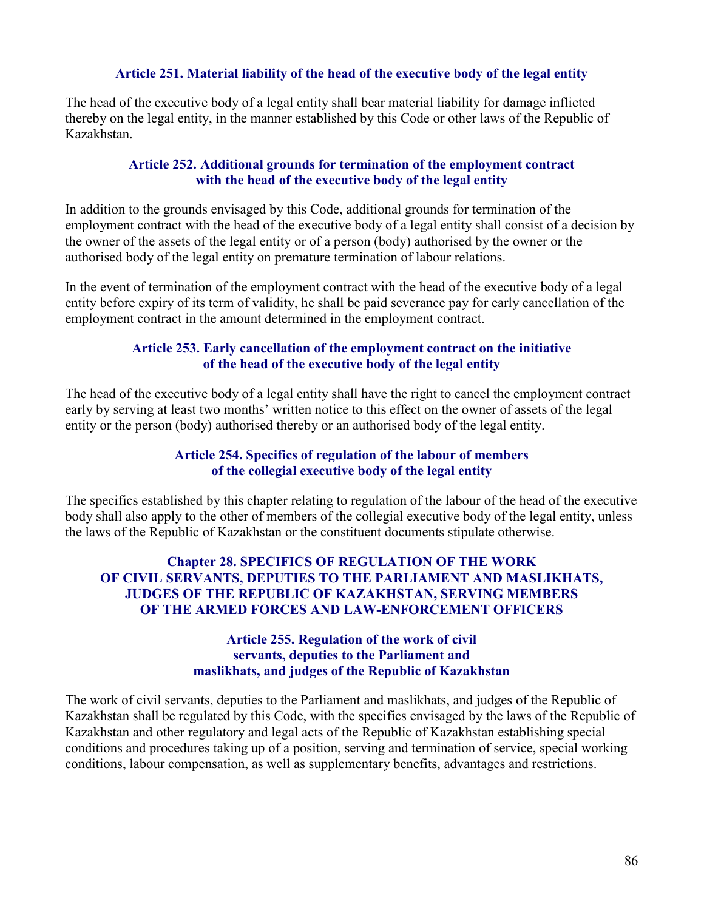### Article 251. Material liability of the head of the executive body of the legal entity

The head of the executive body of a legal entity shall bear material liability for damage inflicted thereby on the legal entity, in the manner established by this Code or other laws of the Republic of Kazakhstan.

### Article 252. Additional grounds for termination of the employment contract with the head of the executive body of the legal entity

In addition to the grounds envisaged by this Code, additional grounds for termination of the employment contract with the head of the executive body of a legal entity shall consist of a decision by the owner of the assets of the legal entity or of a person (body) authorised by the owner or the authorised body of the legal entity on premature termination of labour relations.

In the event of termination of the employment contract with the head of the executive body of a legal entity before expiry of its term of validity, he shall be paid severance pay for early cancellation of the employment contract in the amount determined in the employment contract.

### Article 253. Early cancellation of the employment contract on the initiative of the head of the executive body of the legal entity

The head of the executive body of a legal entity shall have the right to cancel the employment contract early by serving at least two months' written notice to this effect on the owner of assets of the legal entity or the person (body) authorised thereby or an authorised body of the legal entity.

### Article 254. Specifics of regulation of the labour of members of the collegial executive body of the legal entity

The specifics established by this chapter relating to regulation of the labour of the head of the executive body shall also apply to the other of members of the collegial executive body of the legal entity, unless the laws of the Republic of Kazakhstan or the constituent documents stipulate otherwise.

## Chapter 28. SPECIFICS OF REGULATION OF THE WORK OF CIVIL SERVANTS, DEPUTIES TO THE PARLIAMENT AND MASLIKHATS, JUDGES OF THE REPUBLIC OF KAZAKHSTAN, SERVING MEMBERS OF THE ARMED FORCES AND LAW-ENFORCEMENT OFFICERS

### Article 255. Regulation of the work of civil servants, deputies to the Parliament and maslikhats, and judges of the Republic of Kazakhstan

The work of civil servants, deputies to the Parliament and maslikhats, and judges of the Republic of Kazakhstan shall be regulated by this Code, with the specifics envisaged by the laws of the Republic of Kazakhstan and other regulatory and legal acts of the Republic of Kazakhstan establishing special conditions and procedures taking up of a position, serving and termination of service, special working conditions, labour compensation, as well as supplementary benefits, advantages and restrictions.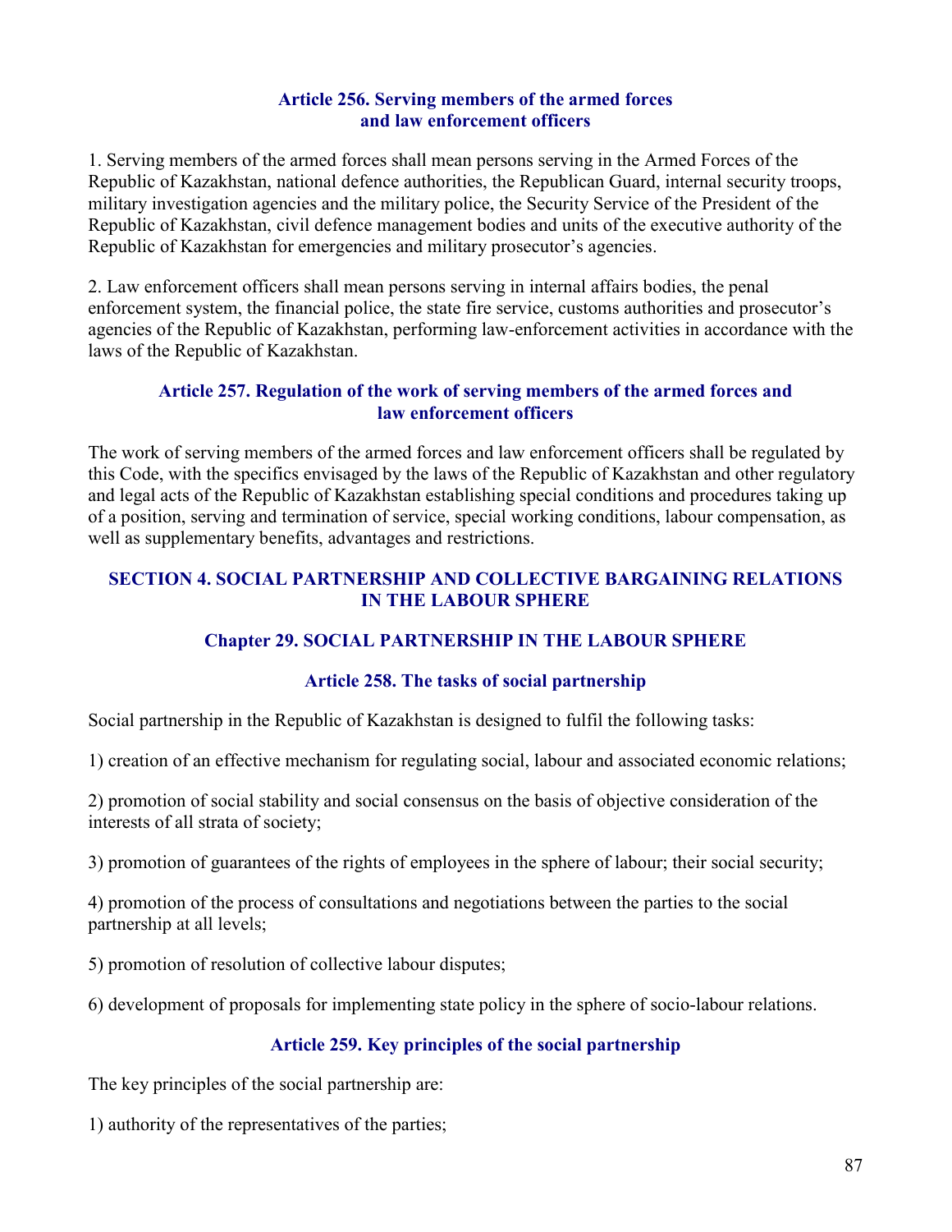### Article 256. Serving members of the armed forces and law enforcement officers

1. Serving members of the armed forces shall mean persons serving in the Armed Forces of the Republic of Kazakhstan, national defence authorities, the Republican Guard, internal security troops, military investigation agencies and the military police, the Security Service of the President of the Republic of Kazakhstan, civil defence management bodies and units of the executive authority of the Republic of Kazakhstan for emergencies and military prosecutor's agencies.

2. Law enforcement officers shall mean persons serving in internal affairs bodies, the penal enforcement system, the financial police, the state fire service, customs authorities and prosecutor's agencies of the Republic of Kazakhstan, performing law-enforcement activities in accordance with the laws of the Republic of Kazakhstan.

### Article 257. Regulation of the work of serving members of the armed forces and law enforcement officers

The work of serving members of the armed forces and law enforcement officers shall be regulated by this Code, with the specifics envisaged by the laws of the Republic of Kazakhstan and other regulatory and legal acts of the Republic of Kazakhstan establishing special conditions and procedures taking up of a position, serving and termination of service, special working conditions, labour compensation, as well as supplementary benefits, advantages and restrictions.

# SECTION 4. SOCIAL PARTNERSHIP AND COLLECTIVE BARGAINING RELATIONS IN THE LABOUR SPHERE

## Chapter 29. SOCIAL PARTNERSHIP IN THE LABOUR SPHERE

### Article 258. The tasks of social partnership

Social partnership in the Republic of Kazakhstan is designed to fulfil the following tasks:

1) creation of an effective mechanism for regulating social, labour and associated economic relations;

2) promotion of social stability and social consensus on the basis of objective consideration of the interests of all strata of society;

3) promotion of guarantees of the rights of employees in the sphere of labour; their social security;

4) promotion of the process of consultations and negotiations between the parties to the social partnership at all levels;

5) promotion of resolution of collective labour disputes;

6) development of proposals for implementing state policy in the sphere of socio-labour relations.

### Article 259. Key principles of the social partnership

The key principles of the social partnership are:

1) authority of the representatives of the parties;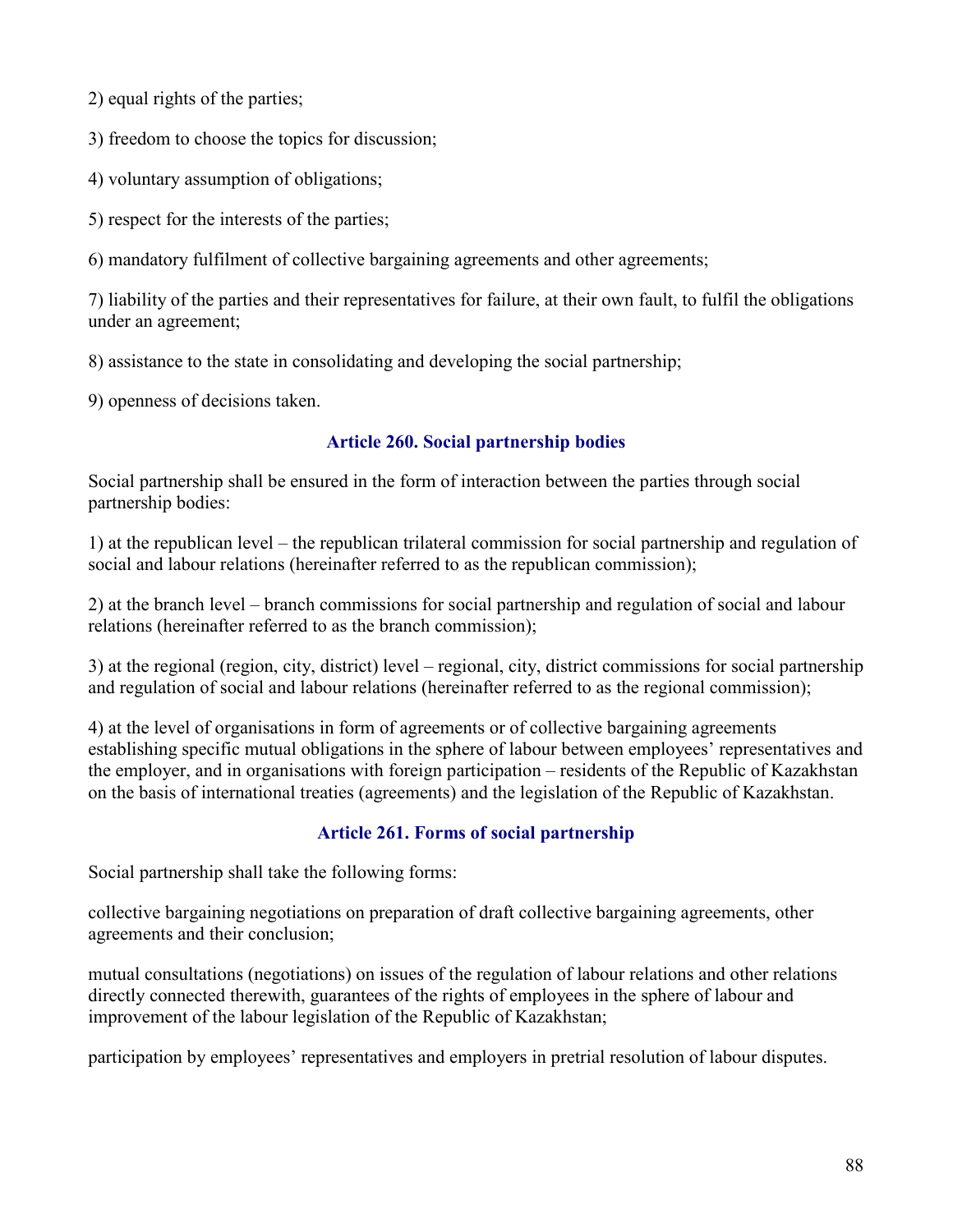2) equal rights of the parties;

3) freedom to choose the topics for discussion;

4) voluntary assumption of obligations;

5) respect for the interests of the parties;

6) mandatory fulfilment of collective bargaining agreements and other agreements;

7) liability of the parties and their representatives for failure, at their own fault, to fulfil the obligations under an agreement;

8) assistance to the state in consolidating and developing the social partnership;

9) openness of decisions taken.

### Article 260. Social partnership bodies

Social partnership shall be ensured in the form of interaction between the parties through social partnership bodies:

1) at the republican level – the republican trilateral commission for social partnership and regulation of social and labour relations (hereinafter referred to as the republican commission);

2) at the branch level – branch commissions for social partnership and regulation of social and labour relations (hereinafter referred to as the branch commission);

3) at the regional (region, city, district) level – regional, city, district commissions for social partnership and regulation of social and labour relations (hereinafter referred to as the regional commission);

4) at the level of organisations in form of agreements or of collective bargaining agreements establishing specific mutual obligations in the sphere of labour between employees' representatives and the employer, and in organisations with foreign participation – residents of the Republic of Kazakhstan on the basis of international treaties (agreements) and the legislation of the Republic of Kazakhstan.

### Article 261. Forms of social partnership

Social partnership shall take the following forms:

collective bargaining negotiations on preparation of draft collective bargaining agreements, other agreements and their conclusion;

mutual consultations (negotiations) on issues of the regulation of labour relations and other relations directly connected therewith, guarantees of the rights of employees in the sphere of labour and improvement of the labour legislation of the Republic of Kazakhstan;

participation by employees' representatives and employers in pretrial resolution of labour disputes.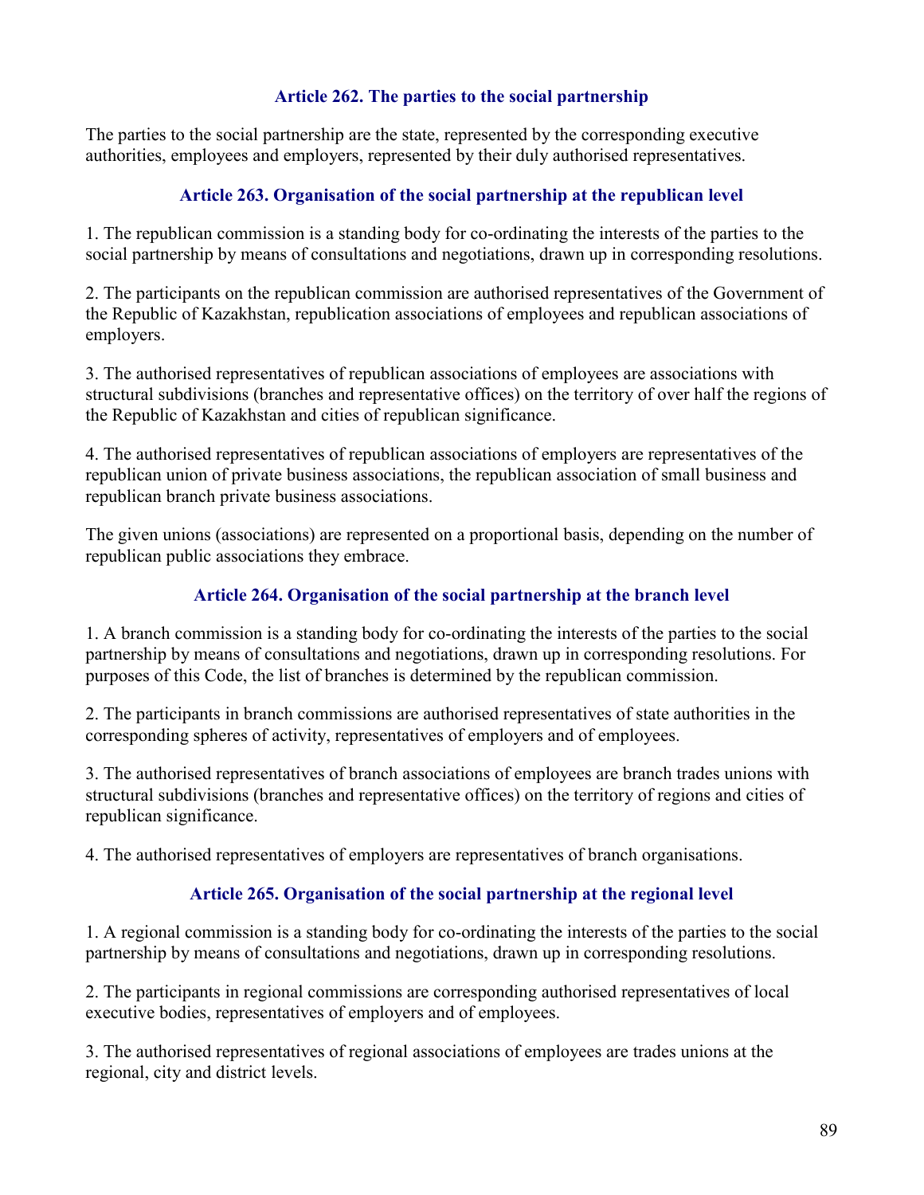### Article 262. The parties to the social partnership

The parties to the social partnership are the state, represented by the corresponding executive authorities, employees and employers, represented by their duly authorised representatives.

### Article 263. Organisation of the social partnership at the republican level

1. The republican commission is a standing body for co-ordinating the interests of the parties to the social partnership by means of consultations and negotiations, drawn up in corresponding resolutions.

2. The participants on the republican commission are authorised representatives of the Government of the Republic of Kazakhstan, republication associations of employees and republican associations of employers.

3. The authorised representatives of republican associations of employees are associations with structural subdivisions (branches and representative offices) on the territory of over half the regions of the Republic of Kazakhstan and cities of republican significance.

4. The authorised representatives of republican associations of employers are representatives of the republican union of private business associations, the republican association of small business and republican branch private business associations.

The given unions (associations) are represented on a proportional basis, depending on the number of republican public associations they embrace.

### Article 264. Organisation of the social partnership at the branch level

1. A branch commission is a standing body for co-ordinating the interests of the parties to the social partnership by means of consultations and negotiations, drawn up in corresponding resolutions. For purposes of this Code, the list of branches is determined by the republican commission.

2. The participants in branch commissions are authorised representatives of state authorities in the corresponding spheres of activity, representatives of employers and of employees.

3. The authorised representatives of branch associations of employees are branch trades unions with structural subdivisions (branches and representative offices) on the territory of regions and cities of republican significance.

4. The authorised representatives of employers are representatives of branch organisations.

### Article 265. Organisation of the social partnership at the regional level

1. A regional commission is a standing body for co-ordinating the interests of the parties to the social partnership by means of consultations and negotiations, drawn up in corresponding resolutions.

2. The participants in regional commissions are corresponding authorised representatives of local executive bodies, representatives of employers and of employees.

3. The authorised representatives of regional associations of employees are trades unions at the regional, city and district levels.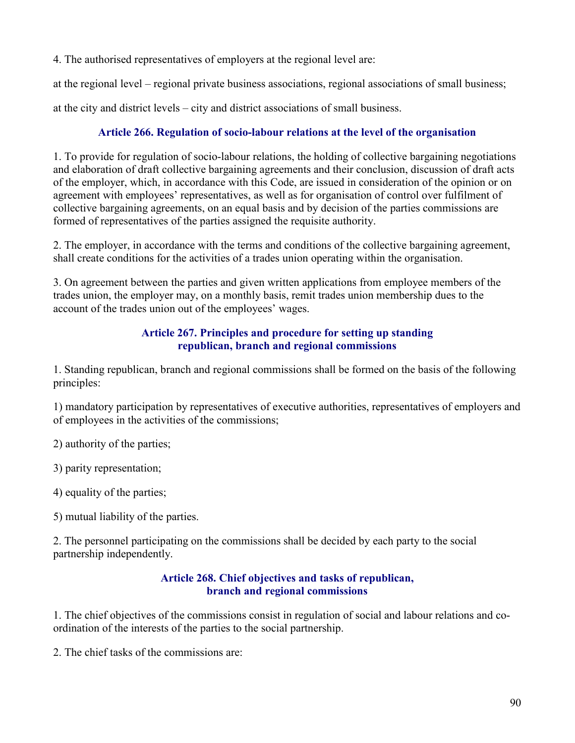4. The authorised representatives of employers at the regional level are:

at the regional level – regional private business associations, regional associations of small business;

at the city and district levels – city and district associations of small business.

### Article 266. Regulation of socio-labour relations at the level of the organisation

1. To provide for regulation of socio-labour relations, the holding of collective bargaining negotiations and elaboration of draft collective bargaining agreements and their conclusion, discussion of draft acts of the employer, which, in accordance with this Code, are issued in consideration of the opinion or on agreement with employees' representatives, as well as for organisation of control over fulfilment of collective bargaining agreements, on an equal basis and by decision of the parties commissions are formed of representatives of the parties assigned the requisite authority.

2. The employer, in accordance with the terms and conditions of the collective bargaining agreement, shall create conditions for the activities of a trades union operating within the organisation.

3. On agreement between the parties and given written applications from employee members of the trades union, the employer may, on a monthly basis, remit trades union membership dues to the account of the trades union out of the employees' wages.

### Article 267. Principles and procedure for setting up standing republican, branch and regional commissions

1. Standing republican, branch and regional commissions shall be formed on the basis of the following principles:

1) mandatory participation by representatives of executive authorities, representatives of employers and of employees in the activities of the commissions;

2) authority of the parties;

3) parity representation;

4) equality of the parties;

5) mutual liability of the parties.

2. The personnel participating on the commissions shall be decided by each party to the social partnership independently.

### Article 268. Chief objectives and tasks of republican, branch and regional commissions

1. The chief objectives of the commissions consist in regulation of social and labour relations and co-ordination of the interests of the parties to the social partnership.

2. The chief tasks of the commissions are: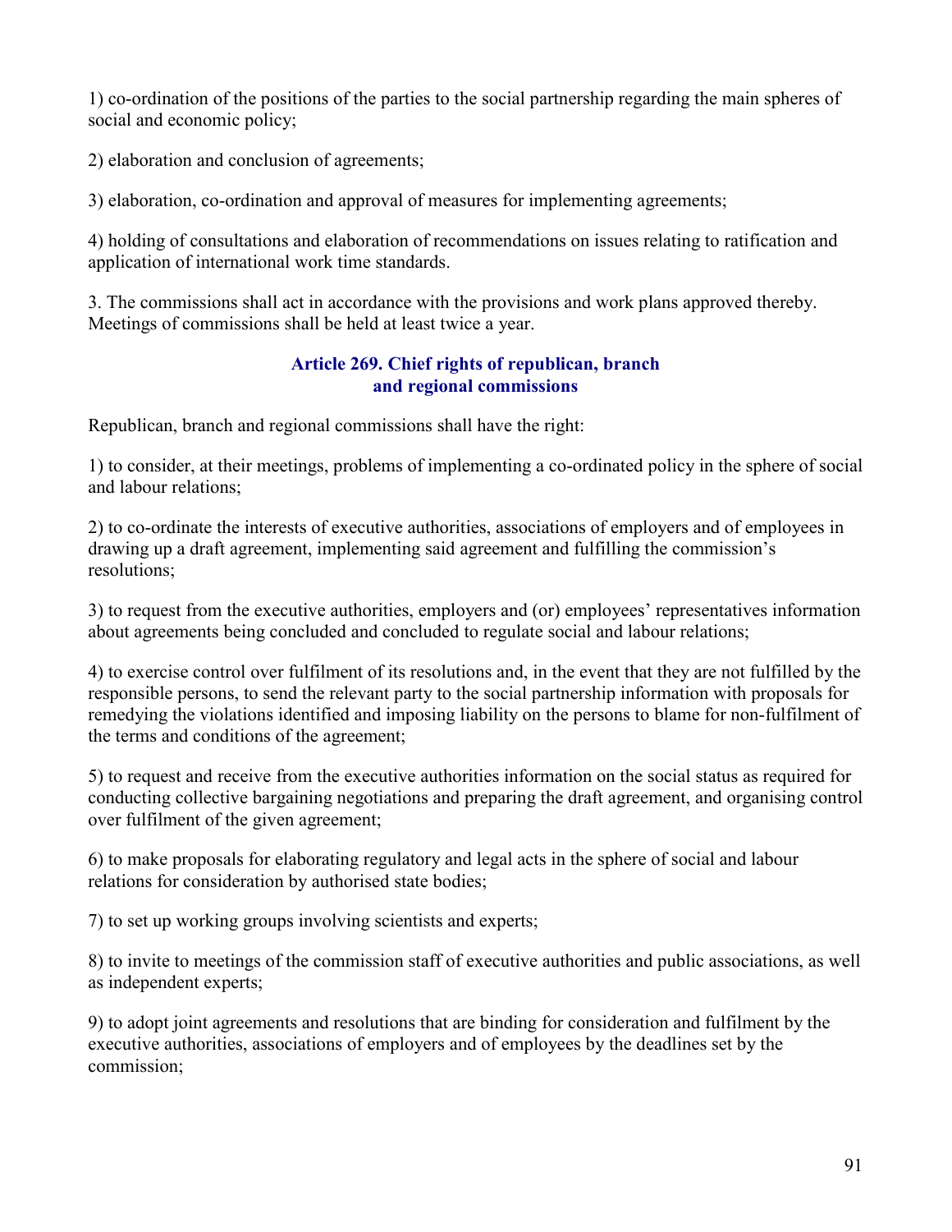1) co-ordination of the positions of the parties to the social partnership regarding the main spheres of social and economic policy;

2) elaboration and conclusion of agreements;

3) elaboration, co-ordination and approval of measures for implementing agreements;

4) holding of consultations and elaboration of recommendations on issues relating to ratification and application of international work time standards.

3. The commissions shall act in accordance with the provisions and work plans approved thereby. Meetings of commissions shall be held at least twice a year.

### Article 269. Chief rights of republican, branch and regional commissions

Republican, branch and regional commissions shall have the right:

1) to consider, at their meetings, problems of implementing a co-ordinated policy in the sphere of social and labour relations;

2) to co-ordinate the interests of executive authorities, associations of employers and of employees in drawing up a draft agreement, implementing said agreement and fulfilling the commission's resolutions;

3) to request from the executive authorities, employers and (or) employees' representatives information about agreements being concluded and concluded to regulate social and labour relations;

4) to exercise control over fulfilment of its resolutions and, in the event that they are not fulfilled by the responsible persons, to send the relevant party to the social partnership information with proposals for remedying the violations identified and imposing liability on the persons to blame for non-fulfilment of the terms and conditions of the agreement;

5) to request and receive from the executive authorities information on the social status as required for conducting collective bargaining negotiations and preparing the draft agreement, and organising control over fulfilment of the given agreement;

6) to make proposals for elaborating regulatory and legal acts in the sphere of social and labour relations for consideration by authorised state bodies;

7) to set up working groups involving scientists and experts;

8) to invite to meetings of the commission staff of executive authorities and public associations, as well as independent experts;

9) to adopt joint agreements and resolutions that are binding for consideration and fulfilment by the executive authorities, associations of employers and of employees by the deadlines set by the commission;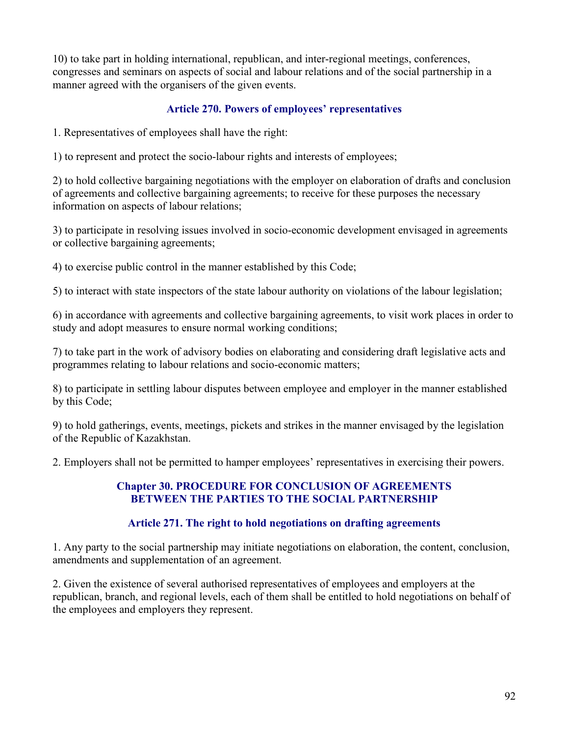10) to take part in holding international, republican, and inter-regional meetings, conferences, congresses and seminars on aspects of social and labour relations and of the social partnership in a manner agreed with the organisers of the given events.

### Article 270. Powers of employees' representatives

1. Representatives of employees shall have the right:

1) to represent and protect the socio-labour rights and interests of employees;

2) to hold collective bargaining negotiations with the employer on elaboration of drafts and conclusion of agreements and collective bargaining agreements; to receive for these purposes the necessary information on aspects of labour relations;

3) to participate in resolving issues involved in socio-economic development envisaged in agreements or collective bargaining agreements;

4) to exercise public control in the manner established by this Code;

5) to interact with state inspectors of the state labour authority on violations of the labour legislation;

6) in accordance with agreements and collective bargaining agreements, to visit work places in order to study and adopt measures to ensure normal working conditions;

7) to take part in the work of advisory bodies on elaborating and considering draft legislative acts and programmes relating to labour relations and socio-economic matters;

8) to participate in settling labour disputes between employee and employer in the manner established by this Code;

9) to hold gatherings, events, meetings, pickets and strikes in the manner envisaged by the legislation of the Republic of Kazakhstan.

2. Employers shall not be permitted to hamper employees' representatives in exercising their powers.

## Chapter 30. PROCEDURE FOR CONCLUSION OF AGREEMENTS BETWEEN THE PARTIES TO THE SOCIAL PARTNERSHIP

### Article 271. The right to hold negotiations on drafting agreements

1. Any party to the social partnership may initiate negotiations on elaboration, the content, conclusion, amendments and supplementation of an agreement.

2. Given the existence of several authorised representatives of employees and employers at the republican, branch, and regional levels, each of them shall be entitled to hold negotiations on behalf of the employees and employers they represent.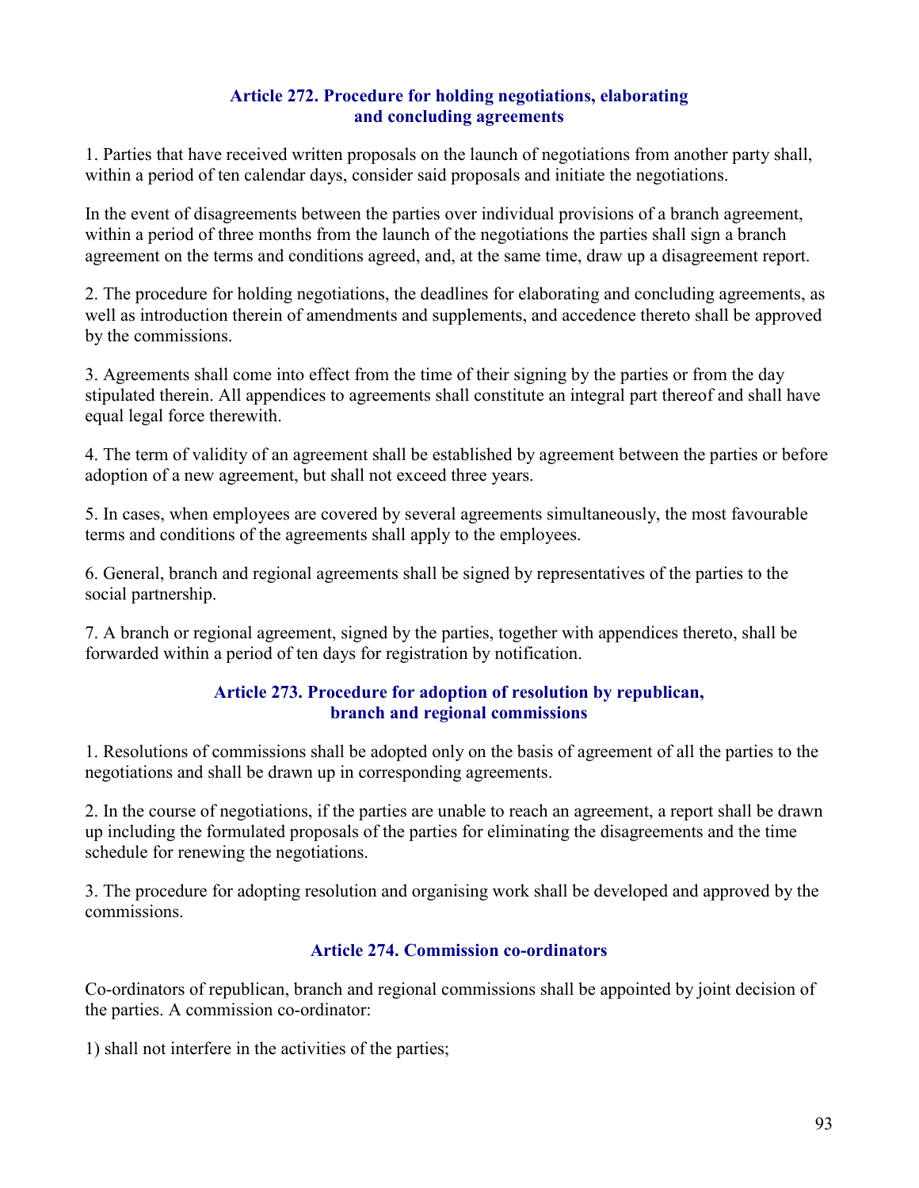### Article 272. Procedure for holding negotiations, elaborating and concluding agreements

1. Parties that have received written proposals on the launch of negotiations from another party shall, within a period of ten calendar days, consider said proposals and initiate the negotiations.

In the event of disagreements between the parties over individual provisions of a branch agreement, within a period of three months from the launch of the negotiations the parties shall sign a branch agreement on the terms and conditions agreed, and, at the same time, draw up a disagreement report.

2. The procedure for holding negotiations, the deadlines for elaborating and concluding agreements, as well as introduction therein of amendments and supplements, and accedence thereto shall be approved by the commissions.

3. Agreements shall come into effect from the time of their signing by the parties or from the day stipulated therein. All appendices to agreements shall constitute an integral part thereof and shall have equal legal force therewith.

4. The term of validity of an agreement shall be established by agreement between the parties or before adoption of a new agreement, but shall not exceed three years.

5. In cases, when employees are covered by several agreements simultaneously, the most favourable terms and conditions of the agreements shall apply to the employees.

6. General, branch and regional agreements shall be signed by representatives of the parties to the social partnership.

7. A branch or regional agreement, signed by the parties, together with appendices thereto, shall be forwarded within a period of ten days for registration by notification.

### Article 273. Procedure for adoption of resolution by republican, branch and regional commissions

1. Resolutions of commissions shall be adopted only on the basis of agreement of all the parties to the negotiations and shall be drawn up in corresponding agreements.

2. In the course of negotiations, if the parties are unable to reach an agreement, a report shall be drawn up including the formulated proposals of the parties for eliminating the disagreements and the time schedule for renewing the negotiations.

3. The procedure for adopting resolution and organising work shall be developed and approved by the commissions.

### Article 274. Commission co-ordinators

Co-ordinators of republican, branch and regional commissions shall be appointed by joint decision of the parties. A commission co-ordinator:

1) shall not interfere in the activities of the parties;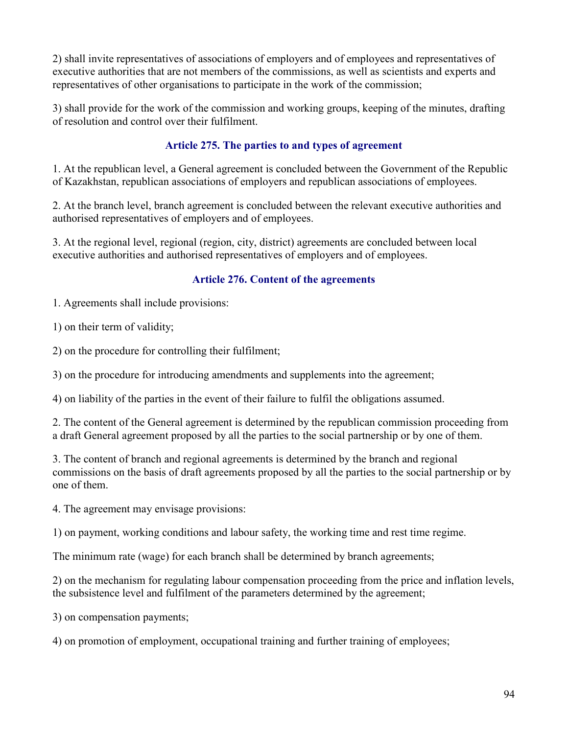2) shall invite representatives of associations of employers and of employees and representatives of executive authorities that are not members of the commissions, as well as scientists and experts and representatives of other organisations to participate in the work of the commission;

3) shall provide for the work of the commission and working groups, keeping of the minutes, drafting of resolution and control over their fulfilment.

### Article 275. The parties to and types of agreement

1. At the republican level, a General agreement is concluded between the Government of the Republic of Kazakhstan, republican associations of employers and republican associations of employees.

2. At the branch level, branch agreement is concluded between the relevant executive authorities and authorised representatives of employers and of employees.

3. At the regional level, regional (region, city, district) agreements are concluded between local executive authorities and authorised representatives of employers and of employees.

### Article 276. Content of the agreements

1. Agreements shall include provisions:

1) on their term of validity;

2) on the procedure for controlling their fulfilment;

3) on the procedure for introducing amendments and supplements into the agreement;

4) on liability of the parties in the event of their failure to fulfil the obligations assumed.

2. The content of the General agreement is determined by the republican commission proceeding from a draft General agreement proposed by all the parties to the social partnership or by one of them.

3. The content of branch and regional agreements is determined by the branch and regional commissions on the basis of draft agreements proposed by all the parties to the social partnership or by one of them.

4. The agreement may envisage provisions:

1) on payment, working conditions and labour safety, the working time and rest time regime.

The minimum rate (wage) for each branch shall be determined by branch agreements;

2) on the mechanism for regulating labour compensation proceeding from the price and inflation levels, the subsistence level and fulfilment of the parameters determined by the agreement;

3) on compensation payments;

4) on promotion of employment, occupational training and further training of employees;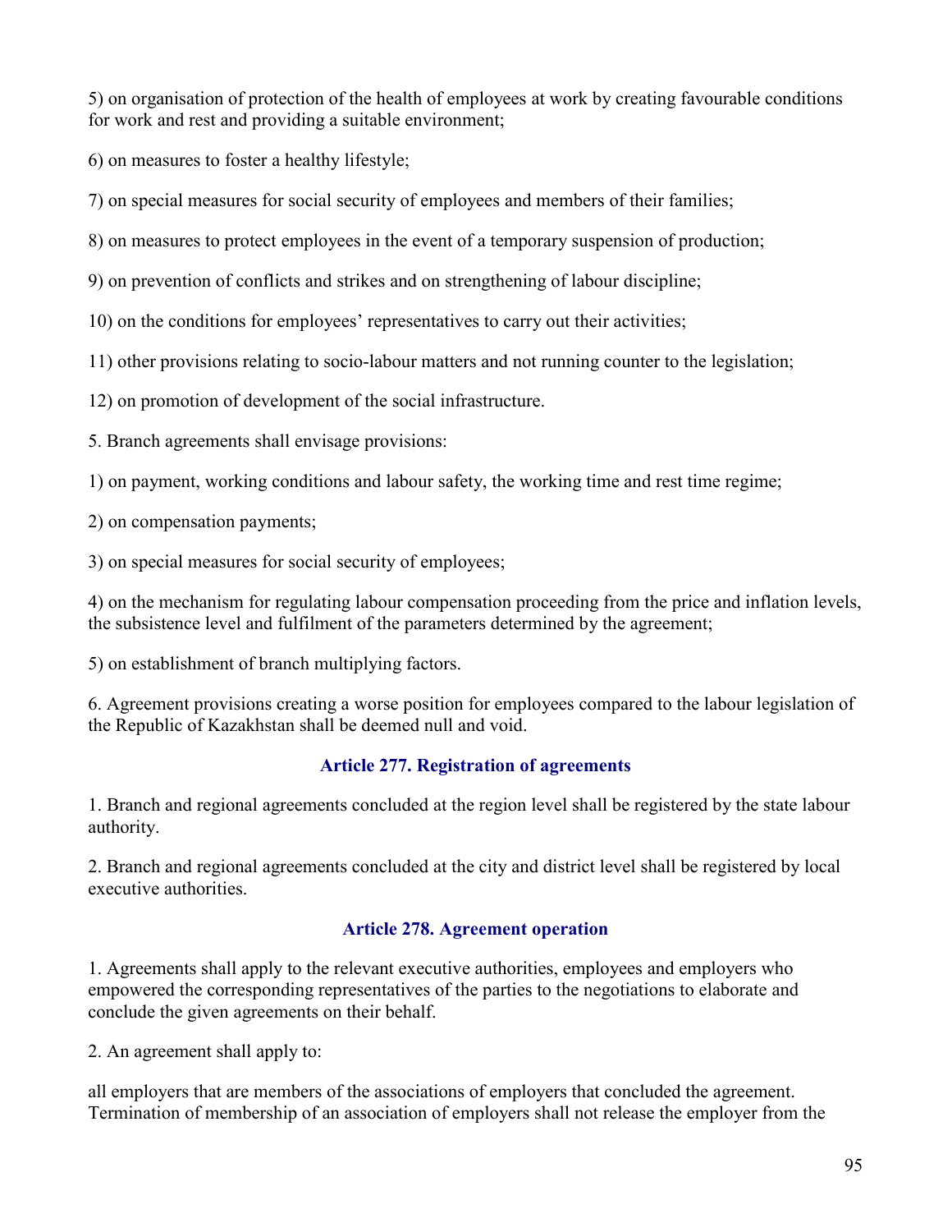5) on organisation of protection of the health of employees at work by creating favourable conditions for work and rest and providing a suitable environment;

6) on measures to foster a healthy lifestyle;

7) on special measures for social security of employees and members of their families;

8) on measures to protect employees in the event of a temporary suspension of production;

9) on prevention of conflicts and strikes and on strengthening of labour discipline;

10) on the conditions for employees' representatives to carry out their activities;

11) other provisions relating to socio-labour matters and not running counter to the legislation;

12) on promotion of development of the social infrastructure.

5. Branch agreements shall envisage provisions:

1) on payment, working conditions and labour safety, the working time and rest time regime;

2) on compensation payments;

3) on special measures for social security of employees;

4) on the mechanism for regulating labour compensation proceeding from the price and inflation levels, the subsistence level and fulfilment of the parameters determined by the agreement;

5) on establishment of branch multiplying factors.

6. Agreement provisions creating a worse position for employees compared to the labour legislation of the Republic of Kazakhstan shall be deemed null and void.

### Article 277. Registration of agreements

1. Branch and regional agreements concluded at the region level shall be registered by the state labour authority.

2. Branch and regional agreements concluded at the city and district level shall be registered by local executive authorities.

### Article 278. Agreement operation

1. Agreements shall apply to the relevant executive authorities, employees and employers who empowered the corresponding representatives of the parties to the negotiations to elaborate and conclude the given agreements on their behalf.

2. An agreement shall apply to:

all employers that are members of the associations of employers that concluded the agreement. Termination of membership of an association of employers shall not release the employer from the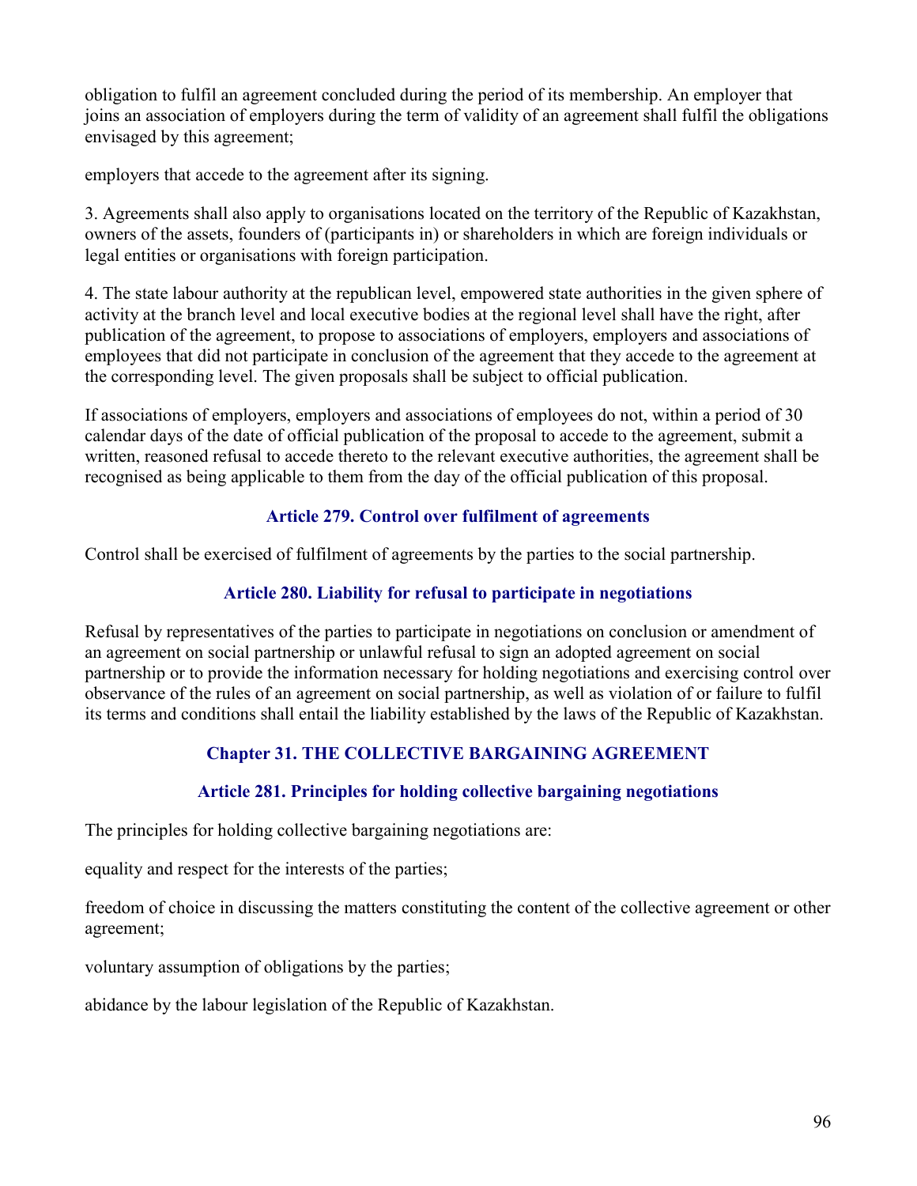obligation to fulfil an agreement concluded during the period of its membership. An employer that joins an association of employers during the term of validity of an agreement shall fulfil the obligations envisaged by this agreement;

employers that accede to the agreement after its signing.

3. Agreements shall also apply to organisations located on the territory of the Republic of Kazakhstan, owners of the assets, founders of (participants in) or shareholders in which are foreign individuals or legal entities or organisations with foreign participation.

4. The state labour authority at the republican level, empowered state authorities in the given sphere of activity at the branch level and local executive bodies at the regional level shall have the right, after publication of the agreement, to propose to associations of employers, employers and associations of employees that did not participate in conclusion of the agreement that they accede to the agreement at the corresponding level. The given proposals shall be subject to official publication.

If associations of employers, employers and associations of employees do not, within a period of 30 calendar days of the date of official publication of the proposal to accede to the agreement, submit a written, reasoned refusal to accede thereto to the relevant executive authorities, the agreement shall be recognised as being applicable to them from the day of the official publication of this proposal.

### Article 279. Control over fulfilment of agreements

Control shall be exercised of fulfilment of agreements by the parties to the social partnership.

### Article 280. Liability for refusal to participate in negotiations

Refusal by representatives of the parties to participate in negotiations on conclusion or amendment of an agreement on social partnership or unlawful refusal to sign an adopted agreement on social partnership or to provide the information necessary for holding negotiations and exercising control over observance of the rules of an agreement on social partnership, as well as violation of or failure to fulfil its terms and conditions shall entail the liability established by the laws of the Republic of Kazakhstan.

## Chapter 31. THE COLLECTIVE BARGAINING AGREEMENT

### Article 281. Principles for holding collective bargaining negotiations

The principles for holding collective bargaining negotiations are:

equality and respect for the interests of the parties;

freedom of choice in discussing the matters constituting the content of the collective agreement or other agreement;

voluntary assumption of obligations by the parties;

abidance by the labour legislation of the Republic of Kazakhstan.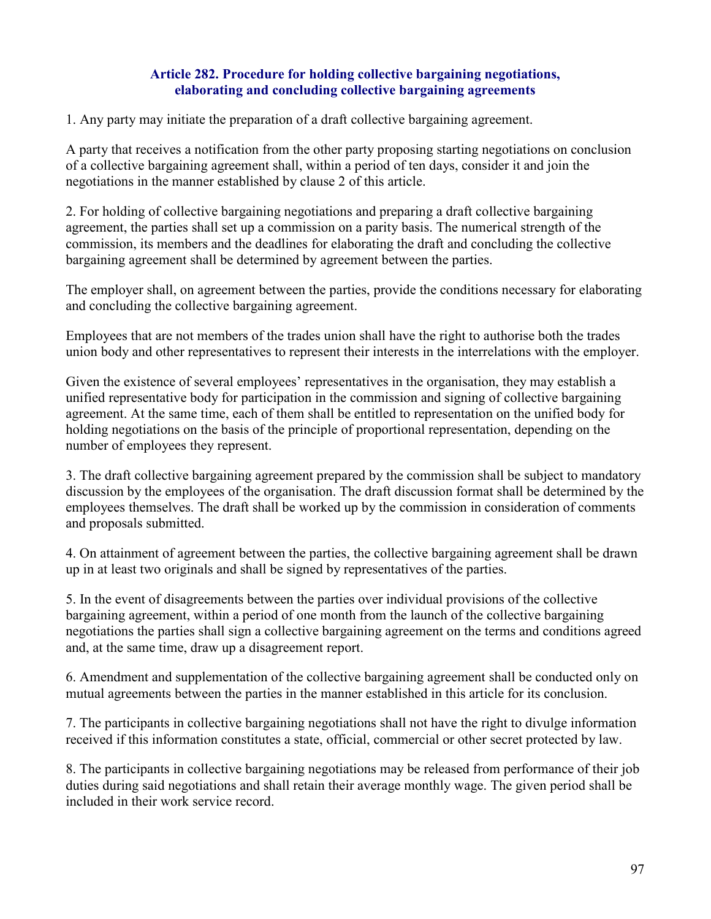### Article 282. Procedure for holding collective bargaining negotiations, elaborating and concluding collective bargaining agreements

1. Any party may initiate the preparation of a draft collective bargaining agreement.

A party that receives a notification from the other party proposing starting negotiations on conclusion of a collective bargaining agreement shall, within a period of ten days, consider it and join the negotiations in the manner established by clause 2 of this article.

2. For holding of collective bargaining negotiations and preparing a draft collective bargaining agreement, the parties shall set up a commission on a parity basis. The numerical strength of the commission, its members and the deadlines for elaborating the draft and concluding the collective bargaining agreement shall be determined by agreement between the parties.

The employer shall, on agreement between the parties, provide the conditions necessary for elaborating and concluding the collective bargaining agreement.

Employees that are not members of the trades union shall have the right to authorise both the trades union body and other representatives to represent their interests in the interrelations with the employer.

Given the existence of several employees' representatives in the organisation, they may establish a unified representative body for participation in the commission and signing of collective bargaining agreement. At the same time, each of them shall be entitled to representation on the unified body for holding negotiations on the basis of the principle of proportional representation, depending on the number of employees they represent.

3. The draft collective bargaining agreement prepared by the commission shall be subject to mandatory discussion by the employees of the organisation. The draft discussion format shall be determined by the employees themselves. The draft shall be worked up by the commission in consideration of comments and proposals submitted.

4. On attainment of agreement between the parties, the collective bargaining agreement shall be drawn up in at least two originals and shall be signed by representatives of the parties.

5. In the event of disagreements between the parties over individual provisions of the collective bargaining agreement, within a period of one month from the launch of the collective bargaining negotiations the parties shall sign a collective bargaining agreement on the terms and conditions agreed and, at the same time, draw up a disagreement report.

6. Amendment and supplementation of the collective bargaining agreement shall be conducted only on mutual agreements between the parties in the manner established in this article for its conclusion.

7. The participants in collective bargaining negotiations shall not have the right to divulge information received if this information constitutes a state, official, commercial or other secret protected by law.

8. The participants in collective bargaining negotiations may be released from performance of their job duties during said negotiations and shall retain their average monthly wage. The given period shall be included in their work service record.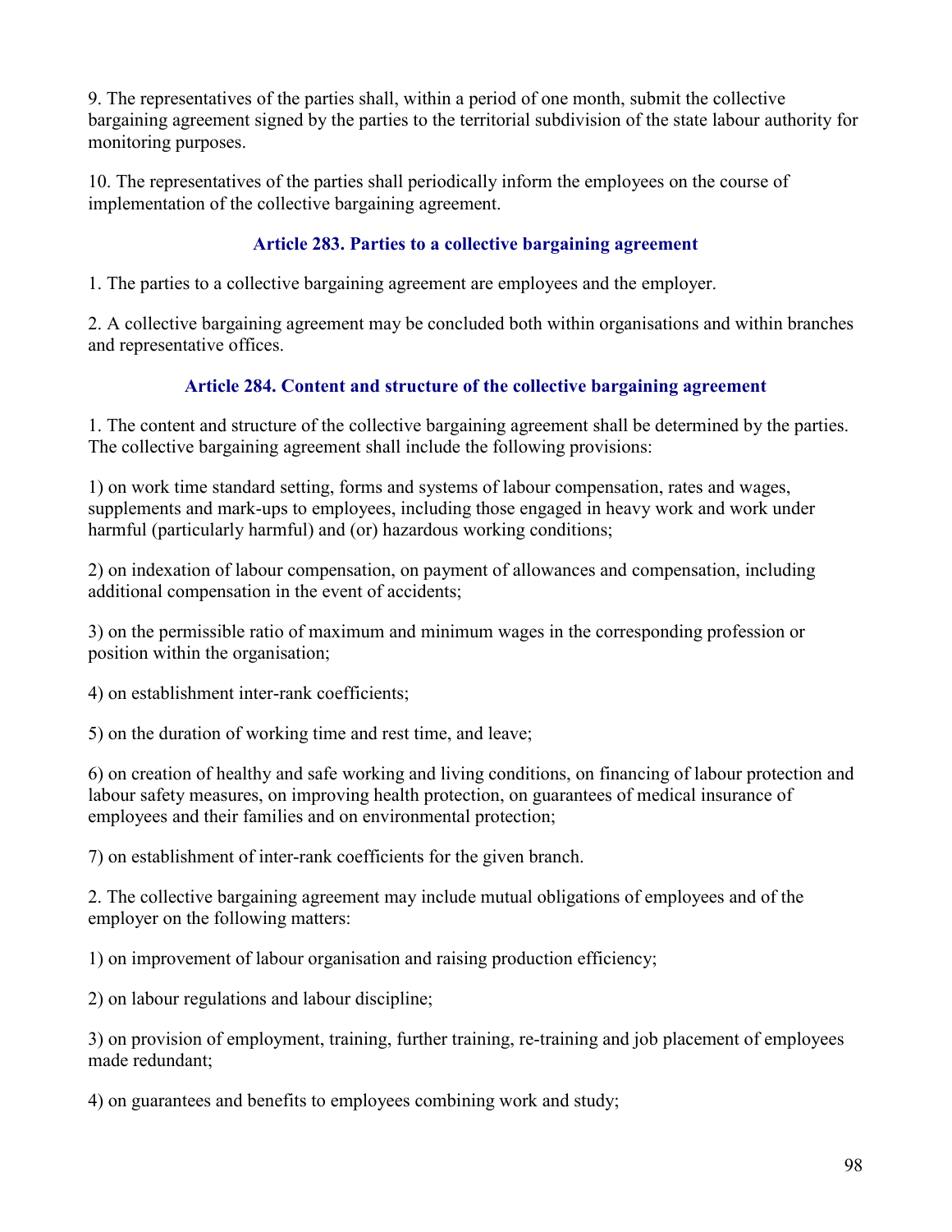9. The representatives of the parties shall, within a period of one month, submit the collective bargaining agreement signed by the parties to the territorial subdivision of the state labour authority for monitoring purposes.

10. The representatives of the parties shall periodically inform the employees on the course of implementation of the collective bargaining agreement.

### Article 283. Parties to a collective bargaining agreement

1. The parties to a collective bargaining agreement are employees and the employer.

2. A collective bargaining agreement may be concluded both within organisations and within branches and representative offices.

### Article 284. Content and structure of the collective bargaining agreement

1. The content and structure of the collective bargaining agreement shall be determined by the parties. The collective bargaining agreement shall include the following provisions:

1) on work time standard setting, forms and systems of labour compensation, rates and wages, supplements and mark-ups to employees, including those engaged in heavy work and work under harmful (particularly harmful) and (or) hazardous working conditions;

2) on indexation of labour compensation, on payment of allowances and compensation, including additional compensation in the event of accidents;

3) on the permissible ratio of maximum and minimum wages in the corresponding profession or position within the organisation;

4) on establishment inter-rank coefficients;

5) on the duration of working time and rest time, and leave;

6) on creation of healthy and safe working and living conditions, on financing of labour protection and labour safety measures, on improving health protection, on guarantees of medical insurance of employees and their families and on environmental protection;

7) on establishment of inter-rank coefficients for the given branch.

2. The collective bargaining agreement may include mutual obligations of employees and of the employer on the following matters:

1) on improvement of labour organisation and raising production efficiency;

2) on labour regulations and labour discipline;

3) on provision of employment, training, further training, re-training and job placement of employees made redundant;

4) on guarantees and benefits to employees combining work and study;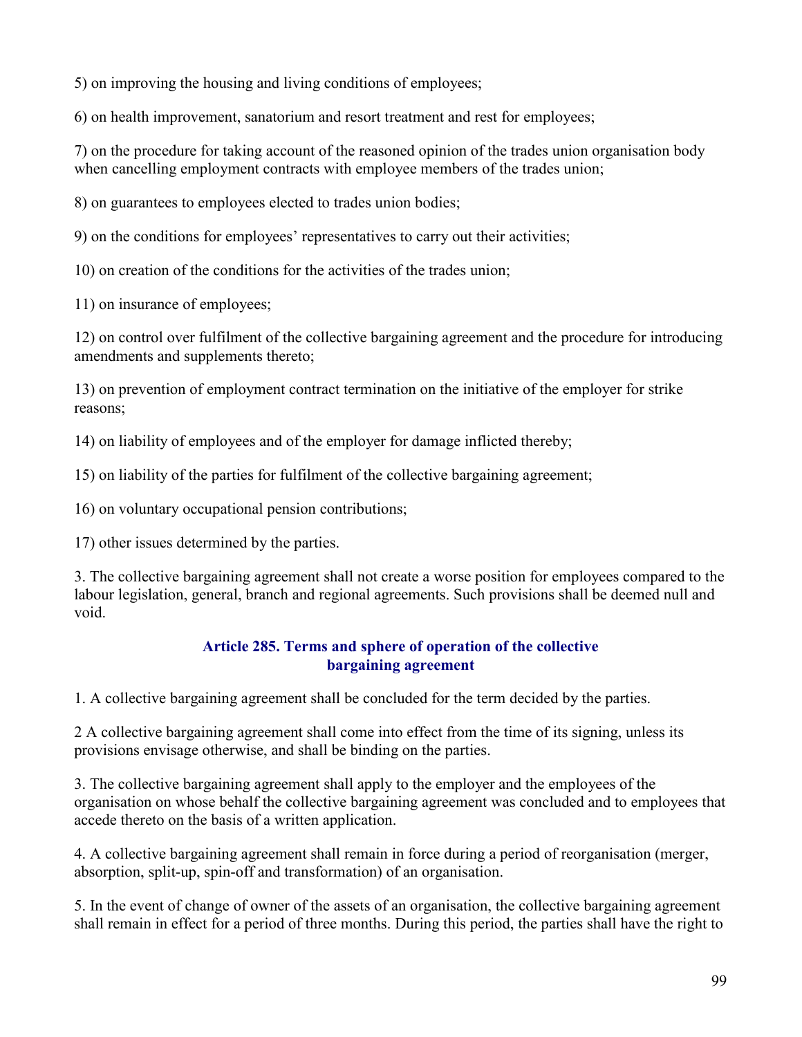5) on improving the housing and living conditions of employees;

6) on health improvement, sanatorium and resort treatment and rest for employees;

7) on the procedure for taking account of the reasoned opinion of the trades union organisation body when cancelling employment contracts with employee members of the trades union;

8) on guarantees to employees elected to trades union bodies;

9) on the conditions for employees' representatives to carry out their activities;

10) on creation of the conditions for the activities of the trades union;

11) on insurance of employees;

12) on control over fulfilment of the collective bargaining agreement and the procedure for introducing amendments and supplements thereto;

13) on prevention of employment contract termination on the initiative of the employer for strike reasons;

14) on liability of employees and of the employer for damage inflicted thereby;

15) on liability of the parties for fulfilment of the collective bargaining agreement;

16) on voluntary occupational pension contributions;

17) other issues determined by the parties.

3. The collective bargaining agreement shall not create a worse position for employees compared to the labour legislation, general, branch and regional agreements. Such provisions shall be deemed null and void.

### Article 285. Terms and sphere of operation of the collective bargaining agreement

1. A collective bargaining agreement shall be concluded for the term decided by the parties.

2 A collective bargaining agreement shall come into effect from the time of its signing, unless its provisions envisage otherwise, and shall be binding on the parties.

3. The collective bargaining agreement shall apply to the employer and the employees of the organisation on whose behalf the collective bargaining agreement was concluded and to employees that accede thereto on the basis of a written application.

4. A collective bargaining agreement shall remain in force during a period of reorganisation (merger, absorption, split-up, spin-off and transformation) of an organisation.

5. In the event of change of owner of the assets of an organisation, the collective bargaining agreement shall remain in effect for a period of three months. During this period, the parties shall have the right to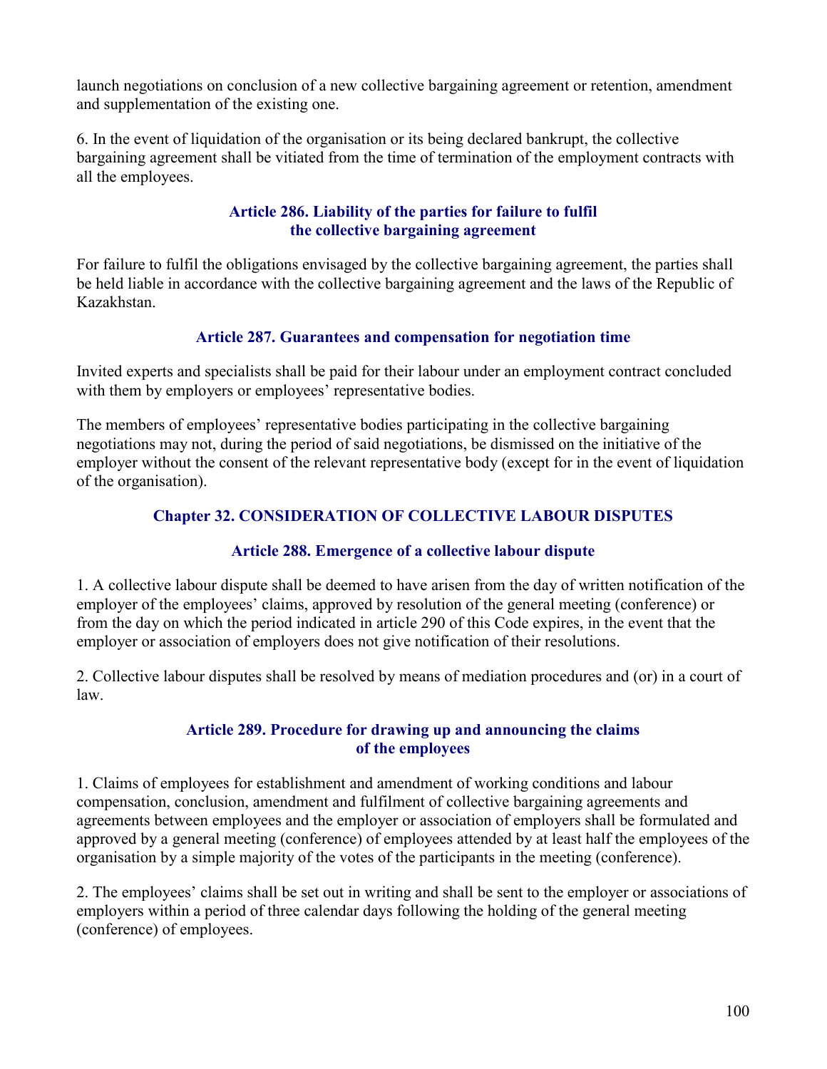launch negotiations on conclusion of a new collective bargaining agreement or retention, amendment and supplementation of the existing one.

6. In the event of liquidation of the organisation or its being declared bankrupt, the collective bargaining agreement shall be vitiated from the time of termination of the employment contracts with all the employees.

### Article 286. Liability of the parties for failure to fulfil the collective bargaining agreement

For failure to fulfil the obligations envisaged by the collective bargaining agreement, the parties shall be held liable in accordance with the collective bargaining agreement and the laws of the Republic of Kazakhstan.

### Article 287. Guarantees and compensation for negotiation time

Invited experts and specialists shall be paid for their labour under an employment contract concluded with them by employers or employees' representative bodies.

The members of employees' representative bodies participating in the collective bargaining negotiations may not, during the period of said negotiations, be dismissed on the initiative of the employer without the consent of the relevant representative body (except for in the event of liquidation of the organisation).

## Chapter 32. CONSIDERATION OF COLLECTIVE LABOUR DISPUTES

### Article 288. Emergence of a collective labour dispute

1. A collective labour dispute shall be deemed to have arisen from the day of written notification of the employer of the employees' claims, approved by resolution of the general meeting (conference) or from the day on which the period indicated in article 290 of this Code expires, in the event that the employer or association of employers does not give notification of their resolutions.

2. Collective labour disputes shall be resolved by means of mediation procedures and (or) in a court of law.

### Article 289. Procedure for drawing up and announcing the claims of the employees

1. Claims of employees for establishment and amendment of working conditions and labour compensation, conclusion, amendment and fulfilment of collective bargaining agreements and agreements between employees and the employer or association of employers shall be formulated and approved by a general meeting (conference) of employees attended by at least half the employees of the organisation by a simple majority of the votes of the participants in the meeting (conference).

2. The employees' claims shall be set out in writing and shall be sent to the employer or associations of employers within a period of three calendar days following the holding of the general meeting (conference) of employees.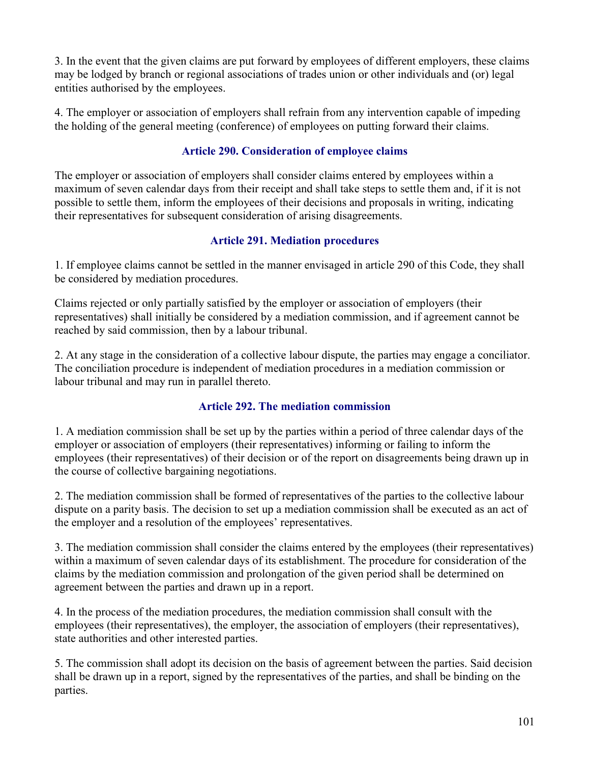3. In the event that the given claims are put forward by employees of different employers, these claims may be lodged by branch or regional associations of trades union or other individuals and (or) legal entities authorised by the employees.

4. The employer or association of employers shall refrain from any intervention capable of impeding the holding of the general meeting (conference) of employees on putting forward their claims.

### Article 290. Consideration of employee claims

The employer or association of employers shall consider claims entered by employees within a maximum of seven calendar days from their receipt and shall take steps to settle them and, if it is not possible to settle them, inform the employees of their decisions and proposals in writing, indicating their representatives for subsequent consideration of arising disagreements.

### Article 291. Mediation procedures

1. If employee claims cannot be settled in the manner envisaged in article 290 of this Code, they shall be considered by mediation procedures.

Claims rejected or only partially satisfied by the employer or association of employers (their representatives) shall initially be considered by a mediation commission, and if agreement cannot be reached by said commission, then by a labour tribunal.

2. At any stage in the consideration of a collective labour dispute, the parties may engage a conciliator. The conciliation procedure is independent of mediation procedures in a mediation commission or labour tribunal and may run in parallel thereto.

### Article 292. The mediation commission

1. A mediation commission shall be set up by the parties within a period of three calendar days of the employer or association of employers (their representatives) informing or failing to inform the employees (their representatives) of their decision or of the report on disagreements being drawn up in the course of collective bargaining negotiations.

2. The mediation commission shall be formed of representatives of the parties to the collective labour dispute on a parity basis. The decision to set up a mediation commission shall be executed as an act of the employer and a resolution of the employees' representatives.

3. The mediation commission shall consider the claims entered by the employees (their representatives) within a maximum of seven calendar days of its establishment. The procedure for consideration of the claims by the mediation commission and prolongation of the given period shall be determined on agreement between the parties and drawn up in a report.

4. In the process of the mediation procedures, the mediation commission shall consult with the employees (their representatives), the employer, the association of employers (their representatives), state authorities and other interested parties.

5. The commission shall adopt its decision on the basis of agreement between the parties. Said decision shall be drawn up in a report, signed by the representatives of the parties, and shall be binding on the parties.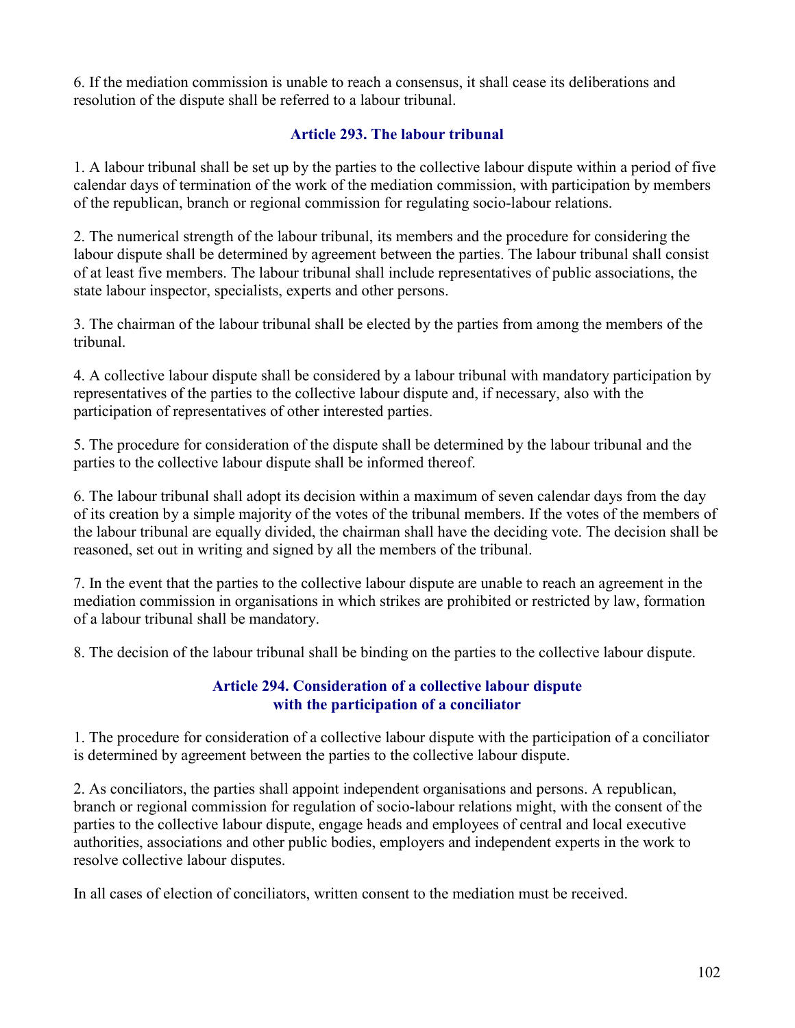6. If the mediation commission is unable to reach a consensus, it shall cease its deliberations and resolution of the dispute shall be referred to a labour tribunal.

### Article 293. The labour tribunal

1. A labour tribunal shall be set up by the parties to the collective labour dispute within a period of five calendar days of termination of the work of the mediation commission, with participation by members of the republican, branch or regional commission for regulating socio-labour relations.

2. The numerical strength of the labour tribunal, its members and the procedure for considering the labour dispute shall be determined by agreement between the parties. The labour tribunal shall consist of at least five members. The labour tribunal shall include representatives of public associations, the state labour inspector, specialists, experts and other persons.

3. The chairman of the labour tribunal shall be elected by the parties from among the members of the tribunal.

4. A collective labour dispute shall be considered by a labour tribunal with mandatory participation by representatives of the parties to the collective labour dispute and, if necessary, also with the participation of representatives of other interested parties.

5. The procedure for consideration of the dispute shall be determined by the labour tribunal and the parties to the collective labour dispute shall be informed thereof.

6. The labour tribunal shall adopt its decision within a maximum of seven calendar days from the day of its creation by a simple majority of the votes of the tribunal members. If the votes of the members of the labour tribunal are equally divided, the chairman shall have the deciding vote. The decision shall be reasoned, set out in writing and signed by all the members of the tribunal.

7. In the event that the parties to the collective labour dispute are unable to reach an agreement in the mediation commission in organisations in which strikes are prohibited or restricted by law, formation of a labour tribunal shall be mandatory.

8. The decision of the labour tribunal shall be binding on the parties to the collective labour dispute.

### Article 294. Consideration of a collective labour dispute with the participation of a conciliator

1. The procedure for consideration of a collective labour dispute with the participation of a conciliator is determined by agreement between the parties to the collective labour dispute.

2. As conciliators, the parties shall appoint independent organisations and persons. A republican, branch or regional commission for regulation of socio-labour relations might, with the consent of the parties to the collective labour dispute, engage heads and employees of central and local executive authorities, associations and other public bodies, employers and independent experts in the work to resolve collective labour disputes.

In all cases of election of conciliators, written consent to the mediation must be received.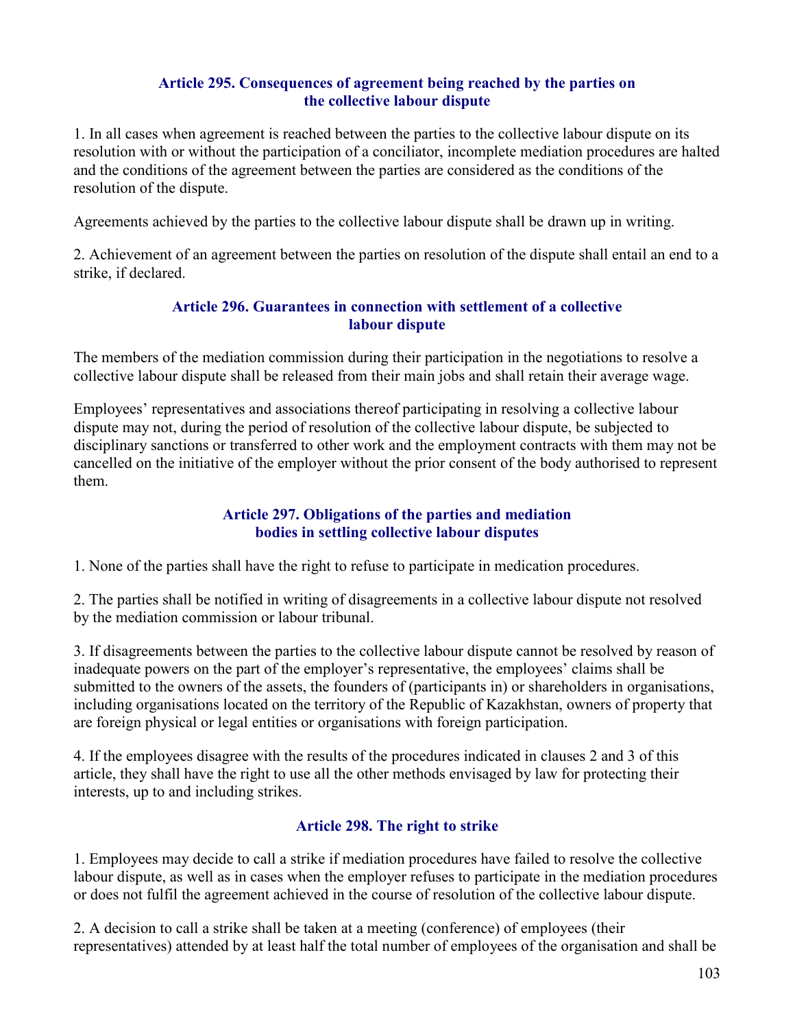### Article 295. Consequences of agreement being reached by the parties on the collective labour dispute

1. In all cases when agreement is reached between the parties to the collective labour dispute on its resolution with or without the participation of a conciliator, incomplete mediation procedures are halted and the conditions of the agreement between the parties are considered as the conditions of the resolution of the dispute.

Agreements achieved by the parties to the collective labour dispute shall be drawn up in writing.

2. Achievement of an agreement between the parties on resolution of the dispute shall entail an end to a strike, if declared.

### Article 296. Guarantees in connection with settlement of a collective labour dispute

The members of the mediation commission during their participation in the negotiations to resolve a collective labour dispute shall be released from their main jobs and shall retain their average wage.

Employees' representatives and associations thereof participating in resolving a collective labour dispute may not, during the period of resolution of the collective labour dispute, be subjected to disciplinary sanctions or transferred to other work and the employment contracts with them may not be cancelled on the initiative of the employer without the prior consent of the body authorised to represent them.

### Article 297. Obligations of the parties and mediation bodies in settling collective labour disputes

1. None of the parties shall have the right to refuse to participate in medication procedures.

2. The parties shall be notified in writing of disagreements in a collective labour dispute not resolved by the mediation commission or labour tribunal.

3. If disagreements between the parties to the collective labour dispute cannot be resolved by reason of inadequate powers on the part of the employer's representative, the employees' claims shall be submitted to the owners of the assets, the founders of (participants in) or shareholders in organisations, including organisations located on the territory of the Republic of Kazakhstan, owners of property that are foreign physical or legal entities or organisations with foreign participation.

4. If the employees disagree with the results of the procedures indicated in clauses 2 and 3 of this article, they shall have the right to use all the other methods envisaged by law for protecting their interests, up to and including strikes.

### Article 298. The right to strike

1. Employees may decide to call a strike if mediation procedures have failed to resolve the collective labour dispute, as well as in cases when the employer refuses to participate in the mediation procedures or does not fulfil the agreement achieved in the course of resolution of the collective labour dispute.

2. A decision to call a strike shall be taken at a meeting (conference) of employees (their representatives) attended by at least half the total number of employees of the organisation and shall be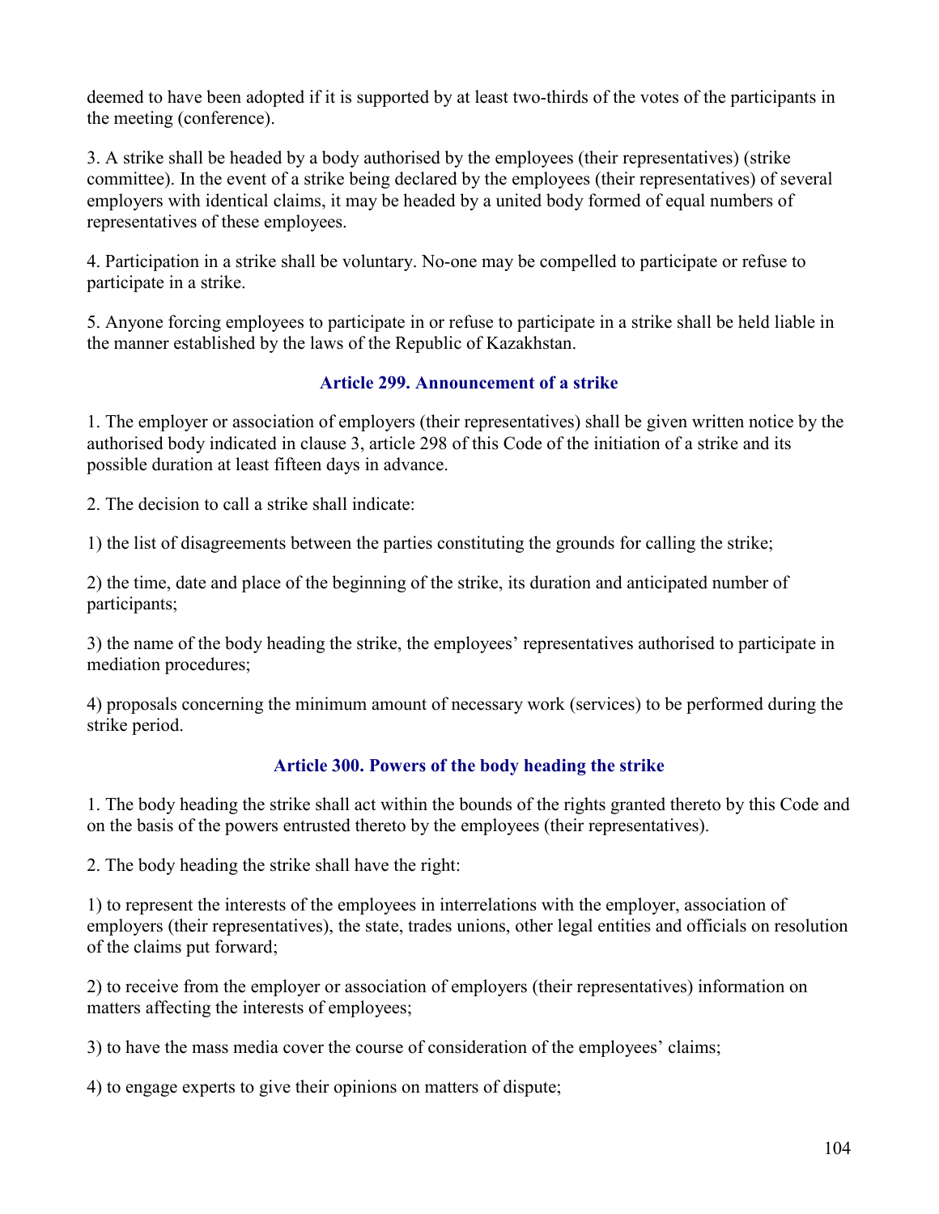deemed to have been adopted if it is supported by at least two-thirds of the votes of the participants in the meeting (conference).

3. A strike shall be headed by a body authorised by the employees (their representatives) (strike committee). In the event of a strike being declared by the employees (their representatives) of several employers with identical claims, it may be headed by a united body formed of equal numbers of representatives of these employees.

4. Participation in a strike shall be voluntary. No-one may be compelled to participate or refuse to participate in a strike.

5. Anyone forcing employees to participate in or refuse to participate in a strike shall be held liable in the manner established by the laws of the Republic of Kazakhstan.

### Article 299. Announcement of a strike

1. The employer or association of employers (their representatives) shall be given written notice by the authorised body indicated in clause 3, article 298 of this Code of the initiation of a strike and its possible duration at least fifteen days in advance.

2. The decision to call a strike shall indicate:

1) the list of disagreements between the parties constituting the grounds for calling the strike;

2) the time, date and place of the beginning of the strike, its duration and anticipated number of participants;

3) the name of the body heading the strike, the employees' representatives authorised to participate in mediation procedures;

4) proposals concerning the minimum amount of necessary work (services) to be performed during the strike period.

### Article 300. Powers of the body heading the strike

1. The body heading the strike shall act within the bounds of the rights granted thereto by this Code and on the basis of the powers entrusted thereto by the employees (their representatives).

2. The body heading the strike shall have the right:

1) to represent the interests of the employees in interrelations with the employer, association of employers (their representatives), the state, trades unions, other legal entities and officials on resolution of the claims put forward;

2) to receive from the employer or association of employers (their representatives) information on matters affecting the interests of employees;

3) to have the mass media cover the course of consideration of the employees' claims;

4) to engage experts to give their opinions on matters of dispute;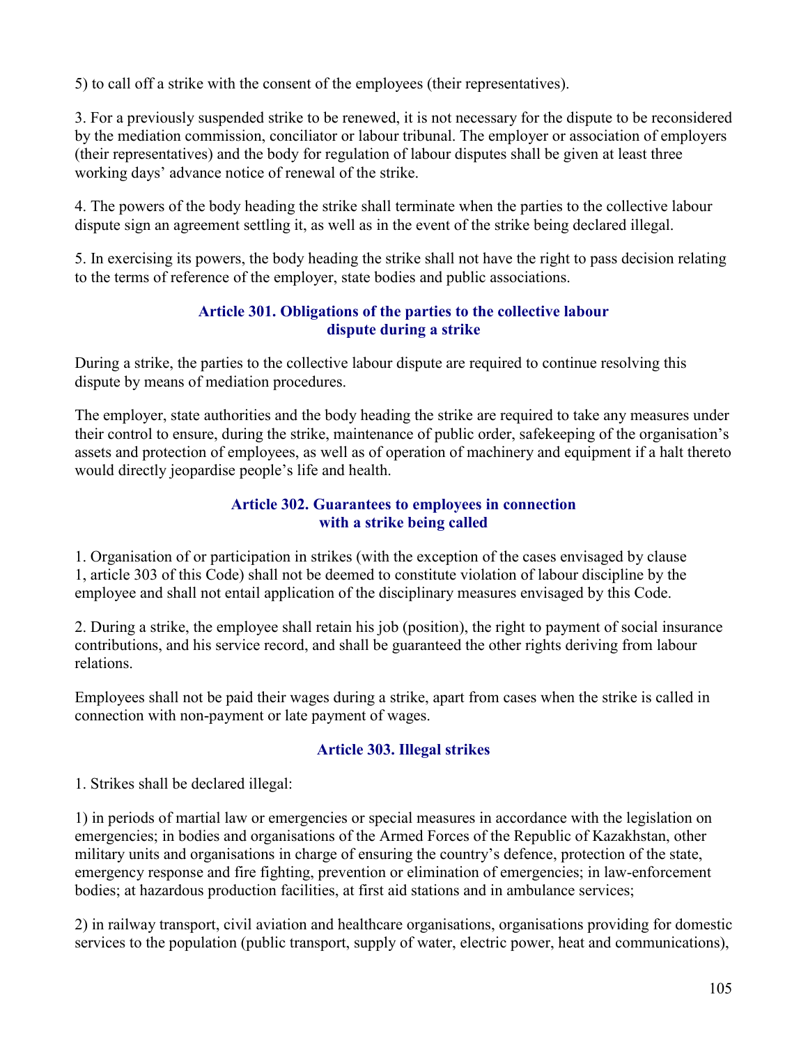5) to call off a strike with the consent of the employees (their representatives).

3. For a previously suspended strike to be renewed, it is not necessary for the dispute to be reconsidered by the mediation commission, conciliator or labour tribunal. The employer or association of employers (their representatives) and the body for regulation of labour disputes shall be given at least three working days' advance notice of renewal of the strike.

4. The powers of the body heading the strike shall terminate when the parties to the collective labour dispute sign an agreement settling it, as well as in the event of the strike being declared illegal.

5. In exercising its powers, the body heading the strike shall not have the right to pass decision relating to the terms of reference of the employer, state bodies and public associations.

### Article 301. Obligations of the parties to the collective labour dispute during a strike

During a strike, the parties to the collective labour dispute are required to continue resolving this dispute by means of mediation procedures.

The employer, state authorities and the body heading the strike are required to take any measures under their control to ensure, during the strike, maintenance of public order, safekeeping of the organisation's assets and protection of employees, as well as of operation of machinery and equipment if a halt thereto would directly jeopardise people's life and health.

### Article 302. Guarantees to employees in connection with a strike being called

1. Organisation of or participation in strikes (with the exception of the cases envisaged by clause 1, article 303 of this Code) shall not be deemed to constitute violation of labour discipline by the employee and shall not entail application of the disciplinary measures envisaged by this Code.

2. During a strike, the employee shall retain his job (position), the right to payment of social insurance contributions, and his service record, and shall be guaranteed the other rights deriving from labour relations.

Employees shall not be paid their wages during a strike, apart from cases when the strike is called in connection with non-payment or late payment of wages.

### Article 303. Illegal strikes

1. Strikes shall be declared illegal:

1) in periods of martial law or emergencies or special measures in accordance with the legislation on emergencies; in bodies and organisations of the Armed Forces of the Republic of Kazakhstan, other military units and organisations in charge of ensuring the country's defence, protection of the state, emergency response and fire fighting, prevention or elimination of emergencies; in law-enforcement bodies; at hazardous production facilities, at first aid stations and in ambulance services;

2) in railway transport, civil aviation and healthcare organisations, organisations providing for domestic services to the population (public transport, supply of water, electric power, heat and communications),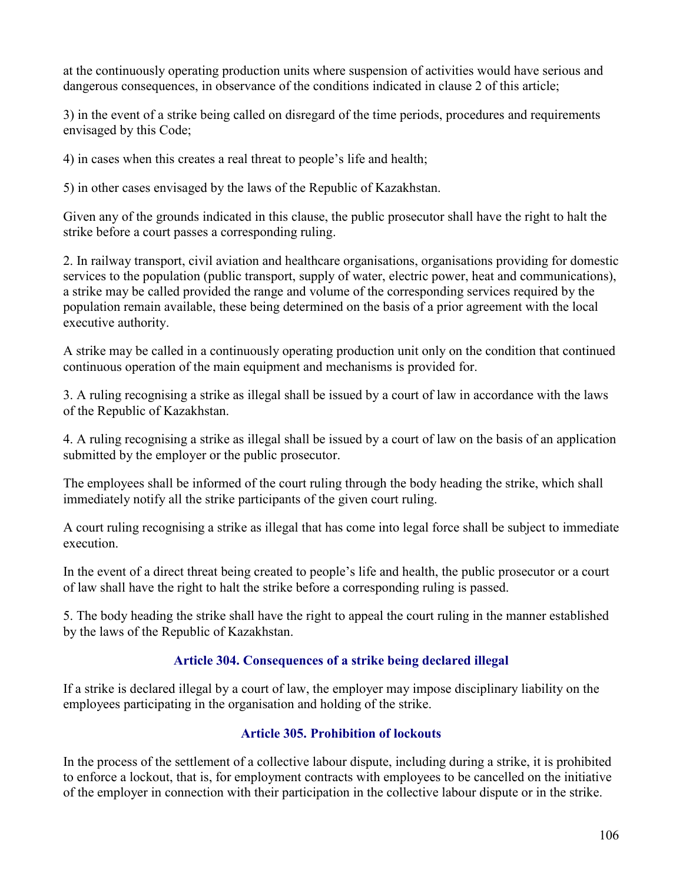at the continuously operating production units where suspension of activities would have serious and dangerous consequences, in observance of the conditions indicated in clause 2 of this article;

3) in the event of a strike being called on disregard of the time periods, procedures and requirements envisaged by this Code;

4) in cases when this creates a real threat to people's life and health;

5) in other cases envisaged by the laws of the Republic of Kazakhstan.

Given any of the grounds indicated in this clause, the public prosecutor shall have the right to halt the strike before a court passes a corresponding ruling.

2. In railway transport, civil aviation and healthcare organisations, organisations providing for domestic services to the population (public transport, supply of water, electric power, heat and communications), a strike may be called provided the range and volume of the corresponding services required by the population remain available, these being determined on the basis of a prior agreement with the local executive authority.

A strike may be called in a continuously operating production unit only on the condition that continued continuous operation of the main equipment and mechanisms is provided for.

3. A ruling recognising a strike as illegal shall be issued by a court of law in accordance with the laws of the Republic of Kazakhstan.

4. A ruling recognising a strike as illegal shall be issued by a court of law on the basis of an application submitted by the employer or the public prosecutor.

The employees shall be informed of the court ruling through the body heading the strike, which shall immediately notify all the strike participants of the given court ruling.

A court ruling recognising a strike as illegal that has come into legal force shall be subject to immediate execution.

In the event of a direct threat being created to people's life and health, the public prosecutor or a court of law shall have the right to halt the strike before a corresponding ruling is passed.

5. The body heading the strike shall have the right to appeal the court ruling in the manner established by the laws of the Republic of Kazakhstan.

### Article 304. Consequences of a strike being declared illegal

If a strike is declared illegal by a court of law, the employer may impose disciplinary liability on the employees participating in the organisation and holding of the strike.

### Article 305. Prohibition of lockouts

In the process of the settlement of a collective labour dispute, including during a strike, it is prohibited to enforce a lockout, that is, for employment contracts with employees to be cancelled on the initiative of the employer in connection with their participation in the collective labour dispute or in the strike.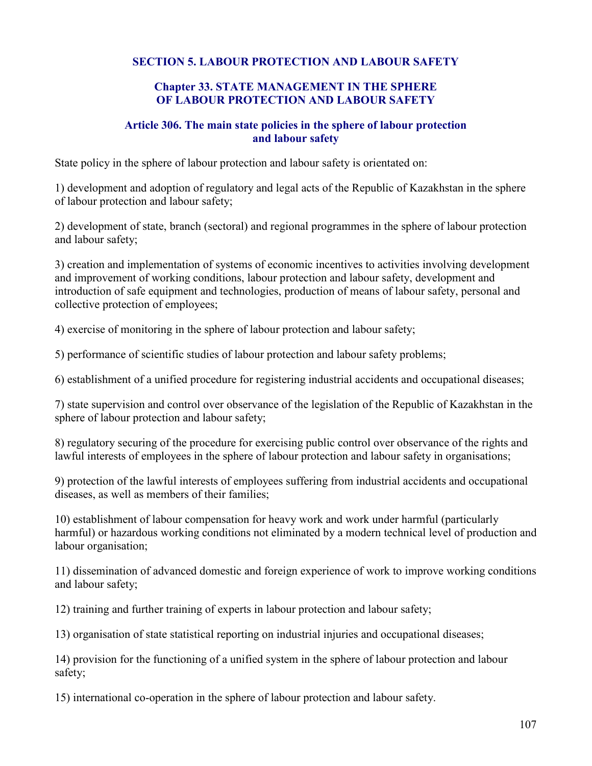## SECTION 5. LABOUR PROTECTION AND LABOUR SAFETY

### Chapter 33. STATE MANAGEMENT IN THE SPHERE OF LABOUR PROTECTION AND LABOUR SAFETY

#### Article 306. The main state policies in the sphere of labour protection and labour safety

State policy in the sphere of labour protection and labour safety is orientated on:

1) development and adoption of regulatory and legal acts of the Republic of Kazakhstan in the sphere of labour protection and labour safety;

2) development of state, branch (sectoral) and regional programmes in the sphere of labour protection and labour safety;

3) creation and implementation of systems of economic incentives to activities involving development and improvement of working conditions, labour protection and labour safety, development and introduction of safe equipment and technologies, production of means of labour safety, personal and collective protection of employees;

4) exercise of monitoring in the sphere of labour protection and labour safety;

5) performance of scientific studies of labour protection and labour safety problems;

6) establishment of a unified procedure for registering industrial accidents and occupational diseases;

7) state supervision and control over observance of the legislation of the Republic of Kazakhstan in the sphere of labour protection and labour safety;

8) regulatory securing of the procedure for exercising public control over observance of the rights and lawful interests of employees in the sphere of labour protection and labour safety in organisations;

9) protection of the lawful interests of employees suffering from industrial accidents and occupational diseases, as well as members of their families;

10) establishment of labour compensation for heavy work and work under harmful (particularly harmful) or hazardous working conditions not eliminated by a modern technical level of production and labour organisation;

11) dissemination of advanced domestic and foreign experience of work to improve working conditions and labour safety;

12) training and further training of experts in labour protection and labour safety;

13) organisation of state statistical reporting on industrial injuries and occupational diseases;

14) provision for the functioning of a unified system in the sphere of labour protection and labour safety;

15) international co-operation in the sphere of labour protection and labour safety.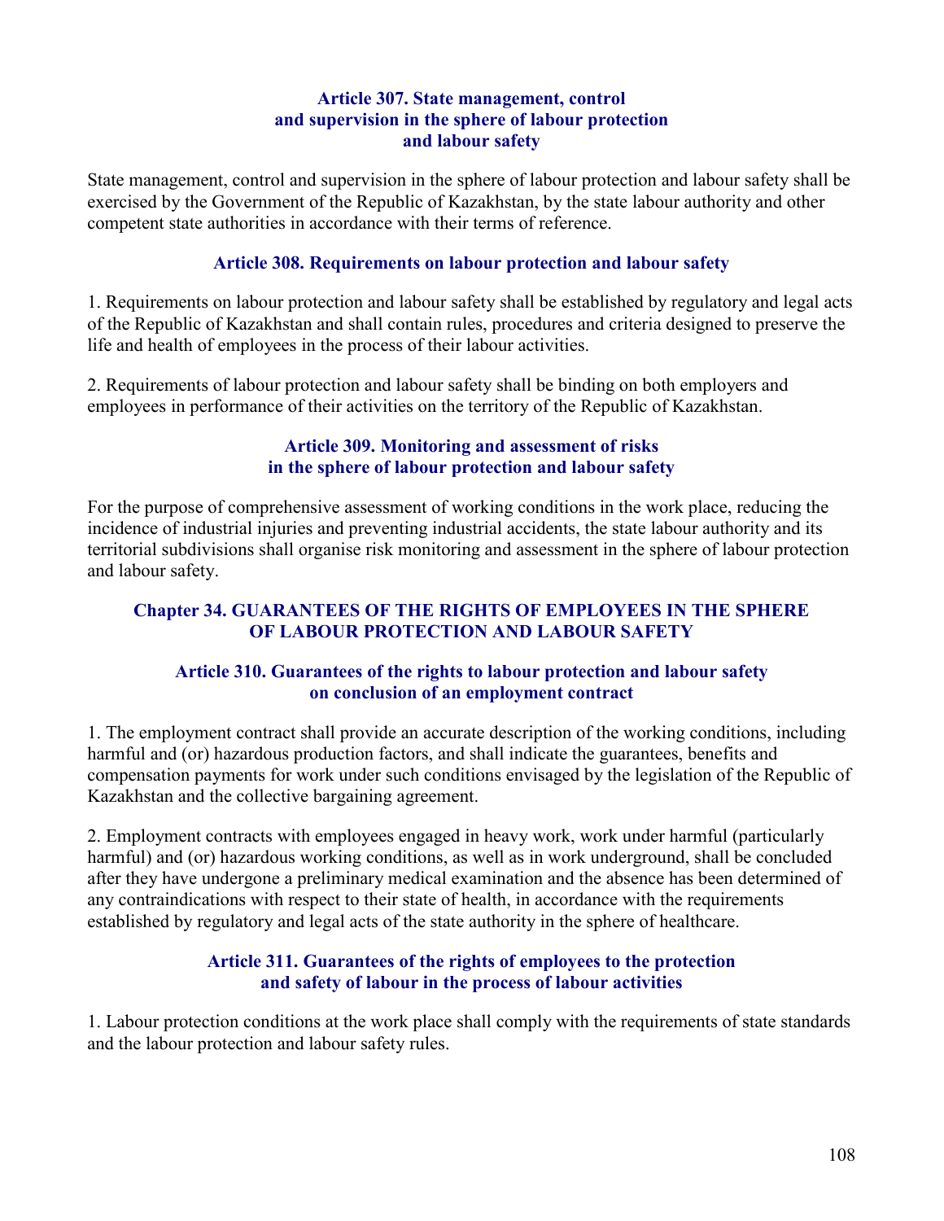### Article 307. State management, control and supervision in the sphere of labour protection and labour safety

State management, control and supervision in the sphere of labour protection and labour safety shall be exercised by the Government of the Republic of Kazakhstan, by the state labour authority and other competent state authorities in accordance with their terms of reference.

### Article 308. Requirements on labour protection and labour safety

1. Requirements on labour protection and labour safety shall be established by regulatory and legal acts of the Republic of Kazakhstan and shall contain rules, procedures and criteria designed to preserve the life and health of employees in the process of their labour activities.

2. Requirements of labour protection and labour safety shall be binding on both employers and employees in performance of their activities on the territory of the Republic of Kazakhstan.

### Article 309. Monitoring and assessment of risks in the sphere of labour protection and labour safety

For the purpose of comprehensive assessment of working conditions in the work place, reducing the incidence of industrial injuries and preventing industrial accidents, the state labour authority and its territorial subdivisions shall organise risk monitoring and assessment in the sphere of labour protection and labour safety.

## Chapter 34. GUARANTEES OF THE RIGHTS OF EMPLOYEES IN THE SPHERE OF LABOUR PROTECTION AND LABOUR SAFETY

### Article 310. Guarantees of the rights to labour protection and labour safety on conclusion of an employment contract

1. The employment contract shall provide an accurate description of the working conditions, including harmful and (or) hazardous production factors, and shall indicate the guarantees, benefits and compensation payments for work under such conditions envisaged by the legislation of the Republic of Kazakhstan and the collective bargaining agreement.

2. Employment contracts with employees engaged in heavy work, work under harmful (particularly harmful) and (or) hazardous working conditions, as well as in work underground, shall be concluded after they have undergone a preliminary medical examination and the absence has been determined of any contraindications with respect to their state of health, in accordance with the requirements established by regulatory and legal acts of the state authority in the sphere of healthcare.

### Article 311. Guarantees of the rights of employees to the protection and safety of labour in the process of labour activities

1. Labour protection conditions at the work place shall comply with the requirements of state standards and the labour protection and labour safety rules.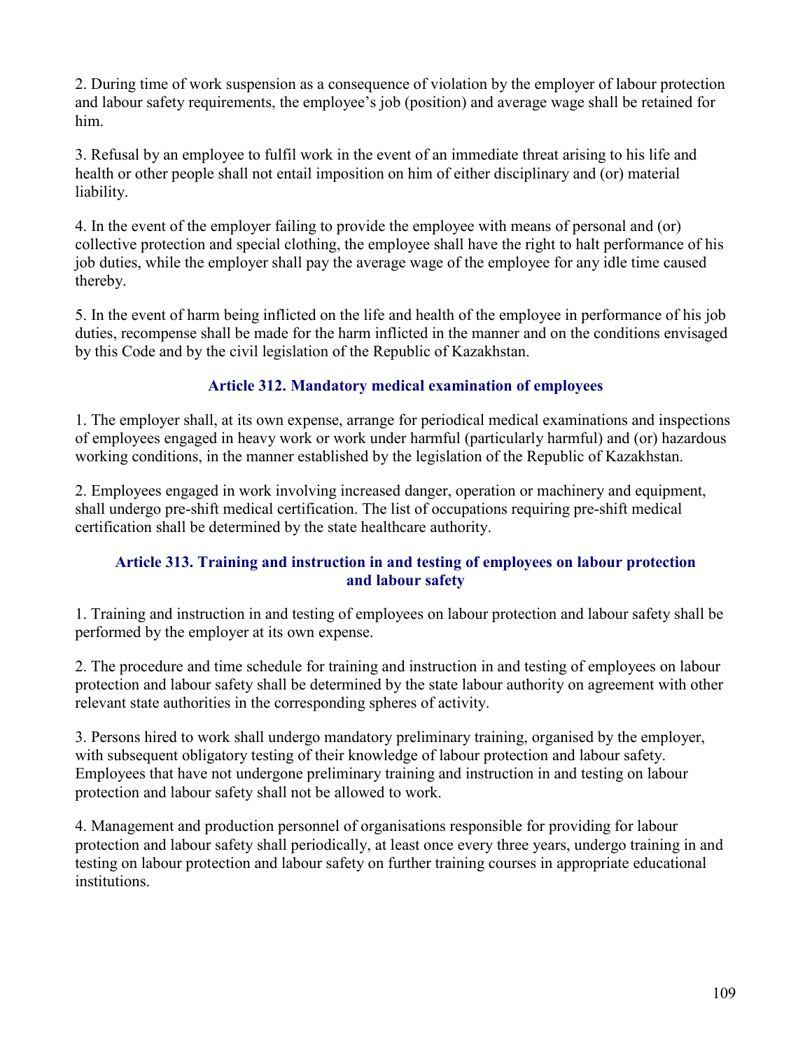2. During time of work suspension as a consequence of violation by the employer of labour protection and labour safety requirements, the employee's job (position) and average wage shall be retained for him.

3. Refusal by an employee to fulfil work in the event of an immediate threat arising to his life and health or other people shall not entail imposition on him of either disciplinary and (or) material liability.

4. In the event of the employer failing to provide the employee with means of personal and (or) collective protection and special clothing, the employee shall have the right to halt performance of his job duties, while the employer shall pay the average wage of the employee for any idle time caused thereby.

5. In the event of harm being inflicted on the life and health of the employee in performance of his job duties, recompense shall be made for the harm inflicted in the manner and on the conditions envisaged by this Code and by the civil legislation of the Republic of Kazakhstan.

### Article 312. Mandatory medical examination of employees

1. The employer shall, at its own expense, arrange for periodical medical examinations and inspections of employees engaged in heavy work or work under harmful (particularly harmful) and (or) hazardous working conditions, in the manner established by the legislation of the Republic of Kazakhstan.

2. Employees engaged in work involving increased danger, operation or machinery and equipment, shall undergo pre-shift medical certification. The list of occupations requiring pre-shift medical certification shall be determined by the state healthcare authority.

### Article 313. Training and instruction in and testing of employees on labour protection and labour safety

1. Training and instruction in and testing of employees on labour protection and labour safety shall be performed by the employer at its own expense.

2. The procedure and time schedule for training and instruction in and testing of employees on labour protection and labour safety shall be determined by the state labour authority on agreement with other relevant state authorities in the corresponding spheres of activity.

3. Persons hired to work shall undergo mandatory preliminary training, organised by the employer, with subsequent obligatory testing of their knowledge of labour protection and labour safety. Employees that have not undergone preliminary training and instruction in and testing on labour protection and labour safety shall not be allowed to work.

4. Management and production personnel of organisations responsible for providing for labour protection and labour safety shall periodically, at least once every three years, undergo training in and testing on labour protection and labour safety on further training courses in appropriate educational institutions.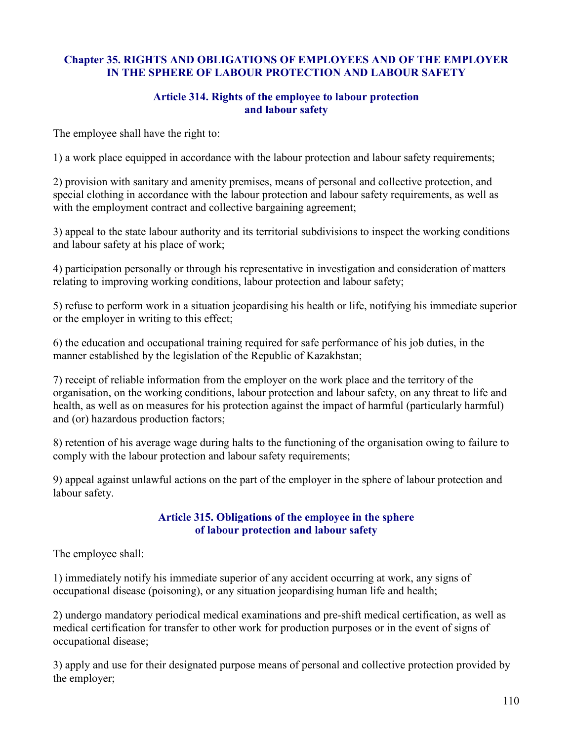## Chapter 35. RIGHTS AND OBLIGATIONS OF EMPLOYEES AND OF THE EMPLOYER IN THE SPHERE OF LABOUR PROTECTION AND LABOUR SAFETY

### Article 314. Rights of the employee to labour protection and labour safety

The employee shall have the right to:

1) a work place equipped in accordance with the labour protection and labour safety requirements;

2) provision with sanitary and amenity premises, means of personal and collective protection, and special clothing in accordance with the labour protection and labour safety requirements, as well as with the employment contract and collective bargaining agreement;

3) appeal to the state labour authority and its territorial subdivisions to inspect the working conditions and labour safety at his place of work;

4) participation personally or through his representative in investigation and consideration of matters relating to improving working conditions, labour protection and labour safety;

5) refuse to perform work in a situation jeopardising his health or life, notifying his immediate superior or the employer in writing to this effect;

6) the education and occupational training required for safe performance of his job duties, in the manner established by the legislation of the Republic of Kazakhstan;

7) receipt of reliable information from the employer on the work place and the territory of the organisation, on the working conditions, labour protection and labour safety, on any threat to life and health, as well as on measures for his protection against the impact of harmful (particularly harmful) and (or) hazardous production factors;

8) retention of his average wage during halts to the functioning of the organisation owing to failure to comply with the labour protection and labour safety requirements;

9) appeal against unlawful actions on the part of the employer in the sphere of labour protection and labour safety.

### Article 315. Obligations of the employee in the sphere of labour protection and labour safety

The employee shall:

1) immediately notify his immediate superior of any accident occurring at work, any signs of occupational disease (poisoning), or any situation jeopardising human life and health;

2) undergo mandatory periodical medical examinations and pre-shift medical certification, as well as medical certification for transfer to other work for production purposes or in the event of signs of occupational disease;

3) apply and use for their designated purpose means of personal and collective protection provided by the employer;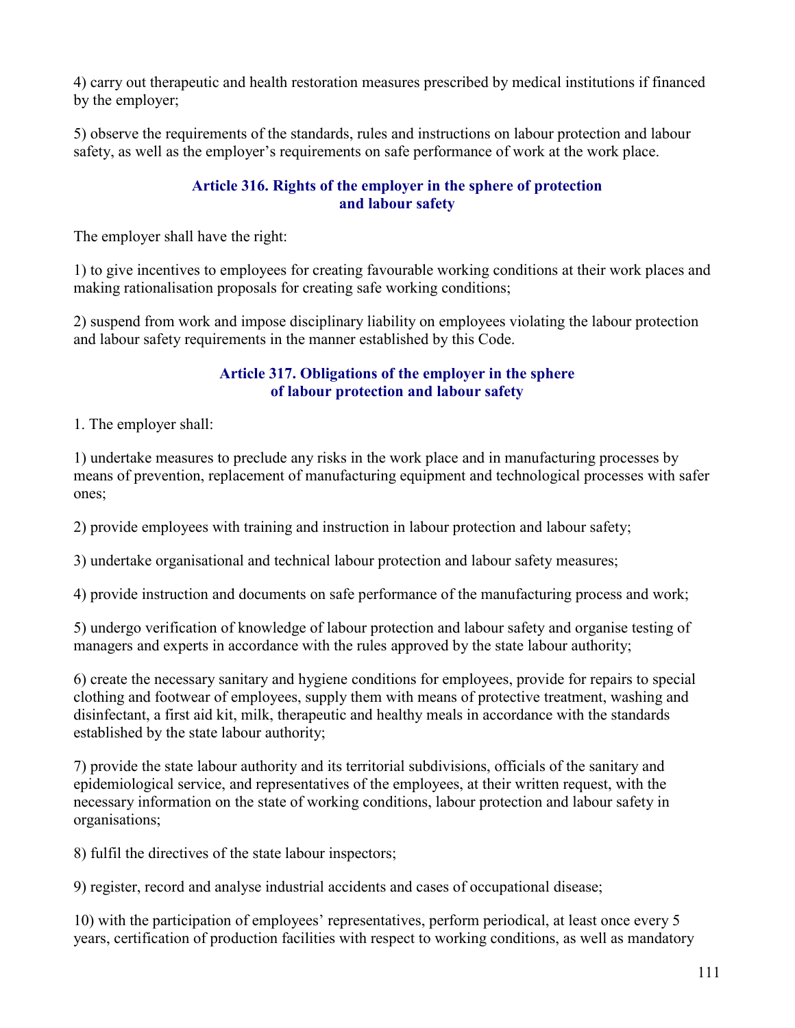4) carry out therapeutic and health restoration measures prescribed by medical institutions if financed by the employer;

5) observe the requirements of the standards, rules and instructions on labour protection and labour safety, as well as the employer's requirements on safe performance of work at the work place.

### Article 316. Rights of the employer in the sphere of protection and labour safety

The employer shall have the right:

1) to give incentives to employees for creating favourable working conditions at their work places and making rationalisation proposals for creating safe working conditions;

2) suspend from work and impose disciplinary liability on employees violating the labour protection and labour safety requirements in the manner established by this Code.

### Article 317. Obligations of the employer in the sphere of labour protection and labour safety

1. The employer shall:

1) undertake measures to preclude any risks in the work place and in manufacturing processes by means of prevention, replacement of manufacturing equipment and technological processes with safer ones;

2) provide employees with training and instruction in labour protection and labour safety;

3) undertake organisational and technical labour protection and labour safety measures;

4) provide instruction and documents on safe performance of the manufacturing process and work;

5) undergo verification of knowledge of labour protection and labour safety and organise testing of managers and experts in accordance with the rules approved by the state labour authority;

6) create the necessary sanitary and hygiene conditions for employees, provide for repairs to special clothing and footwear of employees, supply them with means of protective treatment, washing and disinfectant, a first aid kit, milk, therapeutic and healthy meals in accordance with the standards established by the state labour authority;

7) provide the state labour authority and its territorial subdivisions, officials of the sanitary and epidemiological service, and representatives of the employees, at their written request, with the necessary information on the state of working conditions, labour protection and labour safety in organisations;

8) fulfil the directives of the state labour inspectors;

9) register, record and analyse industrial accidents and cases of occupational disease;

10) with the participation of employees' representatives, perform periodical, at least once every 5 years, certification of production facilities with respect to working conditions, as well as mandatory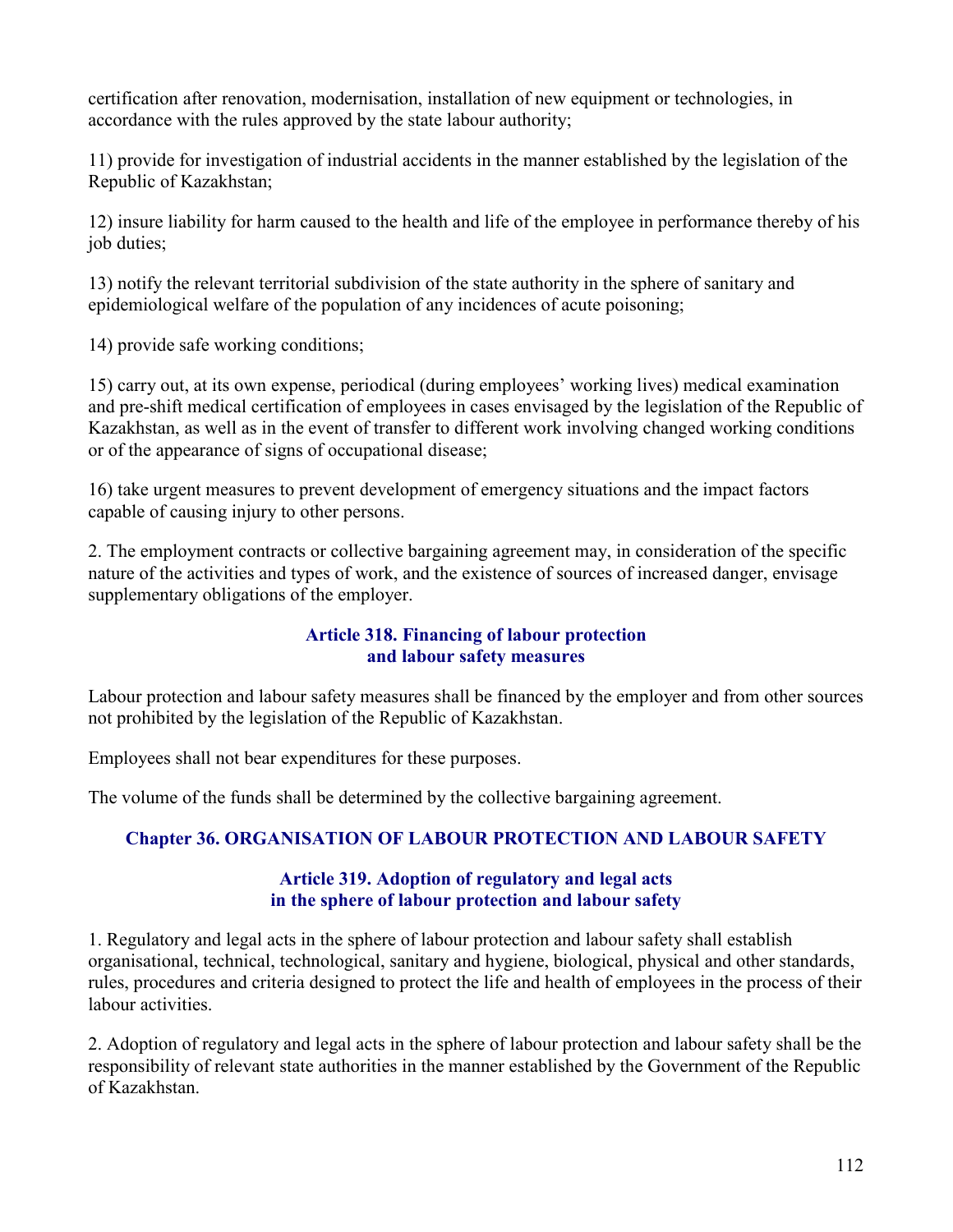certification after renovation, modernisation, installation of new equipment or technologies, in accordance with the rules approved by the state labour authority;

11) provide for investigation of industrial accidents in the manner established by the legislation of the Republic of Kazakhstan;

12) insure liability for harm caused to the health and life of the employee in performance thereby of his job duties;

13) notify the relevant territorial subdivision of the state authority in the sphere of sanitary and epidemiological welfare of the population of any incidences of acute poisoning;

14) provide safe working conditions;

15) carry out, at its own expense, periodical (during employees' working lives) medical examination and pre-shift medical certification of employees in cases envisaged by the legislation of the Republic of Kazakhstan, as well as in the event of transfer to different work involving changed working conditions or of the appearance of signs of occupational disease;

16) take urgent measures to prevent development of emergency situations and the impact factors capable of causing injury to other persons.

2. The employment contracts or collective bargaining agreement may, in consideration of the specific nature of the activities and types of work, and the existence of sources of increased danger, envisage supplementary obligations of the employer.

### Article 318. Financing of labour protection and labour safety measures

Labour protection and labour safety measures shall be financed by the employer and from other sources not prohibited by the legislation of the Republic of Kazakhstan.

Employees shall not bear expenditures for these purposes.

The volume of the funds shall be determined by the collective bargaining agreement.

## Chapter 36. ORGANISATION OF LABOUR PROTECTION AND LABOUR SAFETY

### Article 319. Adoption of regulatory and legal acts in the sphere of labour protection and labour safety

1. Regulatory and legal acts in the sphere of labour protection and labour safety shall establish organisational, technical, technological, sanitary and hygiene, biological, physical and other standards, rules, procedures and criteria designed to protect the life and health of employees in the process of their labour activities.

2. Adoption of regulatory and legal acts in the sphere of labour protection and labour safety shall be the responsibility of relevant state authorities in the manner established by the Government of the Republic of Kazakhstan.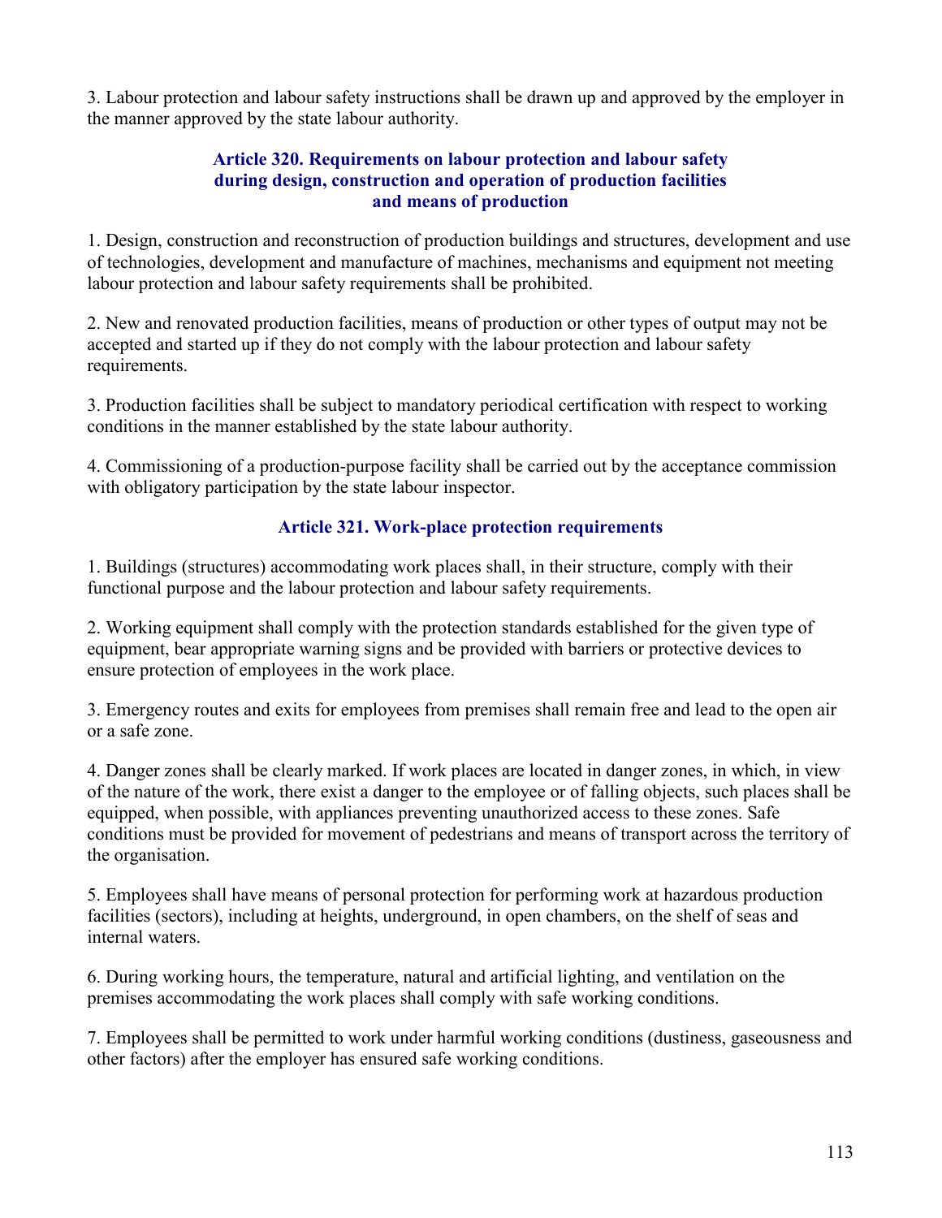3. Labour protection and labour safety instructions shall be drawn up and approved by the employer in the manner approved by the state labour authority.

### Article 320. Requirements on labour protection and labour safety during design, construction and operation of production facilities and means of production

1. Design, construction and reconstruction of production buildings and structures, development and use of technologies, development and manufacture of machines, mechanisms and equipment not meeting labour protection and labour safety requirements shall be prohibited.

2. New and renovated production facilities, means of production or other types of output may not be accepted and started up if they do not comply with the labour protection and labour safety requirements.

3. Production facilities shall be subject to mandatory periodical certification with respect to working conditions in the manner established by the state labour authority.

4. Commissioning of a production-purpose facility shall be carried out by the acceptance commission with obligatory participation by the state labour inspector.

### Article 321. Work-place protection requirements

1. Buildings (structures) accommodating work places shall, in their structure, comply with their functional purpose and the labour protection and labour safety requirements.

2. Working equipment shall comply with the protection standards established for the given type of equipment, bear appropriate warning signs and be provided with barriers or protective devices to ensure protection of employees in the work place.

3. Emergency routes and exits for employees from premises shall remain free and lead to the open air or a safe zone.

4. Danger zones shall be clearly marked. If work places are located in danger zones, in which, in view of the nature of the work, there exist a danger to the employee or of falling objects, such places shall be equipped, when possible, with appliances preventing unauthorized access to these zones. Safe conditions must be provided for movement of pedestrians and means of transport across the territory of the organisation.

5. Employees shall have means of personal protection for performing work at hazardous production facilities (sectors), including at heights, underground, in open chambers, on the shelf of seas and internal waters.

6. During working hours, the temperature, natural and artificial lighting, and ventilation on the premises accommodating the work places shall comply with safe working conditions.

7. Employees shall be permitted to work under harmful working conditions (dustiness, gaseousness and other factors) after the employer has ensured safe working conditions.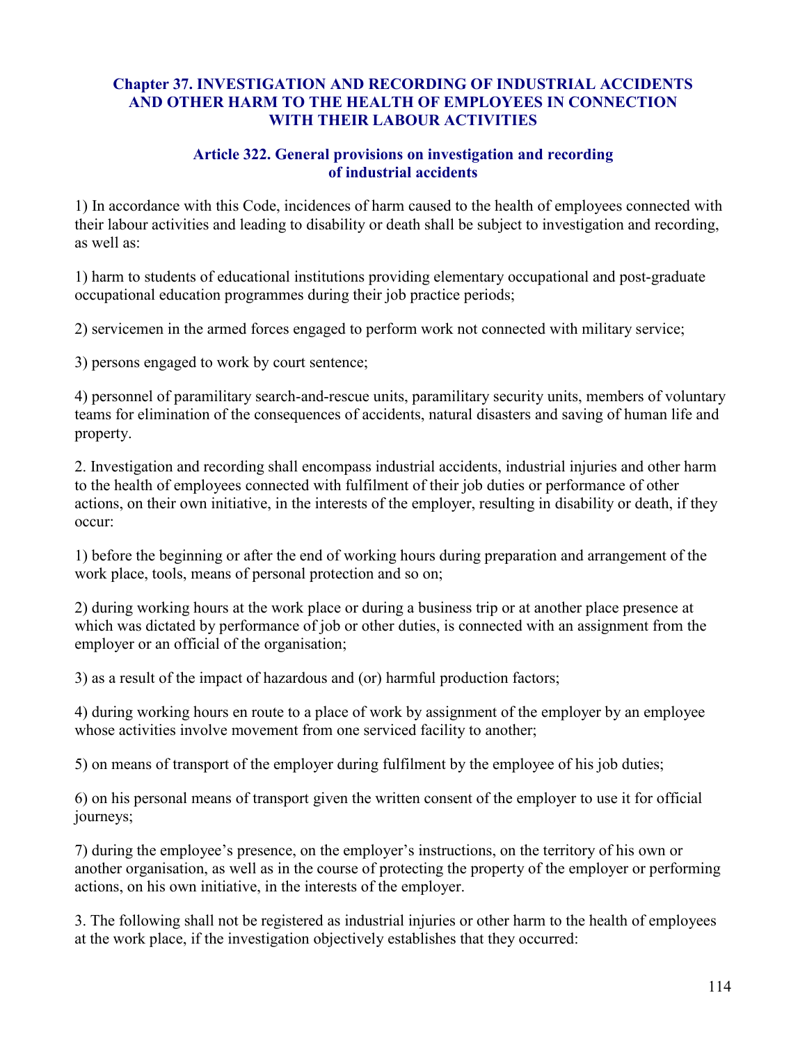## Chapter 37. INVESTIGATION AND RECORDING OF INDUSTRIAL ACCIDENTS AND OTHER HARM TO THE HEALTH OF EMPLOYEES IN CONNECTION WITH THEIR LABOUR ACTIVITIES

### Article 322. General provisions on investigation and recording of industrial accidents

1) In accordance with this Code, incidences of harm caused to the health of employees connected with their labour activities and leading to disability or death shall be subject to investigation and recording, as well as:

1) harm to students of educational institutions providing elementary occupational and post-graduate occupational education programmes during their job practice periods;

2) servicemen in the armed forces engaged to perform work not connected with military service;

3) persons engaged to work by court sentence;

4) personnel of paramilitary search-and-rescue units, paramilitary security units, members of voluntary teams for elimination of the consequences of accidents, natural disasters and saving of human life and property.

2. Investigation and recording shall encompass industrial accidents, industrial injuries and other harm to the health of employees connected with fulfilment of their job duties or performance of other actions, on their own initiative, in the interests of the employer, resulting in disability or death, if they occur:

1) before the beginning or after the end of working hours during preparation and arrangement of the work place, tools, means of personal protection and so on;

2) during working hours at the work place or during a business trip or at another place presence at which was dictated by performance of job or other duties, is connected with an assignment from the employer or an official of the organisation;

3) as a result of the impact of hazardous and (or) harmful production factors;

4) during working hours en route to a place of work by assignment of the employer by an employee whose activities involve movement from one serviced facility to another;

5) on means of transport of the employer during fulfilment by the employee of his job duties;

6) on his personal means of transport given the written consent of the employer to use it for official journeys;

7) during the employee's presence, on the employer's instructions, on the territory of his own or another organisation, as well as in the course of protecting the property of the employer or performing actions, on his own initiative, in the interests of the employer.

3. The following shall not be registered as industrial injuries or other harm to the health of employees at the work place, if the investigation objectively establishes that they occurred: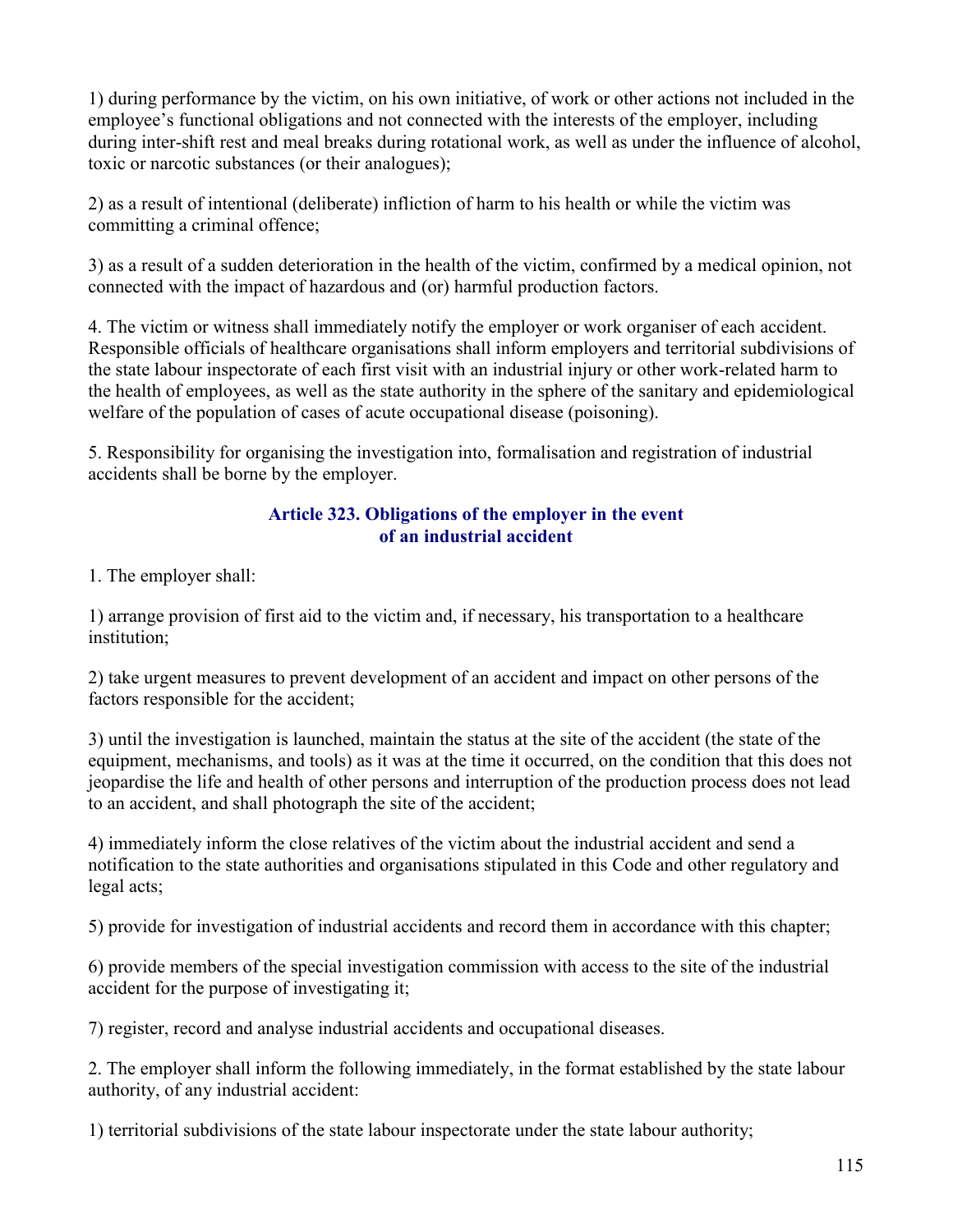1) during performance by the victim, on his own initiative, of work or other actions not included in the employee's functional obligations and not connected with the interests of the employer, including during inter-shift rest and meal breaks during rotational work, as well as under the influence of alcohol, toxic or narcotic substances (or their analogues);

2) as a result of intentional (deliberate) infliction of harm to his health or while the victim was committing a criminal offence;

3) as a result of a sudden deterioration in the health of the victim, confirmed by a medical opinion, not connected with the impact of hazardous and (or) harmful production factors.

4. The victim or witness shall immediately notify the employer or work organiser of each accident. Responsible officials of healthcare organisations shall inform employers and territorial subdivisions of the state labour inspectorate of each first visit with an industrial injury or other work-related harm to the health of employees, as well as the state authority in the sphere of the sanitary and epidemiological welfare of the population of cases of acute occupational disease (poisoning).

5. Responsibility for organising the investigation into, formalisation and registration of industrial accidents shall be borne by the employer.

### Article 323. Obligations of the employer in the event of an industrial accident

1. The employer shall:

1) arrange provision of first aid to the victim and, if necessary, his transportation to a healthcare institution;

2) take urgent measures to prevent development of an accident and impact on other persons of the factors responsible for the accident;

3) until the investigation is launched, maintain the status at the site of the accident (the state of the equipment, mechanisms, and tools) as it was at the time it occurred, on the condition that this does not jeopardise the life and health of other persons and interruption of the production process does not lead to an accident, and shall photograph the site of the accident;

4) immediately inform the close relatives of the victim about the industrial accident and send a notification to the state authorities and organisations stipulated in this Code and other regulatory and legal acts;

5) provide for investigation of industrial accidents and record them in accordance with this chapter;

6) provide members of the special investigation commission with access to the site of the industrial accident for the purpose of investigating it;

7) register, record and analyse industrial accidents and occupational diseases.

2. The employer shall inform the following immediately, in the format established by the state labour authority, of any industrial accident:

1) territorial subdivisions of the state labour inspectorate under the state labour authority;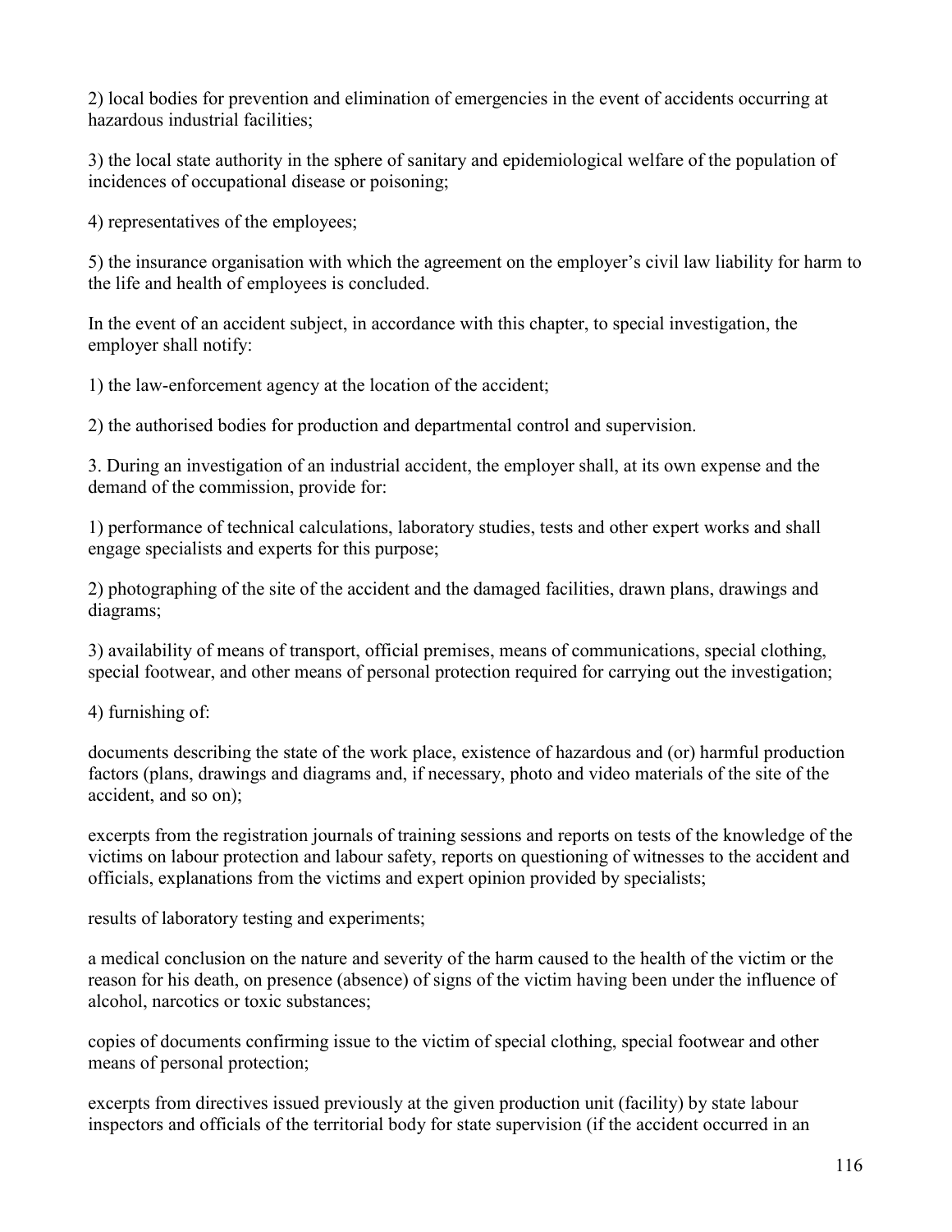2) local bodies for prevention and elimination of emergencies in the event of accidents occurring at hazardous industrial facilities;

3) the local state authority in the sphere of sanitary and epidemiological welfare of the population of incidences of occupational disease or poisoning;

4) representatives of the employees;

5) the insurance organisation with which the agreement on the employer's civil law liability for harm to the life and health of employees is concluded.

In the event of an accident subject, in accordance with this chapter, to special investigation, the employer shall notify:

1) the law-enforcement agency at the location of the accident;

2) the authorised bodies for production and departmental control and supervision.

3. During an investigation of an industrial accident, the employer shall, at its own expense and the demand of the commission, provide for:

1) performance of technical calculations, laboratory studies, tests and other expert works and shall engage specialists and experts for this purpose;

2) photographing of the site of the accident and the damaged facilities, drawn plans, drawings and diagrams;

3) availability of means of transport, official premises, means of communications, special clothing, special footwear, and other means of personal protection required for carrying out the investigation;

4) furnishing of:

documents describing the state of the work place, existence of hazardous and (or) harmful production factors (plans, drawings and diagrams and, if necessary, photo and video materials of the site of the accident, and so on);

excerpts from the registration journals of training sessions and reports on tests of the knowledge of the victims on labour protection and labour safety, reports on questioning of witnesses to the accident and officials, explanations from the victims and expert opinion provided by specialists;

results of laboratory testing and experiments;

a medical conclusion on the nature and severity of the harm caused to the health of the victim or the reason for his death, on presence (absence) of signs of the victim having been under the influence of alcohol, narcotics or toxic substances;

copies of documents confirming issue to the victim of special clothing, special footwear and other means of personal protection;

excerpts from directives issued previously at the given production unit (facility) by state labour inspectors and officials of the territorial body for state supervision (if the accident occurred in an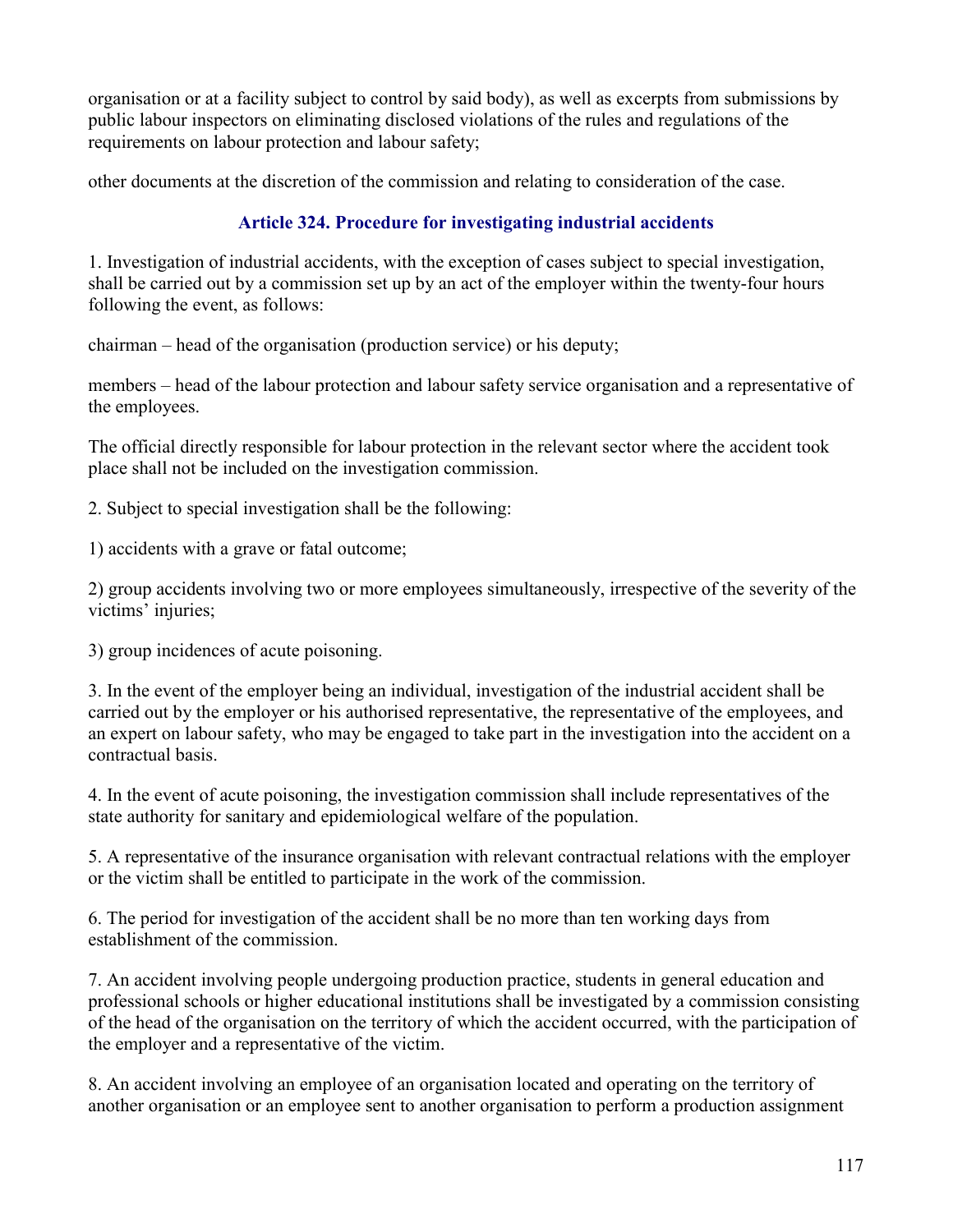organisation or at a facility subject to control by said body), as well as excerpts from submissions by public labour inspectors on eliminating disclosed violations of the rules and regulations of the requirements on labour protection and labour safety;

other documents at the discretion of the commission and relating to consideration of the case.

### Article 324. Procedure for investigating industrial accidents

1. Investigation of industrial accidents, with the exception of cases subject to special investigation, shall be carried out by a commission set up by an act of the employer within the twenty-four hours following the event, as follows:

chairman – head of the organisation (production service) or his deputy;

members – head of the labour protection and labour safety service organisation and a representative of the employees.

The official directly responsible for labour protection in the relevant sector where the accident took place shall not be included on the investigation commission.

2. Subject to special investigation shall be the following:

1) accidents with a grave or fatal outcome;

2) group accidents involving two or more employees simultaneously, irrespective of the severity of the victims' injuries;

3) group incidences of acute poisoning.

3. In the event of the employer being an individual, investigation of the industrial accident shall be carried out by the employer or his authorised representative, the representative of the employees, and an expert on labour safety, who may be engaged to take part in the investigation into the accident on a contractual basis.

4. In the event of acute poisoning, the investigation commission shall include representatives of the state authority for sanitary and epidemiological welfare of the population.

5. A representative of the insurance organisation with relevant contractual relations with the employer or the victim shall be entitled to participate in the work of the commission.

6. The period for investigation of the accident shall be no more than ten working days from establishment of the commission.

7. An accident involving people undergoing production practice, students in general education and professional schools or higher educational institutions shall be investigated by a commission consisting of the head of the organisation on the territory of which the accident occurred, with the participation of the employer and a representative of the victim.

8. An accident involving an employee of an organisation located and operating on the territory of another organisation or an employee sent to another organisation to perform a production assignment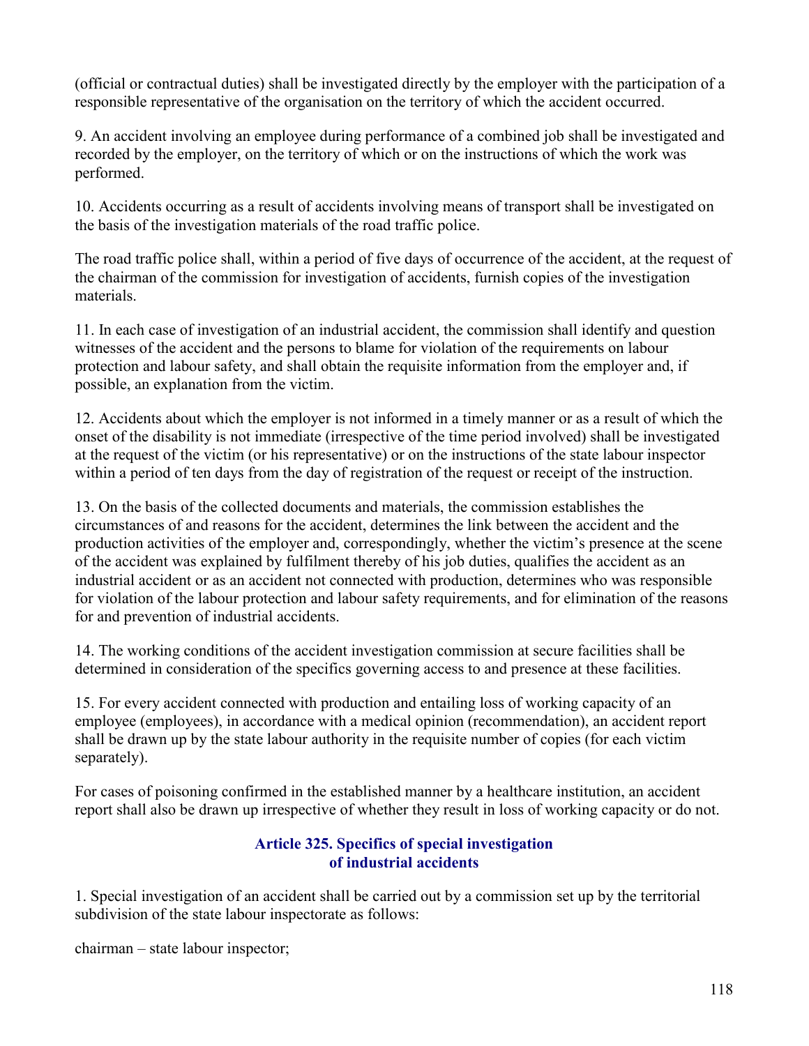(official or contractual duties) shall be investigated directly by the employer with the participation of a responsible representative of the organisation on the territory of which the accident occurred.

9. An accident involving an employee during performance of a combined job shall be investigated and recorded by the employer, on the territory of which or on the instructions of which the work was performed.

10. Accidents occurring as a result of accidents involving means of transport shall be investigated on the basis of the investigation materials of the road traffic police.

The road traffic police shall, within a period of five days of occurrence of the accident, at the request of the chairman of the commission for investigation of accidents, furnish copies of the investigation materials.

11. In each case of investigation of an industrial accident, the commission shall identify and question witnesses of the accident and the persons to blame for violation of the requirements on labour protection and labour safety, and shall obtain the requisite information from the employer and, if possible, an explanation from the victim.

12. Accidents about which the employer is not informed in a timely manner or as a result of which the onset of the disability is not immediate (irrespective of the time period involved) shall be investigated at the request of the victim (or his representative) or on the instructions of the state labour inspector within a period of ten days from the day of registration of the request or receipt of the instruction.

13. On the basis of the collected documents and materials, the commission establishes the circumstances of and reasons for the accident, determines the link between the accident and the production activities of the employer and, correspondingly, whether the victim's presence at the scene of the accident was explained by fulfilment thereby of his job duties, qualifies the accident as an industrial accident or as an accident not connected with production, determines who was responsible for violation of the labour protection and labour safety requirements, and for elimination of the reasons for and prevention of industrial accidents.

14. The working conditions of the accident investigation commission at secure facilities shall be determined in consideration of the specifics governing access to and presence at these facilities.

15. For every accident connected with production and entailing loss of working capacity of an employee (employees), in accordance with a medical opinion (recommendation), an accident report shall be drawn up by the state labour authority in the requisite number of copies (for each victim separately).

For cases of poisoning confirmed in the established manner by a healthcare institution, an accident report shall also be drawn up irrespective of whether they result in loss of working capacity or do not.

### Article 325. Specifics of special investigation of industrial accidents

1. Special investigation of an accident shall be carried out by a commission set up by the territorial subdivision of the state labour inspectorate as follows:

chairman – state labour inspector;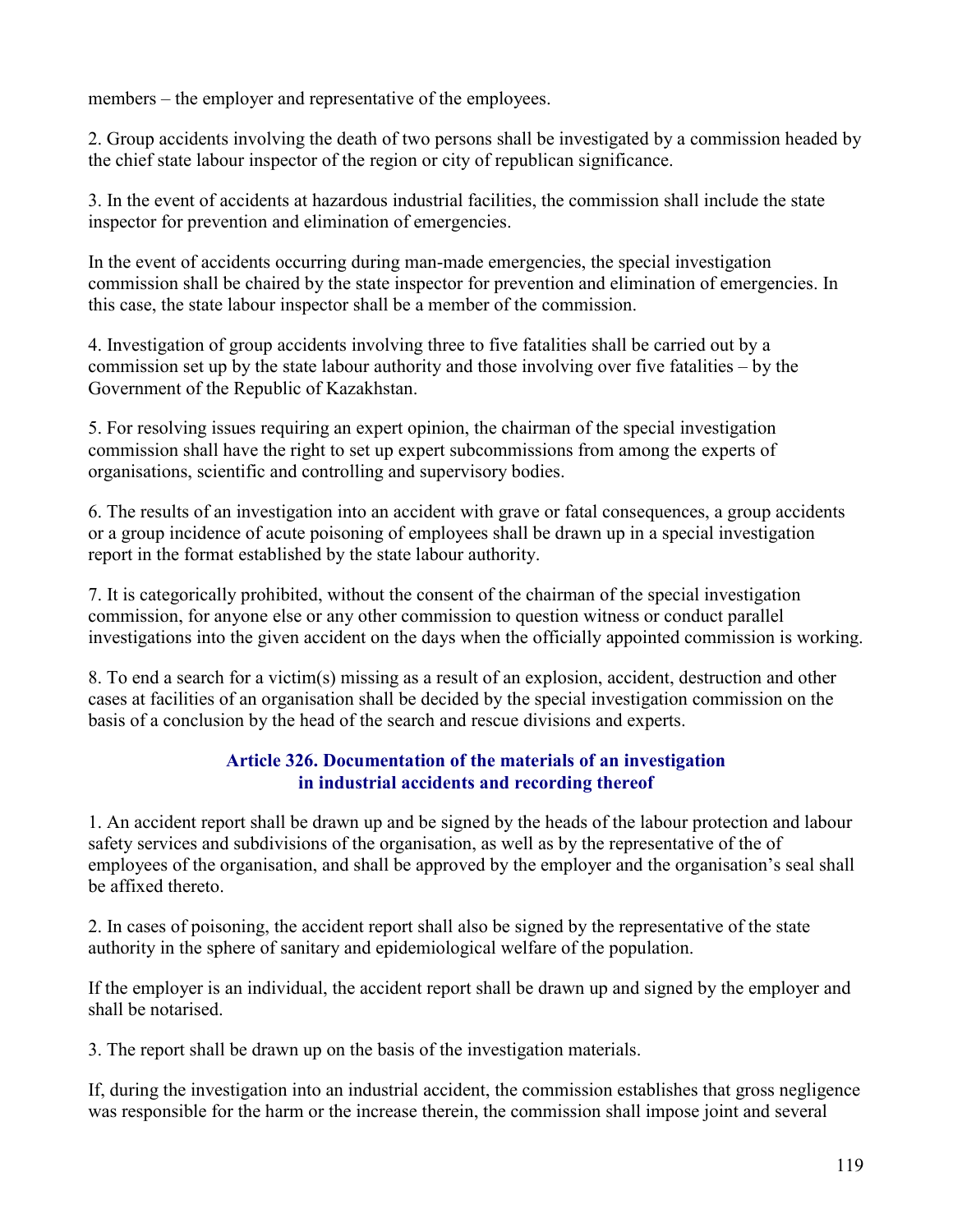members – the employer and representative of the employees.

2. Group accidents involving the death of two persons shall be investigated by a commission headed by the chief state labour inspector of the region or city of republican significance.

3. In the event of accidents at hazardous industrial facilities, the commission shall include the state inspector for prevention and elimination of emergencies.

In the event of accidents occurring during man-made emergencies, the special investigation commission shall be chaired by the state inspector for prevention and elimination of emergencies. In this case, the state labour inspector shall be a member of the commission.

4. Investigation of group accidents involving three to five fatalities shall be carried out by a commission set up by the state labour authority and those involving over five fatalities – by the Government of the Republic of Kazakhstan.

5. For resolving issues requiring an expert opinion, the chairman of the special investigation commission shall have the right to set up expert subcommissions from among the experts of organisations, scientific and controlling and supervisory bodies.

6. The results of an investigation into an accident with grave or fatal consequences, a group accidents or a group incidence of acute poisoning of employees shall be drawn up in a special investigation report in the format established by the state labour authority.

7. It is categorically prohibited, without the consent of the chairman of the special investigation commission, for anyone else or any other commission to question witness or conduct parallel investigations into the given accident on the days when the officially appointed commission is working.

8. To end a search for a victim(s) missing as a result of an explosion, accident, destruction and other cases at facilities of an organisation shall be decided by the special investigation commission on the basis of a conclusion by the head of the search and rescue divisions and experts.

### Article 326. Documentation of the materials of an investigation in industrial accidents and recording thereof

1. An accident report shall be drawn up and be signed by the heads of the labour protection and labour safety services and subdivisions of the organisation, as well as by the representative of the of employees of the organisation, and shall be approved by the employer and the organisation's seal shall be affixed thereto.

2. In cases of poisoning, the accident report shall also be signed by the representative of the state authority in the sphere of sanitary and epidemiological welfare of the population.

If the employer is an individual, the accident report shall be drawn up and signed by the employer and shall be notarised.

3. The report shall be drawn up on the basis of the investigation materials.

If, during the investigation into an industrial accident, the commission establishes that gross negligence was responsible for the harm or the increase therein, the commission shall impose joint and several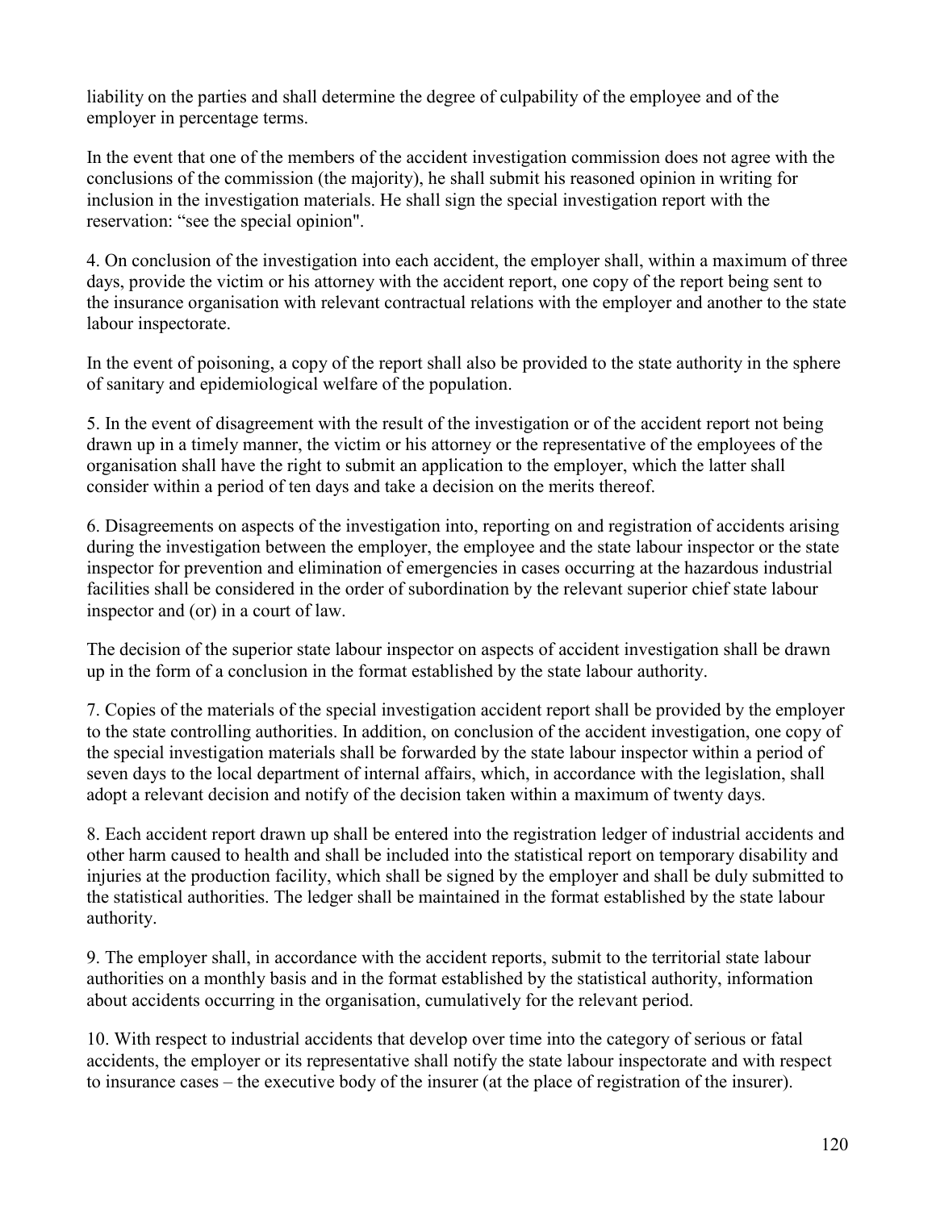liability on the parties and shall determine the degree of culpability of the employee and of the employer in percentage terms.

In the event that one of the members of the accident investigation commission does not agree with the conclusions of the commission (the majority), he shall submit his reasoned opinion in writing for inclusion in the investigation materials. He shall sign the special investigation report with the reservation: “see the special opinion".

4. On conclusion of the investigation into each accident, the employer shall, within a maximum of three days, provide the victim or his attorney with the accident report, one copy of the report being sent to the insurance organisation with relevant contractual relations with the employer and another to the state labour inspectorate.

In the event of poisoning, a copy of the report shall also be provided to the state authority in the sphere of sanitary and epidemiological welfare of the population.

5. In the event of disagreement with the result of the investigation or of the accident report not being drawn up in a timely manner, the victim or his attorney or the representative of the employees of the organisation shall have the right to submit an application to the employer, which the latter shall consider within a period of ten days and take a decision on the merits thereof.

6. Disagreements on aspects of the investigation into, reporting on and registration of accidents arising during the investigation between the employer, the employee and the state labour inspector or the state inspector for prevention and elimination of emergencies in cases occurring at the hazardous industrial facilities shall be considered in the order of subordination by the relevant superior chief state labour inspector and (or) in a court of law.

The decision of the superior state labour inspector on aspects of accident investigation shall be drawn up in the form of a conclusion in the format established by the state labour authority.

7. Copies of the materials of the special investigation accident report shall be provided by the employer to the state controlling authorities. In addition, on conclusion of the accident investigation, one copy of the special investigation materials shall be forwarded by the state labour inspector within a period of seven days to the local department of internal affairs, which, in accordance with the legislation, shall adopt a relevant decision and notify of the decision taken within a maximum of twenty days.

8. Each accident report drawn up shall be entered into the registration ledger of industrial accidents and other harm caused to health and shall be included into the statistical report on temporary disability and injuries at the production facility, which shall be signed by the employer and shall be duly submitted to the statistical authorities. The ledger shall be maintained in the format established by the state labour authority.

9. The employer shall, in accordance with the accident reports, submit to the territorial state labour authorities on a monthly basis and in the format established by the statistical authority, information about accidents occurring in the organisation, cumulatively for the relevant period.

10. With respect to industrial accidents that develop over time into the category of serious or fatal accidents, the employer or its representative shall notify the state labour inspectorate and with respect to insurance cases – the executive body of the insurer (at the place of registration of the insurer).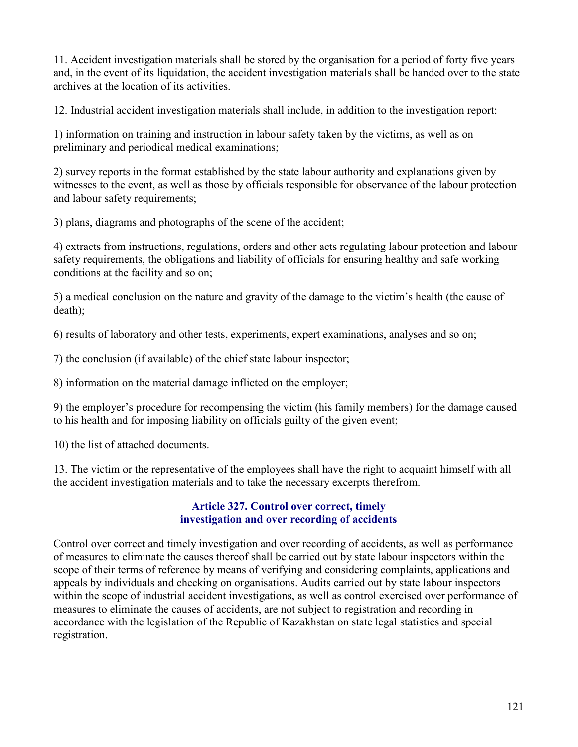11. Accident investigation materials shall be stored by the organisation for a period of forty five years and, in the event of its liquidation, the accident investigation materials shall be handed over to the state archives at the location of its activities.

12. Industrial accident investigation materials shall include, in addition to the investigation report:

1) information on training and instruction in labour safety taken by the victims, as well as on preliminary and periodical medical examinations;

2) survey reports in the format established by the state labour authority and explanations given by witnesses to the event, as well as those by officials responsible for observance of the labour protection and labour safety requirements;

3) plans, diagrams and photographs of the scene of the accident;

4) extracts from instructions, regulations, orders and other acts regulating labour protection and labour safety requirements, the obligations and liability of officials for ensuring healthy and safe working conditions at the facility and so on;

5) a medical conclusion on the nature and gravity of the damage to the victim's health (the cause of death);

6) results of laboratory and other tests, experiments, expert examinations, analyses and so on;

7) the conclusion (if available) of the chief state labour inspector;

8) information on the material damage inflicted on the employer;

9) the employer's procedure for recompensing the victim (his family members) for the damage caused to his health and for imposing liability on officials guilty of the given event;

10) the list of attached documents.

13. The victim or the representative of the employees shall have the right to acquaint himself with all the accident investigation materials and to take the necessary excerpts therefrom.

### Article 327. Control over correct, timely investigation and over recording of accidents

Control over correct and timely investigation and over recording of accidents, as well as performance of measures to eliminate the causes thereof shall be carried out by state labour inspectors within the scope of their terms of reference by means of verifying and considering complaints, applications and appeals by individuals and checking on organisations. Audits carried out by state labour inspectors within the scope of industrial accident investigations, as well as control exercised over performance of measures to eliminate the causes of accidents, are not subject to registration and recording in accordance with the legislation of the Republic of Kazakhstan on state legal statistics and special registration.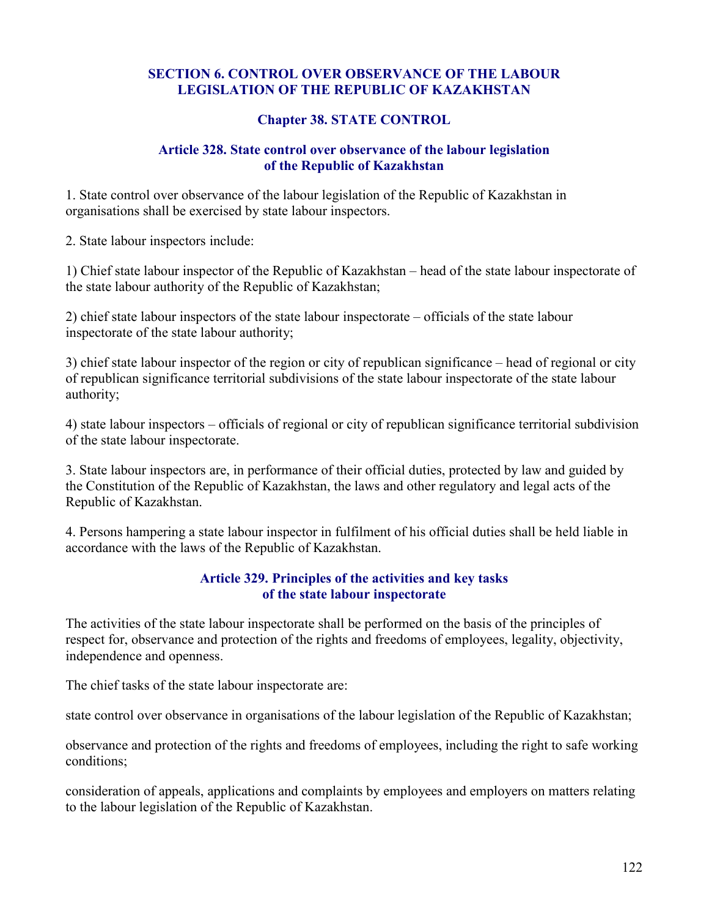## SECTION 6. CONTROL OVER OBSERVANCE OF THE LABOUR LEGISLATION OF THE REPUBLIC OF KAZAKHSTAN

### Chapter 38. STATE CONTROL

#### Article 328. State control over observance of the labour legislation of the Republic of Kazakhstan

1. State control over observance of the labour legislation of the Republic of Kazakhstan in organisations shall be exercised by state labour inspectors.

2. State labour inspectors include:

1) Chief state labour inspector of the Republic of Kazakhstan – head of the state labour inspectorate of the state labour authority of the Republic of Kazakhstan;

2) chief state labour inspectors of the state labour inspectorate – officials of the state labour inspectorate of the state labour authority;

3) chief state labour inspector of the region or city of republican significance – head of regional or city of republican significance territorial subdivisions of the state labour inspectorate of the state labour authority;

4) state labour inspectors – officials of regional or city of republican significance territorial subdivision of the state labour inspectorate.

3. State labour inspectors are, in performance of their official duties, protected by law and guided by the Constitution of the Republic of Kazakhstan, the laws and other regulatory and legal acts of the Republic of Kazakhstan.

4. Persons hampering a state labour inspector in fulfilment of his official duties shall be held liable in accordance with the laws of the Republic of Kazakhstan.

#### Article 329. Principles of the activities and key tasks of the state labour inspectorate

The activities of the state labour inspectorate shall be performed on the basis of the principles of respect for, observance and protection of the rights and freedoms of employees, legality, objectivity, independence and openness.

The chief tasks of the state labour inspectorate are:

state control over observance in organisations of the labour legislation of the Republic of Kazakhstan;

observance and protection of the rights and freedoms of employees, including the right to safe working conditions;

consideration of appeals, applications and complaints by employees and employers on matters relating to the labour legislation of the Republic of Kazakhstan.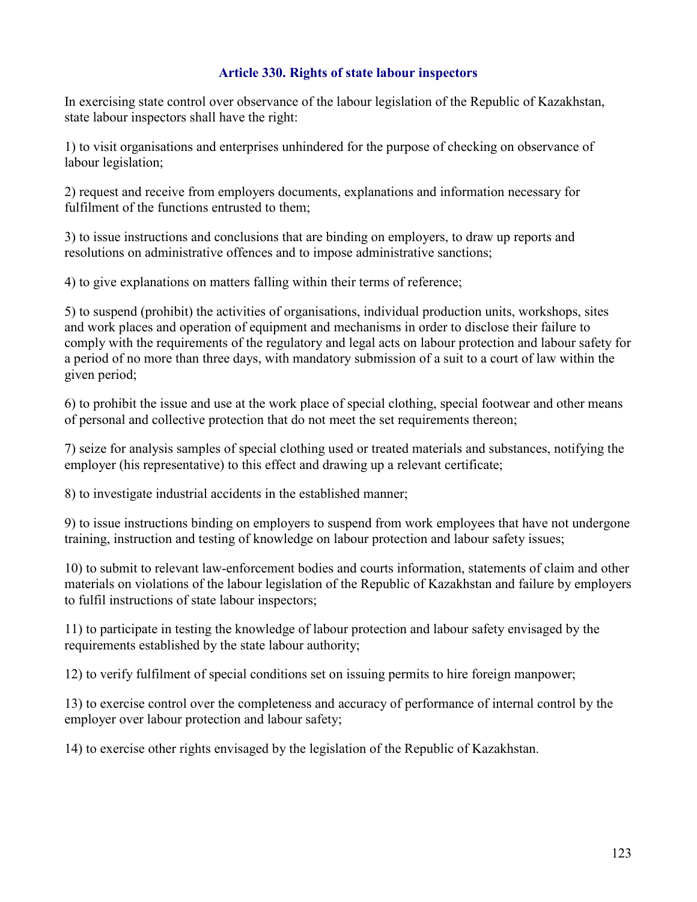### Article 330. Rights of state labour inspectors

In exercising state control over observance of the labour legislation of the Republic of Kazakhstan, state labour inspectors shall have the right:

1) to visit organisations and enterprises unhindered for the purpose of checking on observance of labour legislation;

2) request and receive from employers documents, explanations and information necessary for fulfilment of the functions entrusted to them;

3) to issue instructions and conclusions that are binding on employers, to draw up reports and resolutions on administrative offences and to impose administrative sanctions;

4) to give explanations on matters falling within their terms of reference;

5) to suspend (prohibit) the activities of organisations, individual production units, workshops, sites and work places and operation of equipment and mechanisms in order to disclose their failure to comply with the requirements of the regulatory and legal acts on labour protection and labour safety for a period of no more than three days, with mandatory submission of a suit to a court of law within the given period;

6) to prohibit the issue and use at the work place of special clothing, special footwear and other means of personal and collective protection that do not meet the set requirements thereon;

7) seize for analysis samples of special clothing used or treated materials and substances, notifying the employer (his representative) to this effect and drawing up a relevant certificate;

8) to investigate industrial accidents in the established manner;

9) to issue instructions binding on employers to suspend from work employees that have not undergone training, instruction and testing of knowledge on labour protection and labour safety issues;

10) to submit to relevant law-enforcement bodies and courts information, statements of claim and other materials on violations of the labour legislation of the Republic of Kazakhstan and failure by employers to fulfil instructions of state labour inspectors;

11) to participate in testing the knowledge of labour protection and labour safety envisaged by the requirements established by the state labour authority;

12) to verify fulfilment of special conditions set on issuing permits to hire foreign manpower;

13) to exercise control over the completeness and accuracy of performance of internal control by the employer over labour protection and labour safety;

14) to exercise other rights envisaged by the legislation of the Republic of Kazakhstan.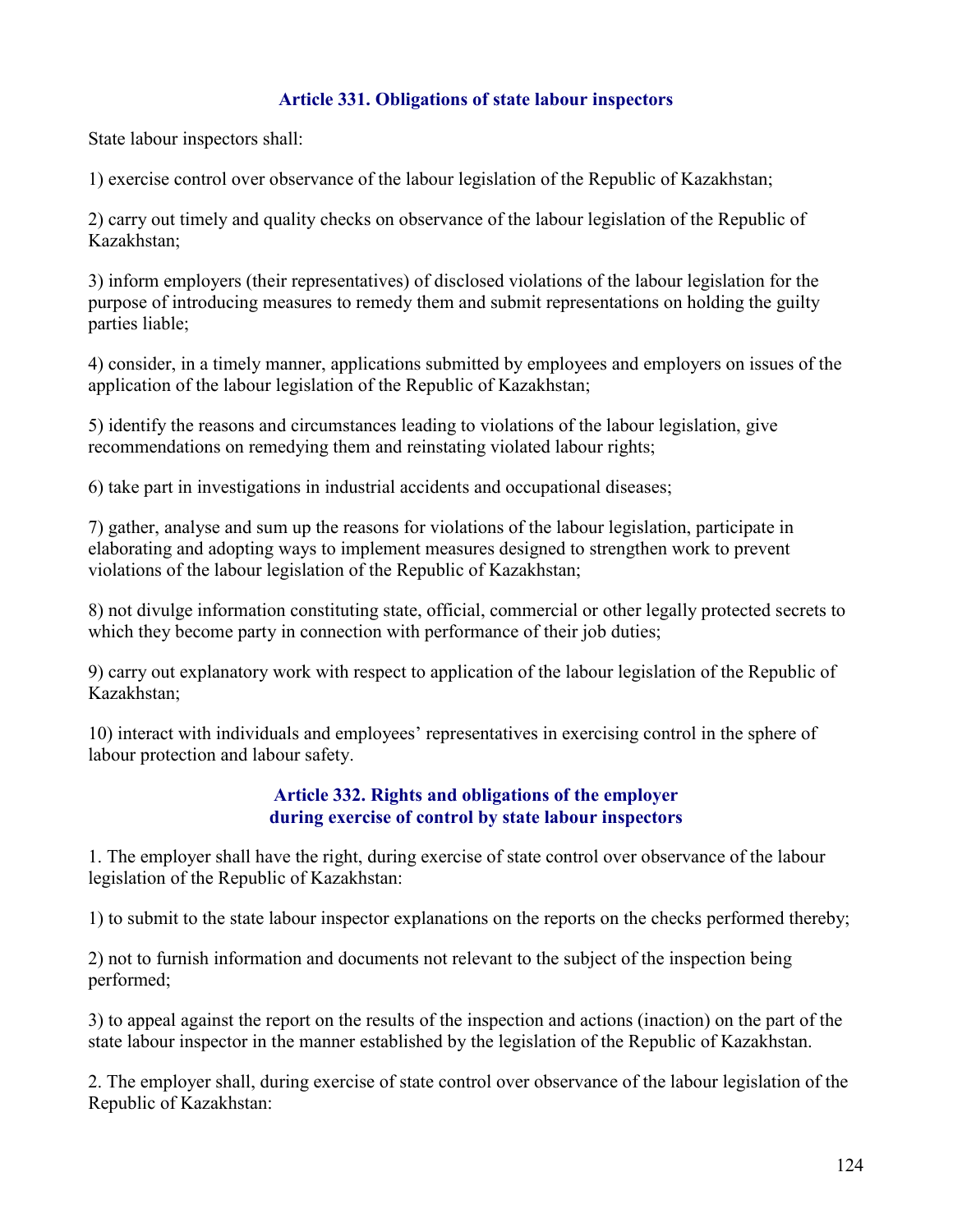### Article 331. Obligations of state labour inspectors

State labour inspectors shall:

1) exercise control over observance of the labour legislation of the Republic of Kazakhstan;

2) carry out timely and quality checks on observance of the labour legislation of the Republic of Kazakhstan;

3) inform employers (their representatives) of disclosed violations of the labour legislation for the purpose of introducing measures to remedy them and submit representations on holding the guilty parties liable;

4) consider, in a timely manner, applications submitted by employees and employers on issues of the application of the labour legislation of the Republic of Kazakhstan;

5) identify the reasons and circumstances leading to violations of the labour legislation, give recommendations on remedying them and reinstating violated labour rights;

6) take part in investigations in industrial accidents and occupational diseases;

7) gather, analyse and sum up the reasons for violations of the labour legislation, participate in elaborating and adopting ways to implement measures designed to strengthen work to prevent violations of the labour legislation of the Republic of Kazakhstan;

8) not divulge information constituting state, official, commercial or other legally protected secrets to which they become party in connection with performance of their job duties;

9) carry out explanatory work with respect to application of the labour legislation of the Republic of Kazakhstan;

10) interact with individuals and employees' representatives in exercising control in the sphere of labour protection and labour safety.

### Article 332. Rights and obligations of the employer during exercise of control by state labour inspectors

1. The employer shall have the right, during exercise of state control over observance of the labour legislation of the Republic of Kazakhstan:

1) to submit to the state labour inspector explanations on the reports on the checks performed thereby;

2) not to furnish information and documents not relevant to the subject of the inspection being performed;

3) to appeal against the report on the results of the inspection and actions (inaction) on the part of the state labour inspector in the manner established by the legislation of the Republic of Kazakhstan.

2. The employer shall, during exercise of state control over observance of the labour legislation of the Republic of Kazakhstan: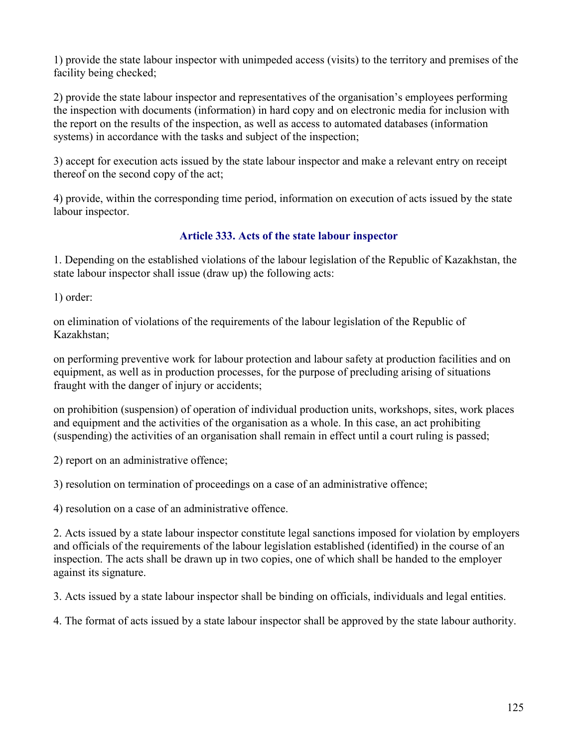1) provide the state labour inspector with unimpeded access (visits) to the territory and premises of the facility being checked;

2) provide the state labour inspector and representatives of the organisation's employees performing the inspection with documents (information) in hard copy and on electronic media for inclusion with the report on the results of the inspection, as well as access to automated databases (information systems) in accordance with the tasks and subject of the inspection;

3) accept for execution acts issued by the state labour inspector and make a relevant entry on receipt thereof on the second copy of the act;

4) provide, within the corresponding time period, information on execution of acts issued by the state labour inspector.

### Article 333. Acts of the state labour inspector

1. Depending on the established violations of the labour legislation of the Republic of Kazakhstan, the state labour inspector shall issue (draw up) the following acts:

1) order:

on elimination of violations of the requirements of the labour legislation of the Republic of Kazakhstan;

on performing preventive work for labour protection and labour safety at production facilities and on equipment, as well as in production processes, for the purpose of precluding arising of situations fraught with the danger of injury or accidents;

on prohibition (suspension) of operation of individual production units, workshops, sites, work places and equipment and the activities of the organisation as a whole. In this case, an act prohibiting (suspending) the activities of an organisation shall remain in effect until a court ruling is passed;

2) report on an administrative offence;

3) resolution on termination of proceedings on a case of an administrative offence;

4) resolution on a case of an administrative offence.

2. Acts issued by a state labour inspector constitute legal sanctions imposed for violation by employers and officials of the requirements of the labour legislation established (identified) in the course of an inspection. The acts shall be drawn up in two copies, one of which shall be handed to the employer against its signature.

3. Acts issued by a state labour inspector shall be binding on officials, individuals and legal entities.

4. The format of acts issued by a state labour inspector shall be approved by the state labour authority.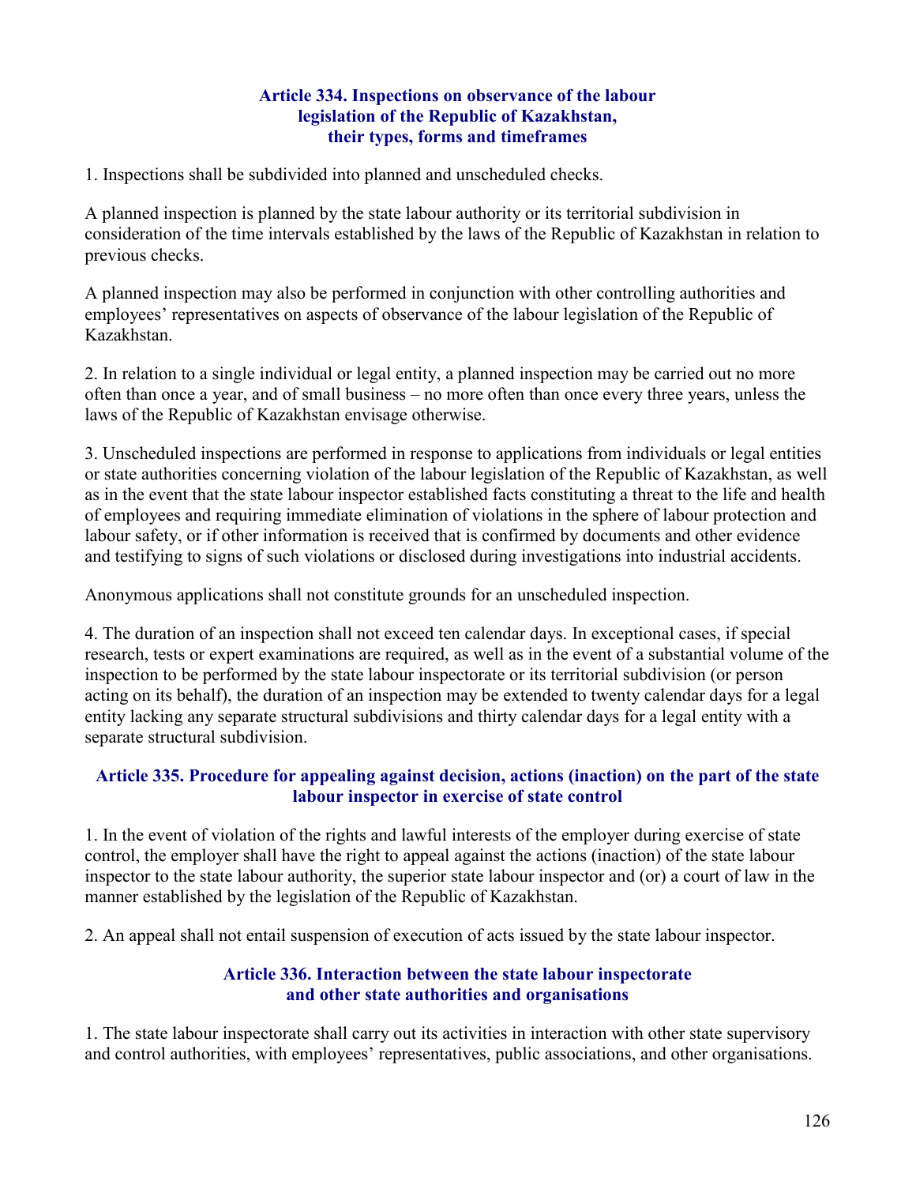### Article 334. Inspections on observance of the labour legislation of the Republic of Kazakhstan, their types, forms and timeframes

1. Inspections shall be subdivided into planned and unscheduled checks.

A planned inspection is planned by the state labour authority or its territorial subdivision in consideration of the time intervals established by the laws of the Republic of Kazakhstan in relation to previous checks.

A planned inspection may also be performed in conjunction with other controlling authorities and employees' representatives on aspects of observance of the labour legislation of the Republic of Kazakhstan.

2. In relation to a single individual or legal entity, a planned inspection may be carried out no more often than once a year, and of small business – no more often than once every three years, unless the laws of the Republic of Kazakhstan envisage otherwise.

3. Unscheduled inspections are performed in response to applications from individuals or legal entities or state authorities concerning violation of the labour legislation of the Republic of Kazakhstan, as well as in the event that the state labour inspector established facts constituting a threat to the life and health of employees and requiring immediate elimination of violations in the sphere of labour protection and labour safety, or if other information is received that is confirmed by documents and other evidence and testifying to signs of such violations or disclosed during investigations into industrial accidents.

Anonymous applications shall not constitute grounds for an unscheduled inspection.

4. The duration of an inspection shall not exceed ten calendar days. In exceptional cases, if special research, tests or expert examinations are required, as well as in the event of a substantial volume of the inspection to be performed by the state labour inspectorate or its territorial subdivision (or person acting on its behalf), the duration of an inspection may be extended to twenty calendar days for a legal entity lacking any separate structural subdivisions and thirty calendar days for a legal entity with a separate structural subdivision.

### Article 335. Procedure for appealing against decision, actions (inaction) on the part of the state labour inspector in exercise of state control

1. In the event of violation of the rights and lawful interests of the employer during exercise of state control, the employer shall have the right to appeal against the actions (inaction) of the state labour inspector to the state labour authority, the superior state labour inspector and (or) a court of law in the manner established by the legislation of the Republic of Kazakhstan.

2. An appeal shall not entail suspension of execution of acts issued by the state labour inspector.

### Article 336. Interaction between the state labour inspectorate and other state authorities and organisations

1. The state labour inspectorate shall carry out its activities in interaction with other state supervisory and control authorities, with employees' representatives, public associations, and other organisations.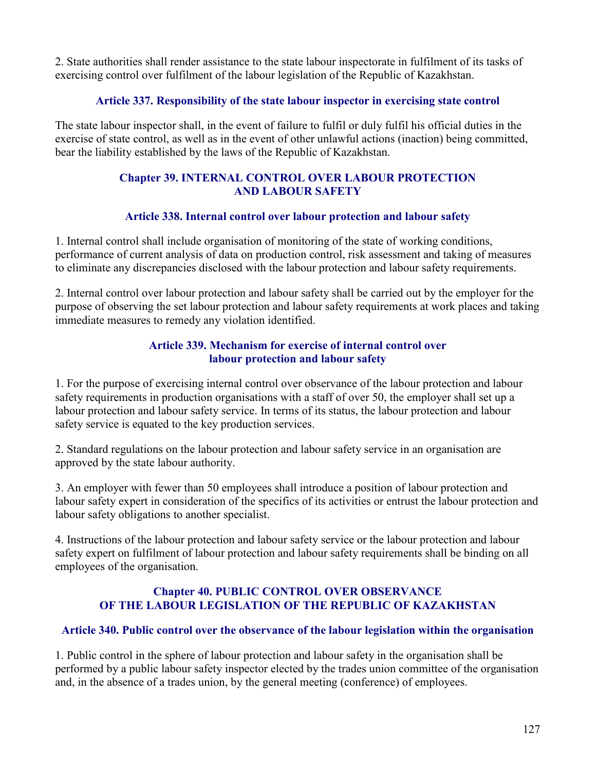2. State authorities shall render assistance to the state labour inspectorate in fulfilment of its tasks of exercising control over fulfilment of the labour legislation of the Republic of Kazakhstan.

### Article 337. Responsibility of the state labour inspector in exercising state control

The state labour inspector shall, in the event of failure to fulfil or duly fulfil his official duties in the exercise of state control, as well as in the event of other unlawful actions (inaction) being committed, bear the liability established by the laws of the Republic of Kazakhstan.

## Chapter 39. INTERNAL CONTROL OVER LABOUR PROTECTION AND LABOUR SAFETY

### Article 338. Internal control over labour protection and labour safety

1. Internal control shall include organisation of monitoring of the state of working conditions, performance of current analysis of data on production control, risk assessment and taking of measures to eliminate any discrepancies disclosed with the labour protection and labour safety requirements.

2. Internal control over labour protection and labour safety shall be carried out by the employer for the purpose of observing the set labour protection and labour safety requirements at work places and taking immediate measures to remedy any violation identified.

### Article 339. Mechanism for exercise of internal control over labour protection and labour safety

1. For the purpose of exercising internal control over observance of the labour protection and labour safety requirements in production organisations with a staff of over 50, the employer shall set up a labour protection and labour safety service. In terms of its status, the labour protection and labour safety service is equated to the key production services.

2. Standard regulations on the labour protection and labour safety service in an organisation are approved by the state labour authority.

3. An employer with fewer than 50 employees shall introduce a position of labour protection and labour safety expert in consideration of the specifics of its activities or entrust the labour protection and labour safety obligations to another specialist.

4. Instructions of the labour protection and labour safety service or the labour protection and labour safety expert on fulfilment of labour protection and labour safety requirements shall be binding on all employees of the organisation.

## Chapter 40. PUBLIC CONTROL OVER OBSERVANCE OF THE LABOUR LEGISLATION OF THE REPUBLIC OF KAZAKHSTAN

### Article 340. Public control over the observance of the labour legislation within the organisation

1. Public control in the sphere of labour protection and labour safety in the organisation shall be performed by a public labour safety inspector elected by the trades union committee of the organisation and, in the absence of a trades union, by the general meeting (conference) of employees.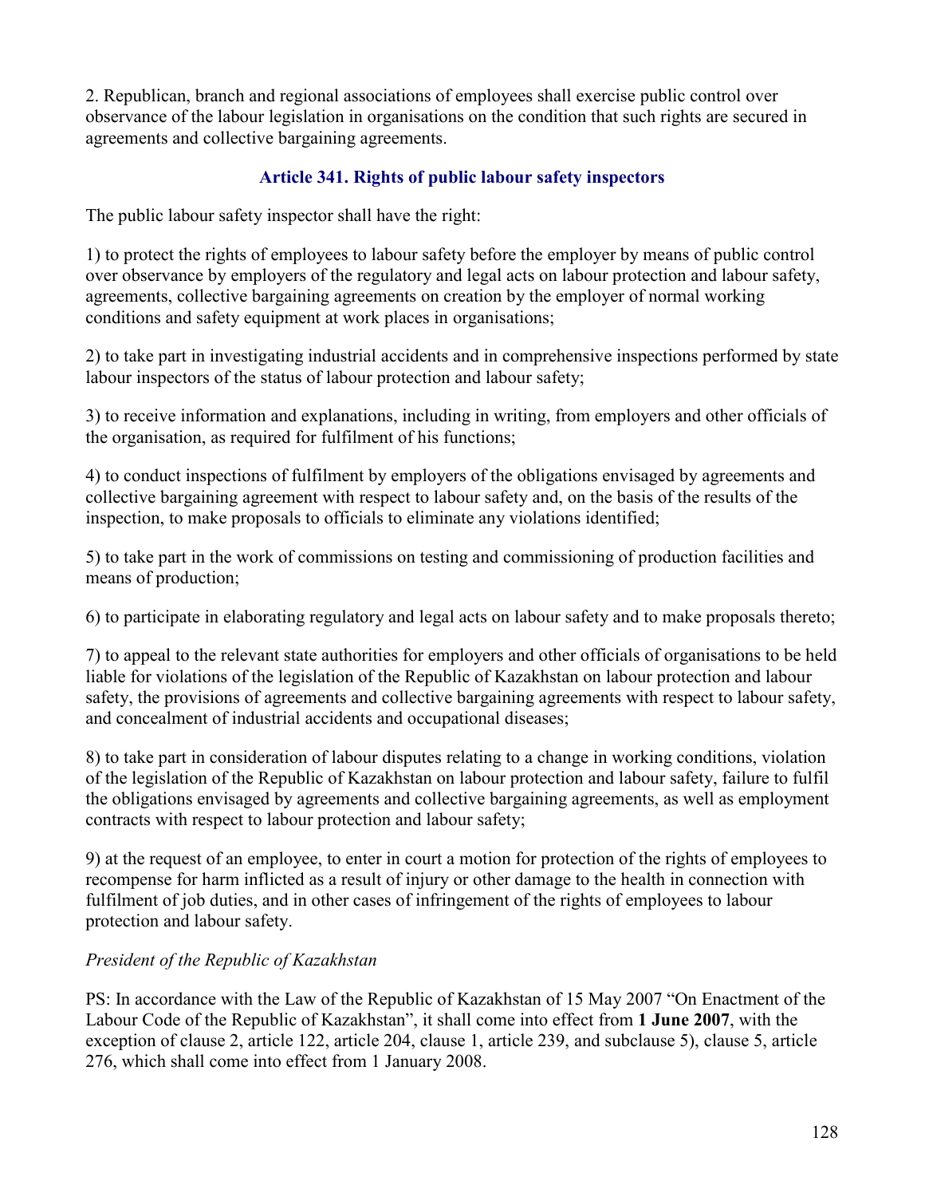2. Republican, branch and regional associations of employees shall exercise public control over observance of the labour legislation in organisations on the condition that such rights are secured in agreements and collective bargaining agreements.

### Article 341. Rights of public labour safety inspectors

The public labour safety inspector shall have the right:

1) to protect the rights of employees to labour safety before the employer by means of public control over observance by employers of the regulatory and legal acts on labour protection and labour safety, agreements, collective bargaining agreements on creation by the employer of normal working conditions and safety equipment at work places in organisations;

2) to take part in investigating industrial accidents and in comprehensive inspections performed by state labour inspectors of the status of labour protection and labour safety;

3) to receive information and explanations, including in writing, from employers and other officials of the organisation, as required for fulfilment of his functions;

4) to conduct inspections of fulfilment by employers of the obligations envisaged by agreements and collective bargaining agreement with respect to labour safety and, on the basis of the results of the inspection, to make proposals to officials to eliminate any violations identified;

5) to take part in the work of commissions on testing and commissioning of production facilities and means of production;

6) to participate in elaborating regulatory and legal acts on labour safety and to make proposals thereto;

7) to appeal to the relevant state authorities for employers and other officials of organisations to be held liable for violations of the legislation of the Republic of Kazakhstan on labour protection and labour safety, the provisions of agreements and collective bargaining agreements with respect to labour safety, and concealment of industrial accidents and occupational diseases;

8) to take part in consideration of labour disputes relating to a change in working conditions, violation of the legislation of the Republic of Kazakhstan on labour protection and labour safety, failure to fulfil the obligations envisaged by agreements and collective bargaining agreements, as well as employment contracts with respect to labour protection and labour safety;

9) at the request of an employee, to enter in court a motion for protection of the rights of employees to recompense for harm inflicted as a result of injury or other damage to the health in connection with fulfilment of job duties, and in other cases of infringement of the rights of employees to labour protection and labour safety.

*President of the Republic of Kazakhstan*

PS: In accordance with the Law of the Republic of Kazakhstan of 15 May 2007 "On Enactment of the Labour Code of the Republic of Kazakhstan", it shall come into effect from **1 June 2007**, with the exception of clause 2, article 122, article 204, clause 1, article 239, and subclause 5), clause 5, article 276, which shall come into effect from 1 January 2008.